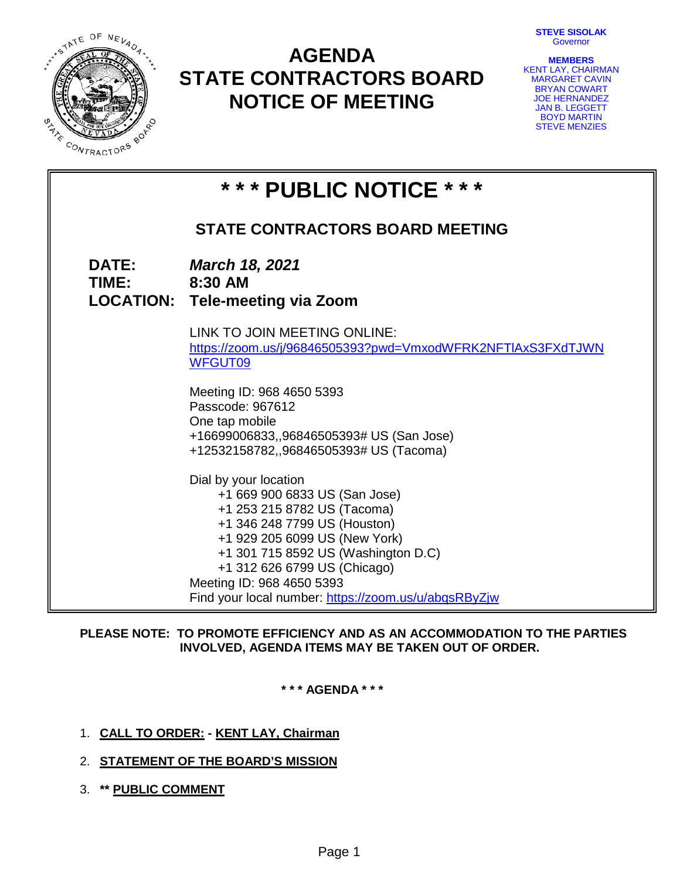**STEVE SISOLAK**
Governor

**MEMBERS**
KENT LAY, CHAIRMAN
MARGARET CAVIN
BRYAN COWART
JOE HERNANDEZ
JAN B. LEGGETT
BOYD MARTIN
STEVE MENZIES

# AGENDA
# STATE CONTRACTORS BOARD
# NOTICE OF MEETING

## * * * PUBLIC NOTICE * * *

### STATE CONTRACTORS BOARD MEETING

**DATE:** ***March 18, 2021***
**TIME:** **8:30 AM**
**LOCATION:** **Tele-meeting via Zoom**

LINK TO JOIN MEETING ONLINE:
https://zoom.us/j/96846505393?pwd=VmxodWFRK2NFTlAxS3FXdTJWNWFGUT09

Meeting ID: 968 4650 5393
Passcode: 967612
One tap mobile
+16699006833,,96846505393# US (San Jose)
+12532158782,,96846505393# US (Tacoma)

Dial by your location
+1 669 900 6833 US (San Jose)
+1 253 215 8782 US (Tacoma)
+1 346 248 7799 US (Houston)
+1 929 205 6099 US (New York)
+1 301 715 8592 US (Washington D.C)
+1 312 626 6799 US (Chicago)
Meeting ID: 968 4650 5393
Find your local number: https://zoom.us/u/abqsRByZjw

**PLEASE NOTE: TO PROMOTE EFFICIENCY AND AS AN ACCOMMODATION TO THE PARTIES INVOLVED, AGENDA ITEMS MAY BE TAKEN OUT OF ORDER.**

**\* \* \* AGENDA \* \* \***

1. **CALL TO ORDER: - KENT LAY, Chairman**
2. **STATEMENT OF THE BOARD'S MISSION**
3. **** PUBLIC COMMENT**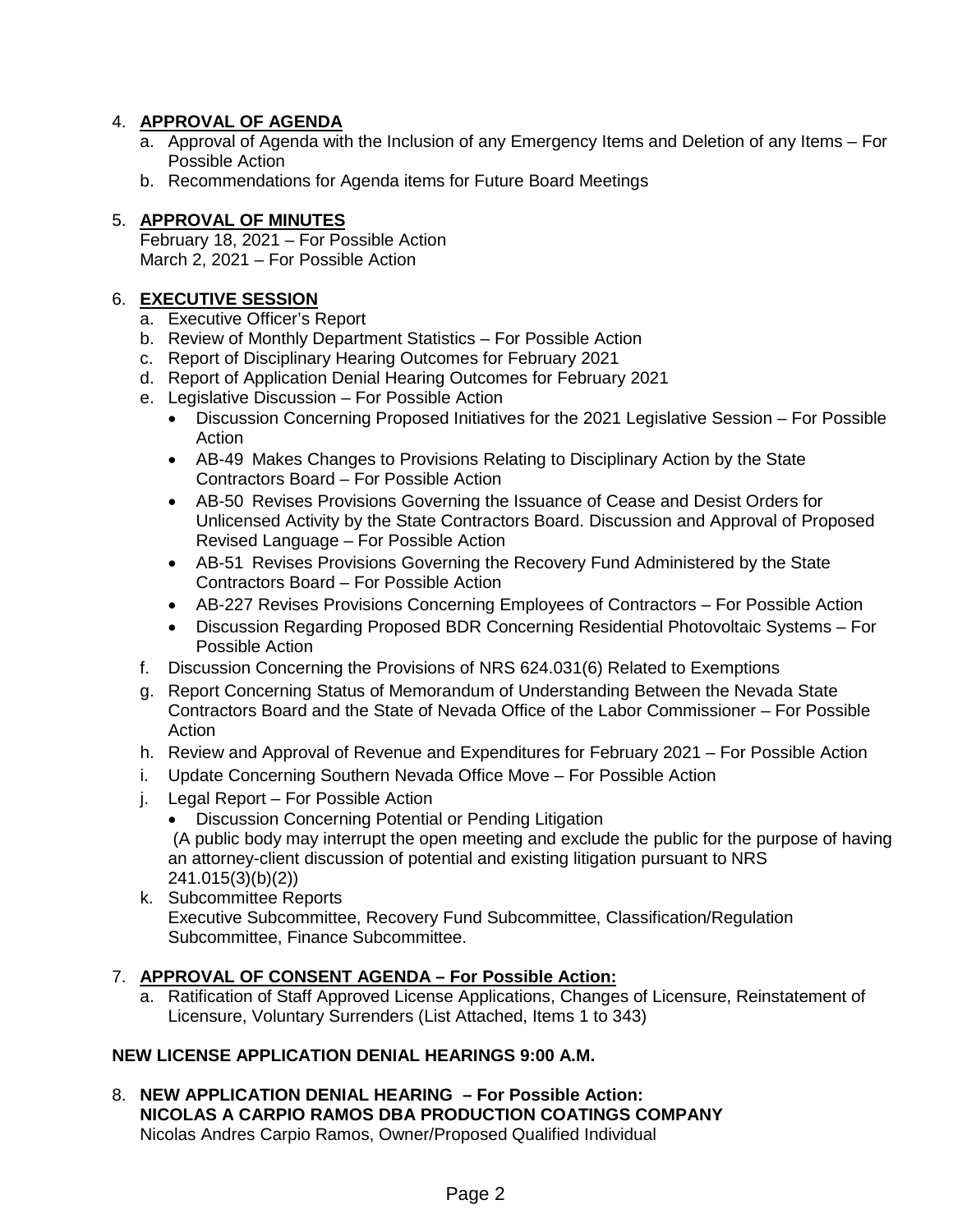4. **APPROVAL OF AGENDA**
   a. Approval of Agenda with the Inclusion of any Emergency Items and Deletion of any Items – For Possible Action
   b. Recommendations for Agenda items for Future Board Meetings

5. **APPROVAL OF MINUTES**
   February 18, 2021 – For Possible Action
   March 2, 2021 – For Possible Action

6. **EXECUTIVE SESSION**
   a. Executive Officer's Report
   b. Review of Monthly Department Statistics – For Possible Action
   c. Report of Disciplinary Hearing Outcomes for February 2021
   d. Report of Application Denial Hearing Outcomes for February 2021
   e. Legislative Discussion – For Possible Action
      - Discussion Concerning Proposed Initiatives for the 2021 Legislative Session – For Possible Action
      - AB-49 Makes Changes to Provisions Relating to Disciplinary Action by the State Contractors Board – For Possible Action
      - AB-50 Revises Provisions Governing the Issuance of Cease and Desist Orders for Unlicensed Activity by the State Contractors Board. Discussion and Approval of Proposed Revised Language – For Possible Action
      - AB-51 Revises Provisions Governing the Recovery Fund Administered by the State Contractors Board – For Possible Action
      - AB-227 Revises Provisions Concerning Employees of Contractors – For Possible Action
      - Discussion Regarding Proposed BDR Concerning Residential Photovoltaic Systems – For Possible Action
   f. Discussion Concerning the Provisions of NRS 624.031(6) Related to Exemptions
   g. Report Concerning Status of Memorandum of Understanding Between the Nevada State Contractors Board and the State of Nevada Office of the Labor Commissioner – For Possible Action
   h. Review and Approval of Revenue and Expenditures for February 2021 – For Possible Action
   i. Update Concerning Southern Nevada Office Move – For Possible Action
   j. Legal Report – For Possible Action
      - Discussion Concerning Potential or Pending Litigation

      (A public body may interrupt the open meeting and exclude the public for the purpose of having an attorney-client discussion of potential and existing litigation pursuant to NRS 241.015(3)(b)(2))
   k. Subcommittee Reports
      Executive Subcommittee, Recovery Fund Subcommittee, Classification/Regulation Subcommittee, Finance Subcommittee.

7. **APPROVAL OF CONSENT AGENDA – For Possible Action:**
   a. Ratification of Staff Approved License Applications, Changes of Licensure, Reinstatement of Licensure, Voluntary Surrenders (List Attached, Items 1 to 343)

**NEW LICENSE APPLICATION DENIAL HEARINGS 9:00 A.M.**

8. **NEW APPLICATION DENIAL HEARING – For Possible Action:**
   **NICOLAS A CARPIO RAMOS DBA PRODUCTION COATINGS COMPANY**
   Nicolas Andres Carpio Ramos, Owner/Proposed Qualified Individual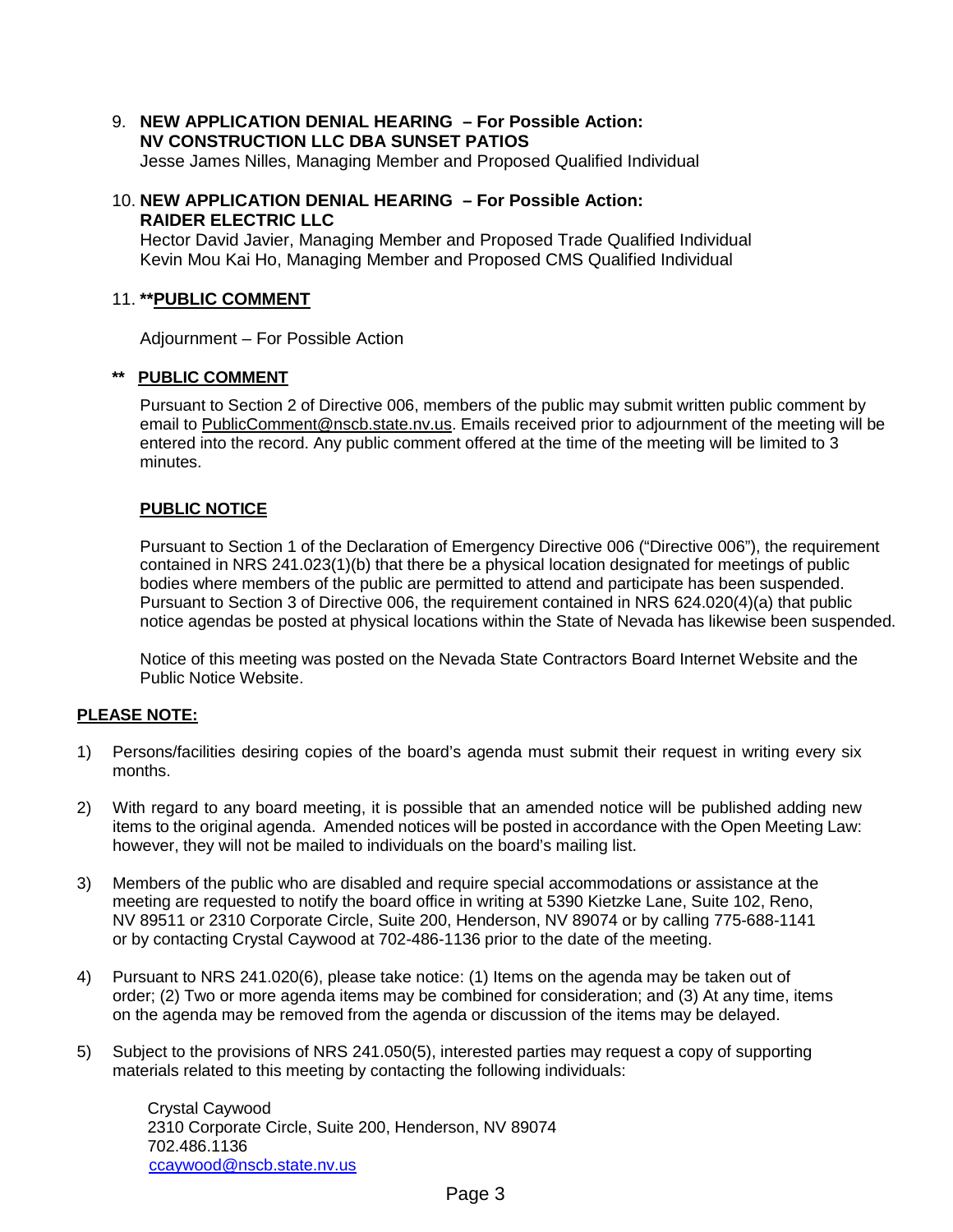9. **NEW APPLICATION DENIAL HEARING – For Possible Action:**
   **NV CONSTRUCTION LLC DBA SUNSET PATIOS**
   Jesse James Nilles, Managing Member and Proposed Qualified Individual

10. **NEW APPLICATION DENIAL HEARING – For Possible Action:**
    **RAIDER ELECTRIC LLC**
    Hector David Javier, Managing Member and Proposed Trade Qualified Individual
    Kevin Mou Kai Ho, Managing Member and Proposed CMS Qualified Individual

11. **<u>**PUBLIC COMMENT</u>**

    Adjournment – For Possible Action

**** <u>PUBLIC COMMENT</u>**

Pursuant to Section 2 of Directive 006, members of the public may submit written public comment by email to PublicComment@nscb.state.nv.us. Emails received prior to adjournment of the meeting will be entered into the record. Any public comment offered at the time of the meeting will be limited to 3 minutes.

**<u>PUBLIC NOTICE</u>**

Pursuant to Section 1 of the Declaration of Emergency Directive 006 ("Directive 006"), the requirement contained in NRS 241.023(1)(b) that there be a physical location designated for meetings of public bodies where members of the public are permitted to attend and participate has been suspended. Pursuant to Section 3 of Directive 006, the requirement contained in NRS 624.020(4)(a) that public notice agendas be posted at physical locations within the State of Nevada has likewise been suspended.

Notice of this meeting was posted on the Nevada State Contractors Board Internet Website and the Public Notice Website.

**<u>PLEASE NOTE:</u>**

1) Persons/facilities desiring copies of the board's agenda must submit their request in writing every six months.

2) With regard to any board meeting, it is possible that an amended notice will be published adding new items to the original agenda. Amended notices will be posted in accordance with the Open Meeting Law: however, they will not be mailed to individuals on the board's mailing list.

3) Members of the public who are disabled and require special accommodations or assistance at the meeting are requested to notify the board office in writing at 5390 Kietzke Lane, Suite 102, Reno, NV 89511 or 2310 Corporate Circle, Suite 200, Henderson, NV 89074 or by calling 775-688-1141 or by contacting Crystal Caywood at 702-486-1136 prior to the date of the meeting.

4) Pursuant to NRS 241.020(6), please take notice: (1) Items on the agenda may be taken out of order; (2) Two or more agenda items may be combined for consideration; and (3) At any time, items on the agenda may be removed from the agenda or discussion of the items may be delayed.

5) Subject to the provisions of NRS 241.050(5), interested parties may request a copy of supporting materials related to this meeting by contacting the following individuals:

   Crystal Caywood
   2310 Corporate Circle, Suite 200, Henderson, NV 89074
   702.486.1136
   ccaywood@nscb.state.nv.us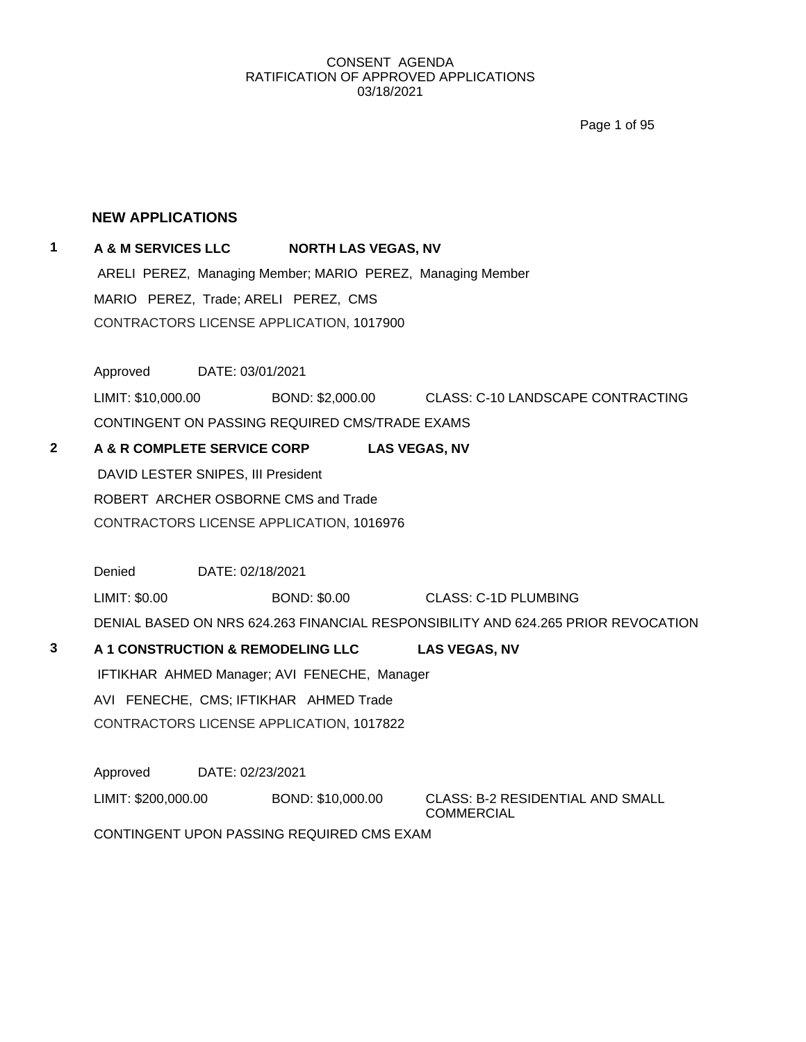CONSENT AGENDA
RATIFICATION OF APPROVED APPLICATIONS
03/18/2021

## NEW APPLICATIONS

**1 A & M SERVICES LLC NORTH LAS VEGAS, NV**

ARELI PEREZ, Managing Member; MARIO PEREZ, Managing Member

MARIO PEREZ, Trade; ARELI PEREZ, CMS

CONTRACTORS LICENSE APPLICATION, 1017900

Approved DATE: 03/01/2021

LIMIT: $10,000.00 BOND: $2,000.00 CLASS: C-10 LANDSCAPE CONTRACTING

CONTINGENT ON PASSING REQUIRED CMS/TRADE EXAMS

**2 A & R COMPLETE SERVICE CORP LAS VEGAS, NV**

DAVID LESTER SNIPES, III President

ROBERT ARCHER OSBORNE CMS and Trade

CONTRACTORS LICENSE APPLICATION, 1016976

Denied DATE: 02/18/2021

LIMIT: $0.00 BOND: $0.00 CLASS: C-1D PLUMBING

DENIAL BASED ON NRS 624.263 FINANCIAL RESPONSIBILITY AND 624.265 PRIOR REVOCATION

**3 A 1 CONSTRUCTION & REMODELING LLC LAS VEGAS, NV**

IFTIKHAR AHMED Manager; AVI FENECHE, Manager

AVI FENECHE, CMS; IFTIKHAR AHMED Trade

CONTRACTORS LICENSE APPLICATION, 1017822

Approved DATE: 02/23/2021

LIMIT: $200,000.00 BOND: $10,000.00 CLASS: B-2 RESIDENTIAL AND SMALL COMMERCIAL

CONTINGENT UPON PASSING REQUIRED CMS EXAM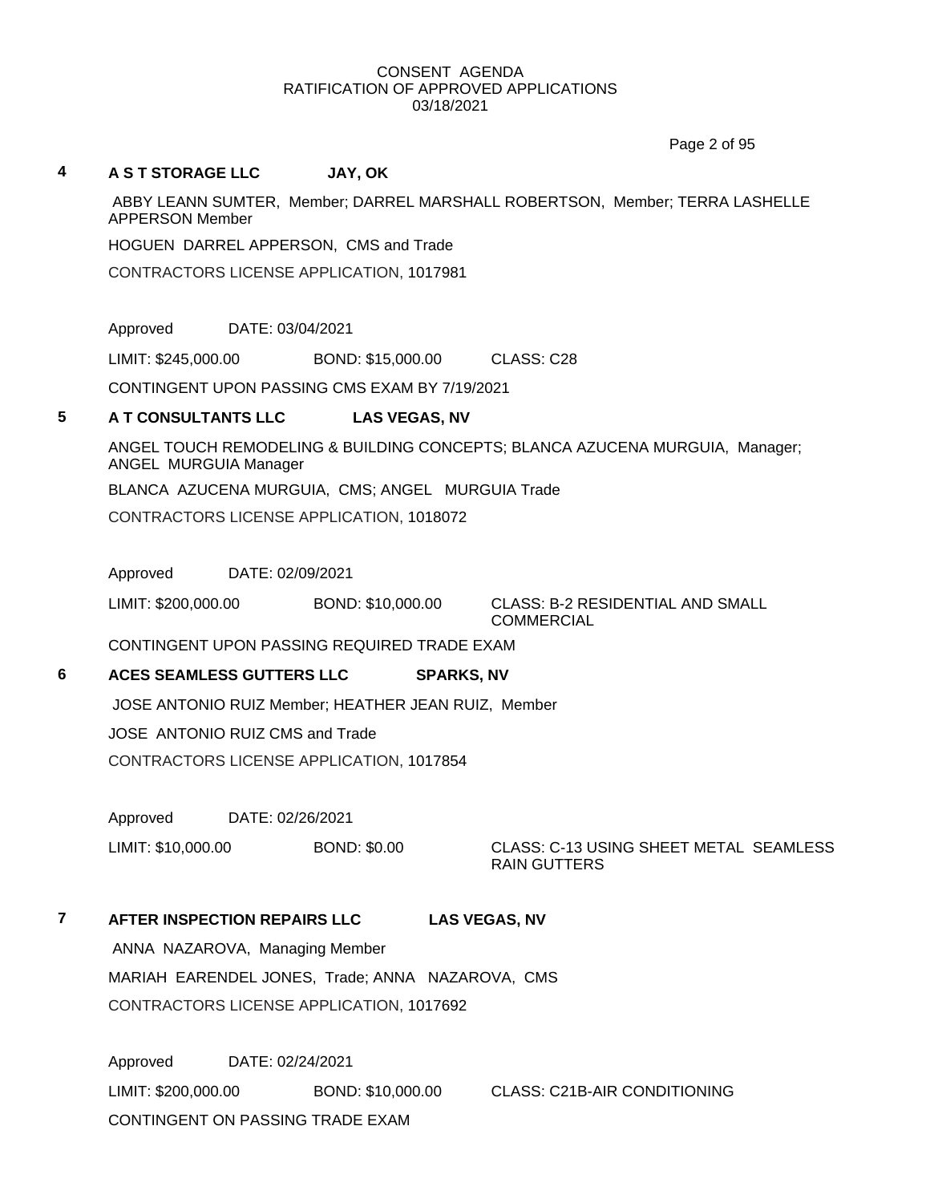CONSENT AGENDA
RATIFICATION OF APPROVED APPLICATIONS
03/18/2021

**4 A S T STORAGE LLC JAY, OK**

ABBY LEANN SUMTER, Member; DARREL MARSHALL ROBERTSON, Member; TERRA LASHELLE APPERSON Member

HOGUEN DARREL APPERSON, CMS and Trade

CONTRACTORS LICENSE APPLICATION, 1017981

Approved DATE: 03/04/2021

LIMIT: $245,000.00 BOND: $15,000.00 CLASS: C28

CONTINGENT UPON PASSING CMS EXAM BY 7/19/2021

**5 A T CONSULTANTS LLC LAS VEGAS, NV**

ANGEL TOUCH REMODELING & BUILDING CONCEPTS; BLANCA AZUCENA MURGUIA, Manager; ANGEL MURGUIA Manager

BLANCA AZUCENA MURGUIA, CMS; ANGEL MURGUIA Trade

CONTRACTORS LICENSE APPLICATION, 1018072

Approved DATE: 02/09/2021

LIMIT: $200,000.00 BOND: $10,000.00 CLASS: B-2 RESIDENTIAL AND SMALL COMMERCIAL

CONTINGENT UPON PASSING REQUIRED TRADE EXAM

**6 ACES SEAMLESS GUTTERS LLC SPARKS, NV**

JOSE ANTONIO RUIZ Member; HEATHER JEAN RUIZ, Member

JOSE ANTONIO RUIZ CMS and Trade

CONTRACTORS LICENSE APPLICATION, 1017854

Approved DATE: 02/26/2021

LIMIT: $10,000.00 BOND: $0.00 CLASS: C-13 USING SHEET METAL SEAMLESS RAIN GUTTERS

**7 AFTER INSPECTION REPAIRS LLC LAS VEGAS, NV**

ANNA NAZAROVA, Managing Member

MARIAH EARENDEL JONES, Trade; ANNA NAZAROVA, CMS

CONTRACTORS LICENSE APPLICATION, 1017692

Approved DATE: 02/24/2021

LIMIT: $200,000.00 BOND: $10,000.00 CLASS: C21B-AIR CONDITIONING

CONTINGENT ON PASSING TRADE EXAM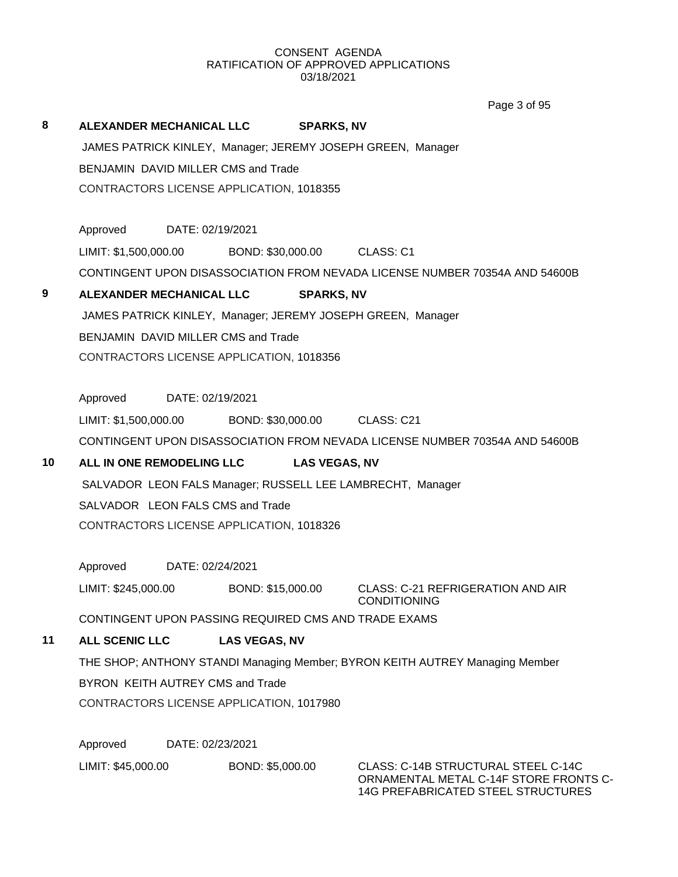CONSENT AGENDA
RATIFICATION OF APPROVED APPLICATIONS
03/18/2021

**8 ALEXANDER MECHANICAL LLC SPARKS, NV**

JAMES PATRICK KINLEY, Manager; JEREMY JOSEPH GREEN, Manager

BENJAMIN DAVID MILLER CMS and Trade

CONTRACTORS LICENSE APPLICATION, 1018355

Approved DATE: 02/19/2021

LIMIT: $1,500,000.00 BOND: $30,000.00 CLASS: C1

CONTINGENT UPON DISASSOCIATION FROM NEVADA LICENSE NUMBER 70354A AND 54600B

**9 ALEXANDER MECHANICAL LLC SPARKS, NV**

JAMES PATRICK KINLEY, Manager; JEREMY JOSEPH GREEN, Manager

BENJAMIN DAVID MILLER CMS and Trade

CONTRACTORS LICENSE APPLICATION, 1018356

Approved DATE: 02/19/2021

LIMIT: $1,500,000.00 BOND: $30,000.00 CLASS: C21

CONTINGENT UPON DISASSOCIATION FROM NEVADA LICENSE NUMBER 70354A AND 54600B

**10 ALL IN ONE REMODELING LLC LAS VEGAS, NV**

SALVADOR LEON FALS Manager; RUSSELL LEE LAMBRECHT, Manager

SALVADOR LEON FALS CMS and Trade

CONTRACTORS LICENSE APPLICATION, 1018326

Approved DATE: 02/24/2021

LIMIT: $245,000.00 BOND: $15,000.00 CLASS: C-21 REFRIGERATION AND AIR CONDITIONING

CONTINGENT UPON PASSING REQUIRED CMS AND TRADE EXAMS

**11 ALL SCENIC LLC LAS VEGAS, NV**

THE SHOP; ANTHONY STANDI Managing Member; BYRON KEITH AUTREY Managing Member

BYRON KEITH AUTREY CMS and Trade

CONTRACTORS LICENSE APPLICATION, 1017980

Approved DATE: 02/23/2021

LIMIT: $45,000.00 BOND: $5,000.00 CLASS: C-14B STRUCTURAL STEEL C-14C ORNAMENTAL METAL C-14F STORE FRONTS C-14G PREFABRICATED STEEL STRUCTURES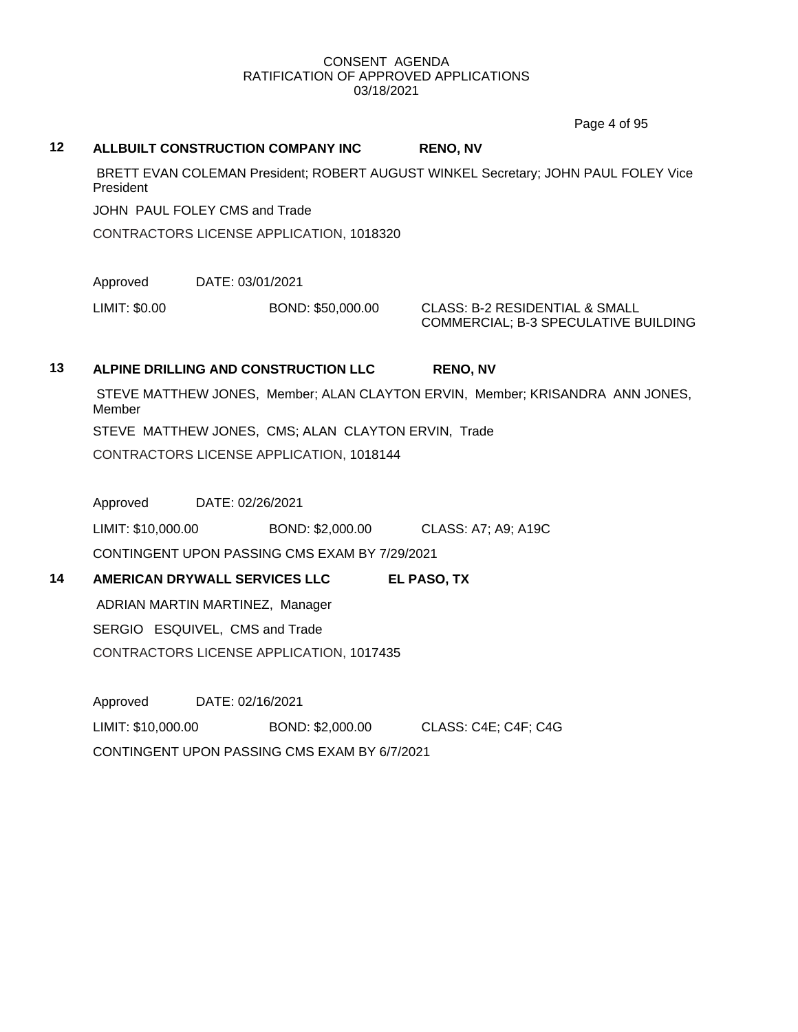**12 ALLBUILT CONSTRUCTION COMPANY INC RENO, NV**

BRETT EVAN COLEMAN President; ROBERT AUGUST WINKEL Secretary; JOHN PAUL FOLEY Vice President

JOHN PAUL FOLEY CMS and Trade

CONTRACTORS LICENSE APPLICATION, 1018320

Approved DATE: 03/01/2021

LIMIT: $0.00 BOND: $50,000.00 CLASS: B-2 RESIDENTIAL & SMALL COMMERCIAL; B-3 SPECULATIVE BUILDING

**13 ALPINE DRILLING AND CONSTRUCTION LLC RENO, NV**

STEVE MATTHEW JONES, Member; ALAN CLAYTON ERVIN, Member; KRISANDRA ANN JONES, Member

STEVE MATTHEW JONES, CMS; ALAN CLAYTON ERVIN, Trade

CONTRACTORS LICENSE APPLICATION, 1018144

Approved DATE: 02/26/2021

LIMIT: $10,000.00 BOND: $2,000.00 CLASS: A7; A9; A19C

CONTINGENT UPON PASSING CMS EXAM BY 7/29/2021

**14 AMERICAN DRYWALL SERVICES LLC EL PASO, TX**

ADRIAN MARTIN MARTINEZ, Manager

SERGIO ESQUIVEL, CMS and Trade

CONTRACTORS LICENSE APPLICATION, 1017435

Approved DATE: 02/16/2021

LIMIT: $10,000.00 BOND: $2,000.00 CLASS: C4E; C4F; C4G

CONTINGENT UPON PASSING CMS EXAM BY 6/7/2021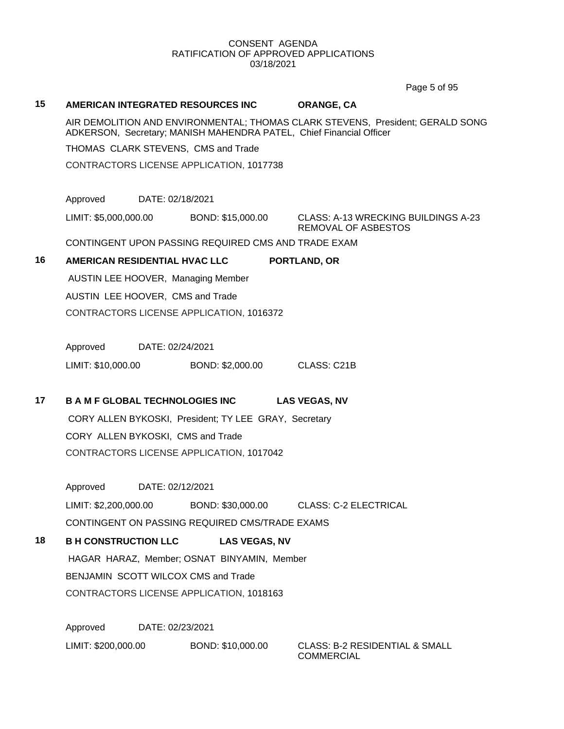CONSENT AGENDA
RATIFICATION OF APPROVED APPLICATIONS
03/18/2021

**15 AMERICAN INTEGRATED RESOURCES INC ORANGE, CA**

AIR DEMOLITION AND ENVIRONMENTAL; THOMAS CLARK STEVENS, President; GERALD SONG ADKERSON, Secretary; MANISH MAHENDRA PATEL, Chief Financial Officer

THOMAS CLARK STEVENS, CMS and Trade

CONTRACTORS LICENSE APPLICATION, 1017738

Approved DATE: 02/18/2021

LIMIT: $5,000,000.00 BOND: $15,000.00 CLASS: A-13 WRECKING BUILDINGS A-23 REMOVAL OF ASBESTOS

CONTINGENT UPON PASSING REQUIRED CMS AND TRADE EXAM

**16 AMERICAN RESIDENTIAL HVAC LLC PORTLAND, OR**

AUSTIN LEE HOOVER, Managing Member

AUSTIN LEE HOOVER, CMS and Trade

CONTRACTORS LICENSE APPLICATION, 1016372

Approved DATE: 02/24/2021

LIMIT: $10,000.00 BOND: $2,000.00 CLASS: C21B

**17 B A M F GLOBAL TECHNOLOGIES INC LAS VEGAS, NV**

CORY ALLEN BYKOSKI, President; TY LEE GRAY, Secretary

CORY ALLEN BYKOSKI, CMS and Trade

CONTRACTORS LICENSE APPLICATION, 1017042

Approved DATE: 02/12/2021

LIMIT: $2,200,000.00 BOND: $30,000.00 CLASS: C-2 ELECTRICAL

CONTINGENT ON PASSING REQUIRED CMS/TRADE EXAMS

**18 B H CONSTRUCTION LLC LAS VEGAS, NV**

HAGAR HARAZ, Member; OSNAT BINYAMIN, Member

BENJAMIN SCOTT WILCOX CMS and Trade

CONTRACTORS LICENSE APPLICATION, 1018163

Approved DATE: 02/23/2021

LIMIT: $200,000.00 BOND: $10,000.00 CLASS: B-2 RESIDENTIAL & SMALL COMMERCIAL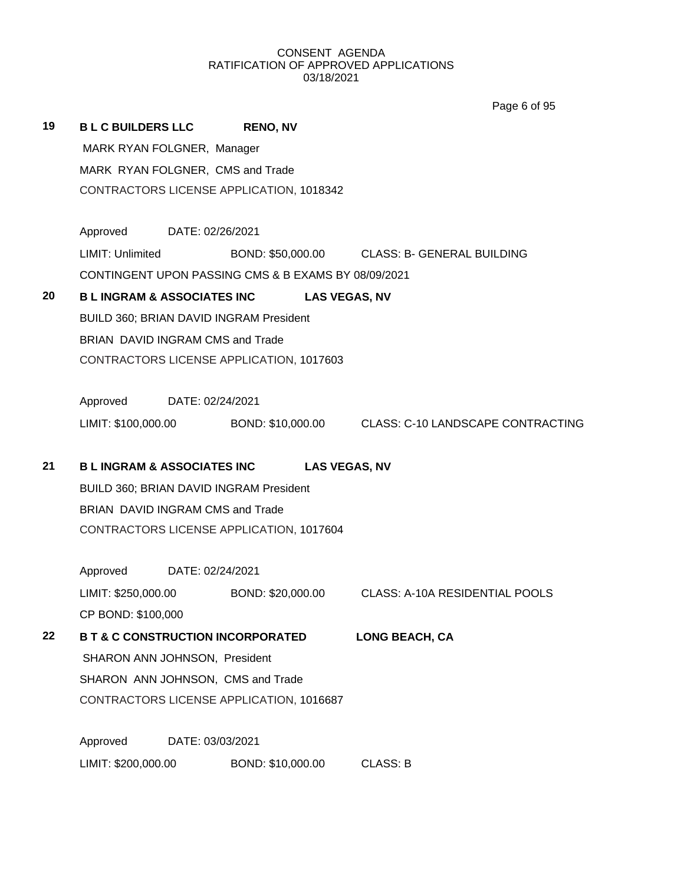CONSENT AGENDA
RATIFICATION OF APPROVED APPLICATIONS
03/18/2021

**19 B L C BUILDERS LLC RENO, NV**

MARK RYAN FOLGNER, Manager
MARK RYAN FOLGNER, CMS and Trade
CONTRACTORS LICENSE APPLICATION, 1018342

Approved DATE: 02/26/2021
LIMIT: Unlimited BOND: $50,000.00 CLASS: B- GENERAL BUILDING
CONTINGENT UPON PASSING CMS & B EXAMS BY 08/09/2021

**20 B L INGRAM & ASSOCIATES INC LAS VEGAS, NV**

BUILD 360; BRIAN DAVID INGRAM President
BRIAN DAVID INGRAM CMS and Trade
CONTRACTORS LICENSE APPLICATION, 1017603

Approved DATE: 02/24/2021
LIMIT: $100,000.00 BOND: $10,000.00 CLASS: C-10 LANDSCAPE CONTRACTING

**21 B L INGRAM & ASSOCIATES INC LAS VEGAS, NV**

BUILD 360; BRIAN DAVID INGRAM President
BRIAN DAVID INGRAM CMS and Trade
CONTRACTORS LICENSE APPLICATION, 1017604

Approved DATE: 02/24/2021
LIMIT: $250,000.00 BOND: $20,000.00 CLASS: A-10A RESIDENTIAL POOLS
CP BOND: $100,000

**22 B T & C CONSTRUCTION INCORPORATED LONG BEACH, CA**

SHARON ANN JOHNSON, President
SHARON ANN JOHNSON, CMS and Trade
CONTRACTORS LICENSE APPLICATION, 1016687

Approved DATE: 03/03/2021
LIMIT: $200,000.00 BOND: $10,000.00 CLASS: B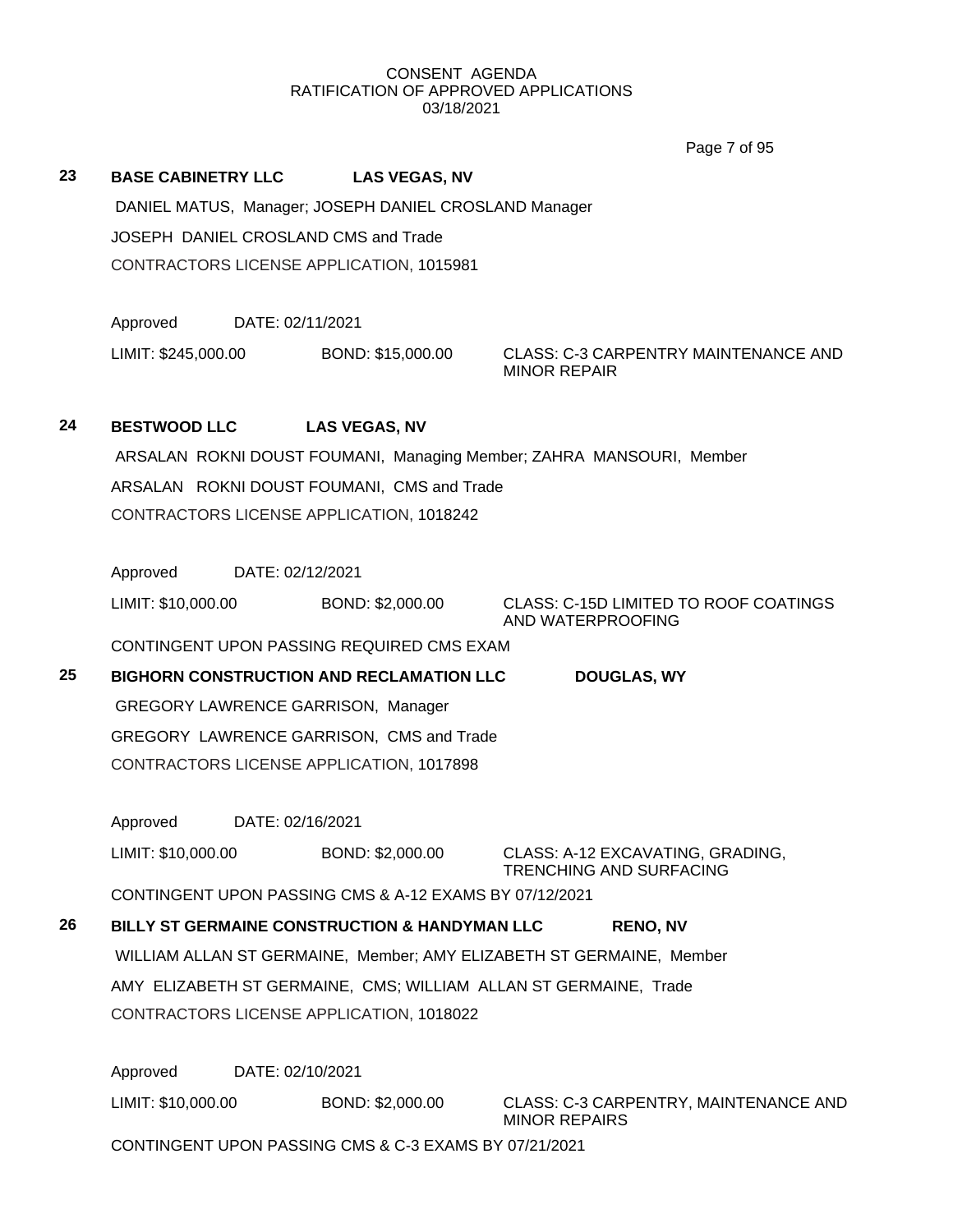CONSENT AGENDA
RATIFICATION OF APPROVED APPLICATIONS
03/18/2021

**23 BASE CABINETRY LLC LAS VEGAS, NV**

DANIEL MATUS, Manager; JOSEPH DANIEL CROSLAND Manager

JOSEPH DANIEL CROSLAND CMS and Trade

CONTRACTORS LICENSE APPLICATION, 1015981

Approved DATE: 02/11/2021

LIMIT: $245,000.00 BOND: $15,000.00 CLASS: C-3 CARPENTRY MAINTENANCE AND MINOR REPAIR

**24 BESTWOOD LLC LAS VEGAS, NV**

ARSALAN ROKNI DOUST FOUMANI, Managing Member; ZAHRA MANSOURI, Member

ARSALAN ROKNI DOUST FOUMANI, CMS and Trade

CONTRACTORS LICENSE APPLICATION, 1018242

Approved DATE: 02/12/2021

LIMIT: $10,000.00 BOND: $2,000.00 CLASS: C-15D LIMITED TO ROOF COATINGS AND WATERPROOFING

CONTINGENT UPON PASSING REQUIRED CMS EXAM

**25 BIGHORN CONSTRUCTION AND RECLAMATION LLC DOUGLAS, WY**

GREGORY LAWRENCE GARRISON, Manager

GREGORY LAWRENCE GARRISON, CMS and Trade

CONTRACTORS LICENSE APPLICATION, 1017898

Approved DATE: 02/16/2021

LIMIT: $10,000.00 BOND: $2,000.00 CLASS: A-12 EXCAVATING, GRADING, TRENCHING AND SURFACING

CONTINGENT UPON PASSING CMS & A-12 EXAMS BY 07/12/2021

**26 BILLY ST GERMAINE CONSTRUCTION & HANDYMAN LLC RENO, NV**

WILLIAM ALLAN ST GERMAINE, Member; AMY ELIZABETH ST GERMAINE, Member

AMY ELIZABETH ST GERMAINE, CMS; WILLIAM ALLAN ST GERMAINE, Trade

CONTRACTORS LICENSE APPLICATION, 1018022

Approved DATE: 02/10/2021

LIMIT: $10,000.00 BOND: $2,000.00 CLASS: C-3 CARPENTRY, MAINTENANCE AND MINOR REPAIRS

CONTINGENT UPON PASSING CMS & C-3 EXAMS BY 07/21/2021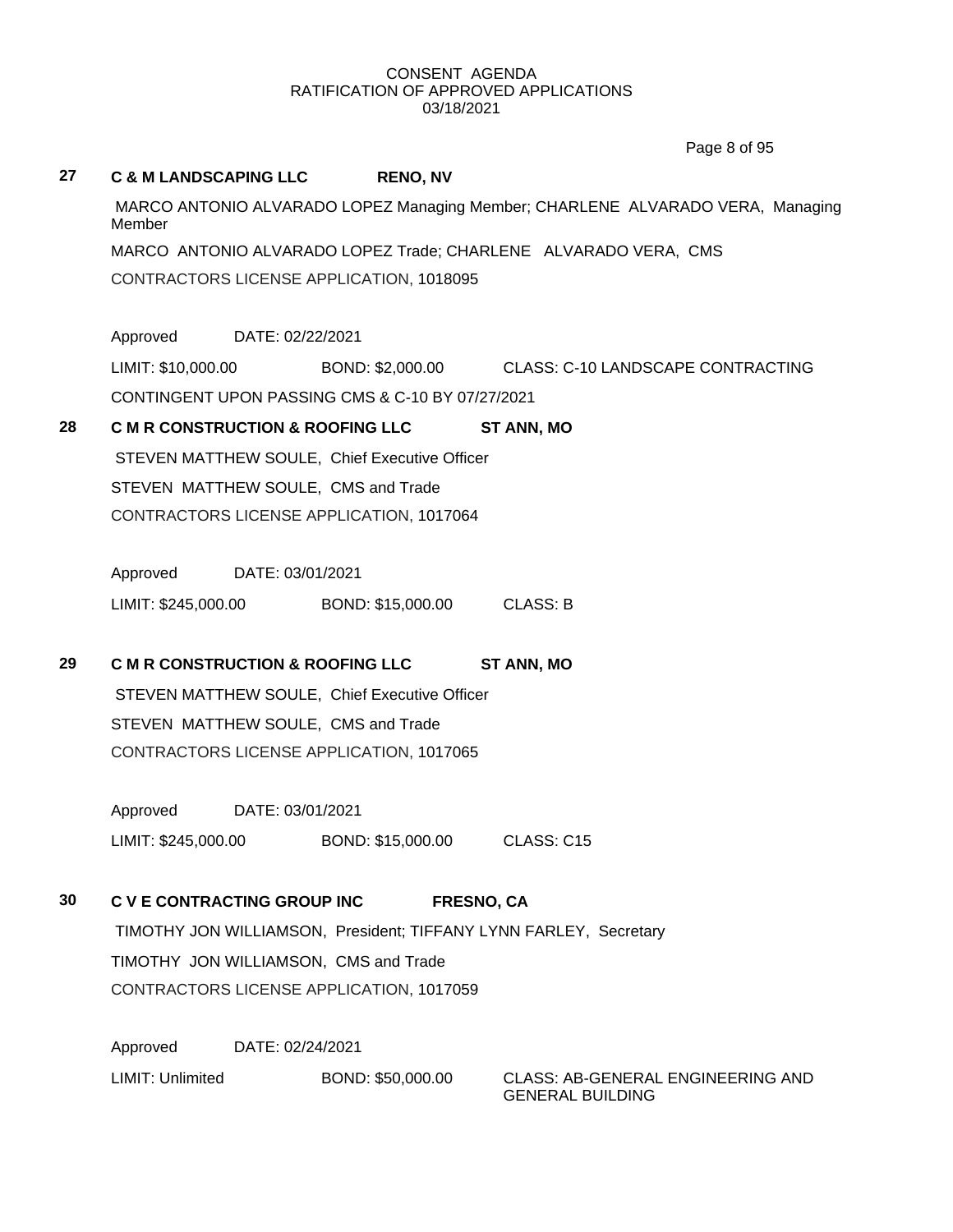CONSENT AGENDA
RATIFICATION OF APPROVED APPLICATIONS
03/18/2021

**27** **C & M LANDSCAPING LLC** **RENO, NV**

MARCO ANTONIO ALVARADO LOPEZ Managing Member; CHARLENE ALVARADO VERA, Managing Member

MARCO ANTONIO ALVARADO LOPEZ Trade; CHARLENE ALVARADO VERA, CMS

CONTRACTORS LICENSE APPLICATION, 1018095

Approved DATE: 02/22/2021

LIMIT: $10,000.00 BOND: $2,000.00 CLASS: C-10 LANDSCAPE CONTRACTING

CONTINGENT UPON PASSING CMS & C-10 BY 07/27/2021

**28** **C M R CONSTRUCTION & ROOFING LLC** **ST ANN, MO**

STEVEN MATTHEW SOULE, Chief Executive Officer

STEVEN MATTHEW SOULE, CMS and Trade

CONTRACTORS LICENSE APPLICATION, 1017064

Approved DATE: 03/01/2021

LIMIT: $245,000.00 BOND: $15,000.00 CLASS: B

**29** **C M R CONSTRUCTION & ROOFING LLC** **ST ANN, MO**

STEVEN MATTHEW SOULE, Chief Executive Officer

STEVEN MATTHEW SOULE, CMS and Trade

CONTRACTORS LICENSE APPLICATION, 1017065

Approved DATE: 03/01/2021

LIMIT: $245,000.00 BOND: $15,000.00 CLASS: C15

**30** **C V E CONTRACTING GROUP INC** **FRESNO, CA**

TIMOTHY JON WILLIAMSON, President; TIFFANY LYNN FARLEY, Secretary

TIMOTHY JON WILLIAMSON, CMS and Trade

CONTRACTORS LICENSE APPLICATION, 1017059

Approved DATE: 02/24/2021

LIMIT: Unlimited BOND: $50,000.00 CLASS: AB-GENERAL ENGINEERING AND GENERAL BUILDING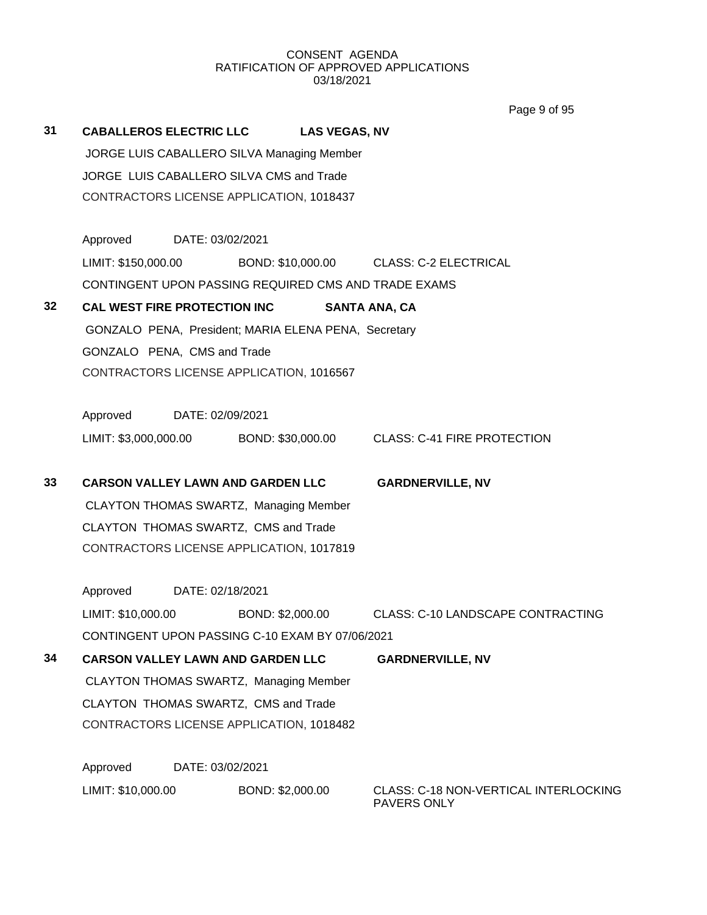CONSENT AGENDA
RATIFICATION OF APPROVED APPLICATIONS
03/18/2021

**31 CABALLEROS ELECTRIC LLC LAS VEGAS, NV**

JORGE LUIS CABALLERO SILVA Managing Member
JORGE LUIS CABALLERO SILVA CMS and Trade
CONTRACTORS LICENSE APPLICATION, 1018437

Approved DATE: 03/02/2021
LIMIT: $150,000.00 BOND: $10,000.00 CLASS: C-2 ELECTRICAL
CONTINGENT UPON PASSING REQUIRED CMS AND TRADE EXAMS

**32 CAL WEST FIRE PROTECTION INC SANTA ANA, CA**

GONZALO PENA, President; MARIA ELENA PENA, Secretary
GONZALO PENA, CMS and Trade
CONTRACTORS LICENSE APPLICATION, 1016567

Approved DATE: 02/09/2021
LIMIT: $3,000,000.00 BOND: $30,000.00 CLASS: C-41 FIRE PROTECTION

**33 CARSON VALLEY LAWN AND GARDEN LLC GARDNERVILLE, NV**

CLAYTON THOMAS SWARTZ, Managing Member
CLAYTON THOMAS SWARTZ, CMS and Trade
CONTRACTORS LICENSE APPLICATION, 1017819

Approved DATE: 02/18/2021
LIMIT: $10,000.00 BOND: $2,000.00 CLASS: C-10 LANDSCAPE CONTRACTING
CONTINGENT UPON PASSING C-10 EXAM BY 07/06/2021

**34 CARSON VALLEY LAWN AND GARDEN LLC GARDNERVILLE, NV**

CLAYTON THOMAS SWARTZ, Managing Member
CLAYTON THOMAS SWARTZ, CMS and Trade
CONTRACTORS LICENSE APPLICATION, 1018482

Approved DATE: 03/02/2021
LIMIT: $10,000.00 BOND: $2,000.00 CLASS: C-18 NON-VERTICAL INTERLOCKING PAVERS ONLY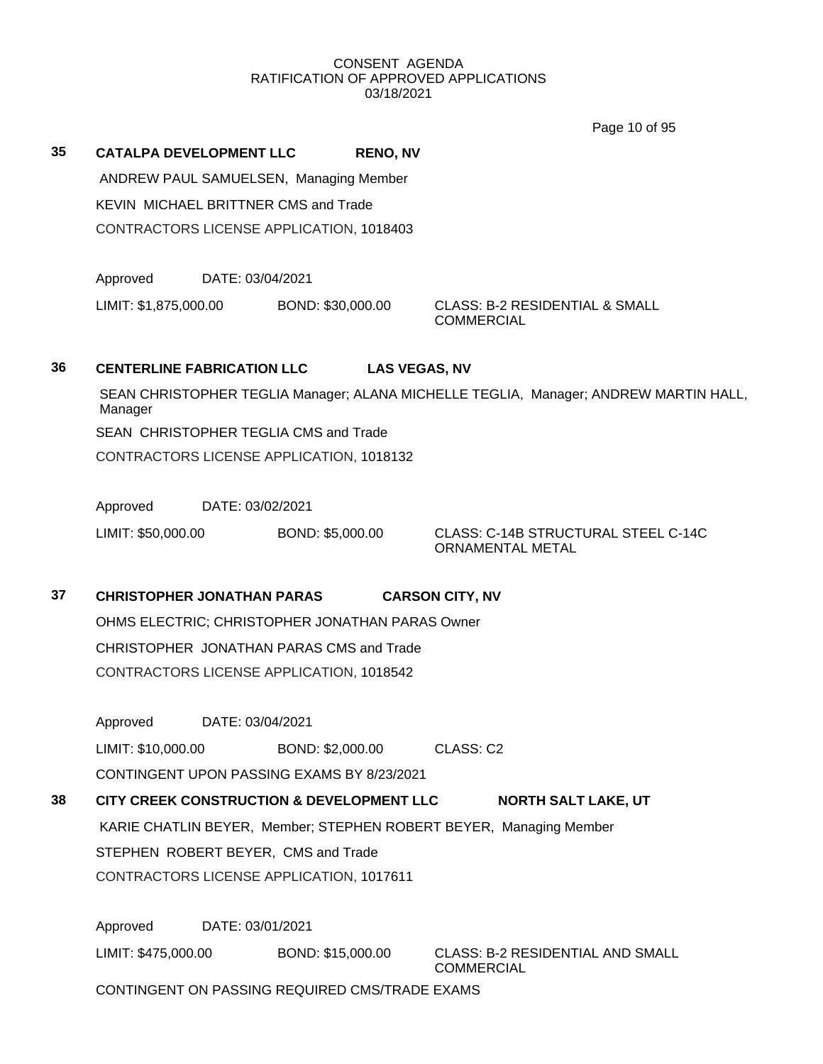CONSENT AGENDA
RATIFICATION OF APPROVED APPLICATIONS
03/18/2021

**35 CATALPA DEVELOPMENT LLC RENO, NV**

ANDREW PAUL SAMUELSEN, Managing Member

KEVIN MICHAEL BRITTNER CMS and Trade

CONTRACTORS LICENSE APPLICATION, 1018403

Approved DATE: 03/04/2021

LIMIT: $1,875,000.00 BOND: $30,000.00 CLASS: B-2 RESIDENTIAL & SMALL COMMERCIAL

**36 CENTERLINE FABRICATION LLC LAS VEGAS, NV**

SEAN CHRISTOPHER TEGLIA Manager; ALANA MICHELLE TEGLIA, Manager; ANDREW MARTIN HALL, Manager

SEAN CHRISTOPHER TEGLIA CMS and Trade

CONTRACTORS LICENSE APPLICATION, 1018132

Approved DATE: 03/02/2021

LIMIT: $50,000.00 BOND: $5,000.00 CLASS: C-14B STRUCTURAL STEEL C-14C ORNAMENTAL METAL

**37 CHRISTOPHER JONATHAN PARAS CARSON CITY, NV**

OHMS ELECTRIC; CHRISTOPHER JONATHAN PARAS Owner

CHRISTOPHER JONATHAN PARAS CMS and Trade

CONTRACTORS LICENSE APPLICATION, 1018542

Approved DATE: 03/04/2021

LIMIT: $10,000.00 BOND: $2,000.00 CLASS: C2

CONTINGENT UPON PASSING EXAMS BY 8/23/2021

**38 CITY CREEK CONSTRUCTION & DEVELOPMENT LLC NORTH SALT LAKE, UT**

KARIE CHATLIN BEYER, Member; STEPHEN ROBERT BEYER, Managing Member

STEPHEN ROBERT BEYER, CMS and Trade

CONTRACTORS LICENSE APPLICATION, 1017611

Approved DATE: 03/01/2021

LIMIT: $475,000.00 BOND: $15,000.00 CLASS: B-2 RESIDENTIAL AND SMALL COMMERCIAL

CONTINGENT ON PASSING REQUIRED CMS/TRADE EXAMS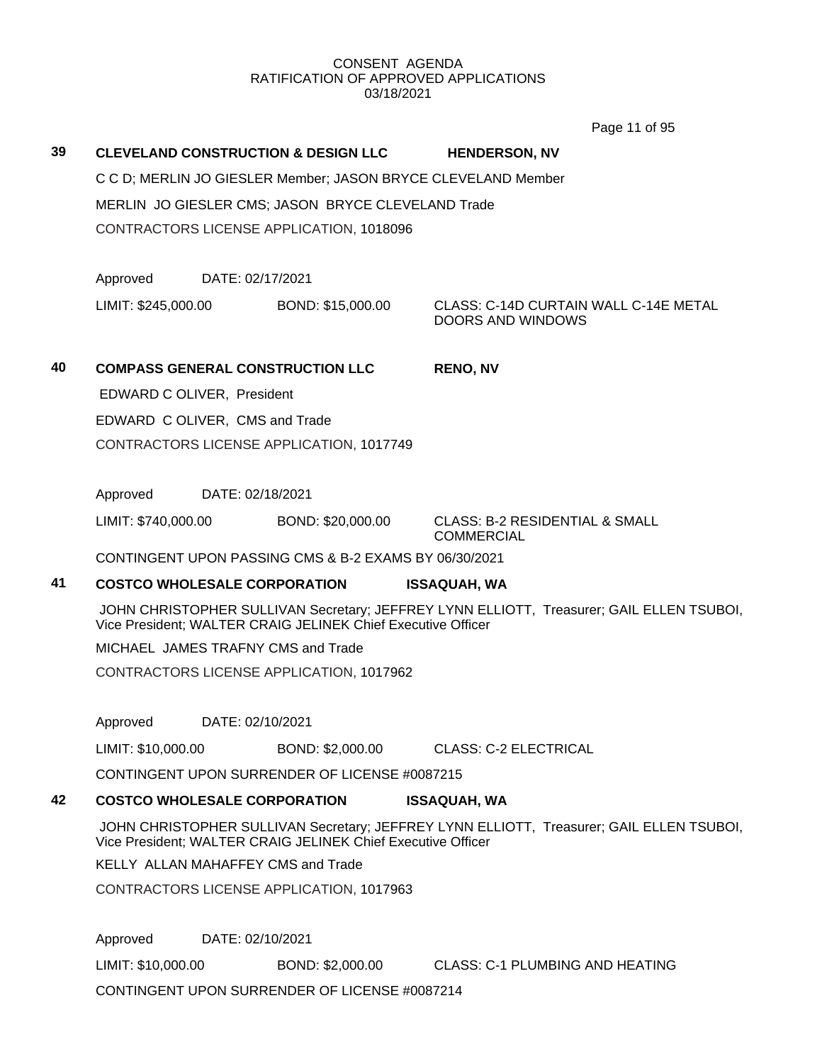CONSENT AGENDA
RATIFICATION OF APPROVED APPLICATIONS
03/18/2021

**39 CLEVELAND CONSTRUCTION & DESIGN LLC** **HENDERSON, NV**

C C D; MERLIN JO GIESLER Member; JASON BRYCE CLEVELAND Member

MERLIN JO GIESLER CMS; JASON BRYCE CLEVELAND Trade

CONTRACTORS LICENSE APPLICATION, 1018096

Approved DATE: 02/17/2021

LIMIT: $245,000.00 BOND: $15,000.00 CLASS: C-14D CURTAIN WALL C-14E METAL DOORS AND WINDOWS

**40 COMPASS GENERAL CONSTRUCTION LLC** **RENO, NV**

EDWARD C OLIVER, President

EDWARD C OLIVER, CMS and Trade

CONTRACTORS LICENSE APPLICATION, 1017749

Approved DATE: 02/18/2021

LIMIT: $740,000.00 BOND: $20,000.00 CLASS: B-2 RESIDENTIAL & SMALL COMMERCIAL

CONTINGENT UPON PASSING CMS & B-2 EXAMS BY 06/30/2021

**41 COSTCO WHOLESALE CORPORATION** **ISSAQUAH, WA**

JOHN CHRISTOPHER SULLIVAN Secretary; JEFFREY LYNN ELLIOTT, Treasurer; GAIL ELLEN TSUBOI, Vice President; WALTER CRAIG JELINEK Chief Executive Officer

MICHAEL JAMES TRAFNY CMS and Trade

CONTRACTORS LICENSE APPLICATION, 1017962

Approved DATE: 02/10/2021

LIMIT: $10,000.00 BOND: $2,000.00 CLASS: C-2 ELECTRICAL

CONTINGENT UPON SURRENDER OF LICENSE #0087215

**42 COSTCO WHOLESALE CORPORATION** **ISSAQUAH, WA**

JOHN CHRISTOPHER SULLIVAN Secretary; JEFFREY LYNN ELLIOTT, Treasurer; GAIL ELLEN TSUBOI, Vice President; WALTER CRAIG JELINEK Chief Executive Officer

KELLY ALLAN MAHAFFEY CMS and Trade

CONTRACTORS LICENSE APPLICATION, 1017963

Approved DATE: 02/10/2021

LIMIT: $10,000.00 BOND: $2,000.00 CLASS: C-1 PLUMBING AND HEATING

CONTINGENT UPON SURRENDER OF LICENSE #0087214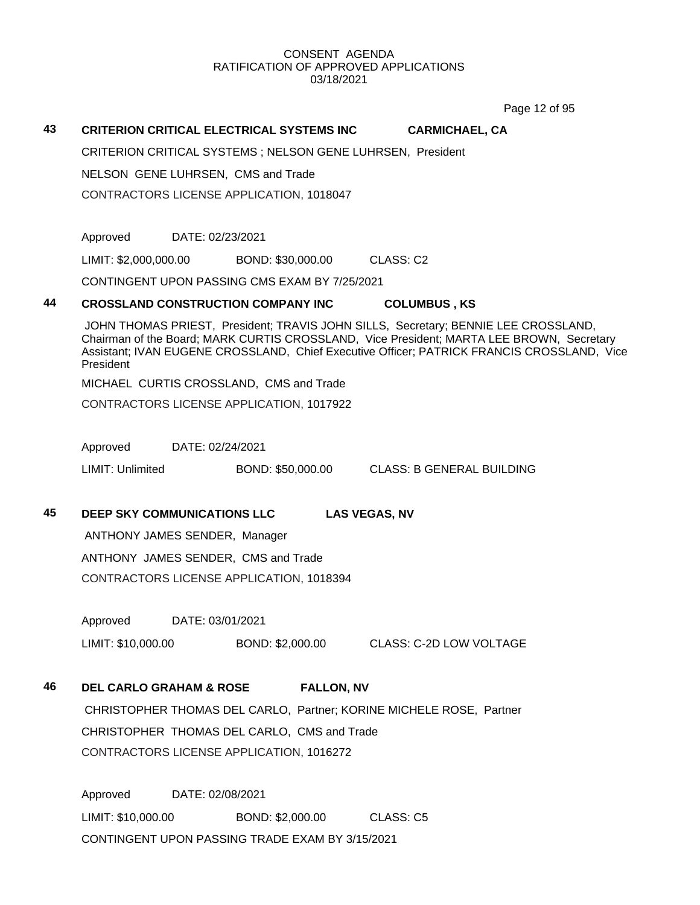CONSENT AGENDA
RATIFICATION OF APPROVED APPLICATIONS
03/18/2021

## 43 CRITERION CRITICAL ELECTRICAL SYSTEMS INC — CARMICHAEL, CA

CRITERION CRITICAL SYSTEMS ; NELSON GENE LUHRSEN, President

NELSON GENE LUHRSEN, CMS and Trade

CONTRACTORS LICENSE APPLICATION, 1018047

Approved DATE: 02/23/2021

LIMIT: $2,000,000.00 BOND: $30,000.00 CLASS: C2

CONTINGENT UPON PASSING CMS EXAM BY 7/25/2021

## 44 CROSSLAND CONSTRUCTION COMPANY INC — COLUMBUS , KS

JOHN THOMAS PRIEST, President; TRAVIS JOHN SILLS, Secretary; BENNIE LEE CROSSLAND, Chairman of the Board; MARK CURTIS CROSSLAND, Vice President; MARTA LEE BROWN, Secretary Assistant; IVAN EUGENE CROSSLAND, Chief Executive Officer; PATRICK FRANCIS CROSSLAND, Vice President

MICHAEL CURTIS CROSSLAND, CMS and Trade

CONTRACTORS LICENSE APPLICATION, 1017922

Approved DATE: 02/24/2021

LIMIT: Unlimited BOND: $50,000.00 CLASS: B GENERAL BUILDING

## 45 DEEP SKY COMMUNICATIONS LLC — LAS VEGAS, NV

ANTHONY JAMES SENDER, Manager

ANTHONY JAMES SENDER, CMS and Trade

CONTRACTORS LICENSE APPLICATION, 1018394

Approved DATE: 03/01/2021

LIMIT: $10,000.00 BOND: $2,000.00 CLASS: C-2D LOW VOLTAGE

## 46 DEL CARLO GRAHAM & ROSE — FALLON, NV

CHRISTOPHER THOMAS DEL CARLO, Partner; KORINE MICHELE ROSE, Partner

CHRISTOPHER THOMAS DEL CARLO, CMS and Trade

CONTRACTORS LICENSE APPLICATION, 1016272

Approved DATE: 02/08/2021

LIMIT: $10,000.00 BOND: $2,000.00 CLASS: C5

CONTINGENT UPON PASSING TRADE EXAM BY 3/15/2021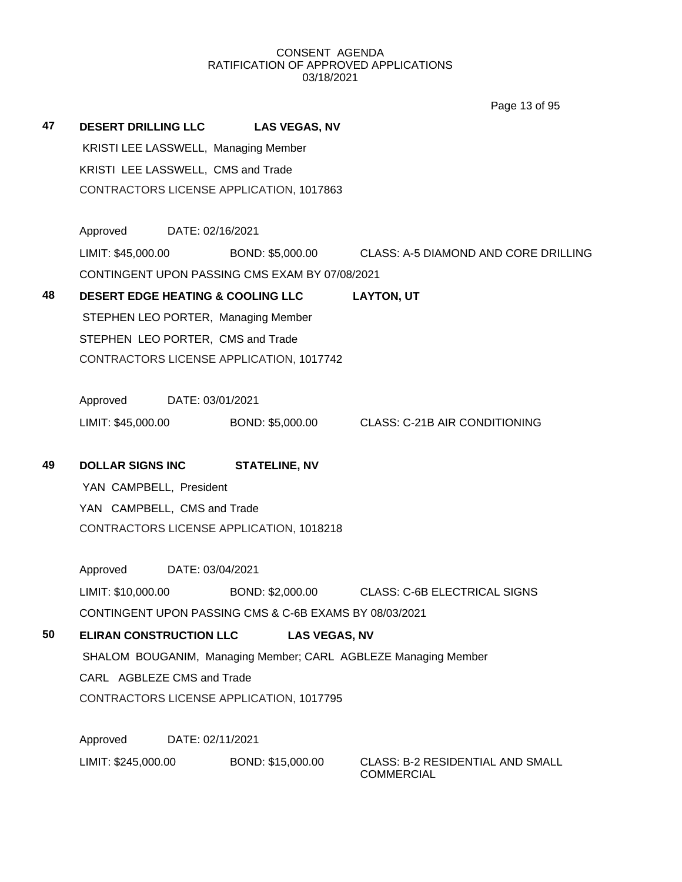CONSENT AGENDA
RATIFICATION OF APPROVED APPLICATIONS
03/18/2021

**47 DESERT DRILLING LLC** **LAS VEGAS, NV**

KRISTI LEE LASSWELL, Managing Member
KRISTI LEE LASSWELL, CMS and Trade
CONTRACTORS LICENSE APPLICATION, 1017863

Approved DATE: 02/16/2021
LIMIT: $45,000.00 BOND: $5,000.00 CLASS: A-5 DIAMOND AND CORE DRILLING
CONTINGENT UPON PASSING CMS EXAM BY 07/08/2021

**48 DESERT EDGE HEATING & COOLING LLC** **LAYTON, UT**

STEPHEN LEO PORTER, Managing Member
STEPHEN LEO PORTER, CMS and Trade
CONTRACTORS LICENSE APPLICATION, 1017742

Approved DATE: 03/01/2021
LIMIT: $45,000.00 BOND: $5,000.00 CLASS: C-21B AIR CONDITIONING

**49 DOLLAR SIGNS INC** **STATELINE, NV**

YAN CAMPBELL, President
YAN CAMPBELL, CMS and Trade
CONTRACTORS LICENSE APPLICATION, 1018218

Approved DATE: 03/04/2021
LIMIT: $10,000.00 BOND: $2,000.00 CLASS: C-6B ELECTRICAL SIGNS
CONTINGENT UPON PASSING CMS & C-6B EXAMS BY 08/03/2021

**50 ELIRAN CONSTRUCTION LLC** **LAS VEGAS, NV**

SHALOM BOUGANIM, Managing Member; CARL AGBLEZE Managing Member
CARL AGBLEZE CMS and Trade
CONTRACTORS LICENSE APPLICATION, 1017795

Approved DATE: 02/11/2021
LIMIT: $245,000.00 BOND: $15,000.00 CLASS: B-2 RESIDENTIAL AND SMALL COMMERCIAL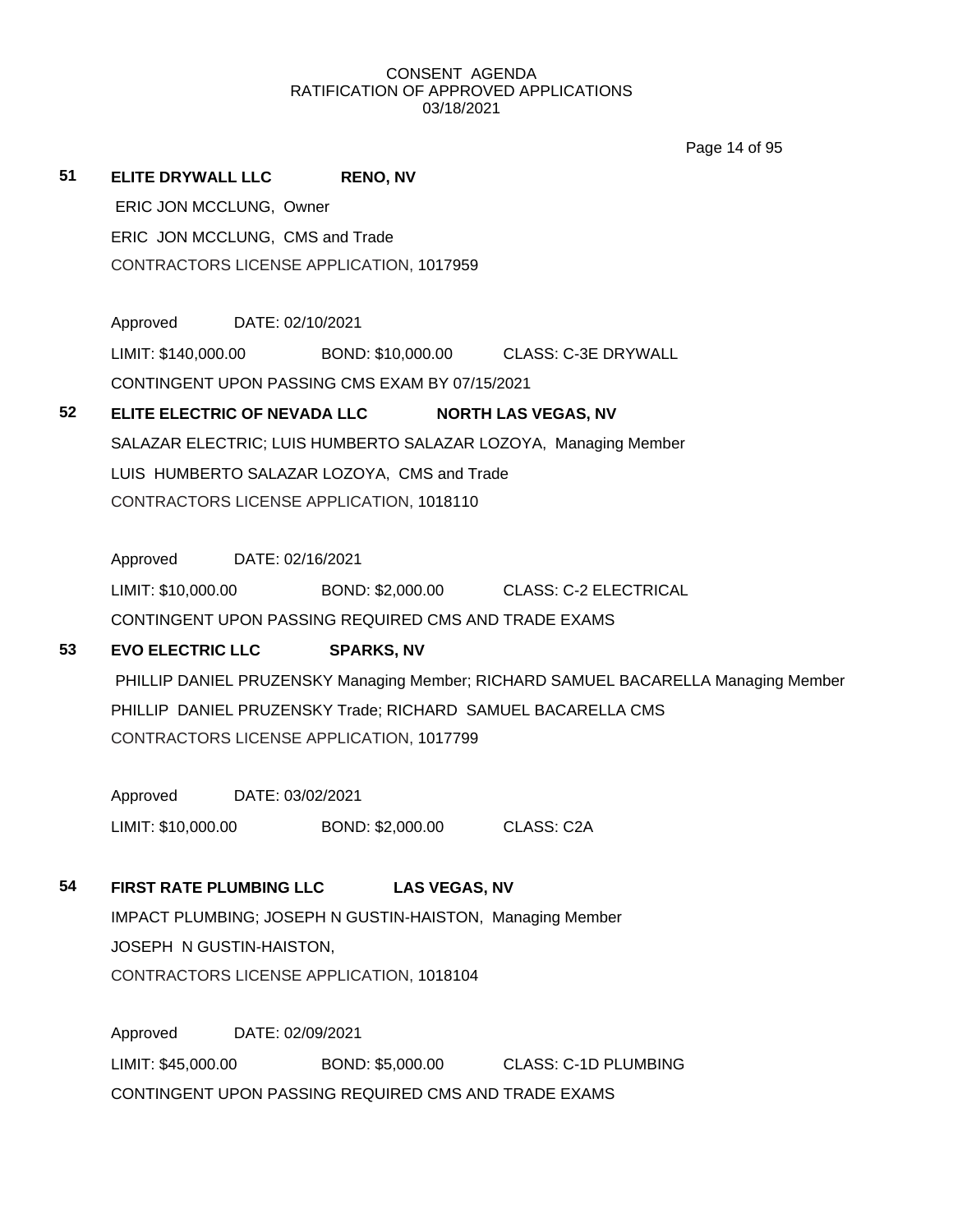CONSENT AGENDA
RATIFICATION OF APPROVED APPLICATIONS
03/18/2021

**51 ELITE DRYWALL LLC RENO, NV**

ERIC JON MCCLUNG, Owner

ERIC JON MCCLUNG, CMS and Trade

CONTRACTORS LICENSE APPLICATION, 1017959

Approved DATE: 02/10/2021

LIMIT: $140,000.00 BOND: $10,000.00 CLASS: C-3E DRYWALL

CONTINGENT UPON PASSING CMS EXAM BY 07/15/2021

**52 ELITE ELECTRIC OF NEVADA LLC NORTH LAS VEGAS, NV**

SALAZAR ELECTRIC; LUIS HUMBERTO SALAZAR LOZOYA, Managing Member

LUIS HUMBERTO SALAZAR LOZOYA, CMS and Trade

CONTRACTORS LICENSE APPLICATION, 1018110

Approved DATE: 02/16/2021

LIMIT: $10,000.00 BOND: $2,000.00 CLASS: C-2 ELECTRICAL

CONTINGENT UPON PASSING REQUIRED CMS AND TRADE EXAMS

**53 EVO ELECTRIC LLC SPARKS, NV**

PHILLIP DANIEL PRUZENSKY Managing Member; RICHARD SAMUEL BACARELLA Managing Member

PHILLIP DANIEL PRUZENSKY Trade; RICHARD SAMUEL BACARELLA CMS

CONTRACTORS LICENSE APPLICATION, 1017799

Approved DATE: 03/02/2021

LIMIT: $10,000.00 BOND: $2,000.00 CLASS: C2A

**54 FIRST RATE PLUMBING LLC LAS VEGAS, NV**

IMPACT PLUMBING; JOSEPH N GUSTIN-HAISTON, Managing Member

JOSEPH N GUSTIN-HAISTON,

CONTRACTORS LICENSE APPLICATION, 1018104

Approved DATE: 02/09/2021

LIMIT: $45,000.00 BOND: $5,000.00 CLASS: C-1D PLUMBING

CONTINGENT UPON PASSING REQUIRED CMS AND TRADE EXAMS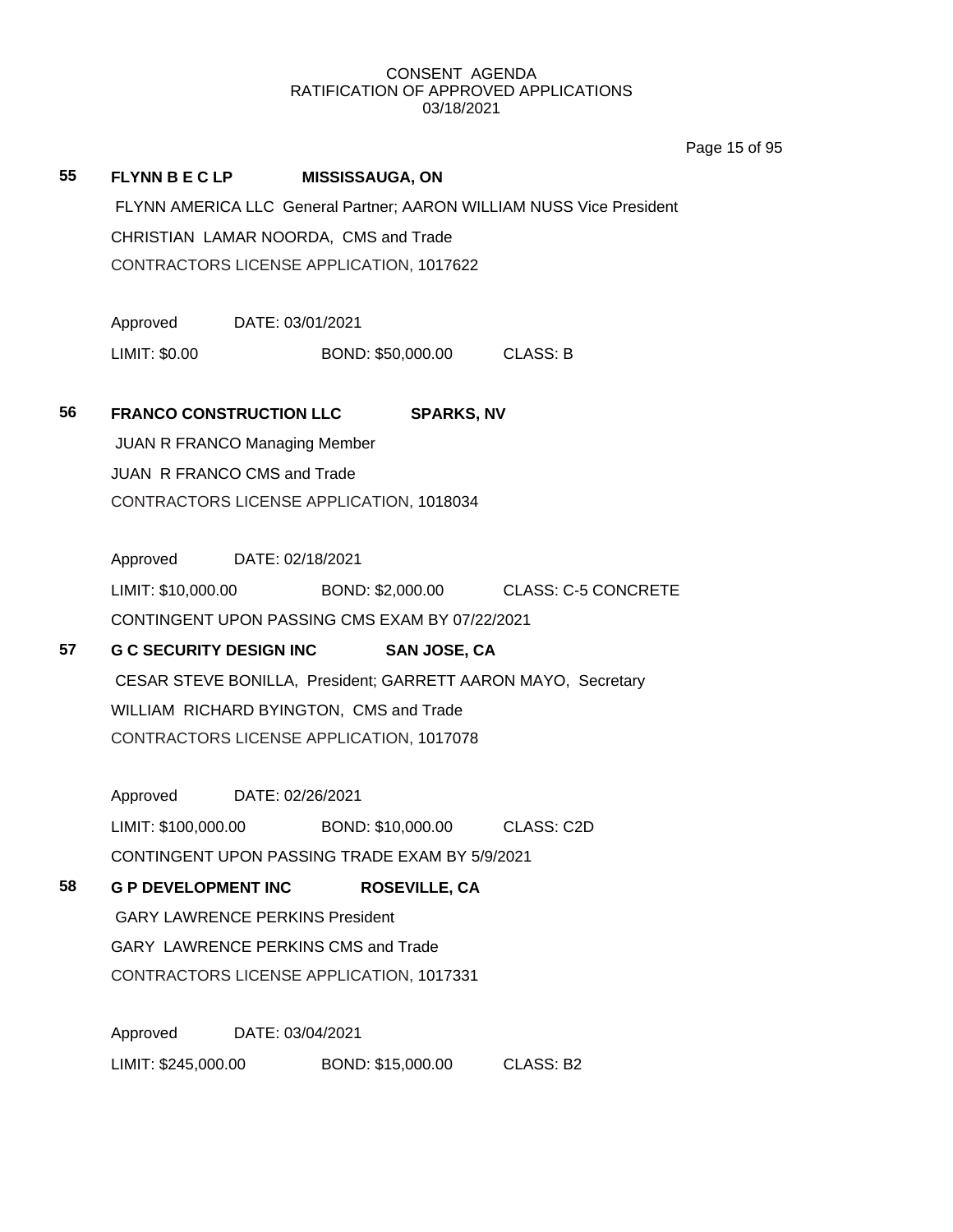CONSENT AGENDA
RATIFICATION OF APPROVED APPLICATIONS
03/18/2021

**55 FLYNN B E C LP MISSISSAUGA, ON**

FLYNN AMERICA LLC General Partner; AARON WILLIAM NUSS Vice President

CHRISTIAN LAMAR NOORDA, CMS and Trade

CONTRACTORS LICENSE APPLICATION, 1017622

Approved DATE: 03/01/2021

LIMIT: $0.00 BOND: $50,000.00 CLASS: B

**56 FRANCO CONSTRUCTION LLC SPARKS, NV**

JUAN R FRANCO Managing Member

JUAN R FRANCO CMS and Trade

CONTRACTORS LICENSE APPLICATION, 1018034

Approved DATE: 02/18/2021

LIMIT: $10,000.00 BOND: $2,000.00 CLASS: C-5 CONCRETE

CONTINGENT UPON PASSING CMS EXAM BY 07/22/2021

**57 G C SECURITY DESIGN INC SAN JOSE, CA**

CESAR STEVE BONILLA, President; GARRETT AARON MAYO, Secretary

WILLIAM RICHARD BYINGTON, CMS and Trade

CONTRACTORS LICENSE APPLICATION, 1017078

Approved DATE: 02/26/2021

LIMIT: $100,000.00 BOND: $10,000.00 CLASS: C2D

CONTINGENT UPON PASSING TRADE EXAM BY 5/9/2021

**58 G P DEVELOPMENT INC ROSEVILLE, CA**

GARY LAWRENCE PERKINS President

GARY LAWRENCE PERKINS CMS and Trade

CONTRACTORS LICENSE APPLICATION, 1017331

Approved DATE: 03/04/2021

LIMIT: $245,000.00 BOND: $15,000.00 CLASS: B2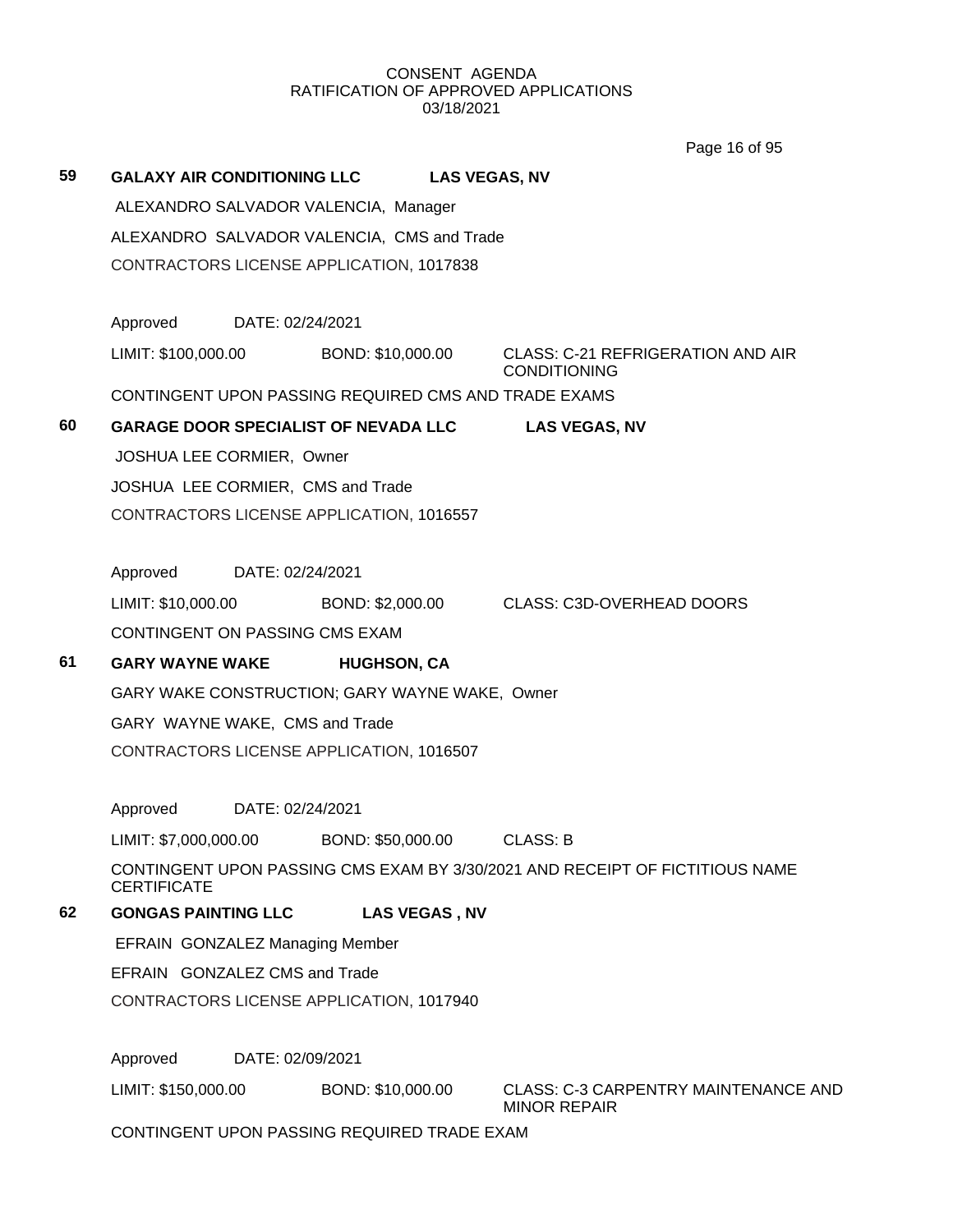## 59 GALAXY AIR CONDITIONING LLC LAS VEGAS, NV

ALEXANDRO SALVADOR VALENCIA, Manager

ALEXANDRO SALVADOR VALENCIA, CMS and Trade

CONTRACTORS LICENSE APPLICATION, 1017838

Approved DATE: 02/24/2021

LIMIT: $100,000.00 BOND: $10,000.00 CLASS: C-21 REFRIGERATION AND AIR CONDITIONING

CONTINGENT UPON PASSING REQUIRED CMS AND TRADE EXAMS

## 60 GARAGE DOOR SPECIALIST OF NEVADA LLC LAS VEGAS, NV

JOSHUA LEE CORMIER, Owner

JOSHUA LEE CORMIER, CMS and Trade

CONTRACTORS LICENSE APPLICATION, 1016557

Approved DATE: 02/24/2021

LIMIT: $10,000.00 BOND: $2,000.00 CLASS: C3D-OVERHEAD DOORS

CONTINGENT ON PASSING CMS EXAM

## 61 GARY WAYNE WAKE HUGHSON, CA

GARY WAKE CONSTRUCTION; GARY WAYNE WAKE, Owner

GARY WAYNE WAKE, CMS and Trade

CONTRACTORS LICENSE APPLICATION, 1016507

Approved DATE: 02/24/2021

LIMIT: $7,000,000.00 BOND: $50,000.00 CLASS: B

CONTINGENT UPON PASSING CMS EXAM BY 3/30/2021 AND RECEIPT OF FICTITIOUS NAME CERTIFICATE

## 62 GONGAS PAINTING LLC LAS VEGAS , NV

EFRAIN GONZALEZ Managing Member

EFRAIN GONZALEZ CMS and Trade

CONTRACTORS LICENSE APPLICATION, 1017940

Approved DATE: 02/09/2021

LIMIT: $150,000.00 BOND: $10,000.00 CLASS: C-3 CARPENTRY MAINTENANCE AND MINOR REPAIR

CONTINGENT UPON PASSING REQUIRED TRADE EXAM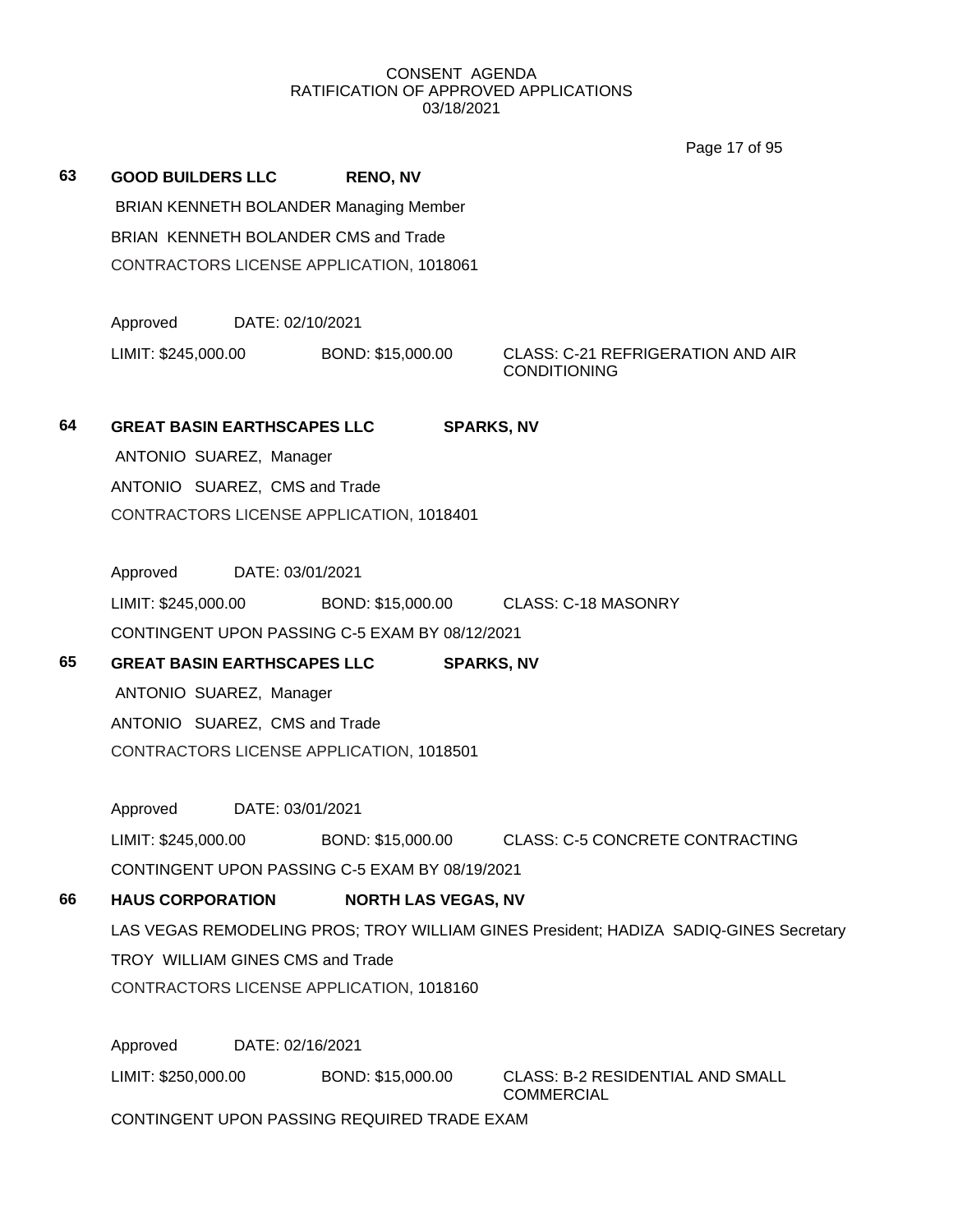CONSENT AGENDA
RATIFICATION OF APPROVED APPLICATIONS
03/18/2021

**63** **GOOD BUILDERS LLC** **RENO, NV**

BRIAN KENNETH BOLANDER Managing Member

BRIAN KENNETH BOLANDER CMS and Trade

CONTRACTORS LICENSE APPLICATION, 1018061

Approved DATE: 02/10/2021

LIMIT: $245,000.00 BOND: $15,000.00 CLASS: C-21 REFRIGERATION AND AIR CONDITIONING

**64** **GREAT BASIN EARTHSCAPES LLC** **SPARKS, NV**

ANTONIO SUAREZ, Manager

ANTONIO SUAREZ, CMS and Trade

CONTRACTORS LICENSE APPLICATION, 1018401

Approved DATE: 03/01/2021

LIMIT: $245,000.00 BOND: $15,000.00 CLASS: C-18 MASONRY

CONTINGENT UPON PASSING C-5 EXAM BY 08/12/2021

**65** **GREAT BASIN EARTHSCAPES LLC** **SPARKS, NV**

ANTONIO SUAREZ, Manager

ANTONIO SUAREZ, CMS and Trade

CONTRACTORS LICENSE APPLICATION, 1018501

Approved DATE: 03/01/2021

LIMIT: $245,000.00 BOND: $15,000.00 CLASS: C-5 CONCRETE CONTRACTING

CONTINGENT UPON PASSING C-5 EXAM BY 08/19/2021

**66** **HAUS CORPORATION** **NORTH LAS VEGAS, NV**

LAS VEGAS REMODELING PROS; TROY WILLIAM GINES President; HADIZA SADIQ-GINES Secretary

TROY WILLIAM GINES CMS and Trade

CONTRACTORS LICENSE APPLICATION, 1018160

Approved DATE: 02/16/2021

LIMIT: $250,000.00 BOND: $15,000.00 CLASS: B-2 RESIDENTIAL AND SMALL COMMERCIAL

CONTINGENT UPON PASSING REQUIRED TRADE EXAM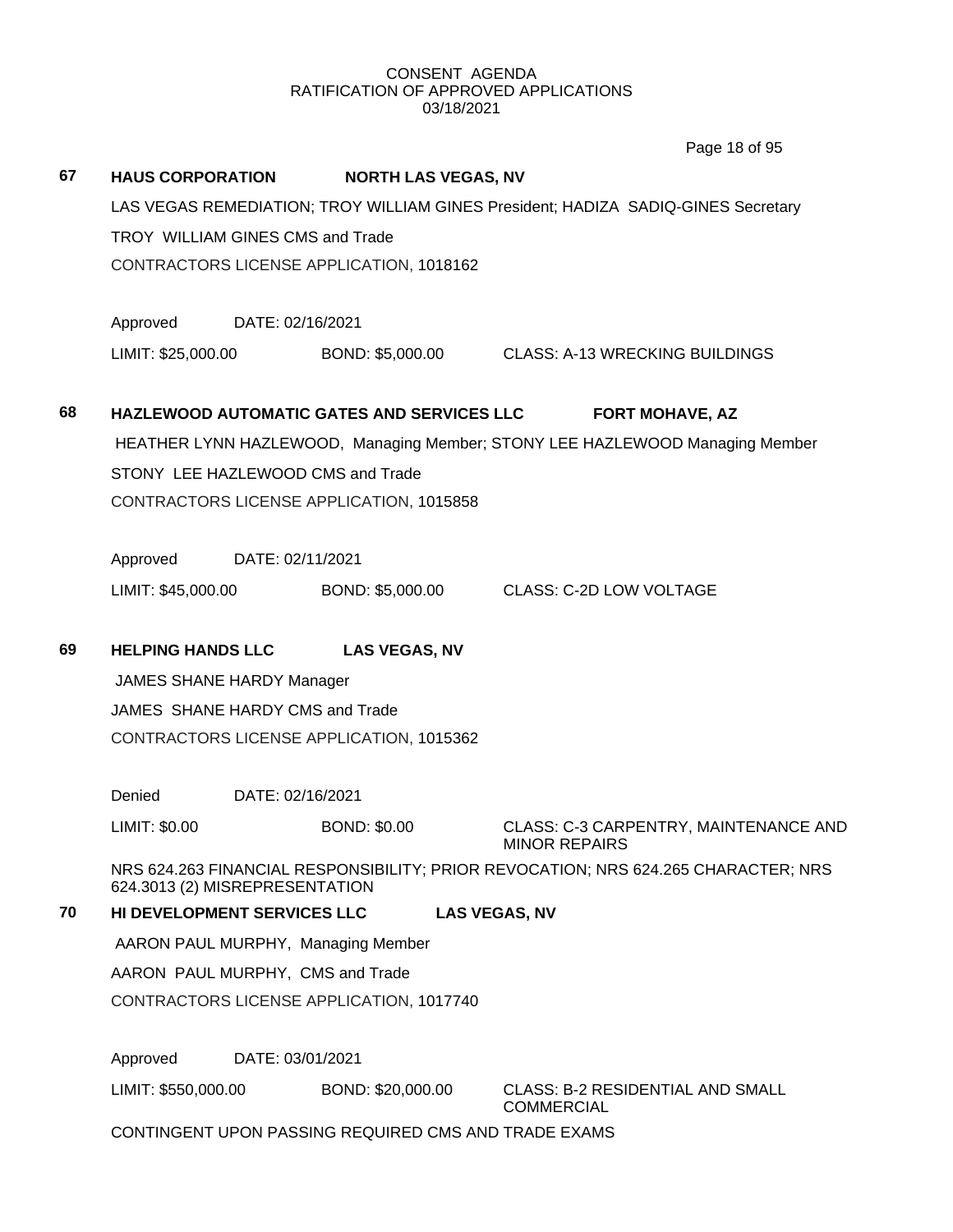CONSENT AGENDA
RATIFICATION OF APPROVED APPLICATIONS
03/18/2021

**67 HAUS CORPORATION NORTH LAS VEGAS, NV**

LAS VEGAS REMEDIATION; TROY WILLIAM GINES President; HADIZA SADIQ-GINES Secretary

TROY WILLIAM GINES CMS and Trade

CONTRACTORS LICENSE APPLICATION, 1018162

Approved DATE: 02/16/2021

LIMIT: $25,000.00 BOND: $5,000.00 CLASS: A-13 WRECKING BUILDINGS

**68 HAZLEWOOD AUTOMATIC GATES AND SERVICES LLC FORT MOHAVE, AZ**

HEATHER LYNN HAZLEWOOD, Managing Member; STONY LEE HAZLEWOOD Managing Member

STONY LEE HAZLEWOOD CMS and Trade

CONTRACTORS LICENSE APPLICATION, 1015858

Approved DATE: 02/11/2021

LIMIT: $45,000.00 BOND: $5,000.00 CLASS: C-2D LOW VOLTAGE

**69 HELPING HANDS LLC LAS VEGAS, NV**

JAMES SHANE HARDY Manager

JAMES SHANE HARDY CMS and Trade

CONTRACTORS LICENSE APPLICATION, 1015362

Denied DATE: 02/16/2021

LIMIT: $0.00 BOND: $0.00 CLASS: C-3 CARPENTRY, MAINTENANCE AND MINOR REPAIRS

NRS 624.263 FINANCIAL RESPONSIBILITY; PRIOR REVOCATION; NRS 624.265 CHARACTER; NRS 624.3013 (2) MISREPRESENTATION

**70 HI DEVELOPMENT SERVICES LLC LAS VEGAS, NV**

AARON PAUL MURPHY, Managing Member

AARON PAUL MURPHY, CMS and Trade

CONTRACTORS LICENSE APPLICATION, 1017740

Approved DATE: 03/01/2021

LIMIT: $550,000.00 BOND: $20,000.00 CLASS: B-2 RESIDENTIAL AND SMALL COMMERCIAL

CONTINGENT UPON PASSING REQUIRED CMS AND TRADE EXAMS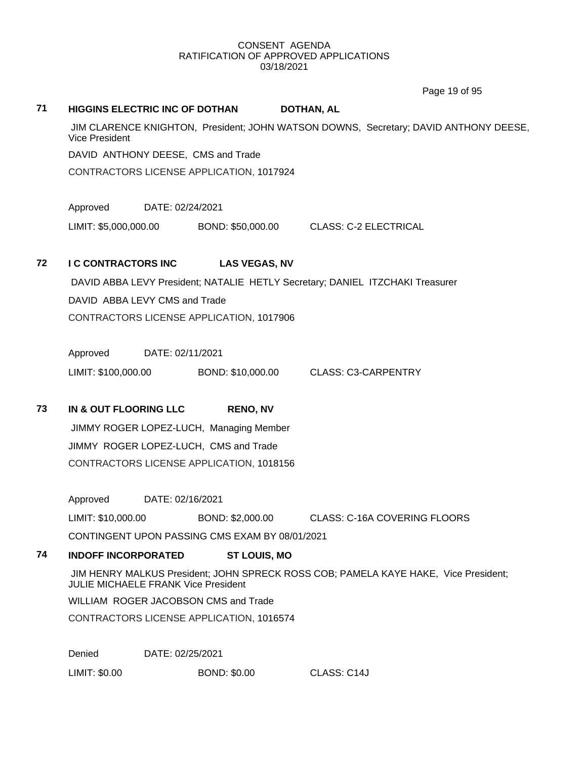CONSENT AGENDA
RATIFICATION OF APPROVED APPLICATIONS
03/18/2021

**71 HIGGINS ELECTRIC INC OF DOTHAN DOTHAN, AL**

JIM CLARENCE KNIGHTON, President; JOHN WATSON DOWNS, Secretary; DAVID ANTHONY DEESE, Vice President

DAVID ANTHONY DEESE, CMS and Trade

CONTRACTORS LICENSE APPLICATION, 1017924

Approved DATE: 02/24/2021

LIMIT: $5,000,000.00 BOND: $50,000.00 CLASS: C-2 ELECTRICAL

**72 I C CONTRACTORS INC LAS VEGAS, NV**

DAVID ABBA LEVY President; NATALIE HETLY Secretary; DANIEL ITZCHAKI Treasurer

DAVID ABBA LEVY CMS and Trade

CONTRACTORS LICENSE APPLICATION, 1017906

Approved DATE: 02/11/2021

LIMIT: $100,000.00 BOND: $10,000.00 CLASS: C3-CARPENTRY

**73 IN & OUT FLOORING LLC RENO, NV**

JIMMY ROGER LOPEZ-LUCH, Managing Member

JIMMY ROGER LOPEZ-LUCH, CMS and Trade

CONTRACTORS LICENSE APPLICATION, 1018156

Approved DATE: 02/16/2021

LIMIT: $10,000.00 BOND: $2,000.00 CLASS: C-16A COVERING FLOORS

CONTINGENT UPON PASSING CMS EXAM BY 08/01/2021

**74 INDOFF INCORPORATED ST LOUIS, MO**

JIM HENRY MALKUS President; JOHN SPRECK ROSS COB; PAMELA KAYE HAKE, Vice President; JULIE MICHAELE FRANK Vice President

WILLIAM ROGER JACOBSON CMS and Trade

CONTRACTORS LICENSE APPLICATION, 1016574

Denied DATE: 02/25/2021

LIMIT: $0.00 BOND: $0.00 CLASS: C14J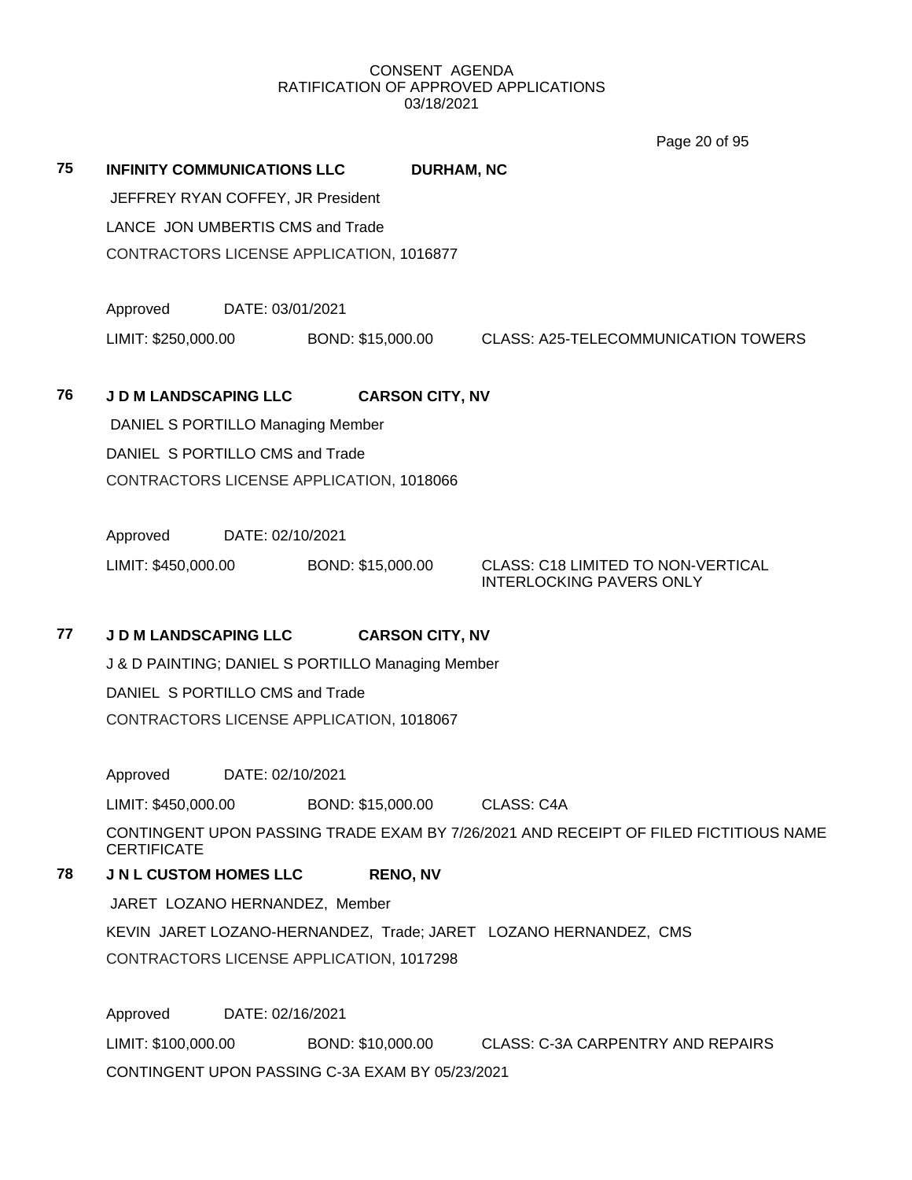CONSENT AGENDA
RATIFICATION OF APPROVED APPLICATIONS
03/18/2021

**75 INFINITY COMMUNICATIONS LLC** **DURHAM, NC**

JEFFREY RYAN COFFEY, JR President

LANCE JON UMBERTIS CMS and Trade

CONTRACTORS LICENSE APPLICATION, 1016877

Approved DATE: 03/01/2021

LIMIT: $250,000.00 BOND: $15,000.00 CLASS: A25-TELECOMMUNICATION TOWERS

**76 J D M LANDSCAPING LLC** **CARSON CITY, NV**

DANIEL S PORTILLO Managing Member

DANIEL S PORTILLO CMS and Trade

CONTRACTORS LICENSE APPLICATION, 1018066

Approved DATE: 02/10/2021

LIMIT: $450,000.00 BOND: $15,000.00 CLASS: C18 LIMITED TO NON-VERTICAL INTERLOCKING PAVERS ONLY

**77 J D M LANDSCAPING LLC** **CARSON CITY, NV**

J & D PAINTING; DANIEL S PORTILLO Managing Member

DANIEL S PORTILLO CMS and Trade

CONTRACTORS LICENSE APPLICATION, 1018067

Approved DATE: 02/10/2021

LIMIT: $450,000.00 BOND: $15,000.00 CLASS: C4A

CONTINGENT UPON PASSING TRADE EXAM BY 7/26/2021 AND RECEIPT OF FILED FICTITIOUS NAME CERTIFICATE

**78 J N L CUSTOM HOMES LLC** **RENO, NV**

JARET LOZANO HERNANDEZ, Member

KEVIN JARET LOZANO-HERNANDEZ, Trade; JARET LOZANO HERNANDEZ, CMS

CONTRACTORS LICENSE APPLICATION, 1017298

Approved DATE: 02/16/2021

LIMIT: $100,000.00 BOND: $10,000.00 CLASS: C-3A CARPENTRY AND REPAIRS

CONTINGENT UPON PASSING C-3A EXAM BY 05/23/2021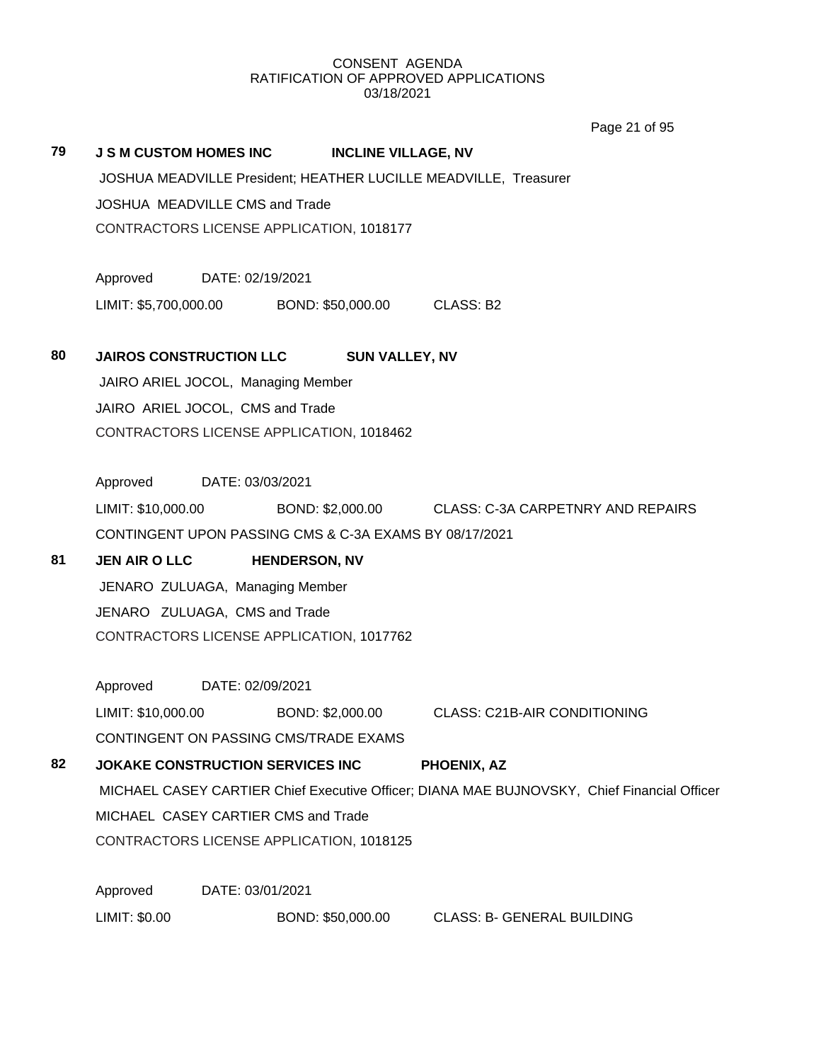CONSENT AGENDA
RATIFICATION OF APPROVED APPLICATIONS
03/18/2021

**79 J S M CUSTOM HOMES INC INCLINE VILLAGE, NV**

JOSHUA MEADVILLE President; HEATHER LUCILLE MEADVILLE, Treasurer

JOSHUA MEADVILLE CMS and Trade

CONTRACTORS LICENSE APPLICATION, 1018177

Approved DATE: 02/19/2021

LIMIT: $5,700,000.00 BOND: $50,000.00 CLASS: B2

**80 JAIROS CONSTRUCTION LLC SUN VALLEY, NV**

JAIRO ARIEL JOCOL, Managing Member

JAIRO ARIEL JOCOL, CMS and Trade

CONTRACTORS LICENSE APPLICATION, 1018462

Approved DATE: 03/03/2021

LIMIT: $10,000.00 BOND: $2,000.00 CLASS: C-3A CARPETNRY AND REPAIRS

CONTINGENT UPON PASSING CMS & C-3A EXAMS BY 08/17/2021

**81 JEN AIR O LLC HENDERSON, NV**

JENARO ZULUAGA, Managing Member

JENARO ZULUAGA, CMS and Trade

CONTRACTORS LICENSE APPLICATION, 1017762

Approved DATE: 02/09/2021

LIMIT: $10,000.00 BOND: $2,000.00 CLASS: C21B-AIR CONDITIONING

CONTINGENT ON PASSING CMS/TRADE EXAMS

**82 JOKAKE CONSTRUCTION SERVICES INC PHOENIX, AZ**

MICHAEL CASEY CARTIER Chief Executive Officer; DIANA MAE BUJNOVSKY, Chief Financial Officer

MICHAEL CASEY CARTIER CMS and Trade

CONTRACTORS LICENSE APPLICATION, 1018125

Approved DATE: 03/01/2021

LIMIT: $0.00 BOND: $50,000.00 CLASS: B- GENERAL BUILDING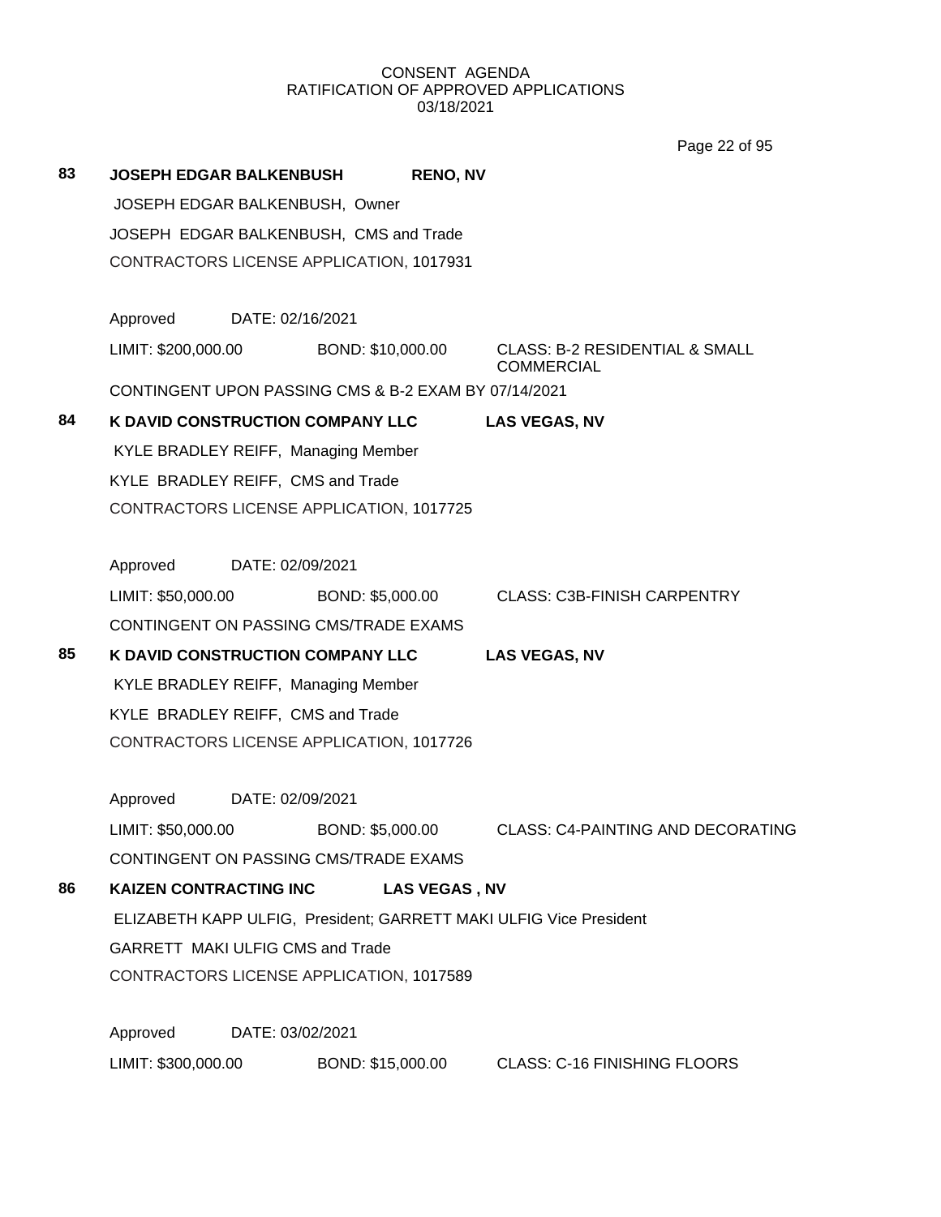CONSENT AGENDA
RATIFICATION OF APPROVED APPLICATIONS
03/18/2021

**83 JOSEPH EDGAR BALKENBUSH RENO, NV**

JOSEPH EDGAR BALKENBUSH, Owner

JOSEPH EDGAR BALKENBUSH, CMS and Trade

CONTRACTORS LICENSE APPLICATION, 1017931

Approved DATE: 02/16/2021

LIMIT: $200,000.00 BOND: $10,000.00 CLASS: B-2 RESIDENTIAL & SMALL COMMERCIAL

CONTINGENT UPON PASSING CMS & B-2 EXAM BY 07/14/2021

**84 K DAVID CONSTRUCTION COMPANY LLC LAS VEGAS, NV**

KYLE BRADLEY REIFF, Managing Member

KYLE BRADLEY REIFF, CMS and Trade

CONTRACTORS LICENSE APPLICATION, 1017725

Approved DATE: 02/09/2021

LIMIT: $50,000.00 BOND: $5,000.00 CLASS: C3B-FINISH CARPENTRY

CONTINGENT ON PASSING CMS/TRADE EXAMS

**85 K DAVID CONSTRUCTION COMPANY LLC LAS VEGAS, NV**

KYLE BRADLEY REIFF, Managing Member

KYLE BRADLEY REIFF, CMS and Trade

CONTRACTORS LICENSE APPLICATION, 1017726

Approved DATE: 02/09/2021

LIMIT: $50,000.00 BOND: $5,000.00 CLASS: C4-PAINTING AND DECORATING

CONTINGENT ON PASSING CMS/TRADE EXAMS

**86 KAIZEN CONTRACTING INC LAS VEGAS , NV**

ELIZABETH KAPP ULFIG, President; GARRETT MAKI ULFIG Vice President

GARRETT MAKI ULFIG CMS and Trade

CONTRACTORS LICENSE APPLICATION, 1017589

Approved DATE: 03/02/2021

LIMIT: $300,000.00 BOND: $15,000.00 CLASS: C-16 FINISHING FLOORS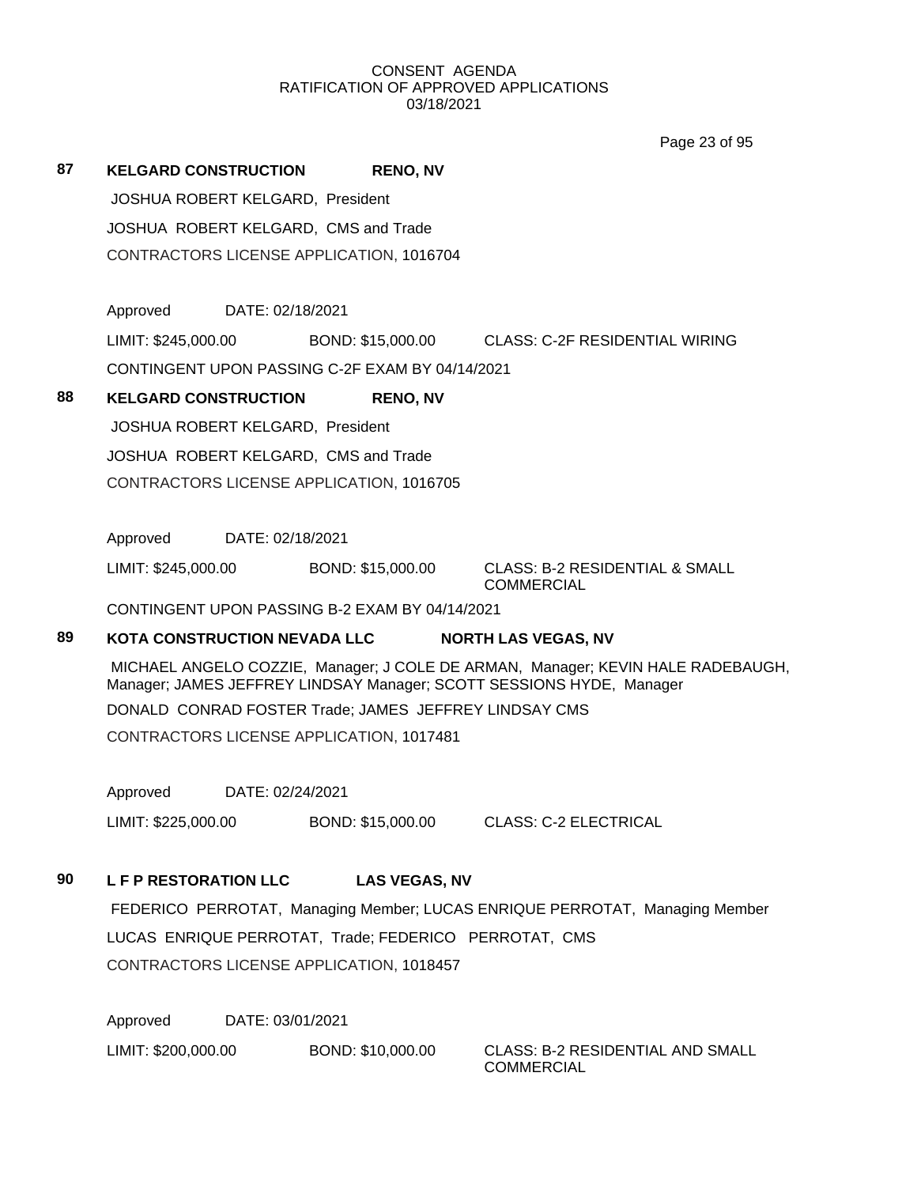CONSENT AGENDA
RATIFICATION OF APPROVED APPLICATIONS
03/18/2021

**87 KELGARD CONSTRUCTION RENO, NV**

JOSHUA ROBERT KELGARD, President

JOSHUA ROBERT KELGARD, CMS and Trade

CONTRACTORS LICENSE APPLICATION, 1016704

Approved DATE: 02/18/2021

LIMIT: $245,000.00 BOND: $15,000.00 CLASS: C-2F RESIDENTIAL WIRING

CONTINGENT UPON PASSING C-2F EXAM BY 04/14/2021

**88 KELGARD CONSTRUCTION RENO, NV**

JOSHUA ROBERT KELGARD, President

JOSHUA ROBERT KELGARD, CMS and Trade

CONTRACTORS LICENSE APPLICATION, 1016705

Approved DATE: 02/18/2021

LIMIT: $245,000.00 BOND: $15,000.00 CLASS: B-2 RESIDENTIAL & SMALL COMMERCIAL

CONTINGENT UPON PASSING B-2 EXAM BY 04/14/2021

**89 KOTA CONSTRUCTION NEVADA LLC NORTH LAS VEGAS, NV**

MICHAEL ANGELO COZZIE, Manager; J COLE DE ARMAN, Manager; KEVIN HALE RADEBAUGH, Manager; JAMES JEFFREY LINDSAY Manager; SCOTT SESSIONS HYDE, Manager

DONALD CONRAD FOSTER Trade; JAMES JEFFREY LINDSAY CMS

CONTRACTORS LICENSE APPLICATION, 1017481

Approved DATE: 02/24/2021

LIMIT: $225,000.00 BOND: $15,000.00 CLASS: C-2 ELECTRICAL

**90 L F P RESTORATION LLC LAS VEGAS, NV**

FEDERICO PERROTAT, Managing Member; LUCAS ENRIQUE PERROTAT, Managing Member

LUCAS ENRIQUE PERROTAT, Trade; FEDERICO PERROTAT, CMS

CONTRACTORS LICENSE APPLICATION, 1018457

Approved DATE: 03/01/2021

LIMIT: $200,000.00 BOND: $10,000.00 CLASS: B-2 RESIDENTIAL AND SMALL COMMERCIAL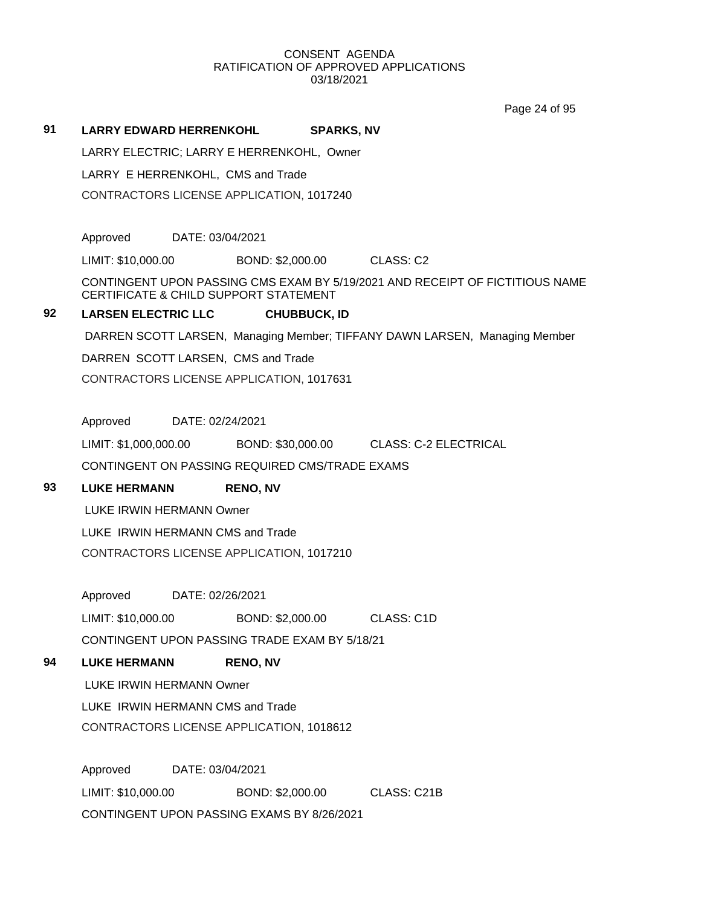CONSENT AGENDA
RATIFICATION OF APPROVED APPLICATIONS
03/18/2021

**91 LARRY EDWARD HERRENKOHL SPARKS, NV**

LARRY ELECTRIC; LARRY E HERRENKOHL, Owner

LARRY E HERRENKOHL, CMS and Trade

CONTRACTORS LICENSE APPLICATION, 1017240

Approved DATE: 03/04/2021

LIMIT: $10,000.00 BOND: $2,000.00 CLASS: C2

CONTINGENT UPON PASSING CMS EXAM BY 5/19/2021 AND RECEIPT OF FICTITIOUS NAME CERTIFICATE & CHILD SUPPORT STATEMENT

**92 LARSEN ELECTRIC LLC CHUBBUCK, ID**

DARREN SCOTT LARSEN, Managing Member; TIFFANY DAWN LARSEN, Managing Member

DARREN SCOTT LARSEN, CMS and Trade

CONTRACTORS LICENSE APPLICATION, 1017631

Approved DATE: 02/24/2021

LIMIT: $1,000,000.00 BOND: $30,000.00 CLASS: C-2 ELECTRICAL

CONTINGENT ON PASSING REQUIRED CMS/TRADE EXAMS

**93 LUKE HERMANN RENO, NV**

LUKE IRWIN HERMANN Owner

LUKE IRWIN HERMANN CMS and Trade

CONTRACTORS LICENSE APPLICATION, 1017210

Approved DATE: 02/26/2021

LIMIT: $10,000.00 BOND: $2,000.00 CLASS: C1D

CONTINGENT UPON PASSING TRADE EXAM BY 5/18/21

**94 LUKE HERMANN RENO, NV**

LUKE IRWIN HERMANN Owner

LUKE IRWIN HERMANN CMS and Trade

CONTRACTORS LICENSE APPLICATION, 1018612

Approved DATE: 03/04/2021

LIMIT: $10,000.00 BOND: $2,000.00 CLASS: C21B

CONTINGENT UPON PASSING EXAMS BY 8/26/2021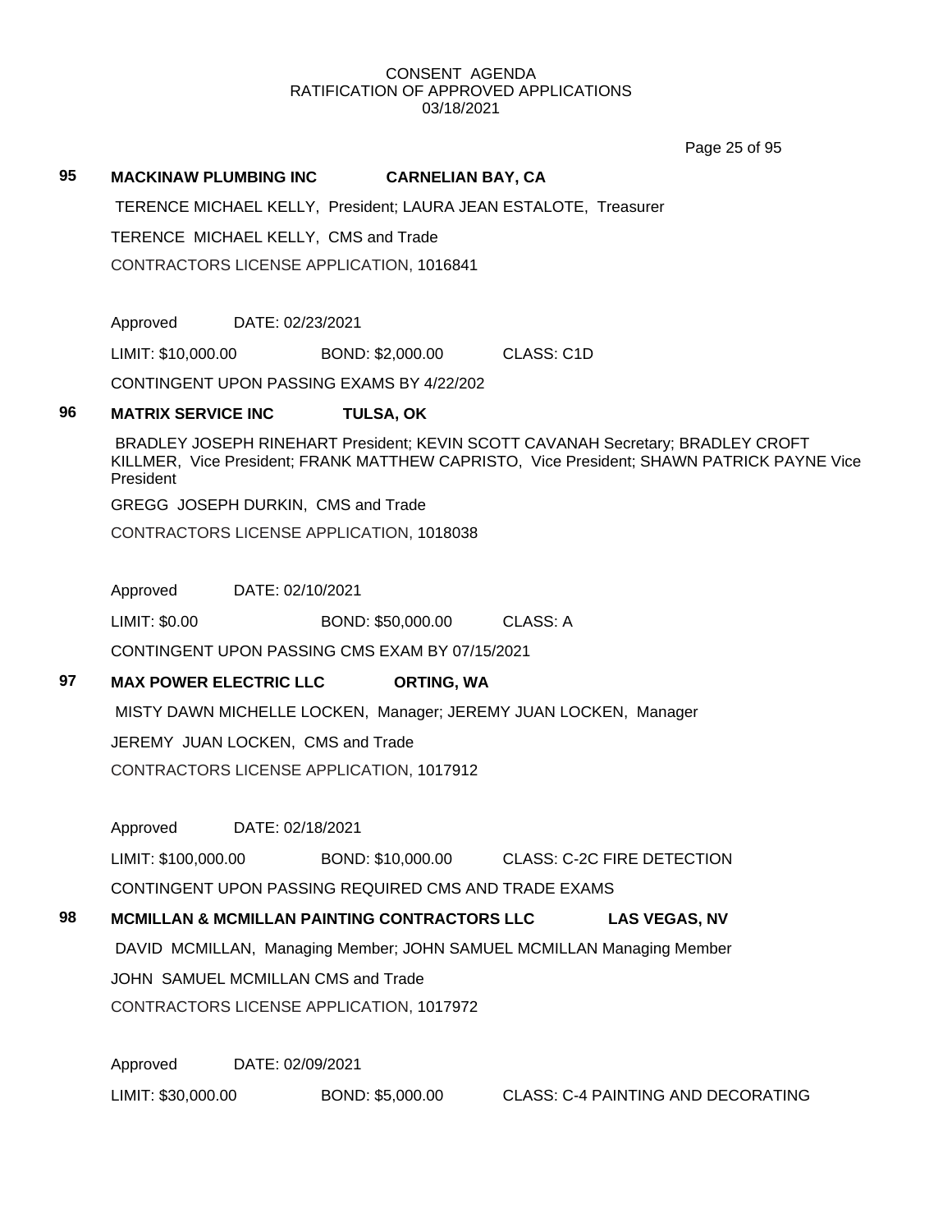CONSENT AGENDA
RATIFICATION OF APPROVED APPLICATIONS
03/18/2021

**95 MACKINAW PLUMBING INC CARNELIAN BAY, CA**

TERENCE MICHAEL KELLY, President; LAURA JEAN ESTALOTE, Treasurer

TERENCE MICHAEL KELLY, CMS and Trade

CONTRACTORS LICENSE APPLICATION, 1016841

Approved DATE: 02/23/2021

LIMIT: $10,000.00 BOND: $2,000.00 CLASS: C1D

CONTINGENT UPON PASSING EXAMS BY 4/22/202

**96 MATRIX SERVICE INC TULSA, OK**

BRADLEY JOSEPH RINEHART President; KEVIN SCOTT CAVANAH Secretary; BRADLEY CROFT KILLMER, Vice President; FRANK MATTHEW CAPRISTO, Vice President; SHAWN PATRICK PAYNE Vice President

GREGG JOSEPH DURKIN, CMS and Trade

CONTRACTORS LICENSE APPLICATION, 1018038

Approved DATE: 02/10/2021

LIMIT: $0.00 BOND: $50,000.00 CLASS: A

CONTINGENT UPON PASSING CMS EXAM BY 07/15/2021

**97 MAX POWER ELECTRIC LLC ORTING, WA**

MISTY DAWN MICHELLE LOCKEN, Manager; JEREMY JUAN LOCKEN, Manager

JEREMY JUAN LOCKEN, CMS and Trade

CONTRACTORS LICENSE APPLICATION, 1017912

Approved DATE: 02/18/2021

LIMIT: $100,000.00 BOND: $10,000.00 CLASS: C-2C FIRE DETECTION

CONTINGENT UPON PASSING REQUIRED CMS AND TRADE EXAMS

**98 MCMILLAN & MCMILLAN PAINTING CONTRACTORS LLC LAS VEGAS, NV**

DAVID MCMILLAN, Managing Member; JOHN SAMUEL MCMILLAN Managing Member

JOHN SAMUEL MCMILLAN CMS and Trade

CONTRACTORS LICENSE APPLICATION, 1017972

Approved DATE: 02/09/2021

LIMIT: $30,000.00 BOND: $5,000.00 CLASS: C-4 PAINTING AND DECORATING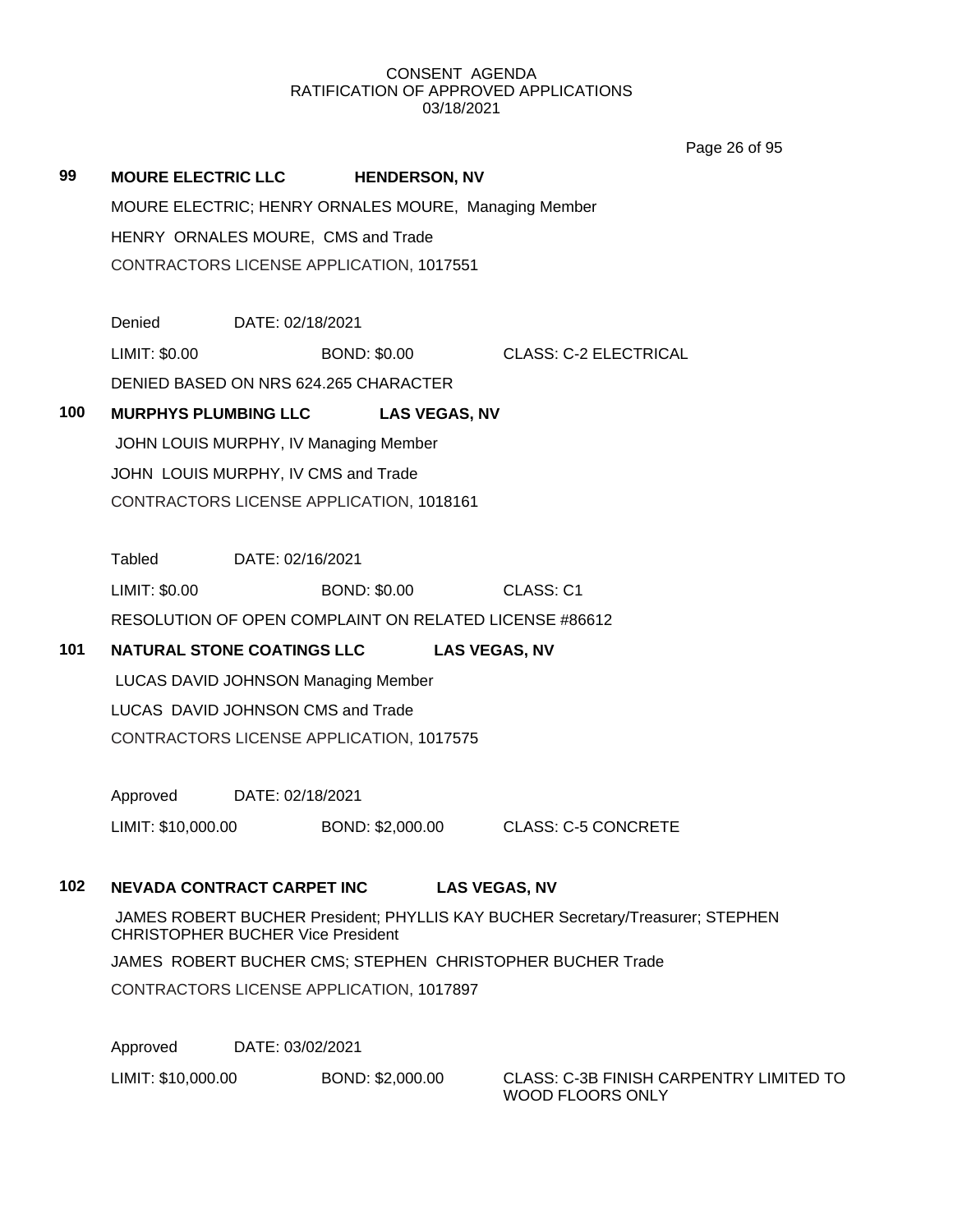# CONSENT AGENDA
## RATIFICATION OF APPROVED APPLICATIONS
03/18/2021

**99** **MOURE ELECTRIC LLC** **HENDERSON, NV**

MOURE ELECTRIC; HENRY ORNALES MOURE, Managing Member

HENRY ORNALES MOURE, CMS and Trade

CONTRACTORS LICENSE APPLICATION, 1017551

Denied DATE: 02/18/2021

LIMIT: $0.00 BOND: $0.00 CLASS: C-2 ELECTRICAL

DENIED BASED ON NRS 624.265 CHARACTER

**100** **MURPHYS PLUMBING LLC** **LAS VEGAS, NV**

JOHN LOUIS MURPHY, IV Managing Member

JOHN LOUIS MURPHY, IV CMS and Trade

CONTRACTORS LICENSE APPLICATION, 1018161

Tabled DATE: 02/16/2021

LIMIT: $0.00 BOND: $0.00 CLASS: C1

RESOLUTION OF OPEN COMPLAINT ON RELATED LICENSE #86612

**101** **NATURAL STONE COATINGS LLC** **LAS VEGAS, NV**

LUCAS DAVID JOHNSON Managing Member

LUCAS DAVID JOHNSON CMS and Trade

CONTRACTORS LICENSE APPLICATION, 1017575

Approved DATE: 02/18/2021

LIMIT: $10,000.00 BOND: $2,000.00 CLASS: C-5 CONCRETE

**102** **NEVADA CONTRACT CARPET INC** **LAS VEGAS, NV**

JAMES ROBERT BUCHER President; PHYLLIS KAY BUCHER Secretary/Treasurer; STEPHEN CHRISTOPHER BUCHER Vice President

JAMES ROBERT BUCHER CMS; STEPHEN CHRISTOPHER BUCHER Trade

CONTRACTORS LICENSE APPLICATION, 1017897

Approved DATE: 03/02/2021

LIMIT: $10,000.00 BOND: $2,000.00 CLASS: C-3B FINISH CARPENTRY LIMITED TO WOOD FLOORS ONLY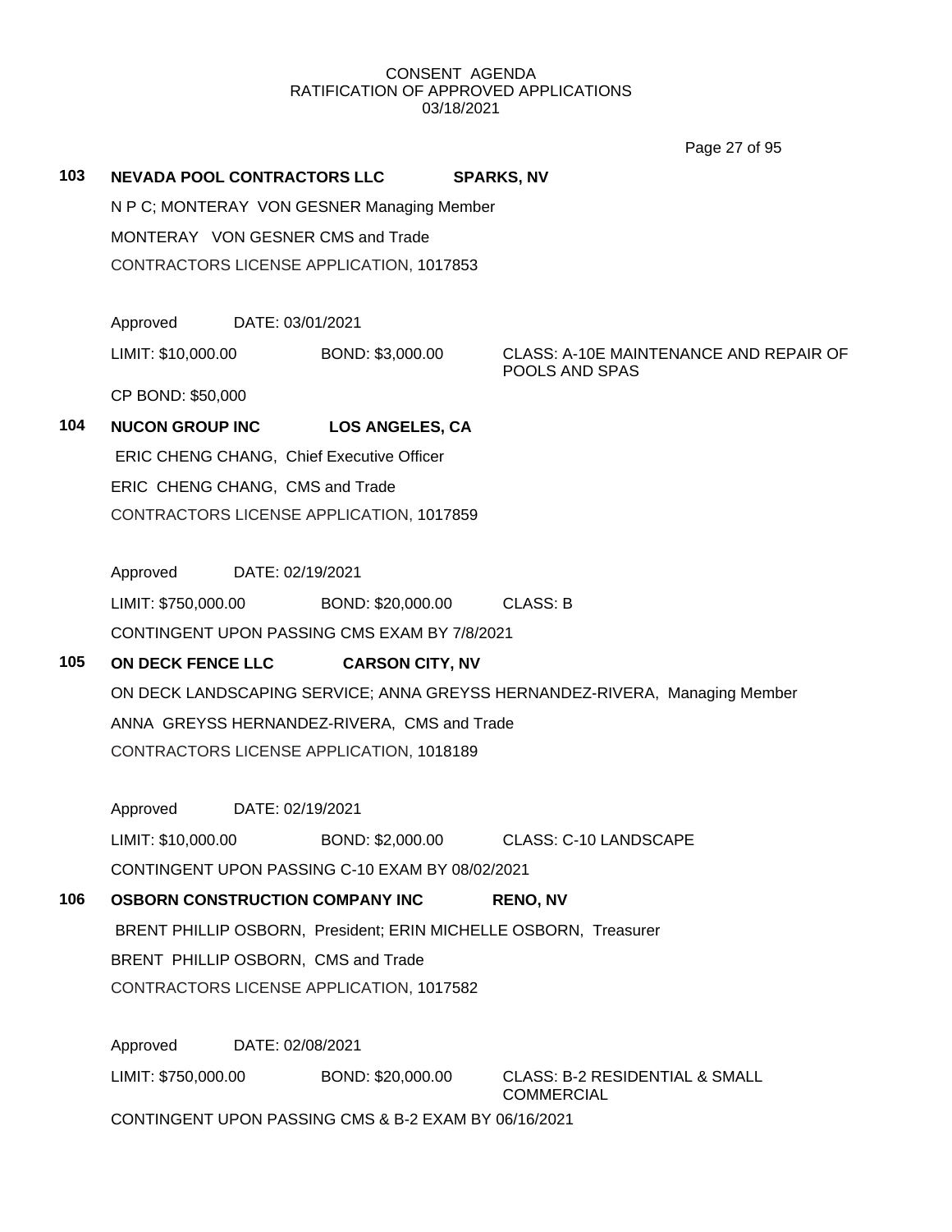CONSENT AGENDA
RATIFICATION OF APPROVED APPLICATIONS
03/18/2021

**103 NEVADA POOL CONTRACTORS LLC SPARKS, NV**

N P C; MONTERAY VON GESNER Managing Member

MONTERAY VON GESNER CMS and Trade

CONTRACTORS LICENSE APPLICATION, 1017853

Approved DATE: 03/01/2021

LIMIT: $10,000.00 BOND: $3,000.00 CLASS: A-10E MAINTENANCE AND REPAIR OF POOLS AND SPAS

CP BOND: $50,000

**104 NUCON GROUP INC LOS ANGELES, CA**

ERIC CHENG CHANG, Chief Executive Officer

ERIC CHENG CHANG, CMS and Trade

CONTRACTORS LICENSE APPLICATION, 1017859

Approved DATE: 02/19/2021

LIMIT: $750,000.00 BOND: $20,000.00 CLASS: B

CONTINGENT UPON PASSING CMS EXAM BY 7/8/2021

**105 ON DECK FENCE LLC CARSON CITY, NV**

ON DECK LANDSCAPING SERVICE; ANNA GREYSS HERNANDEZ-RIVERA, Managing Member

ANNA GREYSS HERNANDEZ-RIVERA, CMS and Trade

CONTRACTORS LICENSE APPLICATION, 1018189

Approved DATE: 02/19/2021

LIMIT: $10,000.00 BOND: $2,000.00 CLASS: C-10 LANDSCAPE

CONTINGENT UPON PASSING C-10 EXAM BY 08/02/2021

**106 OSBORN CONSTRUCTION COMPANY INC RENO, NV**

BRENT PHILLIP OSBORN, President; ERIN MICHELLE OSBORN, Treasurer

BRENT PHILLIP OSBORN, CMS and Trade

CONTRACTORS LICENSE APPLICATION, 1017582

Approved DATE: 02/08/2021

LIMIT: $750,000.00 BOND: $20,000.00 CLASS: B-2 RESIDENTIAL & SMALL COMMERCIAL

CONTINGENT UPON PASSING CMS & B-2 EXAM BY 06/16/2021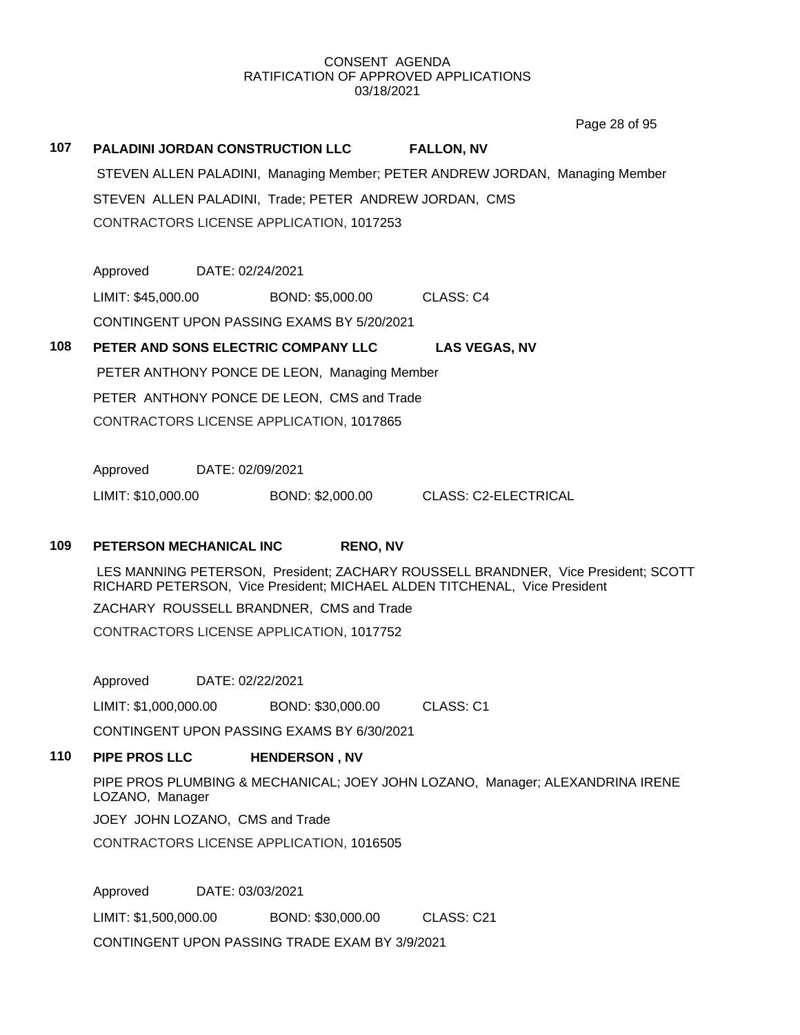CONSENT AGENDA
RATIFICATION OF APPROVED APPLICATIONS
03/18/2021

**107 PALADINI JORDAN CONSTRUCTION LLC FALLON, NV**

STEVEN ALLEN PALADINI, Managing Member; PETER ANDREW JORDAN, Managing Member

STEVEN ALLEN PALADINI, Trade; PETER ANDREW JORDAN, CMS

CONTRACTORS LICENSE APPLICATION, 1017253

Approved DATE: 02/24/2021

LIMIT: $45,000.00 BOND: $5,000.00 CLASS: C4

CONTINGENT UPON PASSING EXAMS BY 5/20/2021

**108 PETER AND SONS ELECTRIC COMPANY LLC LAS VEGAS, NV**

PETER ANTHONY PONCE DE LEON, Managing Member

PETER ANTHONY PONCE DE LEON, CMS and Trade

CONTRACTORS LICENSE APPLICATION, 1017865

Approved DATE: 02/09/2021

LIMIT: $10,000.00 BOND: $2,000.00 CLASS: C2-ELECTRICAL

**109 PETERSON MECHANICAL INC RENO, NV**

LES MANNING PETERSON, President; ZACHARY ROUSSELL BRANDNER, Vice President; SCOTT RICHARD PETERSON, Vice President; MICHAEL ALDEN TITCHENAL, Vice President

ZACHARY ROUSSELL BRANDNER, CMS and Trade

CONTRACTORS LICENSE APPLICATION, 1017752

Approved DATE: 02/22/2021

LIMIT: $1,000,000.00 BOND: $30,000.00 CLASS: C1

CONTINGENT UPON PASSING EXAMS BY 6/30/2021

**110 PIPE PROS LLC HENDERSON , NV**

PIPE PROS PLUMBING & MECHANICAL; JOEY JOHN LOZANO, Manager; ALEXANDRINA IRENE LOZANO, Manager

JOEY JOHN LOZANO, CMS and Trade

CONTRACTORS LICENSE APPLICATION, 1016505

Approved DATE: 03/03/2021

LIMIT: $1,500,000.00 BOND: $30,000.00 CLASS: C21

CONTINGENT UPON PASSING TRADE EXAM BY 3/9/2021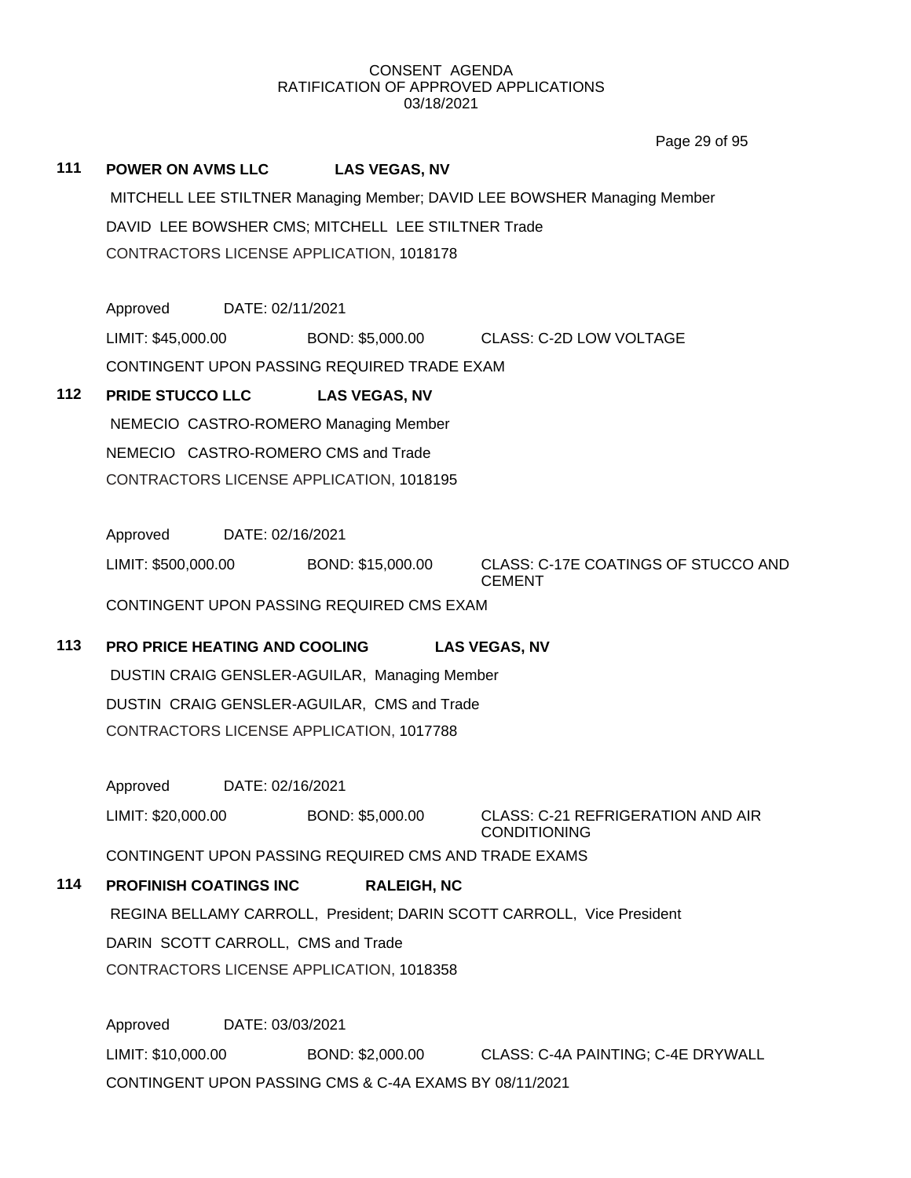CONSENT AGENDA
RATIFICATION OF APPROVED APPLICATIONS
03/18/2021

**111 POWER ON AVMS LLC LAS VEGAS, NV**

MITCHELL LEE STILTNER Managing Member; DAVID LEE BOWSHER Managing Member

DAVID LEE BOWSHER CMS; MITCHELL LEE STILTNER Trade

CONTRACTORS LICENSE APPLICATION, 1018178

Approved DATE: 02/11/2021

LIMIT: $45,000.00 BOND: $5,000.00 CLASS: C-2D LOW VOLTAGE

CONTINGENT UPON PASSING REQUIRED TRADE EXAM

**112 PRIDE STUCCO LLC LAS VEGAS, NV**

NEMECIO CASTRO-ROMERO Managing Member

NEMECIO CASTRO-ROMERO CMS and Trade

CONTRACTORS LICENSE APPLICATION, 1018195

Approved DATE: 02/16/2021

LIMIT: $500,000.00 BOND: $15,000.00 CLASS: C-17E COATINGS OF STUCCO AND CEMENT

CONTINGENT UPON PASSING REQUIRED CMS EXAM

**113 PRO PRICE HEATING AND COOLING LAS VEGAS, NV**

DUSTIN CRAIG GENSLER-AGUILAR, Managing Member

DUSTIN CRAIG GENSLER-AGUILAR, CMS and Trade

CONTRACTORS LICENSE APPLICATION, 1017788

Approved DATE: 02/16/2021

LIMIT: $20,000.00 BOND: $5,000.00 CLASS: C-21 REFRIGERATION AND AIR CONDITIONING

CONTINGENT UPON PASSING REQUIRED CMS AND TRADE EXAMS

**114 PROFINISH COATINGS INC RALEIGH, NC**

REGINA BELLAMY CARROLL, President; DARIN SCOTT CARROLL, Vice President

DARIN SCOTT CARROLL, CMS and Trade

CONTRACTORS LICENSE APPLICATION, 1018358

Approved DATE: 03/03/2021

LIMIT: $10,000.00 BOND: $2,000.00 CLASS: C-4A PAINTING; C-4E DRYWALL

CONTINGENT UPON PASSING CMS & C-4A EXAMS BY 08/11/2021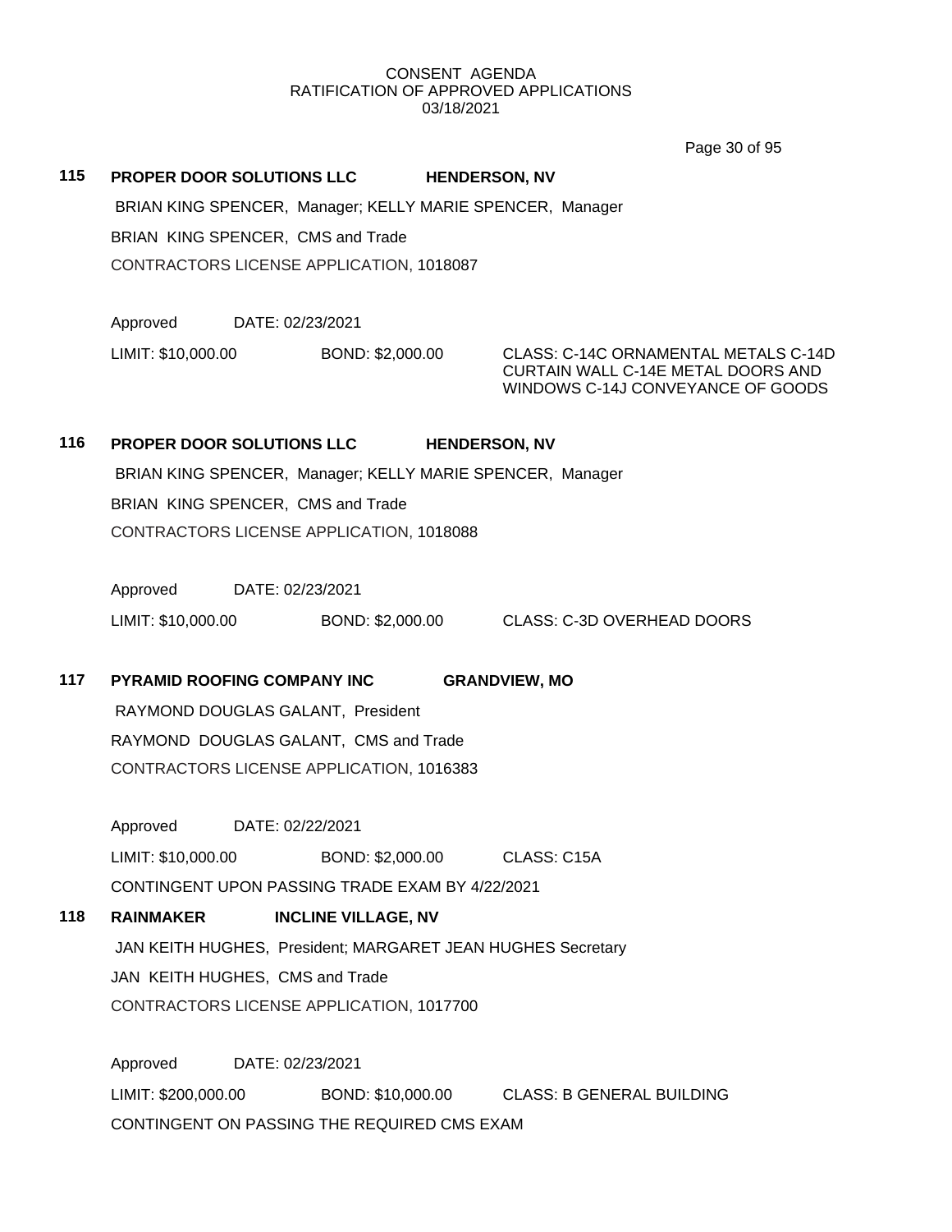CONSENT AGENDA
RATIFICATION OF APPROVED APPLICATIONS
03/18/2021

**115 PROPER DOOR SOLUTIONS LLC HENDERSON, NV**

BRIAN KING SPENCER, Manager; KELLY MARIE SPENCER, Manager

BRIAN KING SPENCER, CMS and Trade

CONTRACTORS LICENSE APPLICATION, 1018087

Approved DATE: 02/23/2021

LIMIT: $10,000.00 BOND: $2,000.00 CLASS: C-14C ORNAMENTAL METALS C-14D CURTAIN WALL C-14E METAL DOORS AND WINDOWS C-14J CONVEYANCE OF GOODS

**116 PROPER DOOR SOLUTIONS LLC HENDERSON, NV**

BRIAN KING SPENCER, Manager; KELLY MARIE SPENCER, Manager

BRIAN KING SPENCER, CMS and Trade

CONTRACTORS LICENSE APPLICATION, 1018088

Approved DATE: 02/23/2021

LIMIT: $10,000.00 BOND: $2,000.00 CLASS: C-3D OVERHEAD DOORS

**117 PYRAMID ROOFING COMPANY INC GRANDVIEW, MO**

RAYMOND DOUGLAS GALANT, President

RAYMOND DOUGLAS GALANT, CMS and Trade

CONTRACTORS LICENSE APPLICATION, 1016383

Approved DATE: 02/22/2021

LIMIT: $10,000.00 BOND: $2,000.00 CLASS: C15A

CONTINGENT UPON PASSING TRADE EXAM BY 4/22/2021

**118 RAINMAKER INCLINE VILLAGE, NV**

JAN KEITH HUGHES, President; MARGARET JEAN HUGHES Secretary

JAN KEITH HUGHES, CMS and Trade

CONTRACTORS LICENSE APPLICATION, 1017700

Approved DATE: 02/23/2021

LIMIT: $200,000.00 BOND: $10,000.00 CLASS: B GENERAL BUILDING

CONTINGENT ON PASSING THE REQUIRED CMS EXAM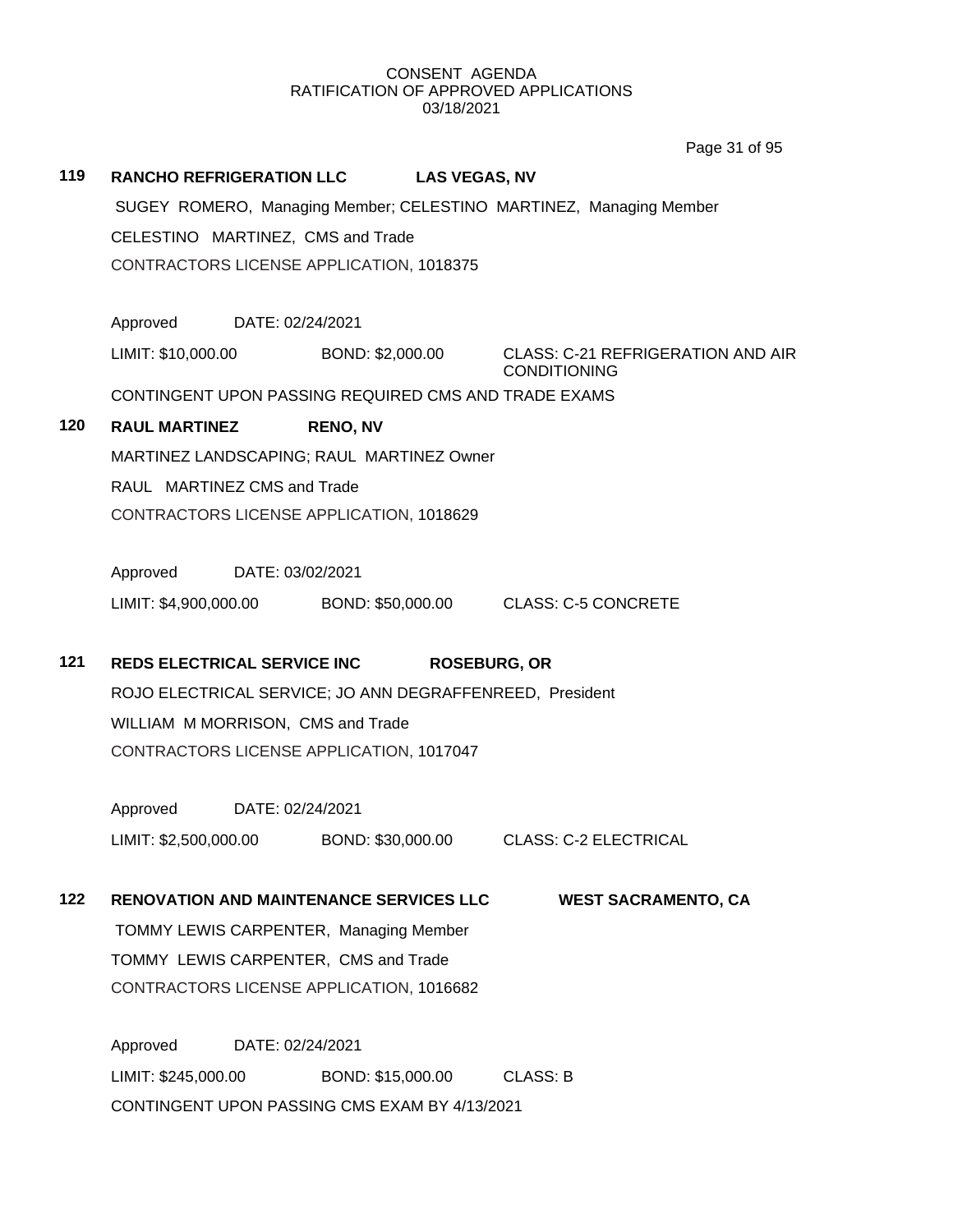CONSENT AGENDA
RATIFICATION OF APPROVED APPLICATIONS
03/18/2021

**119** **RANCHO REFRIGERATION LLC** **LAS VEGAS, NV**

SUGEY ROMERO, Managing Member; CELESTINO MARTINEZ, Managing Member

CELESTINO MARTINEZ, CMS and Trade

CONTRACTORS LICENSE APPLICATION, 1018375

Approved DATE: 02/24/2021

LIMIT: $10,000.00 BOND: $2,000.00 CLASS: C-21 REFRIGERATION AND AIR CONDITIONING

CONTINGENT UPON PASSING REQUIRED CMS AND TRADE EXAMS

**120** **RAUL MARTINEZ** **RENO, NV**

MARTINEZ LANDSCAPING; RAUL MARTINEZ Owner

RAUL MARTINEZ CMS and Trade

CONTRACTORS LICENSE APPLICATION, 1018629

Approved DATE: 03/02/2021

LIMIT: $4,900,000.00 BOND: $50,000.00 CLASS: C-5 CONCRETE

**121** **REDS ELECTRICAL SERVICE INC** **ROSEBURG, OR**

ROJO ELECTRICAL SERVICE; JO ANN DEGRAFFENREED, President

WILLIAM M MORRISON, CMS and Trade

CONTRACTORS LICENSE APPLICATION, 1017047

Approved DATE: 02/24/2021

LIMIT: $2,500,000.00 BOND: $30,000.00 CLASS: C-2 ELECTRICAL

**122** **RENOVATION AND MAINTENANCE SERVICES LLC** **WEST SACRAMENTO, CA**

TOMMY LEWIS CARPENTER, Managing Member

TOMMY LEWIS CARPENTER, CMS and Trade

CONTRACTORS LICENSE APPLICATION, 1016682

Approved DATE: 02/24/2021

LIMIT: $245,000.00 BOND: $15,000.00 CLASS: B

CONTINGENT UPON PASSING CMS EXAM BY 4/13/2021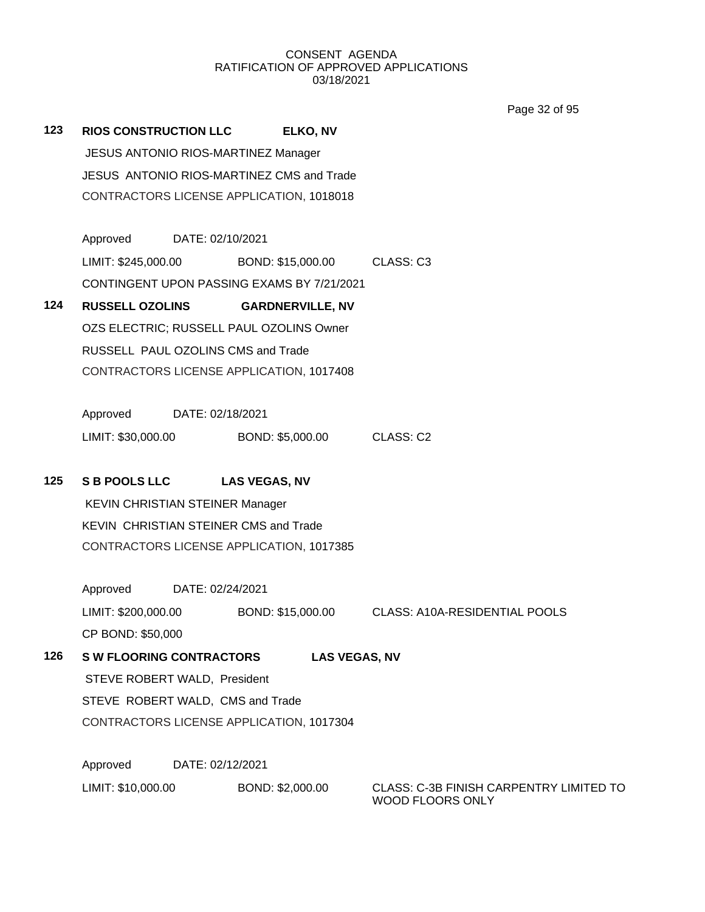CONSENT AGENDA
RATIFICATION OF APPROVED APPLICATIONS
03/18/2021

**123 RIOS CONSTRUCTION LLC ELKO, NV**

JESUS ANTONIO RIOS-MARTINEZ Manager
JESUS ANTONIO RIOS-MARTINEZ CMS and Trade
CONTRACTORS LICENSE APPLICATION, 1018018

Approved DATE: 02/10/2021
LIMIT: $245,000.00 BOND: $15,000.00 CLASS: C3
CONTINGENT UPON PASSING EXAMS BY 7/21/2021

**124 RUSSELL OZOLINS GARDNERVILLE, NV**

OZS ELECTRIC; RUSSELL PAUL OZOLINS Owner
RUSSELL PAUL OZOLINS CMS and Trade
CONTRACTORS LICENSE APPLICATION, 1017408

Approved DATE: 02/18/2021
LIMIT: $30,000.00 BOND: $5,000.00 CLASS: C2

**125 S B POOLS LLC LAS VEGAS, NV**

KEVIN CHRISTIAN STEINER Manager
KEVIN CHRISTIAN STEINER CMS and Trade
CONTRACTORS LICENSE APPLICATION, 1017385

Approved DATE: 02/24/2021
LIMIT: $200,000.00 BOND: $15,000.00 CLASS: A10A-RESIDENTIAL POOLS
CP BOND: $50,000

**126 S W FLOORING CONTRACTORS LAS VEGAS, NV**

STEVE ROBERT WALD, President
STEVE ROBERT WALD, CMS and Trade
CONTRACTORS LICENSE APPLICATION, 1017304

Approved DATE: 02/12/2021
LIMIT: $10,000.00 BOND: $2,000.00 CLASS: C-3B FINISH CARPENTRY LIMITED TO WOOD FLOORS ONLY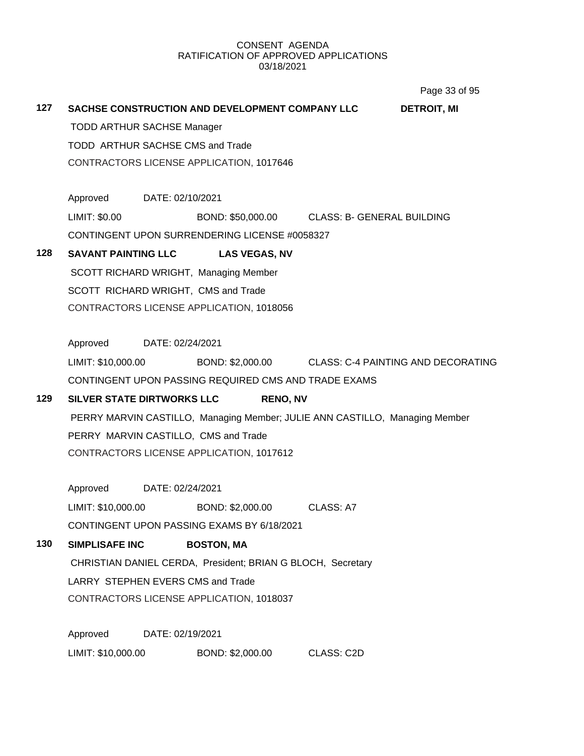CONSENT AGENDA
RATIFICATION OF APPROVED APPLICATIONS
03/18/2021

**127 SACHSE CONSTRUCTION AND DEVELOPMENT COMPANY LLC — DETROIT, MI**

TODD ARTHUR SACHSE Manager

TODD ARTHUR SACHSE CMS and Trade

CONTRACTORS LICENSE APPLICATION, 1017646

Approved DATE: 02/10/2021

LIMIT: $0.00 BOND: $50,000.00 CLASS: B- GENERAL BUILDING

CONTINGENT UPON SURRENDERING LICENSE #0058327

**128 SAVANT PAINTING LLC — LAS VEGAS, NV**

SCOTT RICHARD WRIGHT, Managing Member

SCOTT RICHARD WRIGHT, CMS and Trade

CONTRACTORS LICENSE APPLICATION, 1018056

Approved DATE: 02/24/2021

LIMIT: $10,000.00 BOND: $2,000.00 CLASS: C-4 PAINTING AND DECORATING

CONTINGENT UPON PASSING REQUIRED CMS AND TRADE EXAMS

**129 SILVER STATE DIRTWORKS LLC — RENO, NV**

PERRY MARVIN CASTILLO, Managing Member; JULIE ANN CASTILLO, Managing Member

PERRY MARVIN CASTILLO, CMS and Trade

CONTRACTORS LICENSE APPLICATION, 1017612

Approved DATE: 02/24/2021

LIMIT: $10,000.00 BOND: $2,000.00 CLASS: A7

CONTINGENT UPON PASSING EXAMS BY 6/18/2021

**130 SIMPLISAFE INC — BOSTON, MA**

CHRISTIAN DANIEL CERDA, President; BRIAN G BLOCH, Secretary

LARRY STEPHEN EVERS CMS and Trade

CONTRACTORS LICENSE APPLICATION, 1018037

Approved DATE: 02/19/2021

LIMIT: $10,000.00 BOND: $2,000.00 CLASS: C2D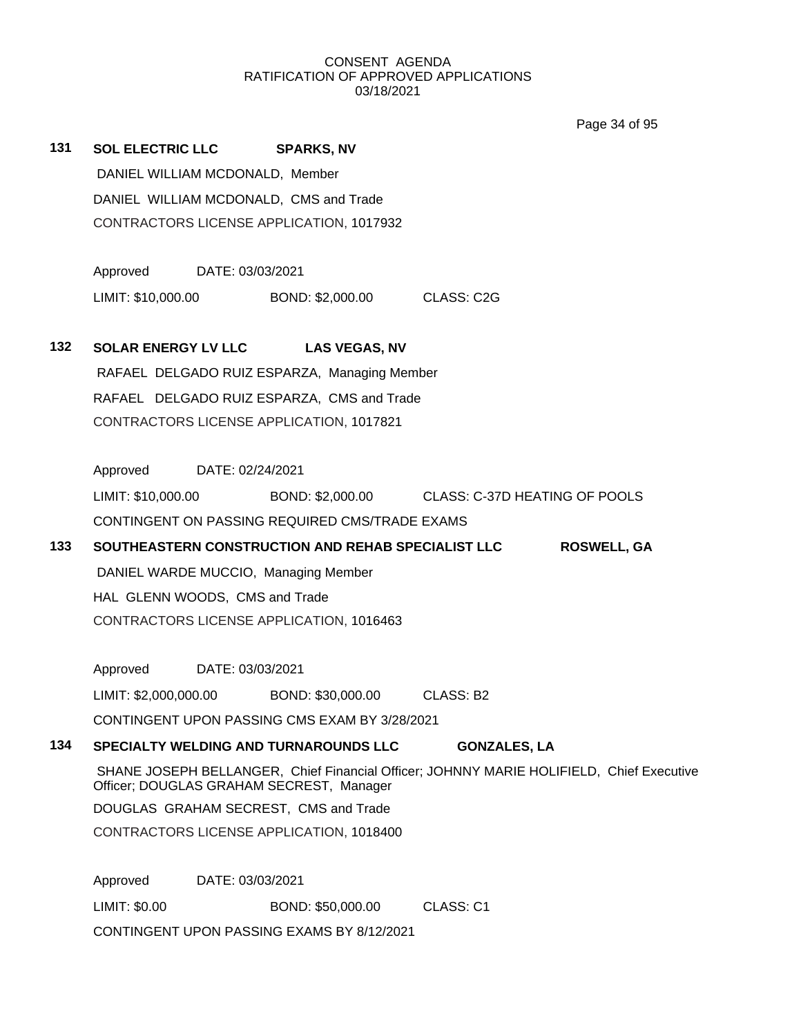CONSENT AGENDA
RATIFICATION OF APPROVED APPLICATIONS
03/18/2021

**131 SOL ELECTRIC LLC SPARKS, NV**

DANIEL WILLIAM MCDONALD, Member

DANIEL WILLIAM MCDONALD, CMS and Trade

CONTRACTORS LICENSE APPLICATION, 1017932

Approved DATE: 03/03/2021

LIMIT: $10,000.00 BOND: $2,000.00 CLASS: C2G

**132 SOLAR ENERGY LV LLC LAS VEGAS, NV**

RAFAEL DELGADO RUIZ ESPARZA, Managing Member

RAFAEL DELGADO RUIZ ESPARZA, CMS and Trade

CONTRACTORS LICENSE APPLICATION, 1017821

Approved DATE: 02/24/2021

LIMIT: $10,000.00 BOND: $2,000.00 CLASS: C-37D HEATING OF POOLS

CONTINGENT ON PASSING REQUIRED CMS/TRADE EXAMS

**133 SOUTHEASTERN CONSTRUCTION AND REHAB SPECIALIST LLC ROSWELL, GA**

DANIEL WARDE MUCCIO, Managing Member

HAL GLENN WOODS, CMS and Trade

CONTRACTORS LICENSE APPLICATION, 1016463

Approved DATE: 03/03/2021

LIMIT: $2,000,000.00 BOND: $30,000.00 CLASS: B2

CONTINGENT UPON PASSING CMS EXAM BY 3/28/2021

**134 SPECIALTY WELDING AND TURNAROUNDS LLC GONZALES, LA**

SHANE JOSEPH BELLANGER, Chief Financial Officer; JOHNNY MARIE HOLIFIELD, Chief Executive Officer; DOUGLAS GRAHAM SECREST, Manager

DOUGLAS GRAHAM SECREST, CMS and Trade

CONTRACTORS LICENSE APPLICATION, 1018400

Approved DATE: 03/03/2021

LIMIT: $0.00 BOND: $50,000.00 CLASS: C1

CONTINGENT UPON PASSING EXAMS BY 8/12/2021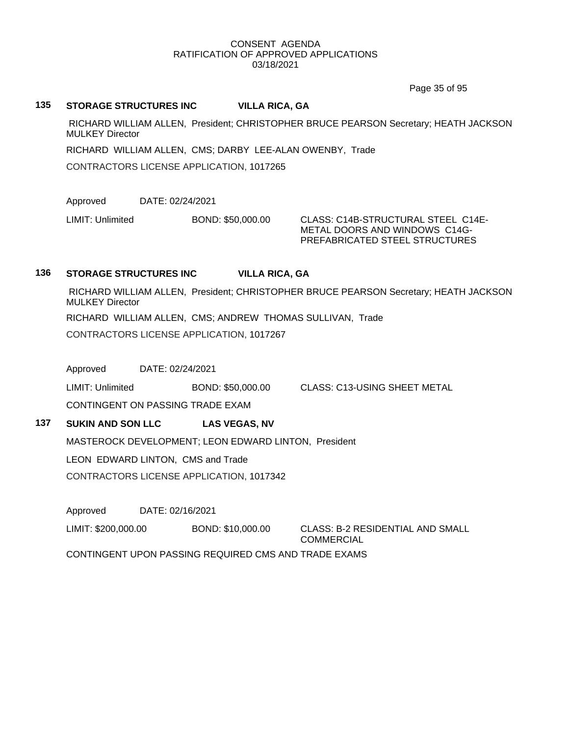CONSENT AGENDA
RATIFICATION OF APPROVED APPLICATIONS
03/18/2021

## 135 STORAGE STRUCTURES INC VILLA RICA, GA

RICHARD WILLIAM ALLEN, President; CHRISTOPHER BRUCE PEARSON Secretary; HEATH JACKSON MULKEY Director

RICHARD WILLIAM ALLEN, CMS; DARBY LEE-ALAN OWENBY, Trade

CONTRACTORS LICENSE APPLICATION, 1017265

Approved DATE: 02/24/2021

LIMIT: Unlimited BOND: $50,000.00 CLASS: C14B-STRUCTURAL STEEL C14E-METAL DOORS AND WINDOWS C14G-PREFABRICATED STEEL STRUCTURES

## 136 STORAGE STRUCTURES INC VILLA RICA, GA

RICHARD WILLIAM ALLEN, President; CHRISTOPHER BRUCE PEARSON Secretary; HEATH JACKSON MULKEY Director

RICHARD WILLIAM ALLEN, CMS; ANDREW THOMAS SULLIVAN, Trade

CONTRACTORS LICENSE APPLICATION, 1017267

Approved DATE: 02/24/2021

LIMIT: Unlimited BOND: $50,000.00 CLASS: C13-USING SHEET METAL

CONTINGENT ON PASSING TRADE EXAM

## 137 SUKIN AND SON LLC LAS VEGAS, NV

MASTEROCK DEVELOPMENT; LEON EDWARD LINTON, President

LEON EDWARD LINTON, CMS and Trade

CONTRACTORS LICENSE APPLICATION, 1017342

Approved DATE: 02/16/2021

LIMIT: $200,000.00 BOND: $10,000.00 CLASS: B-2 RESIDENTIAL AND SMALL COMMERCIAL

CONTINGENT UPON PASSING REQUIRED CMS AND TRADE EXAMS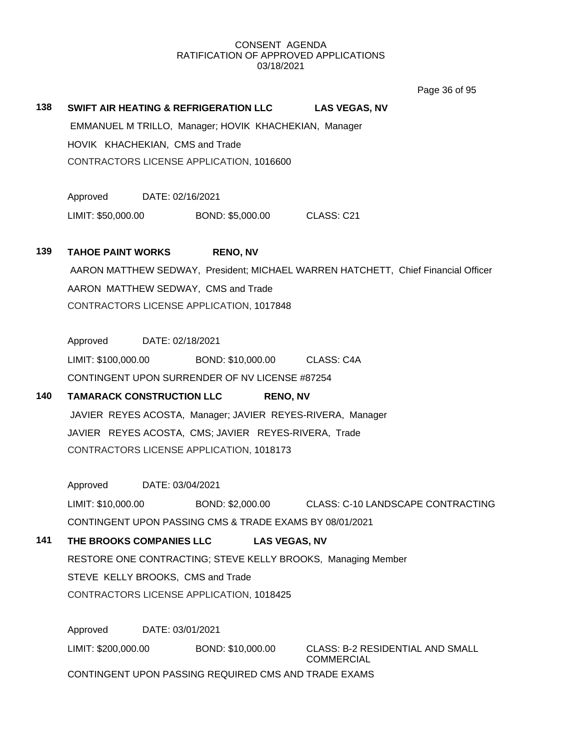CONSENT AGENDA
RATIFICATION OF APPROVED APPLICATIONS
03/18/2021

**138 SWIFT AIR HEATING & REFRIGERATION LLC LAS VEGAS, NV**

EMMANUEL M TRILLO, Manager; HOVIK KHACHEKIAN, Manager

HOVIK KHACHEKIAN, CMS and Trade

CONTRACTORS LICENSE APPLICATION, 1016600

Approved DATE: 02/16/2021

LIMIT: $50,000.00 BOND: $5,000.00 CLASS: C21

**139 TAHOE PAINT WORKS RENO, NV**

AARON MATTHEW SEDWAY, President; MICHAEL WARREN HATCHETT, Chief Financial Officer

AARON MATTHEW SEDWAY, CMS and Trade

CONTRACTORS LICENSE APPLICATION, 1017848

Approved DATE: 02/18/2021

LIMIT: $100,000.00 BOND: $10,000.00 CLASS: C4A

CONTINGENT UPON SURRENDER OF NV LICENSE #87254

**140 TAMARACK CONSTRUCTION LLC RENO, NV**

JAVIER REYES ACOSTA, Manager; JAVIER REYES-RIVERA, Manager

JAVIER REYES ACOSTA, CMS; JAVIER REYES-RIVERA, Trade

CONTRACTORS LICENSE APPLICATION, 1018173

Approved DATE: 03/04/2021

LIMIT: $10,000.00 BOND: $2,000.00 CLASS: C-10 LANDSCAPE CONTRACTING

CONTINGENT UPON PASSING CMS & TRADE EXAMS BY 08/01/2021

**141 THE BROOKS COMPANIES LLC LAS VEGAS, NV**

RESTORE ONE CONTRACTING; STEVE KELLY BROOKS, Managing Member

STEVE KELLY BROOKS, CMS and Trade

CONTRACTORS LICENSE APPLICATION, 1018425

Approved DATE: 03/01/2021

LIMIT: $200,000.00 BOND: $10,000.00 CLASS: B-2 RESIDENTIAL AND SMALL COMMERCIAL

CONTINGENT UPON PASSING REQUIRED CMS AND TRADE EXAMS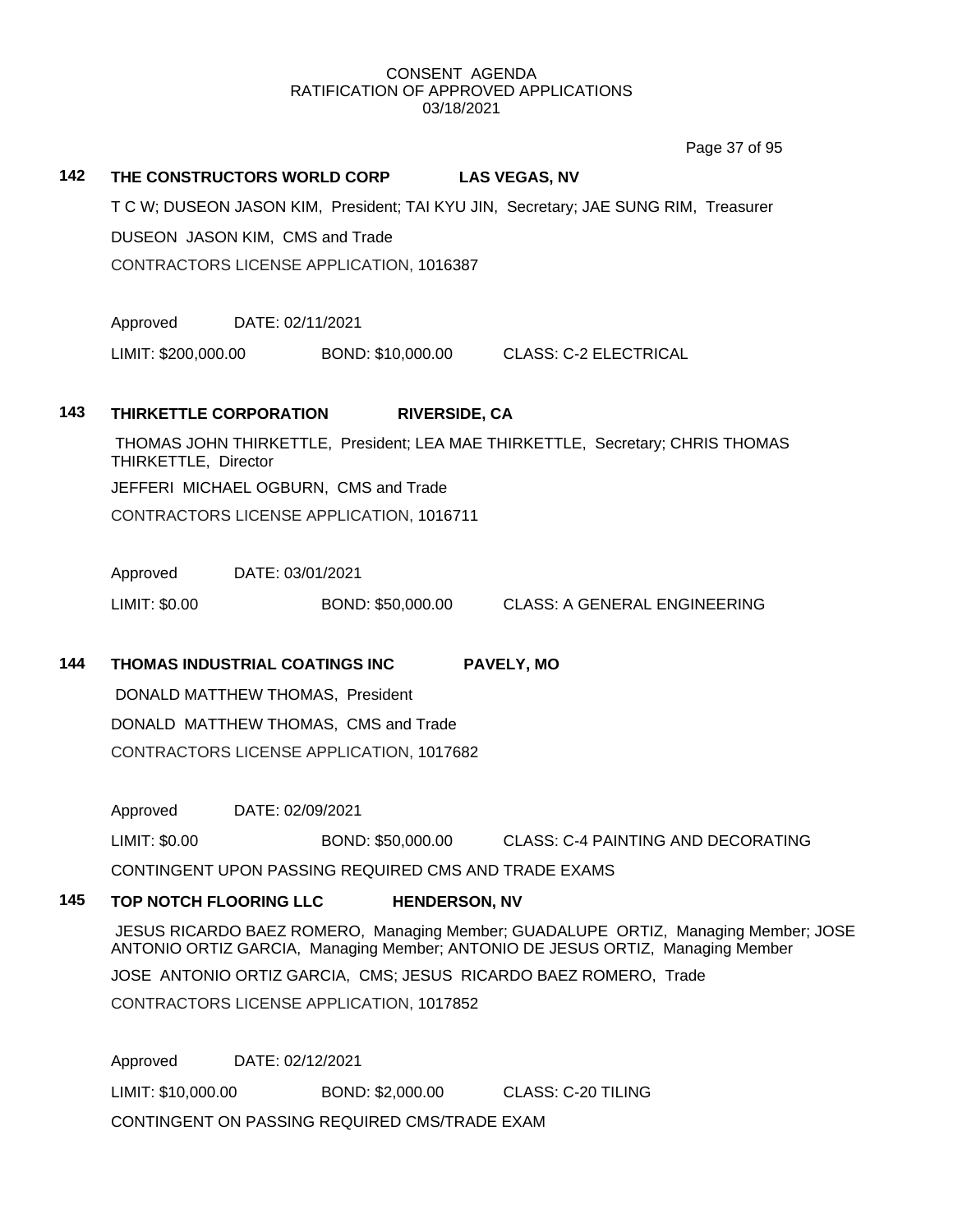CONSENT AGENDA
RATIFICATION OF APPROVED APPLICATIONS
03/18/2021

**142 THE CONSTRUCTORS WORLD CORP LAS VEGAS, NV**

T C W; DUSEON JASON KIM, President; TAI KYU JIN, Secretary; JAE SUNG RIM, Treasurer

DUSEON JASON KIM, CMS and Trade

CONTRACTORS LICENSE APPLICATION, 1016387

Approved DATE: 02/11/2021

LIMIT: $200,000.00 BOND: $10,000.00 CLASS: C-2 ELECTRICAL

**143 THIRKETTLE CORPORATION RIVERSIDE, CA**

THOMAS JOHN THIRKETTLE, President; LEA MAE THIRKETTLE, Secretary; CHRIS THOMAS THIRKETTLE, Director

JEFFERI MICHAEL OGBURN, CMS and Trade

CONTRACTORS LICENSE APPLICATION, 1016711

Approved DATE: 03/01/2021

LIMIT: $0.00 BOND: $50,000.00 CLASS: A GENERAL ENGINEERING

**144 THOMAS INDUSTRIAL COATINGS INC PAVELY, MO**

DONALD MATTHEW THOMAS, President

DONALD MATTHEW THOMAS, CMS and Trade

CONTRACTORS LICENSE APPLICATION, 1017682

Approved DATE: 02/09/2021

LIMIT: $0.00 BOND: $50,000.00 CLASS: C-4 PAINTING AND DECORATING

CONTINGENT UPON PASSING REQUIRED CMS AND TRADE EXAMS

**145 TOP NOTCH FLOORING LLC HENDERSON, NV**

JESUS RICARDO BAEZ ROMERO, Managing Member; GUADALUPE ORTIZ, Managing Member; JOSE ANTONIO ORTIZ GARCIA, Managing Member; ANTONIO DE JESUS ORTIZ, Managing Member

JOSE ANTONIO ORTIZ GARCIA, CMS; JESUS RICARDO BAEZ ROMERO, Trade

CONTRACTORS LICENSE APPLICATION, 1017852

Approved DATE: 02/12/2021

LIMIT: $10,000.00 BOND: $2,000.00 CLASS: C-20 TILING

CONTINGENT ON PASSING REQUIRED CMS/TRADE EXAM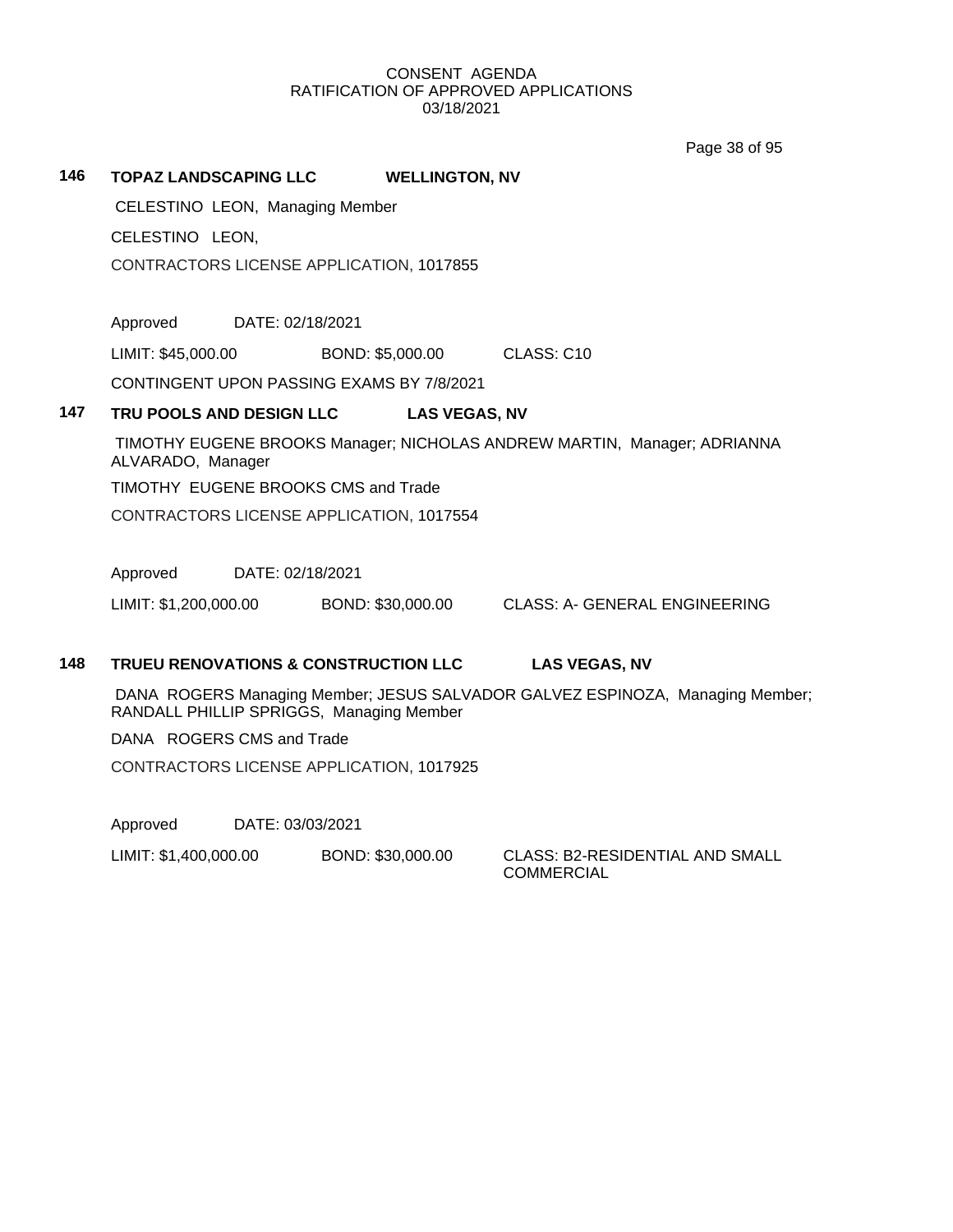CONSENT AGENDA
RATIFICATION OF APPROVED APPLICATIONS
03/18/2021

**146 TOPAZ LANDSCAPING LLC WELLINGTON, NV**

CELESTINO LEON, Managing Member

CELESTINO LEON,

CONTRACTORS LICENSE APPLICATION, 1017855

Approved DATE: 02/18/2021

LIMIT: $45,000.00 BOND: $5,000.00 CLASS: C10

CONTINGENT UPON PASSING EXAMS BY 7/8/2021

**147 TRU POOLS AND DESIGN LLC LAS VEGAS, NV**

TIMOTHY EUGENE BROOKS Manager; NICHOLAS ANDREW MARTIN, Manager; ADRIANNA ALVARADO, Manager

TIMOTHY EUGENE BROOKS CMS and Trade

CONTRACTORS LICENSE APPLICATION, 1017554

Approved DATE: 02/18/2021

LIMIT: $1,200,000.00 BOND: $30,000.00 CLASS: A- GENERAL ENGINEERING

**148 TRUEU RENOVATIONS & CONSTRUCTION LLC LAS VEGAS, NV**

DANA ROGERS Managing Member; JESUS SALVADOR GALVEZ ESPINOZA, Managing Member; RANDALL PHILLIP SPRIGGS, Managing Member

DANA ROGERS CMS and Trade

CONTRACTORS LICENSE APPLICATION, 1017925

Approved DATE: 03/03/2021

LIMIT: $1,400,000.00 BOND: $30,000.00 CLASS: B2-RESIDENTIAL AND SMALL COMMERCIAL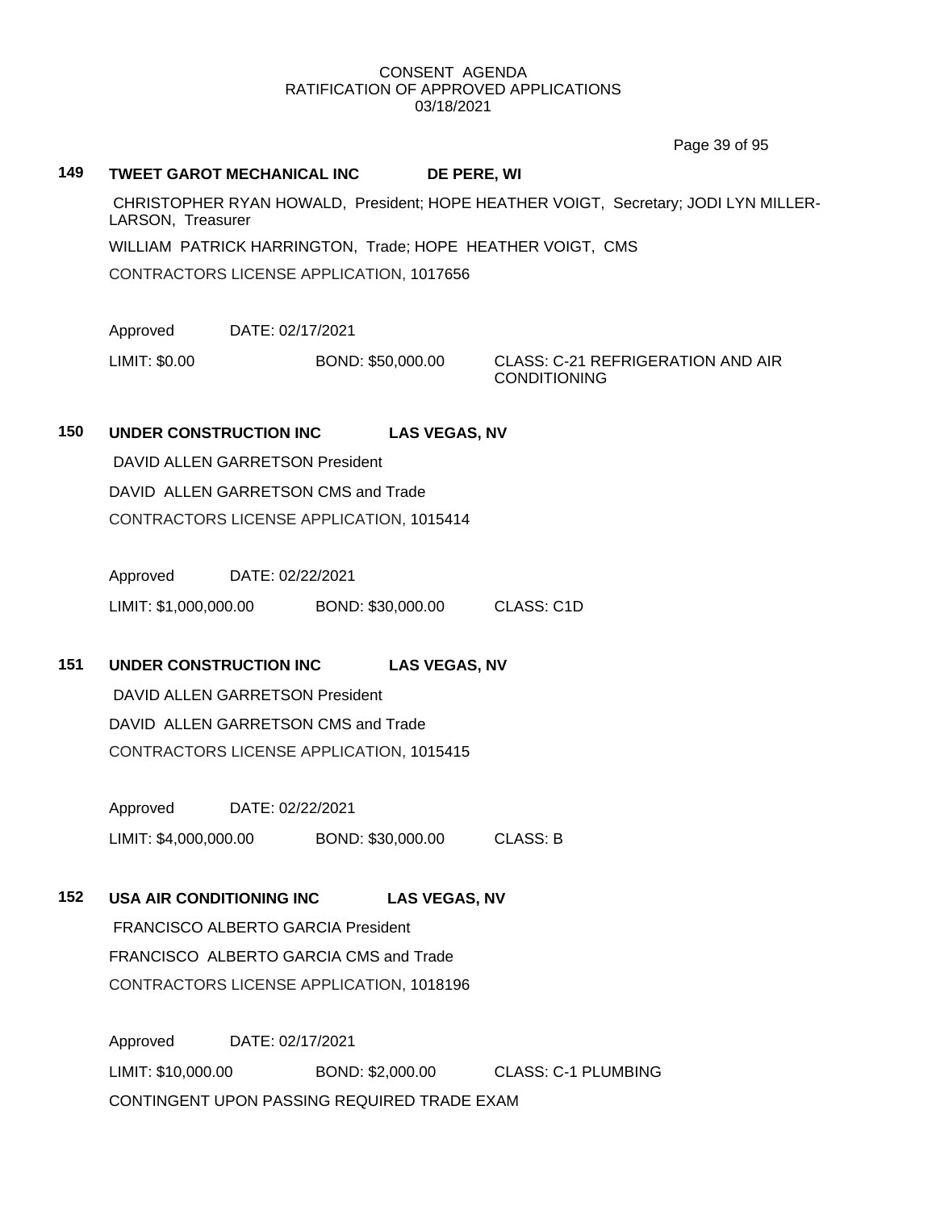CONSENT AGENDA
RATIFICATION OF APPROVED APPLICATIONS
03/18/2021

**149 TWEET GAROT MECHANICAL INC DE PERE, WI**

CHRISTOPHER RYAN HOWALD, President; HOPE HEATHER VOIGT, Secretary; JODI LYN MILLER-LARSON, Treasurer

WILLIAM PATRICK HARRINGTON, Trade; HOPE HEATHER VOIGT, CMS

CONTRACTORS LICENSE APPLICATION, 1017656

Approved DATE: 02/17/2021

LIMIT: $0.00 BOND: $50,000.00 CLASS: C-21 REFRIGERATION AND AIR CONDITIONING

**150 UNDER CONSTRUCTION INC LAS VEGAS, NV**

DAVID ALLEN GARRETSON President

DAVID ALLEN GARRETSON CMS and Trade

CONTRACTORS LICENSE APPLICATION, 1015414

Approved DATE: 02/22/2021

LIMIT: $1,000,000.00 BOND: $30,000.00 CLASS: C1D

**151 UNDER CONSTRUCTION INC LAS VEGAS, NV**

DAVID ALLEN GARRETSON President

DAVID ALLEN GARRETSON CMS and Trade

CONTRACTORS LICENSE APPLICATION, 1015415

Approved DATE: 02/22/2021

LIMIT: $4,000,000.00 BOND: $30,000.00 CLASS: B

**152 USA AIR CONDITIONING INC LAS VEGAS, NV**

FRANCISCO ALBERTO GARCIA President

FRANCISCO ALBERTO GARCIA CMS and Trade

CONTRACTORS LICENSE APPLICATION, 1018196

Approved DATE: 02/17/2021

LIMIT: $10,000.00 BOND: $2,000.00 CLASS: C-1 PLUMBING

CONTINGENT UPON PASSING REQUIRED TRADE EXAM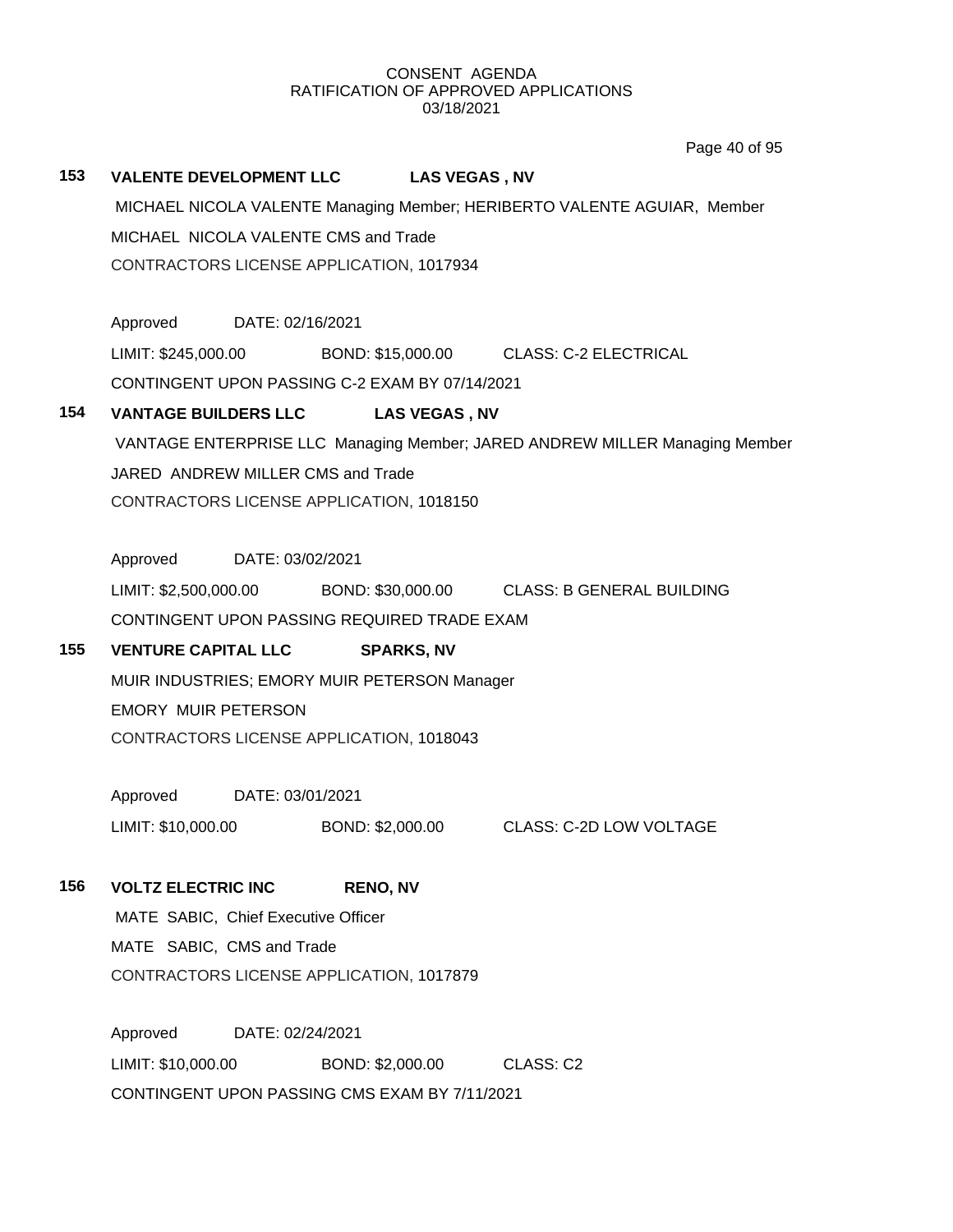CONSENT AGENDA
RATIFICATION OF APPROVED APPLICATIONS
03/18/2021

**153 VALENTE DEVELOPMENT LLC LAS VEGAS , NV**

MICHAEL NICOLA VALENTE Managing Member; HERIBERTO VALENTE AGUIAR, Member

MICHAEL NICOLA VALENTE CMS and Trade

CONTRACTORS LICENSE APPLICATION, 1017934

Approved DATE: 02/16/2021

LIMIT: $245,000.00 BOND: $15,000.00 CLASS: C-2 ELECTRICAL

CONTINGENT UPON PASSING C-2 EXAM BY 07/14/2021

**154 VANTAGE BUILDERS LLC LAS VEGAS , NV**

VANTAGE ENTERPRISE LLC Managing Member; JARED ANDREW MILLER Managing Member

JARED ANDREW MILLER CMS and Trade

CONTRACTORS LICENSE APPLICATION, 1018150

Approved DATE: 03/02/2021

LIMIT: $2,500,000.00 BOND: $30,000.00 CLASS: B GENERAL BUILDING

CONTINGENT UPON PASSING REQUIRED TRADE EXAM

**155 VENTURE CAPITAL LLC SPARKS, NV**

MUIR INDUSTRIES; EMORY MUIR PETERSON Manager

EMORY MUIR PETERSON

CONTRACTORS LICENSE APPLICATION, 1018043

Approved DATE: 03/01/2021

LIMIT: $10,000.00 BOND: $2,000.00 CLASS: C-2D LOW VOLTAGE

**156 VOLTZ ELECTRIC INC RENO, NV**

MATE SABIC, Chief Executive Officer

MATE SABIC, CMS and Trade

CONTRACTORS LICENSE APPLICATION, 1017879

Approved DATE: 02/24/2021

LIMIT: $10,000.00 BOND: $2,000.00 CLASS: C2

CONTINGENT UPON PASSING CMS EXAM BY 7/11/2021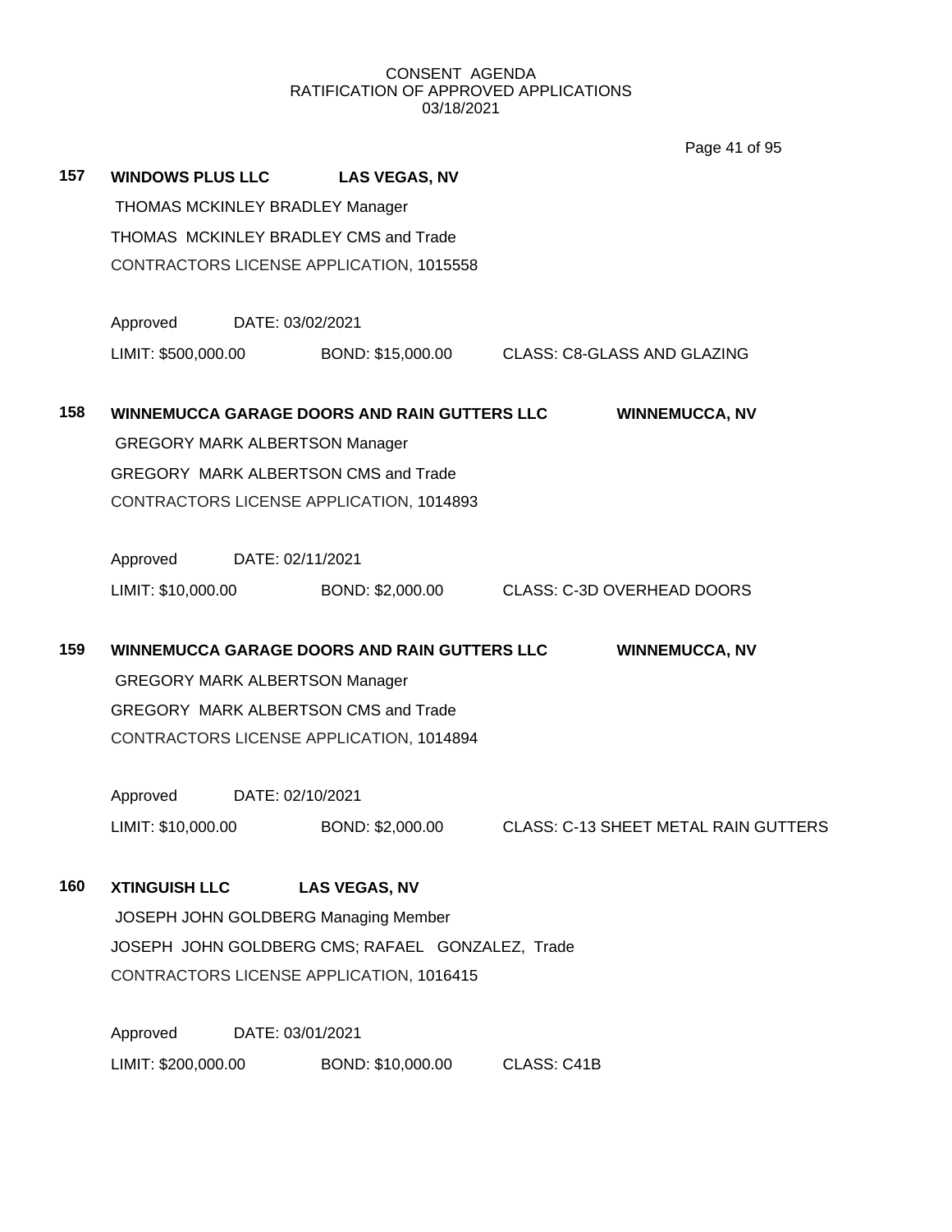CONSENT AGENDA
RATIFICATION OF APPROVED APPLICATIONS
03/18/2021

**157 WINDOWS PLUS LLC LAS VEGAS, NV**

THOMAS MCKINLEY BRADLEY Manager
THOMAS MCKINLEY BRADLEY CMS and Trade
CONTRACTORS LICENSE APPLICATION, 1015558

Approved DATE: 03/02/2021
LIMIT: $500,000.00 BOND: $15,000.00 CLASS: C8-GLASS AND GLAZING

**158 WINNEMUCCA GARAGE DOORS AND RAIN GUTTERS LLC WINNEMUCCA, NV**

GREGORY MARK ALBERTSON Manager
GREGORY MARK ALBERTSON CMS and Trade
CONTRACTORS LICENSE APPLICATION, 1014893

Approved DATE: 02/11/2021
LIMIT: $10,000.00 BOND: $2,000.00 CLASS: C-3D OVERHEAD DOORS

**159 WINNEMUCCA GARAGE DOORS AND RAIN GUTTERS LLC WINNEMUCCA, NV**

GREGORY MARK ALBERTSON Manager
GREGORY MARK ALBERTSON CMS and Trade
CONTRACTORS LICENSE APPLICATION, 1014894

Approved DATE: 02/10/2021
LIMIT: $10,000.00 BOND: $2,000.00 CLASS: C-13 SHEET METAL RAIN GUTTERS

**160 XTINGUISH LLC LAS VEGAS, NV**

JOSEPH JOHN GOLDBERG Managing Member
JOSEPH JOHN GOLDBERG CMS; RAFAEL GONZALEZ, Trade
CONTRACTORS LICENSE APPLICATION, 1016415

Approved DATE: 03/01/2021
LIMIT: $200,000.00 BOND: $10,000.00 CLASS: C41B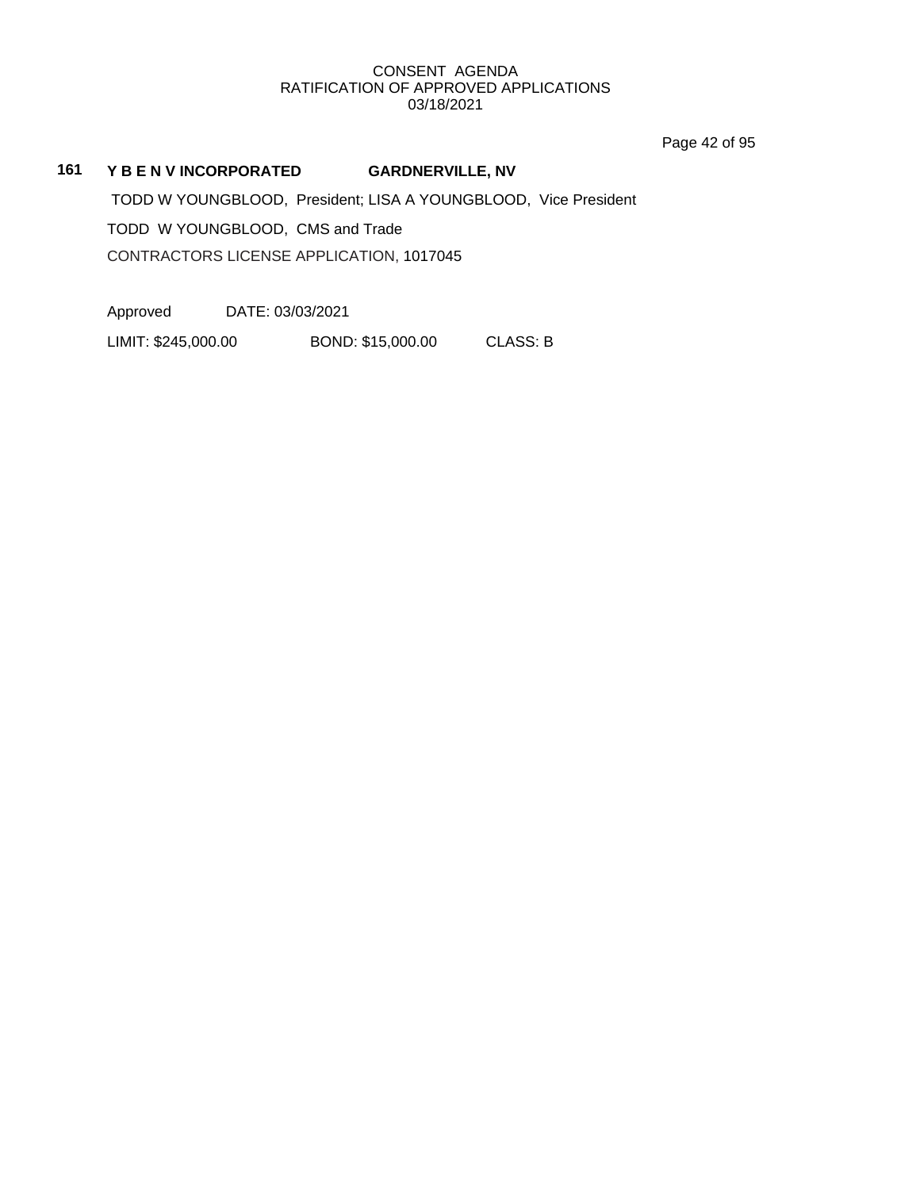CONSENT AGENDA
RATIFICATION OF APPROVED APPLICATIONS
03/18/2021

**161 Y B E N V INCORPORATED GARDNERVILLE, NV**

TODD W YOUNGBLOOD, President; LISA A YOUNGBLOOD, Vice President

TODD W YOUNGBLOOD, CMS and Trade

CONTRACTORS LICENSE APPLICATION, 1017045

Approved DATE: 03/03/2021

LIMIT: $245,000.00 BOND: $15,000.00 CLASS: B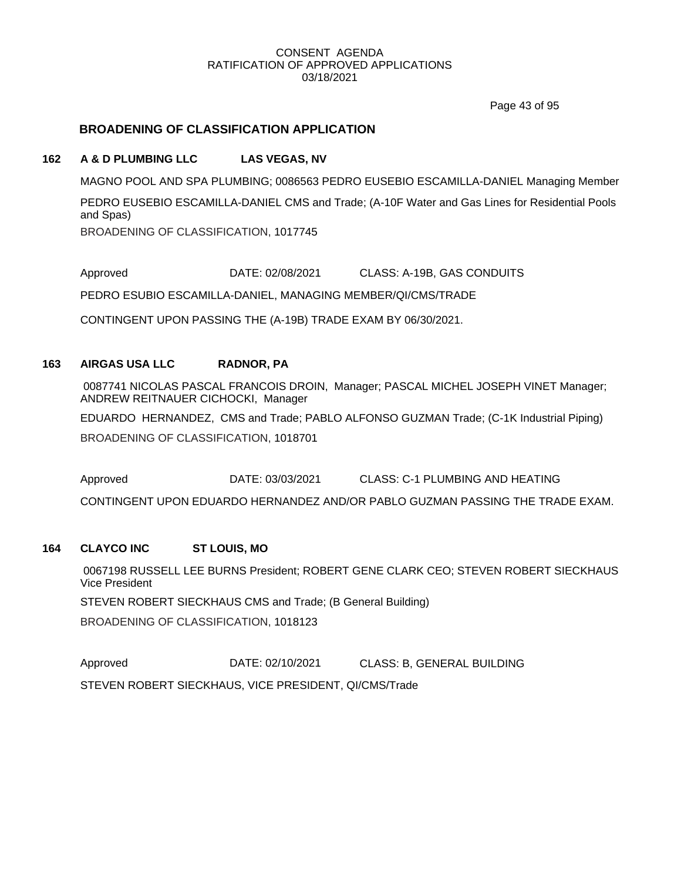## BROADENING OF CLASSIFICATION APPLICATION

**162 A & D PLUMBING LLC LAS VEGAS, NV**

MAGNO POOL AND SPA PLUMBING; 0086563 PEDRO EUSEBIO ESCAMILLA-DANIEL Managing Member

PEDRO EUSEBIO ESCAMILLA-DANIEL CMS and Trade; (A-10F Water and Gas Lines for Residential Pools and Spas)

BROADENING OF CLASSIFICATION, 1017745

Approved DATE: 02/08/2021 CLASS: A-19B, GAS CONDUITS

PEDRO ESUBIO ESCAMILLA-DANIEL, MANAGING MEMBER/QI/CMS/TRADE

CONTINGENT UPON PASSING THE (A-19B) TRADE EXAM BY 06/30/2021.

**163 AIRGAS USA LLC RADNOR, PA**

0087741 NICOLAS PASCAL FRANCOIS DROIN, Manager; PASCAL MICHEL JOSEPH VINET Manager; ANDREW REITNAUER CICHOCKI, Manager

EDUARDO HERNANDEZ, CMS and Trade; PABLO ALFONSO GUZMAN Trade; (C-1K Industrial Piping)

BROADENING OF CLASSIFICATION, 1018701

Approved DATE: 03/03/2021 CLASS: C-1 PLUMBING AND HEATING

CONTINGENT UPON EDUARDO HERNANDEZ AND/OR PABLO GUZMAN PASSING THE TRADE EXAM.

**164 CLAYCO INC ST LOUIS, MO**

0067198 RUSSELL LEE BURNS President; ROBERT GENE CLARK CEO; STEVEN ROBERT SIECKHAUS Vice President

STEVEN ROBERT SIECKHAUS CMS and Trade; (B General Building)

BROADENING OF CLASSIFICATION, 1018123

Approved DATE: 02/10/2021 CLASS: B, GENERAL BUILDING

STEVEN ROBERT SIECKHAUS, VICE PRESIDENT, QI/CMS/Trade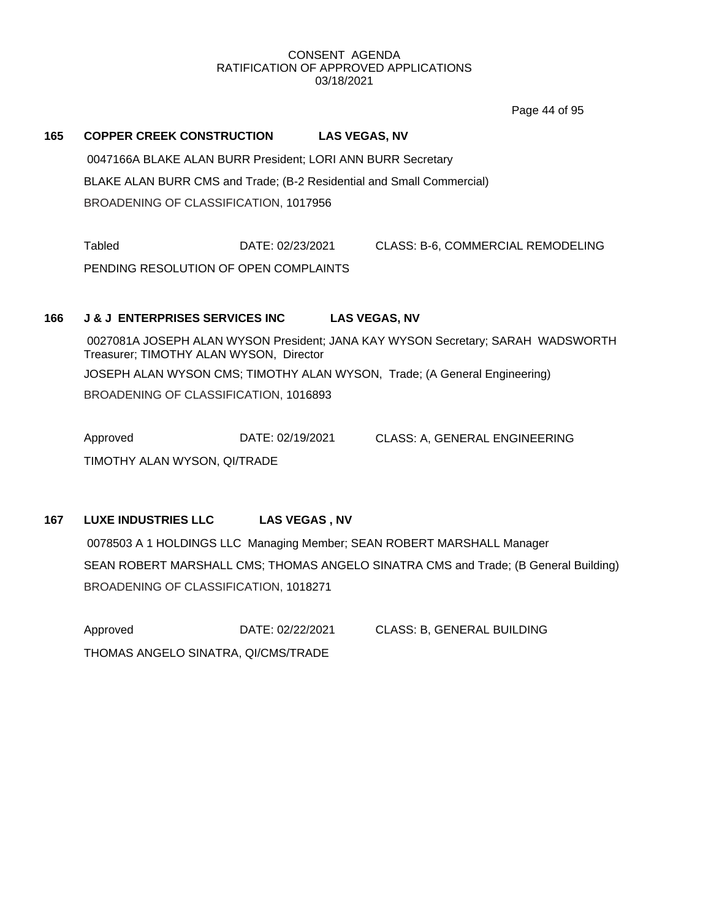CONSENT AGENDA
RATIFICATION OF APPROVED APPLICATIONS
03/18/2021

**165 COPPER CREEK CONSTRUCTION LAS VEGAS, NV**

0047166A BLAKE ALAN BURR President; LORI ANN BURR Secretary

BLAKE ALAN BURR CMS and Trade; (B-2 Residential and Small Commercial)

BROADENING OF CLASSIFICATION, 1017956

Tabled DATE: 02/23/2021 CLASS: B-6, COMMERCIAL REMODELING

PENDING RESOLUTION OF OPEN COMPLAINTS

**166 J & J ENTERPRISES SERVICES INC LAS VEGAS, NV**

0027081A JOSEPH ALAN WYSON President; JANA KAY WYSON Secretary; SARAH WADSWORTH Treasurer; TIMOTHY ALAN WYSON, Director

JOSEPH ALAN WYSON CMS; TIMOTHY ALAN WYSON, Trade; (A General Engineering)

BROADENING OF CLASSIFICATION, 1016893

Approved DATE: 02/19/2021 CLASS: A, GENERAL ENGINEERING

TIMOTHY ALAN WYSON, QI/TRADE

**167 LUXE INDUSTRIES LLC LAS VEGAS , NV**

0078503 A 1 HOLDINGS LLC Managing Member; SEAN ROBERT MARSHALL Manager

SEAN ROBERT MARSHALL CMS; THOMAS ANGELO SINATRA CMS and Trade; (B General Building)

BROADENING OF CLASSIFICATION, 1018271

Approved DATE: 02/22/2021 CLASS: B, GENERAL BUILDING

THOMAS ANGELO SINATRA, QI/CMS/TRADE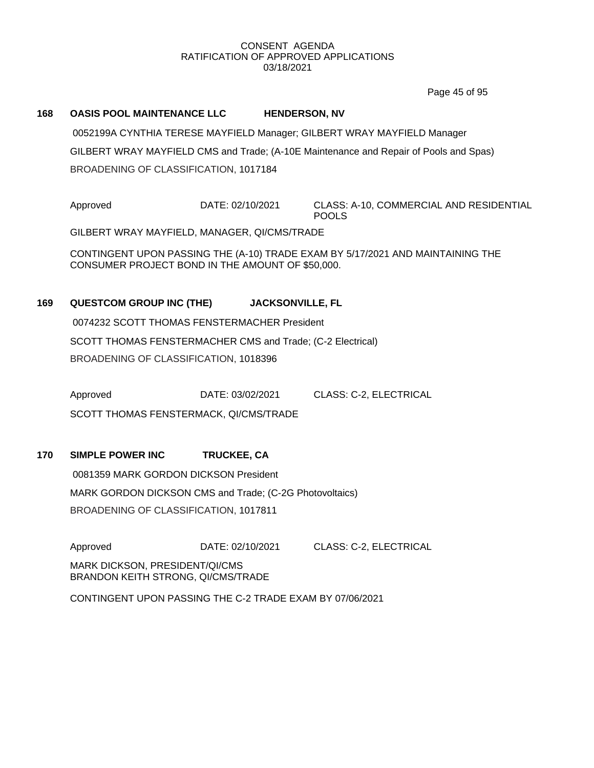CONSENT AGENDA
RATIFICATION OF APPROVED APPLICATIONS
03/18/2021

**168 OASIS POOL MAINTENANCE LLC HENDERSON, NV**

0052199A CYNTHIA TERESE MAYFIELD Manager; GILBERT WRAY MAYFIELD Manager

GILBERT WRAY MAYFIELD CMS and Trade; (A-10E Maintenance and Repair of Pools and Spas)

BROADENING OF CLASSIFICATION, 1017184

Approved DATE: 02/10/2021 CLASS: A-10, COMMERCIAL AND RESIDENTIAL POOLS

GILBERT WRAY MAYFIELD, MANAGER, QI/CMS/TRADE

CONTINGENT UPON PASSING THE (A-10) TRADE EXAM BY 5/17/2021 AND MAINTAINING THE CONSUMER PROJECT BOND IN THE AMOUNT OF $50,000.

**169 QUESTCOM GROUP INC (THE) JACKSONVILLE, FL**

0074232 SCOTT THOMAS FENSTERMACHER President

SCOTT THOMAS FENSTERMACHER CMS and Trade; (C-2 Electrical)

BROADENING OF CLASSIFICATION, 1018396

Approved DATE: 03/02/2021 CLASS: C-2, ELECTRICAL

SCOTT THOMAS FENSTERMACK, QI/CMS/TRADE

**170 SIMPLE POWER INC TRUCKEE, CA**

0081359 MARK GORDON DICKSON President

MARK GORDON DICKSON CMS and Trade; (C-2G Photovoltaics)

BROADENING OF CLASSIFICATION, 1017811

Approved DATE: 02/10/2021 CLASS: C-2, ELECTRICAL

MARK DICKSON, PRESIDENT/QI/CMS
BRANDON KEITH STRONG, QI/CMS/TRADE

CONTINGENT UPON PASSING THE C-2 TRADE EXAM BY 07/06/2021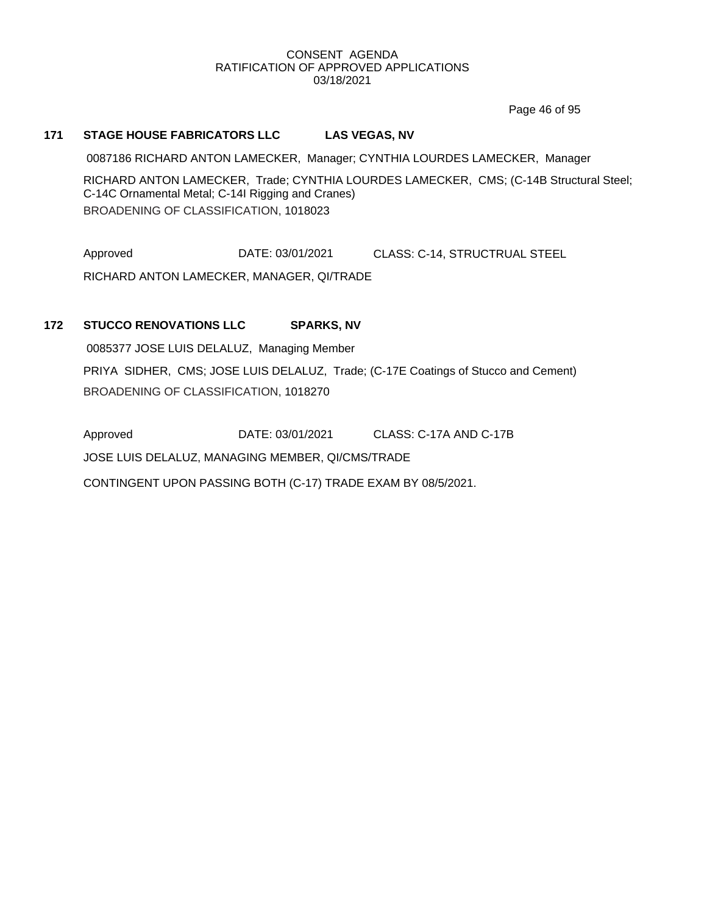CONSENT AGENDA
RATIFICATION OF APPROVED APPLICATIONS
03/18/2021

**171 STAGE HOUSE FABRICATORS LLC LAS VEGAS, NV**

0087186 RICHARD ANTON LAMECKER, Manager; CYNTHIA LOURDES LAMECKER, Manager

RICHARD ANTON LAMECKER, Trade; CYNTHIA LOURDES LAMECKER, CMS; (C-14B Structural Steel; C-14C Ornamental Metal; C-14I Rigging and Cranes)

BROADENING OF CLASSIFICATION, 1018023

Approved DATE: 03/01/2021 CLASS: C-14, STRUCTRUAL STEEL

RICHARD ANTON LAMECKER, MANAGER, QI/TRADE

**172 STUCCO RENOVATIONS LLC SPARKS, NV**

0085377 JOSE LUIS DELALUZ, Managing Member

PRIYA SIDHER, CMS; JOSE LUIS DELALUZ, Trade; (C-17E Coatings of Stucco and Cement)

BROADENING OF CLASSIFICATION, 1018270

Approved DATE: 03/01/2021 CLASS: C-17A AND C-17B

JOSE LUIS DELALUZ, MANAGING MEMBER, QI/CMS/TRADE

CONTINGENT UPON PASSING BOTH (C-17) TRADE EXAM BY 08/5/2021.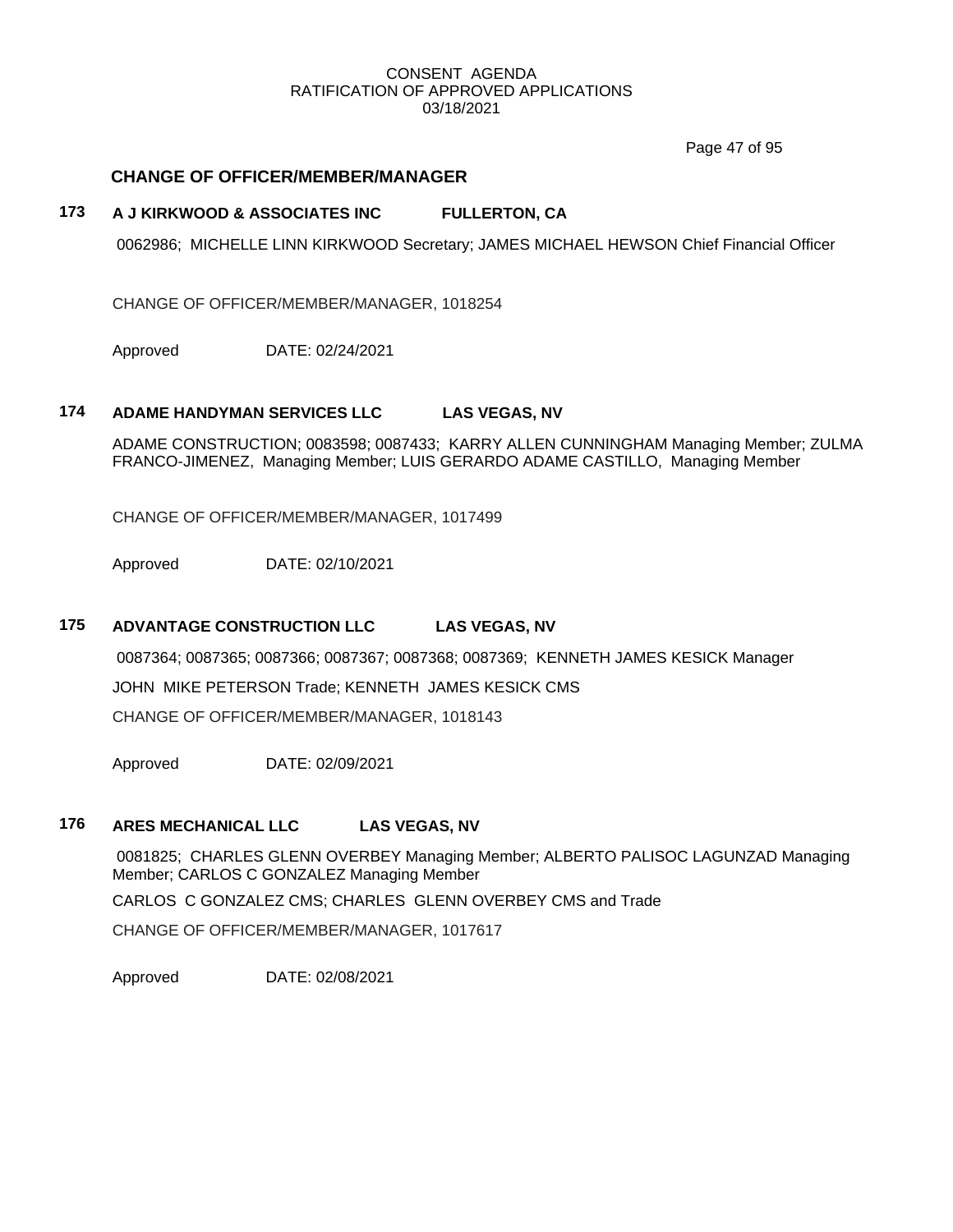CONSENT AGENDA
RATIFICATION OF APPROVED APPLICATIONS
03/18/2021

## CHANGE OF OFFICER/MEMBER/MANAGER

### 173 A J KIRKWOOD & ASSOCIATES INC FULLERTON, CA

0062986; MICHELLE LINN KIRKWOOD Secretary; JAMES MICHAEL HEWSON Chief Financial Officer

CHANGE OF OFFICER/MEMBER/MANAGER, 1018254

Approved DATE: 02/24/2021

### 174 ADAME HANDYMAN SERVICES LLC LAS VEGAS, NV

ADAME CONSTRUCTION; 0083598; 0087433; KARRY ALLEN CUNNINGHAM Managing Member; ZULMA FRANCO-JIMENEZ, Managing Member; LUIS GERARDO ADAME CASTILLO, Managing Member

CHANGE OF OFFICER/MEMBER/MANAGER, 1017499

Approved DATE: 02/10/2021

### 175 ADVANTAGE CONSTRUCTION LLC LAS VEGAS, NV

0087364; 0087365; 0087366; 0087367; 0087368; 0087369; KENNETH JAMES KESICK Manager

JOHN MIKE PETERSON Trade; KENNETH JAMES KESICK CMS

CHANGE OF OFFICER/MEMBER/MANAGER, 1018143

Approved DATE: 02/09/2021

### 176 ARES MECHANICAL LLC LAS VEGAS, NV

0081825; CHARLES GLENN OVERBEY Managing Member; ALBERTO PALISOC LAGUNZAD Managing Member; CARLOS C GONZALEZ Managing Member

CARLOS C GONZALEZ CMS; CHARLES GLENN OVERBEY CMS and Trade

CHANGE OF OFFICER/MEMBER/MANAGER, 1017617

Approved DATE: 02/08/2021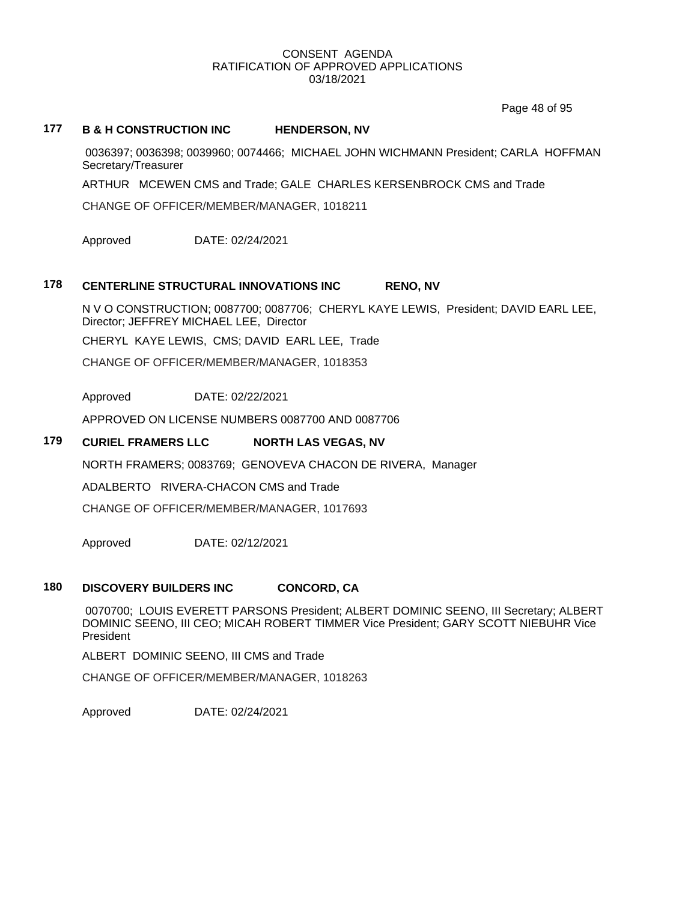CONSENT AGENDA
RATIFICATION OF APPROVED APPLICATIONS
03/18/2021

### 177 B & H CONSTRUCTION INC HENDERSON, NV

0036397; 0036398; 0039960; 0074466; MICHAEL JOHN WICHMANN President; CARLA HOFFMAN Secretary/Treasurer

ARTHUR MCEWEN CMS and Trade; GALE CHARLES KERSENBROCK CMS and Trade

CHANGE OF OFFICER/MEMBER/MANAGER, 1018211

Approved DATE: 02/24/2021

### 178 CENTERLINE STRUCTURAL INNOVATIONS INC RENO, NV

N V O CONSTRUCTION; 0087700; 0087706; CHERYL KAYE LEWIS, President; DAVID EARL LEE, Director; JEFFREY MICHAEL LEE, Director

CHERYL KAYE LEWIS, CMS; DAVID EARL LEE, Trade

CHANGE OF OFFICER/MEMBER/MANAGER, 1018353

Approved DATE: 02/22/2021

APPROVED ON LICENSE NUMBERS 0087700 AND 0087706

### 179 CURIEL FRAMERS LLC NORTH LAS VEGAS, NV

NORTH FRAMERS; 0083769; GENOVEVA CHACON DE RIVERA, Manager

ADALBERTO RIVERA-CHACON CMS and Trade

CHANGE OF OFFICER/MEMBER/MANAGER, 1017693

Approved DATE: 02/12/2021

### 180 DISCOVERY BUILDERS INC CONCORD, CA

0070700; LOUIS EVERETT PARSONS President; ALBERT DOMINIC SEENO, III Secretary; ALBERT DOMINIC SEENO, III CEO; MICAH ROBERT TIMMER Vice President; GARY SCOTT NIEBUHR Vice President

ALBERT DOMINIC SEENO, III CMS and Trade

CHANGE OF OFFICER/MEMBER/MANAGER, 1018263

Approved DATE: 02/24/2021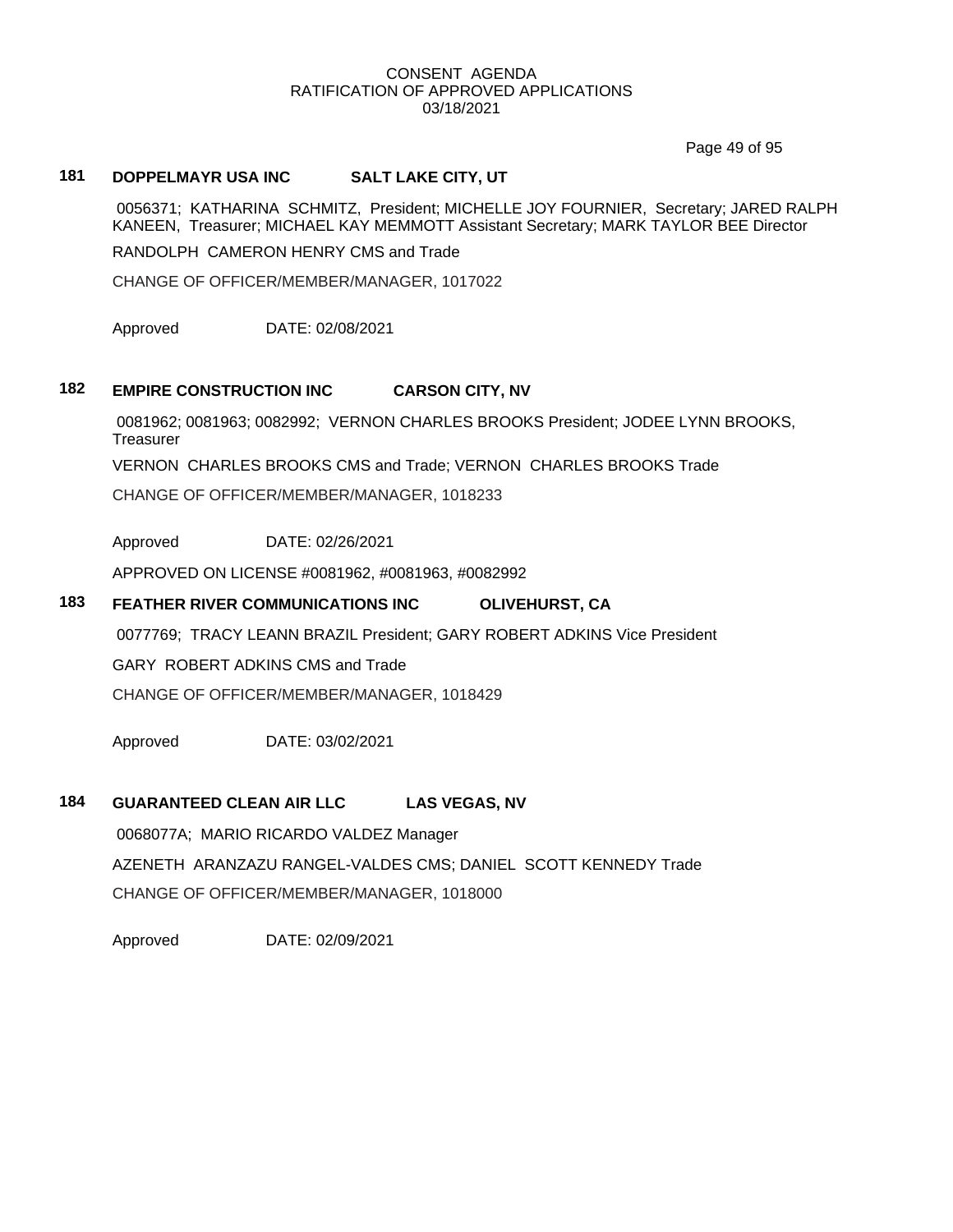CONSENT AGENDA
RATIFICATION OF APPROVED APPLICATIONS
03/18/2021

**181 DOPPELMAYR USA INC SALT LAKE CITY, UT**

0056371; KATHARINA SCHMITZ, President; MICHELLE JOY FOURNIER, Secretary; JARED RALPH KANEEN, Treasurer; MICHAEL KAY MEMMOTT Assistant Secretary; MARK TAYLOR BEE Director

RANDOLPH CAMERON HENRY CMS and Trade

CHANGE OF OFFICER/MEMBER/MANAGER, 1017022

Approved DATE: 02/08/2021

**182 EMPIRE CONSTRUCTION INC CARSON CITY, NV**

0081962; 0081963; 0082992; VERNON CHARLES BROOKS President; JODEE LYNN BROOKS, Treasurer

VERNON CHARLES BROOKS CMS and Trade; VERNON CHARLES BROOKS Trade

CHANGE OF OFFICER/MEMBER/MANAGER, 1018233

Approved DATE: 02/26/2021

APPROVED ON LICENSE #0081962, #0081963, #0082992

**183 FEATHER RIVER COMMUNICATIONS INC OLIVEHURST, CA**

0077769; TRACY LEANN BRAZIL President; GARY ROBERT ADKINS Vice President

GARY ROBERT ADKINS CMS and Trade

CHANGE OF OFFICER/MEMBER/MANAGER, 1018429

Approved DATE: 03/02/2021

**184 GUARANTEED CLEAN AIR LLC LAS VEGAS, NV**

0068077A; MARIO RICARDO VALDEZ Manager

AZENETH ARANZAZU RANGEL-VALDES CMS; DANIEL SCOTT KENNEDY Trade

CHANGE OF OFFICER/MEMBER/MANAGER, 1018000

Approved DATE: 02/09/2021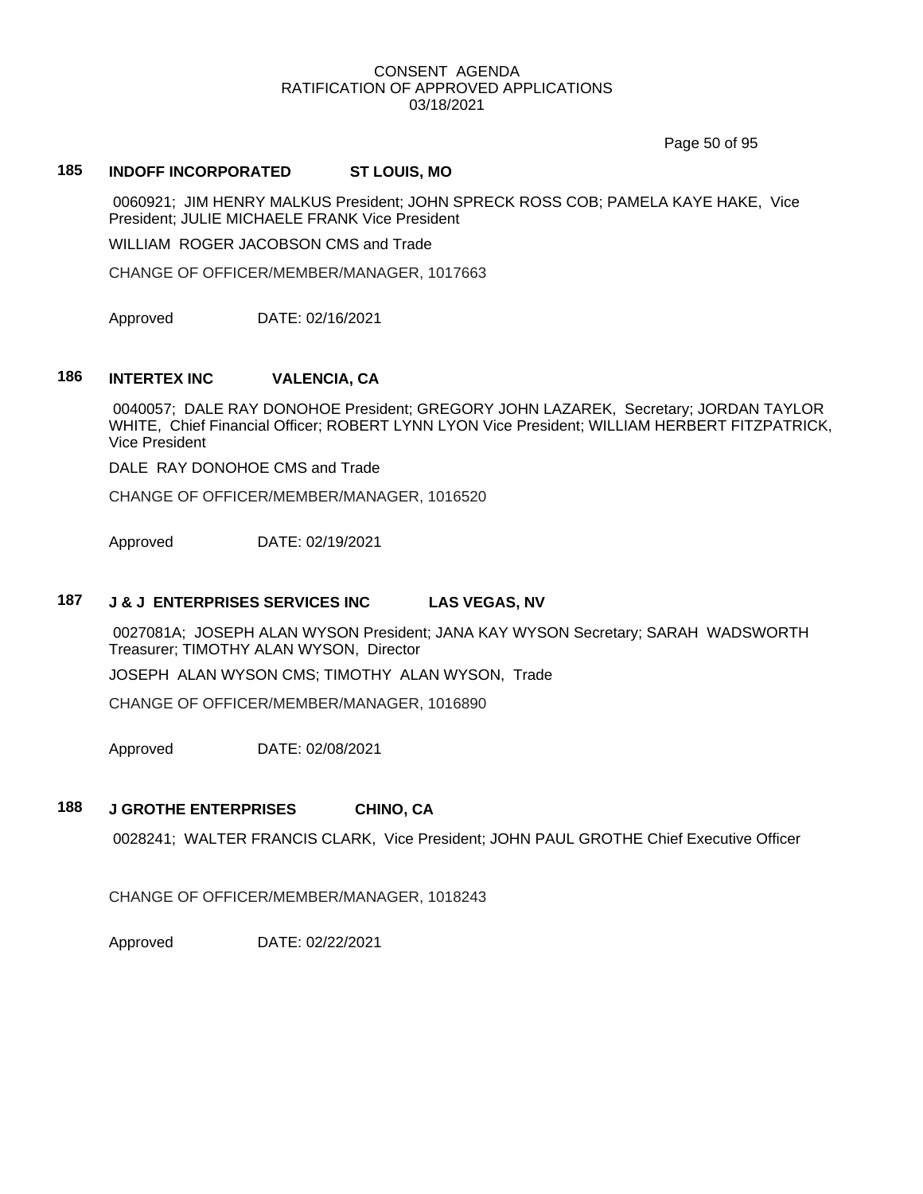CONSENT AGENDA
RATIFICATION OF APPROVED APPLICATIONS
03/18/2021

**185 INDOFF INCORPORATED ST LOUIS, MO**

0060921; JIM HENRY MALKUS President; JOHN SPRECK ROSS COB; PAMELA KAYE HAKE, Vice President; JULIE MICHAELE FRANK Vice President

WILLIAM ROGER JACOBSON CMS and Trade

CHANGE OF OFFICER/MEMBER/MANAGER, 1017663

Approved DATE: 02/16/2021

**186 INTERTEX INC VALENCIA, CA**

0040057; DALE RAY DONOHOE President; GREGORY JOHN LAZAREK, Secretary; JORDAN TAYLOR WHITE, Chief Financial Officer; ROBERT LYNN LYON Vice President; WILLIAM HERBERT FITZPATRICK, Vice President

DALE RAY DONOHOE CMS and Trade

CHANGE OF OFFICER/MEMBER/MANAGER, 1016520

Approved DATE: 02/19/2021

**187 J & J ENTERPRISES SERVICES INC LAS VEGAS, NV**

0027081A; JOSEPH ALAN WYSON President; JANA KAY WYSON Secretary; SARAH WADSWORTH Treasurer; TIMOTHY ALAN WYSON, Director

JOSEPH ALAN WYSON CMS; TIMOTHY ALAN WYSON, Trade

CHANGE OF OFFICER/MEMBER/MANAGER, 1016890

Approved DATE: 02/08/2021

**188 J GROTHE ENTERPRISES CHINO, CA**

0028241; WALTER FRANCIS CLARK, Vice President; JOHN PAUL GROTHE Chief Executive Officer

CHANGE OF OFFICER/MEMBER/MANAGER, 1018243

Approved DATE: 02/22/2021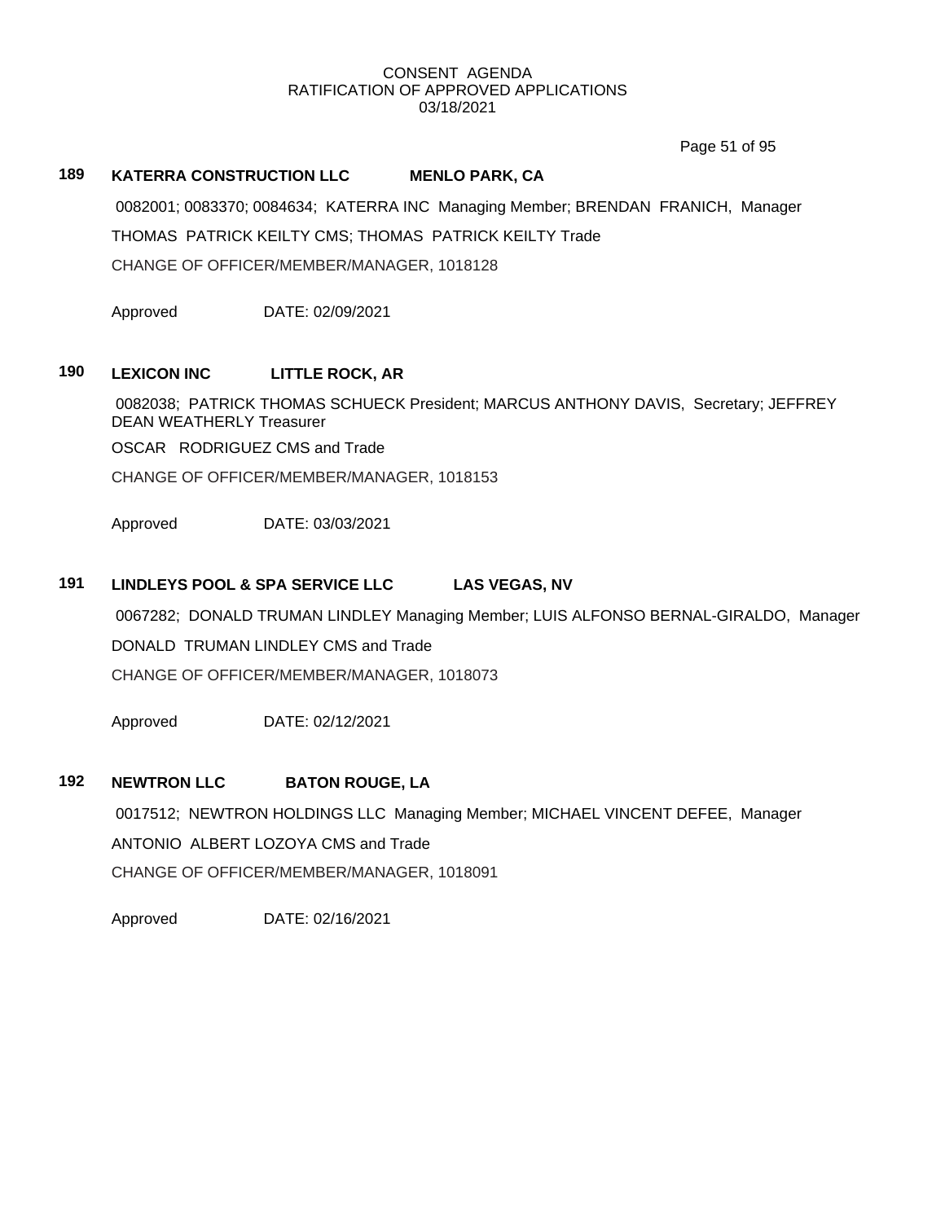CONSENT AGENDA
RATIFICATION OF APPROVED APPLICATIONS
03/18/2021

**189 KATERRA CONSTRUCTION LLC MENLO PARK, CA**

0082001; 0083370; 0084634; KATERRA INC Managing Member; BRENDAN FRANICH, Manager

THOMAS PATRICK KEILTY CMS; THOMAS PATRICK KEILTY Trade

CHANGE OF OFFICER/MEMBER/MANAGER, 1018128

Approved DATE: 02/09/2021

**190 LEXICON INC LITTLE ROCK, AR**

0082038; PATRICK THOMAS SCHUECK President; MARCUS ANTHONY DAVIS, Secretary; JEFFREY DEAN WEATHERLY Treasurer

OSCAR RODRIGUEZ CMS and Trade

CHANGE OF OFFICER/MEMBER/MANAGER, 1018153

Approved DATE: 03/03/2021

**191 LINDLEYS POOL & SPA SERVICE LLC LAS VEGAS, NV**

0067282; DONALD TRUMAN LINDLEY Managing Member; LUIS ALFONSO BERNAL-GIRALDO, Manager

DONALD TRUMAN LINDLEY CMS and Trade

CHANGE OF OFFICER/MEMBER/MANAGER, 1018073

Approved DATE: 02/12/2021

**192 NEWTRON LLC BATON ROUGE, LA**

0017512; NEWTRON HOLDINGS LLC Managing Member; MICHAEL VINCENT DEFEE, Manager

ANTONIO ALBERT LOZOYA CMS and Trade

CHANGE OF OFFICER/MEMBER/MANAGER, 1018091

Approved DATE: 02/16/2021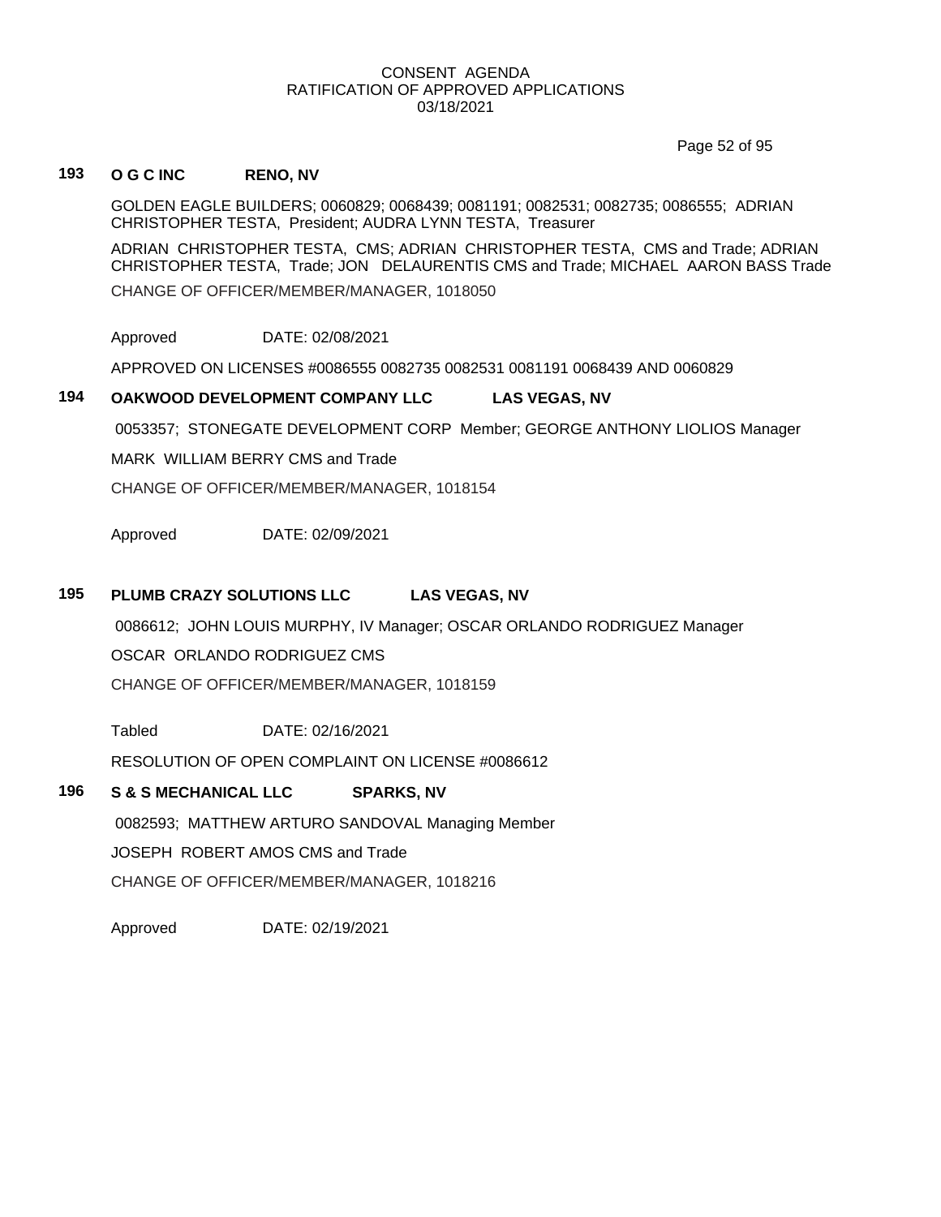CONSENT AGENDA
RATIFICATION OF APPROVED APPLICATIONS
03/18/2021

**193 O G C INC RENO, NV**

GOLDEN EAGLE BUILDERS; 0060829; 0068439; 0081191; 0082531; 0082735; 0086555; ADRIAN CHRISTOPHER TESTA, President; AUDRA LYNN TESTA, Treasurer

ADRIAN CHRISTOPHER TESTA, CMS; ADRIAN CHRISTOPHER TESTA, CMS and Trade; ADRIAN CHRISTOPHER TESTA, Trade; JON DELAURENTIS CMS and Trade; MICHAEL AARON BASS Trade

CHANGE OF OFFICER/MEMBER/MANAGER, 1018050

Approved DATE: 02/08/2021

APPROVED ON LICENSES #0086555 0082735 0082531 0081191 0068439 AND 0060829

**194 OAKWOOD DEVELOPMENT COMPANY LLC LAS VEGAS, NV**

0053357; STONEGATE DEVELOPMENT CORP Member; GEORGE ANTHONY LIOLIOS Manager

MARK WILLIAM BERRY CMS and Trade

CHANGE OF OFFICER/MEMBER/MANAGER, 1018154

Approved DATE: 02/09/2021

**195 PLUMB CRAZY SOLUTIONS LLC LAS VEGAS, NV**

0086612; JOHN LOUIS MURPHY, IV Manager; OSCAR ORLANDO RODRIGUEZ Manager

OSCAR ORLANDO RODRIGUEZ CMS

CHANGE OF OFFICER/MEMBER/MANAGER, 1018159

Tabled DATE: 02/16/2021

RESOLUTION OF OPEN COMPLAINT ON LICENSE #0086612

**196 S & S MECHANICAL LLC SPARKS, NV**

0082593; MATTHEW ARTURO SANDOVAL Managing Member

JOSEPH ROBERT AMOS CMS and Trade

CHANGE OF OFFICER/MEMBER/MANAGER, 1018216

Approved DATE: 02/19/2021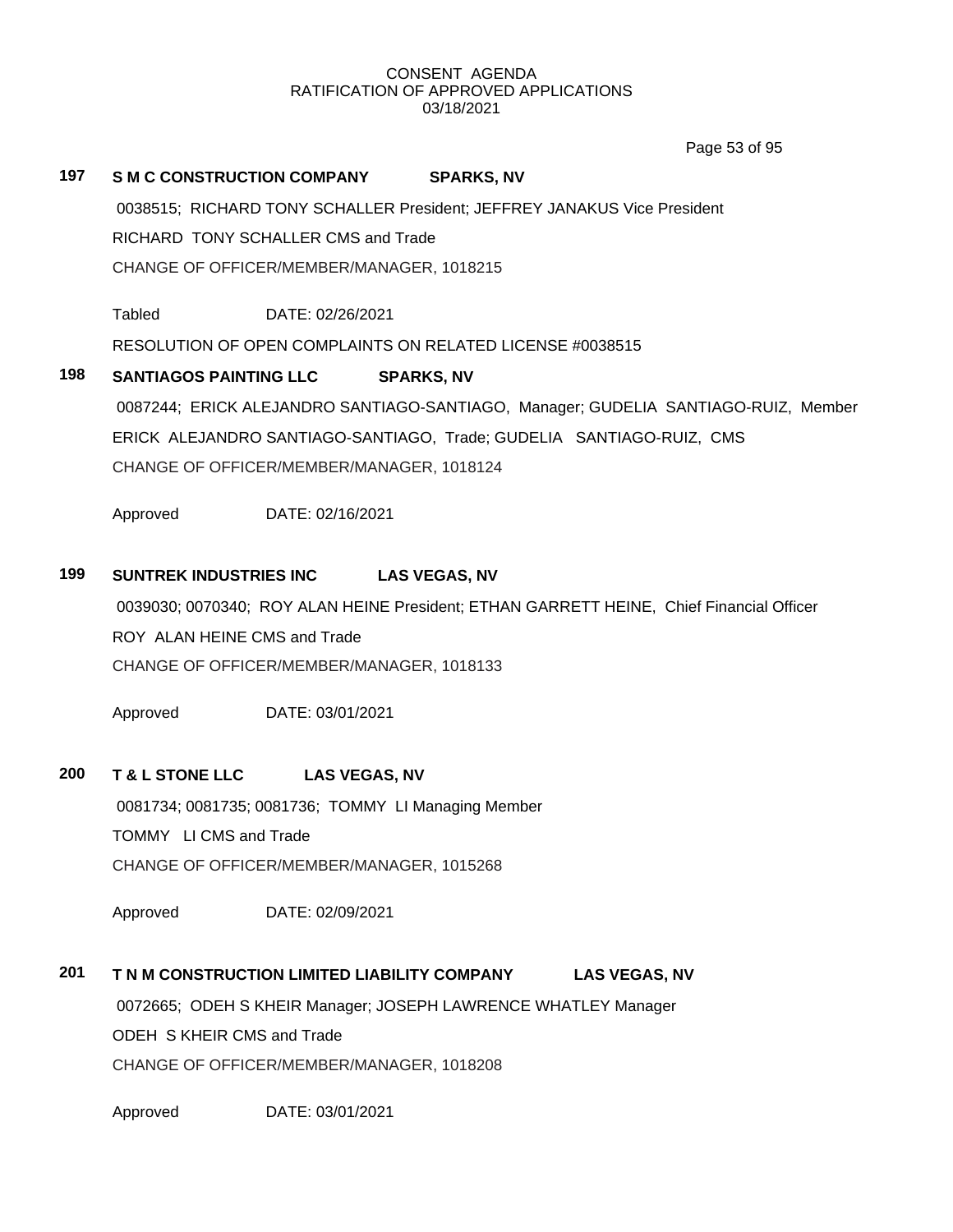CONSENT AGENDA
RATIFICATION OF APPROVED APPLICATIONS
03/18/2021

**197 S M C CONSTRUCTION COMPANY SPARKS, NV**

0038515; RICHARD TONY SCHALLER President; JEFFREY JANAKUS Vice President
RICHARD TONY SCHALLER CMS and Trade
CHANGE OF OFFICER/MEMBER/MANAGER, 1018215

Tabled DATE: 02/26/2021

RESOLUTION OF OPEN COMPLAINTS ON RELATED LICENSE #0038515

**198 SANTIAGOS PAINTING LLC SPARKS, NV**

0087244; ERICK ALEJANDRO SANTIAGO-SANTIAGO, Manager; GUDELIA SANTIAGO-RUIZ, Member
ERICK ALEJANDRO SANTIAGO-SANTIAGO, Trade; GUDELIA SANTIAGO-RUIZ, CMS
CHANGE OF OFFICER/MEMBER/MANAGER, 1018124

Approved DATE: 02/16/2021

**199 SUNTREK INDUSTRIES INC LAS VEGAS, NV**

0039030; 0070340; ROY ALAN HEINE President; ETHAN GARRETT HEINE, Chief Financial Officer
ROY ALAN HEINE CMS and Trade
CHANGE OF OFFICER/MEMBER/MANAGER, 1018133

Approved DATE: 03/01/2021

**200 T & L STONE LLC LAS VEGAS, NV**

0081734; 0081735; 0081736; TOMMY LI Managing Member
TOMMY LI CMS and Trade
CHANGE OF OFFICER/MEMBER/MANAGER, 1015268

Approved DATE: 02/09/2021

**201 T N M CONSTRUCTION LIMITED LIABILITY COMPANY LAS VEGAS, NV**

0072665; ODEH S KHEIR Manager; JOSEPH LAWRENCE WHATLEY Manager
ODEH S KHEIR CMS and Trade
CHANGE OF OFFICER/MEMBER/MANAGER, 1018208

Approved DATE: 03/01/2021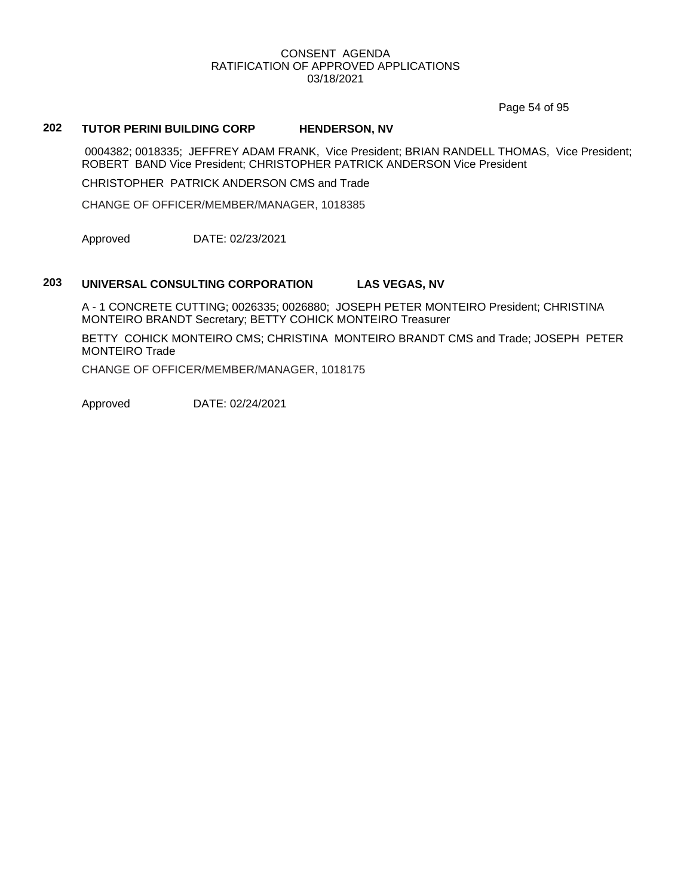CONSENT AGENDA
RATIFICATION OF APPROVED APPLICATIONS
03/18/2021

## 202 TUTOR PERINI BUILDING CORP HENDERSON, NV

0004382; 0018335; JEFFREY ADAM FRANK, Vice President; BRIAN RANDELL THOMAS, Vice President; ROBERT BAND Vice President; CHRISTOPHER PATRICK ANDERSON Vice President

CHRISTOPHER PATRICK ANDERSON CMS and Trade

CHANGE OF OFFICER/MEMBER/MANAGER, 1018385

Approved DATE: 02/23/2021

## 203 UNIVERSAL CONSULTING CORPORATION LAS VEGAS, NV

A - 1 CONCRETE CUTTING; 0026335; 0026880; JOSEPH PETER MONTEIRO President; CHRISTINA MONTEIRO BRANDT Secretary; BETTY COHICK MONTEIRO Treasurer

BETTY COHICK MONTEIRO CMS; CHRISTINA MONTEIRO BRANDT CMS and Trade; JOSEPH PETER MONTEIRO Trade

CHANGE OF OFFICER/MEMBER/MANAGER, 1018175

Approved DATE: 02/24/2021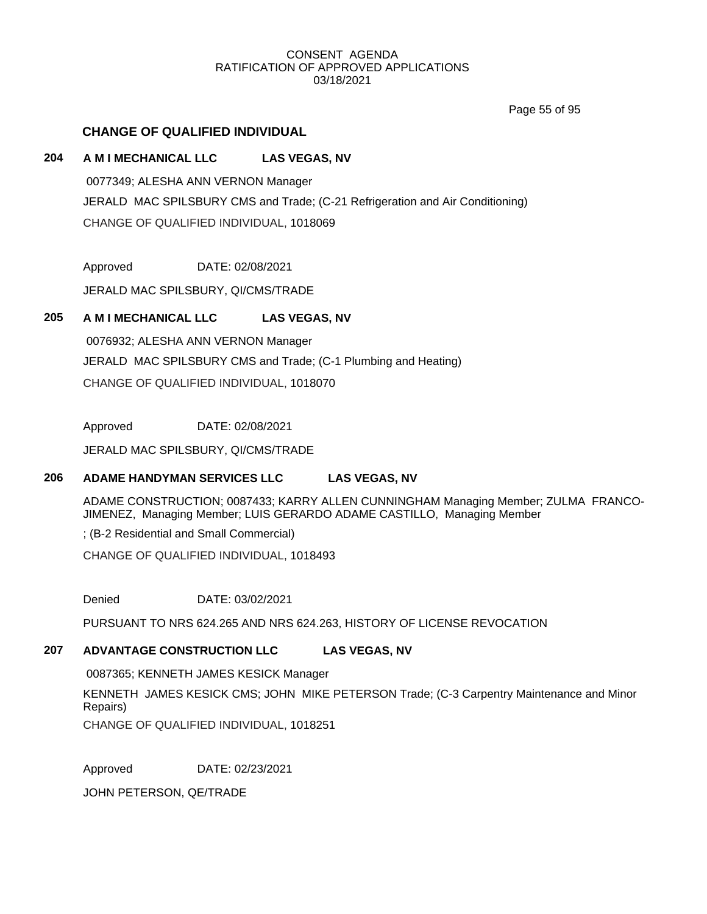CONSENT AGENDA
RATIFICATION OF APPROVED APPLICATIONS
03/18/2021

## CHANGE OF QUALIFIED INDIVIDUAL

### 204 A M I MECHANICAL LLC LAS VEGAS, NV

0077349; ALESHA ANN VERNON Manager

JERALD MAC SPILSBURY CMS and Trade; (C-21 Refrigeration and Air Conditioning)

CHANGE OF QUALIFIED INDIVIDUAL, 1018069

Approved DATE: 02/08/2021

JERALD MAC SPILSBURY, QI/CMS/TRADE

### 205 A M I MECHANICAL LLC LAS VEGAS, NV

0076932; ALESHA ANN VERNON Manager

JERALD MAC SPILSBURY CMS and Trade; (C-1 Plumbing and Heating)

CHANGE OF QUALIFIED INDIVIDUAL, 1018070

Approved DATE: 02/08/2021

JERALD MAC SPILSBURY, QI/CMS/TRADE

### 206 ADAME HANDYMAN SERVICES LLC LAS VEGAS, NV

ADAME CONSTRUCTION; 0087433; KARRY ALLEN CUNNINGHAM Managing Member; ZULMA FRANCO-JIMENEZ, Managing Member; LUIS GERARDO ADAME CASTILLO, Managing Member

; (B-2 Residential and Small Commercial)

CHANGE OF QUALIFIED INDIVIDUAL, 1018493

Denied DATE: 03/02/2021

PURSUANT TO NRS 624.265 AND NRS 624.263, HISTORY OF LICENSE REVOCATION

### 207 ADVANTAGE CONSTRUCTION LLC LAS VEGAS, NV

0087365; KENNETH JAMES KESICK Manager

KENNETH JAMES KESICK CMS; JOHN MIKE PETERSON Trade; (C-3 Carpentry Maintenance and Minor Repairs)

CHANGE OF QUALIFIED INDIVIDUAL, 1018251

Approved DATE: 02/23/2021

JOHN PETERSON, QE/TRADE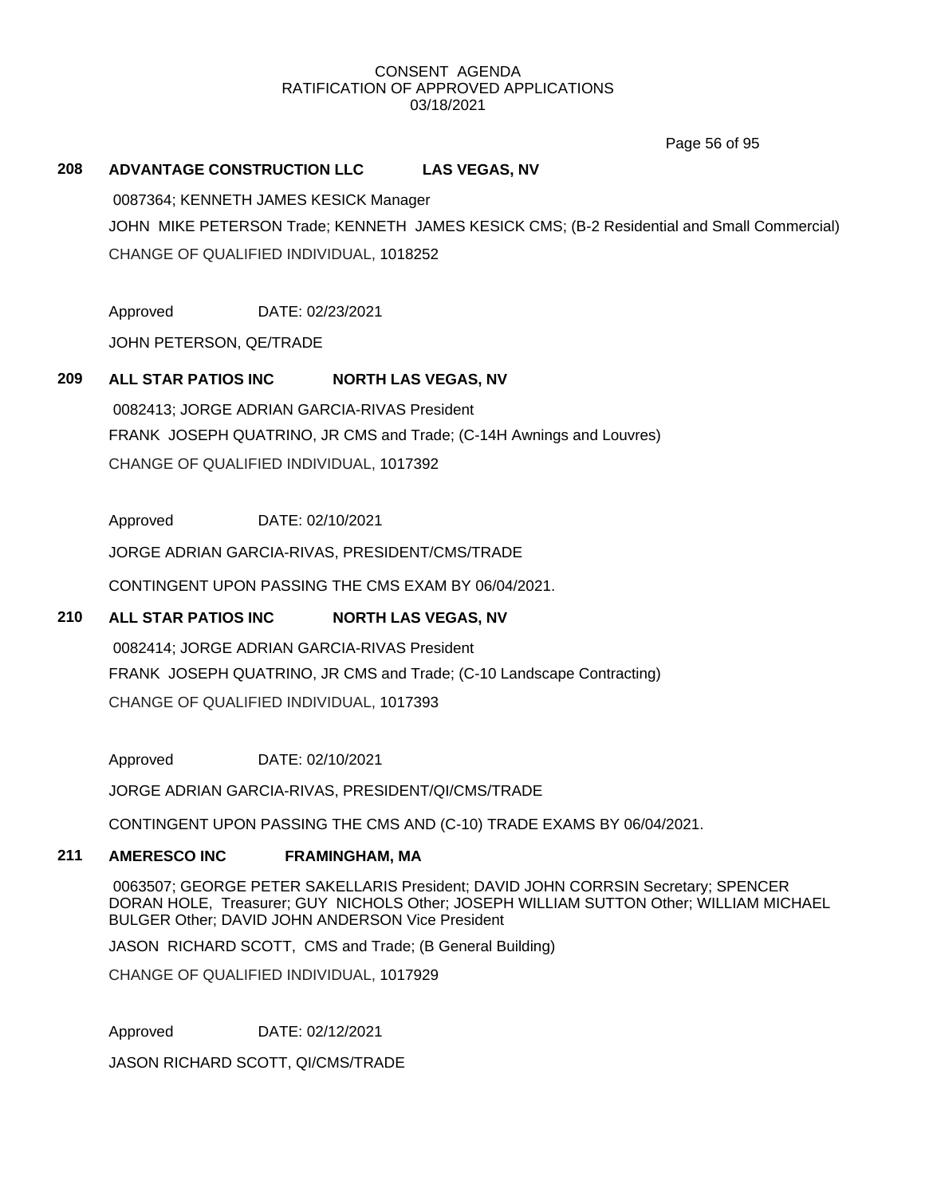CONSENT AGENDA
RATIFICATION OF APPROVED APPLICATIONS
03/18/2021

**208 ADVANTAGE CONSTRUCTION LLC LAS VEGAS, NV**

0087364; KENNETH JAMES KESICK Manager

JOHN MIKE PETERSON Trade; KENNETH JAMES KESICK CMS; (B-2 Residential and Small Commercial)

CHANGE OF QUALIFIED INDIVIDUAL, 1018252

Approved DATE: 02/23/2021

JOHN PETERSON, QE/TRADE

**209 ALL STAR PATIOS INC NORTH LAS VEGAS, NV**

0082413; JORGE ADRIAN GARCIA-RIVAS President

FRANK JOSEPH QUATRINO, JR CMS and Trade; (C-14H Awnings and Louvres)

CHANGE OF QUALIFIED INDIVIDUAL, 1017392

Approved DATE: 02/10/2021

JORGE ADRIAN GARCIA-RIVAS, PRESIDENT/CMS/TRADE

CONTINGENT UPON PASSING THE CMS EXAM BY 06/04/2021.

**210 ALL STAR PATIOS INC NORTH LAS VEGAS, NV**

0082414; JORGE ADRIAN GARCIA-RIVAS President

FRANK JOSEPH QUATRINO, JR CMS and Trade; (C-10 Landscape Contracting)

CHANGE OF QUALIFIED INDIVIDUAL, 1017393

Approved DATE: 02/10/2021

JORGE ADRIAN GARCIA-RIVAS, PRESIDENT/QI/CMS/TRADE

CONTINGENT UPON PASSING THE CMS AND (C-10) TRADE EXAMS BY 06/04/2021.

**211 AMERESCO INC FRAMINGHAM, MA**

0063507; GEORGE PETER SAKELLARIS President; DAVID JOHN CORRSIN Secretary; SPENCER DORAN HOLE, Treasurer; GUY NICHOLS Other; JOSEPH WILLIAM SUTTON Other; WILLIAM MICHAEL BULGER Other; DAVID JOHN ANDERSON Vice President

JASON RICHARD SCOTT, CMS and Trade; (B General Building)

CHANGE OF QUALIFIED INDIVIDUAL, 1017929

Approved DATE: 02/12/2021

JASON RICHARD SCOTT, QI/CMS/TRADE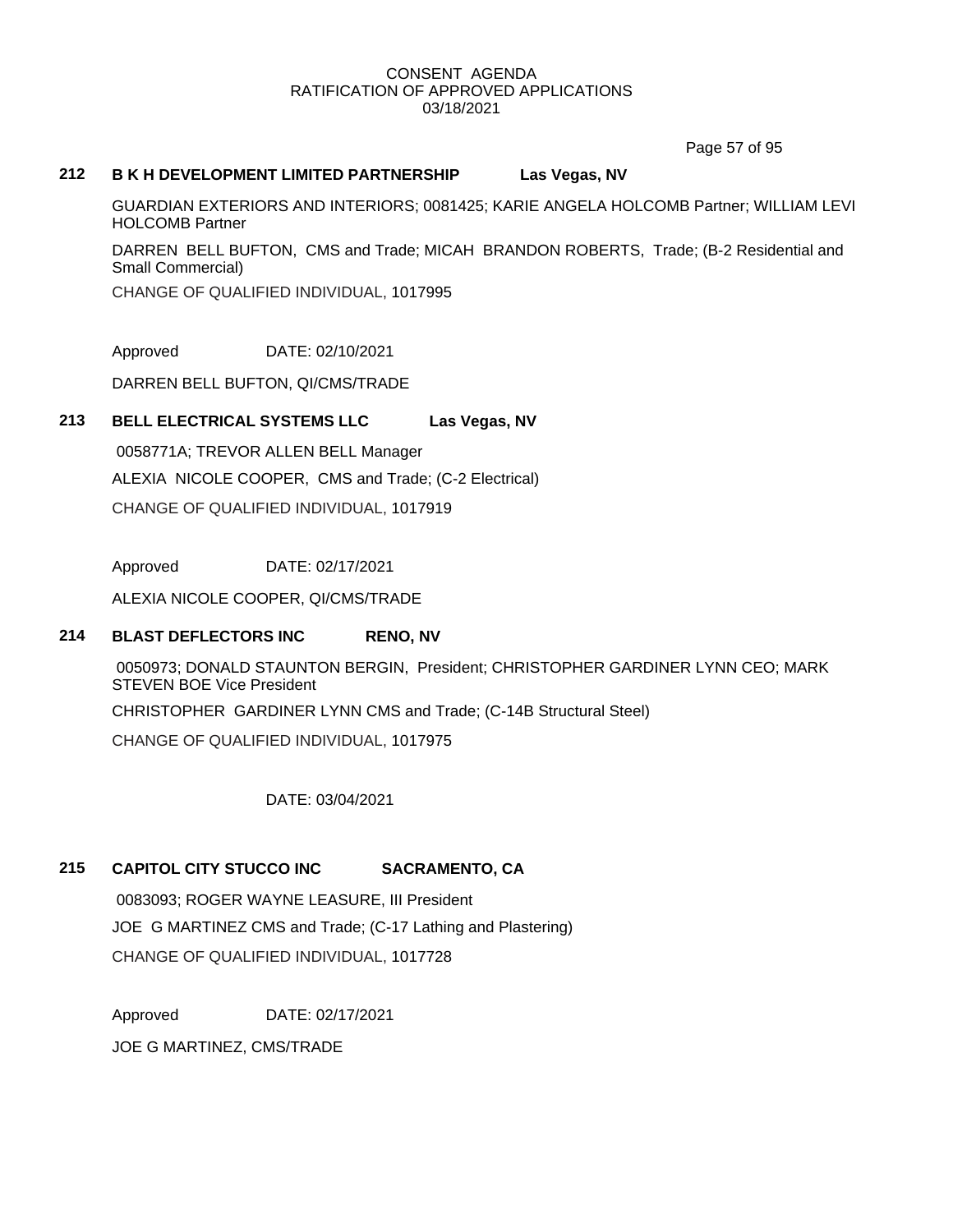CONSENT AGENDA
RATIFICATION OF APPROVED APPLICATIONS
03/18/2021

**212 B K H DEVELOPMENT LIMITED PARTNERSHIP Las Vegas, NV**

GUARDIAN EXTERIORS AND INTERIORS; 0081425; KARIE ANGELA HOLCOMB Partner; WILLIAM LEVI HOLCOMB Partner

DARREN BELL BUFTON, CMS and Trade; MICAH BRANDON ROBERTS, Trade; (B-2 Residential and Small Commercial)

CHANGE OF QUALIFIED INDIVIDUAL, 1017995

Approved DATE: 02/10/2021

DARREN BELL BUFTON, QI/CMS/TRADE

**213 BELL ELECTRICAL SYSTEMS LLC Las Vegas, NV**

0058771A; TREVOR ALLEN BELL Manager

ALEXIA NICOLE COOPER, CMS and Trade; (C-2 Electrical)

CHANGE OF QUALIFIED INDIVIDUAL, 1017919

Approved DATE: 02/17/2021

ALEXIA NICOLE COOPER, QI/CMS/TRADE

**214 BLAST DEFLECTORS INC RENO, NV**

0050973; DONALD STAUNTON BERGIN, President; CHRISTOPHER GARDINER LYNN CEO; MARK STEVEN BOE Vice President

CHRISTOPHER GARDINER LYNN CMS and Trade; (C-14B Structural Steel)

CHANGE OF QUALIFIED INDIVIDUAL, 1017975

DATE: 03/04/2021

**215 CAPITOL CITY STUCCO INC SACRAMENTO, CA**

0083093; ROGER WAYNE LEASURE, III President

JOE G MARTINEZ CMS and Trade; (C-17 Lathing and Plastering)

CHANGE OF QUALIFIED INDIVIDUAL, 1017728

Approved DATE: 02/17/2021

JOE G MARTINEZ, CMS/TRADE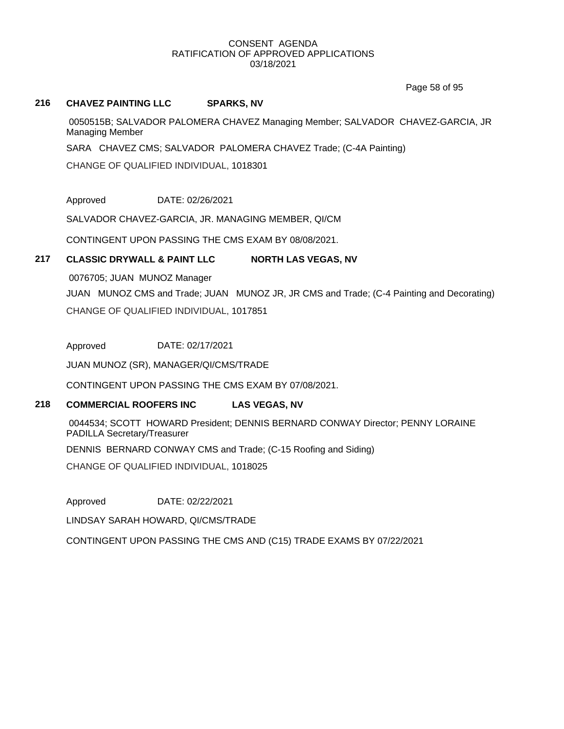CONSENT AGENDA
RATIFICATION OF APPROVED APPLICATIONS
03/18/2021

**216 CHAVEZ PAINTING LLC SPARKS, NV**

0050515B; SALVADOR PALOMERA CHAVEZ Managing Member; SALVADOR CHAVEZ-GARCIA, JR Managing Member

SARA CHAVEZ CMS; SALVADOR PALOMERA CHAVEZ Trade; (C-4A Painting)

CHANGE OF QUALIFIED INDIVIDUAL, 1018301

Approved DATE: 02/26/2021

SALVADOR CHAVEZ-GARCIA, JR. MANAGING MEMBER, QI/CM

CONTINGENT UPON PASSING THE CMS EXAM BY 08/08/2021.

**217 CLASSIC DRYWALL & PAINT LLC NORTH LAS VEGAS, NV**

0076705; JUAN MUNOZ Manager

JUAN MUNOZ CMS and Trade; JUAN MUNOZ JR, JR CMS and Trade; (C-4 Painting and Decorating)

CHANGE OF QUALIFIED INDIVIDUAL, 1017851

Approved DATE: 02/17/2021

JUAN MUNOZ (SR), MANAGER/QI/CMS/TRADE

CONTINGENT UPON PASSING THE CMS EXAM BY 07/08/2021.

**218 COMMERCIAL ROOFERS INC LAS VEGAS, NV**

0044534; SCOTT HOWARD President; DENNIS BERNARD CONWAY Director; PENNY LORAINE PADILLA Secretary/Treasurer

DENNIS BERNARD CONWAY CMS and Trade; (C-15 Roofing and Siding)

CHANGE OF QUALIFIED INDIVIDUAL, 1018025

Approved DATE: 02/22/2021

LINDSAY SARAH HOWARD, QI/CMS/TRADE

CONTINGENT UPON PASSING THE CMS AND (C15) TRADE EXAMS BY 07/22/2021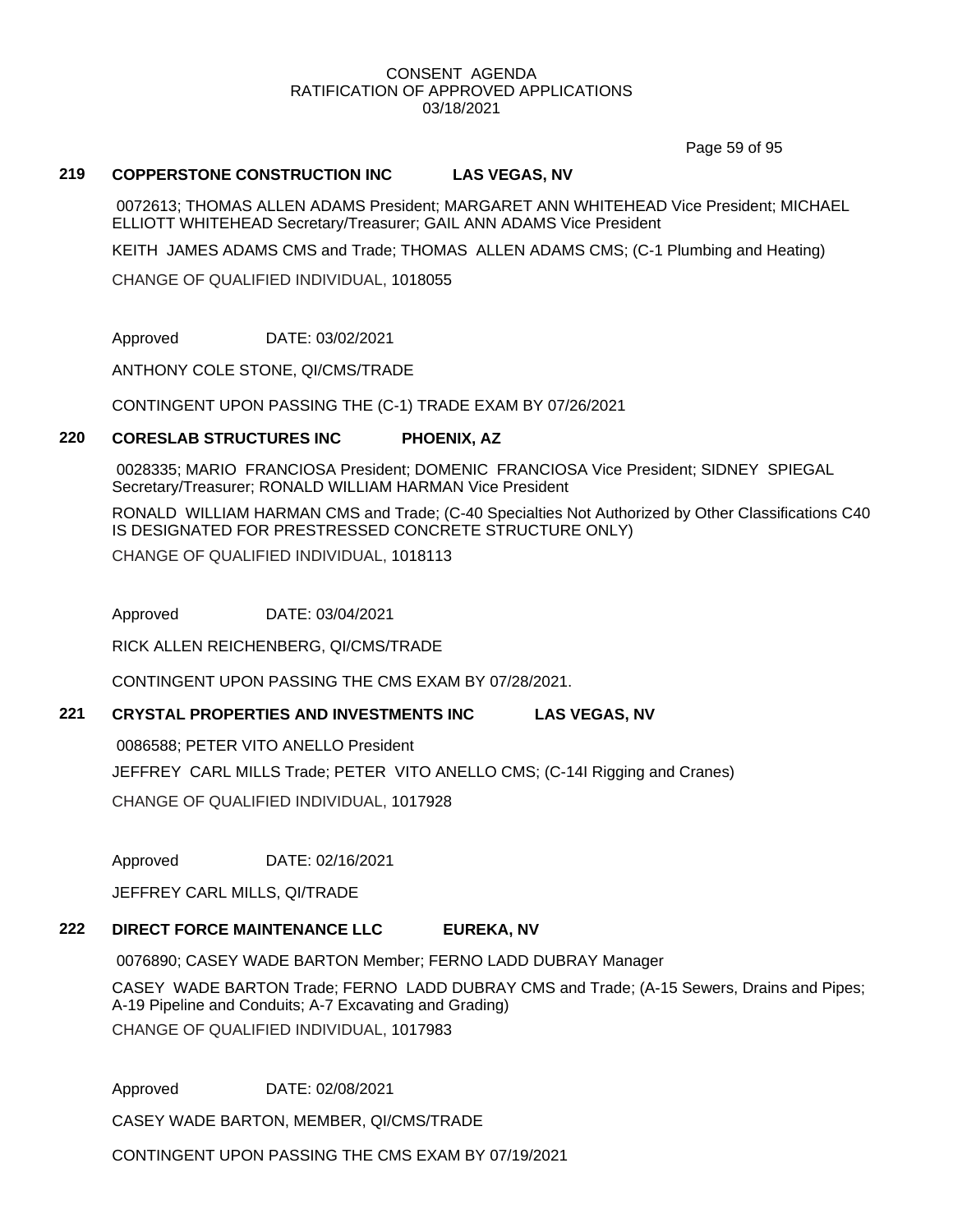CONSENT AGENDA
RATIFICATION OF APPROVED APPLICATIONS
03/18/2021

### 219 COPPERSTONE CONSTRUCTION INC LAS VEGAS, NV

0072613; THOMAS ALLEN ADAMS President; MARGARET ANN WHITEHEAD Vice President; MICHAEL ELLIOTT WHITEHEAD Secretary/Treasurer; GAIL ANN ADAMS Vice President

KEITH JAMES ADAMS CMS and Trade; THOMAS ALLEN ADAMS CMS; (C-1 Plumbing and Heating)

CHANGE OF QUALIFIED INDIVIDUAL, 1018055

Approved DATE: 03/02/2021

ANTHONY COLE STONE, QI/CMS/TRADE

CONTINGENT UPON PASSING THE (C-1) TRADE EXAM BY 07/26/2021

### 220 CORESLAB STRUCTURES INC PHOENIX, AZ

0028335; MARIO FRANCIOSA President; DOMENIC FRANCIOSA Vice President; SIDNEY SPIEGAL Secretary/Treasurer; RONALD WILLIAM HARMAN Vice President

RONALD WILLIAM HARMAN CMS and Trade; (C-40 Specialties Not Authorized by Other Classifications C40 IS DESIGNATED FOR PRESTRESSED CONCRETE STRUCTURE ONLY)

CHANGE OF QUALIFIED INDIVIDUAL, 1018113

Approved DATE: 03/04/2021

RICK ALLEN REICHENBERG, QI/CMS/TRADE

CONTINGENT UPON PASSING THE CMS EXAM BY 07/28/2021.

### 221 CRYSTAL PROPERTIES AND INVESTMENTS INC LAS VEGAS, NV

0086588; PETER VITO ANELLO President

JEFFREY CARL MILLS Trade; PETER VITO ANELLO CMS; (C-14I Rigging and Cranes)

CHANGE OF QUALIFIED INDIVIDUAL, 1017928

Approved DATE: 02/16/2021

JEFFREY CARL MILLS, QI/TRADE

### 222 DIRECT FORCE MAINTENANCE LLC EUREKA, NV

0076890; CASEY WADE BARTON Member; FERNO LADD DUBRAY Manager

CASEY WADE BARTON Trade; FERNO LADD DUBRAY CMS and Trade; (A-15 Sewers, Drains and Pipes; A-19 Pipeline and Conduits; A-7 Excavating and Grading)

CHANGE OF QUALIFIED INDIVIDUAL, 1017983

Approved DATE: 02/08/2021

CASEY WADE BARTON, MEMBER, QI/CMS/TRADE

CONTINGENT UPON PASSING THE CMS EXAM BY 07/19/2021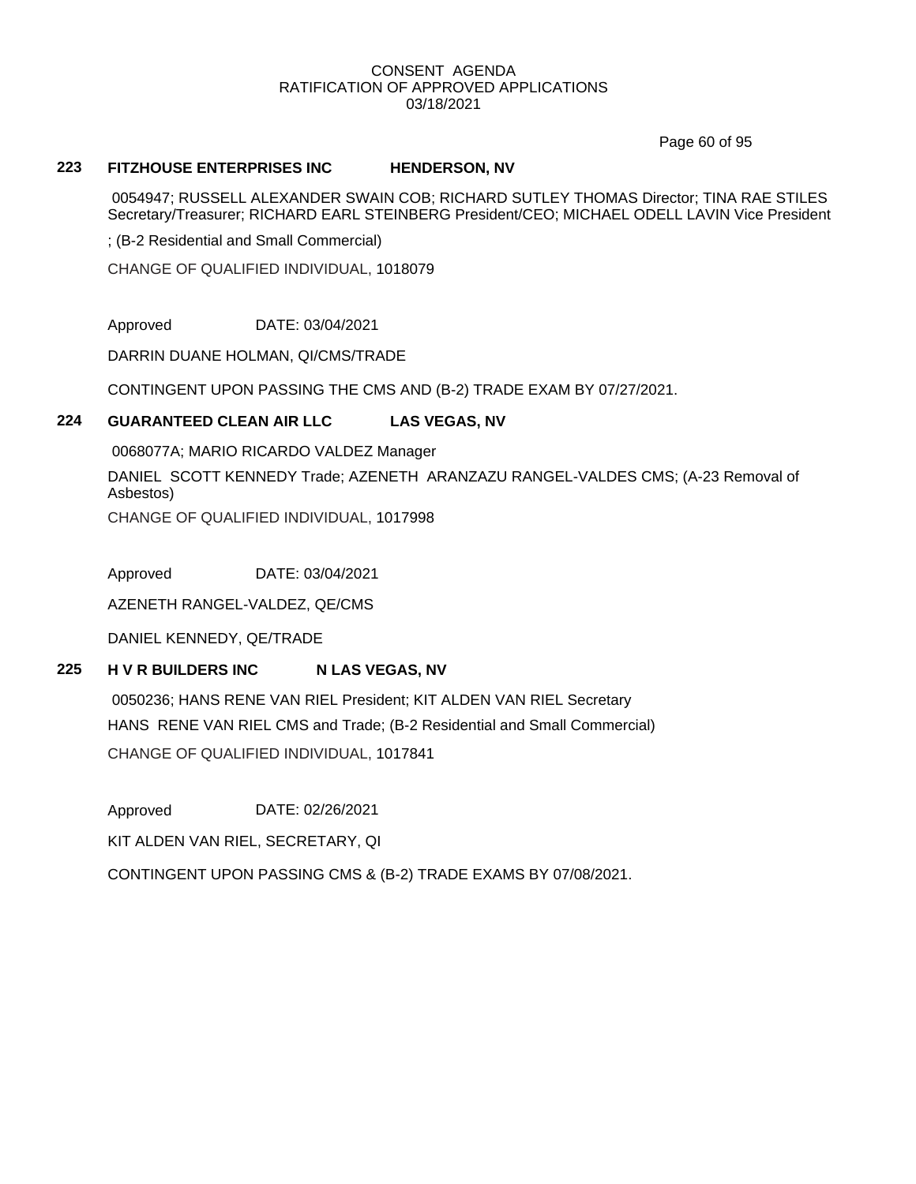CONSENT AGENDA
RATIFICATION OF APPROVED APPLICATIONS
03/18/2021

**223 FITZHOUSE ENTERPRISES INC HENDERSON, NV**

0054947; RUSSELL ALEXANDER SWAIN COB; RICHARD SUTLEY THOMAS Director; TINA RAE STILES Secretary/Treasurer; RICHARD EARL STEINBERG President/CEO; MICHAEL ODELL LAVIN Vice President

; (B-2 Residential and Small Commercial)

CHANGE OF QUALIFIED INDIVIDUAL, 1018079

Approved DATE: 03/04/2021

DARRIN DUANE HOLMAN, QI/CMS/TRADE

CONTINGENT UPON PASSING THE CMS AND (B-2) TRADE EXAM BY 07/27/2021.

**224 GUARANTEED CLEAN AIR LLC LAS VEGAS, NV**

0068077A; MARIO RICARDO VALDEZ Manager

DANIEL SCOTT KENNEDY Trade; AZENETH ARANZAZU RANGEL-VALDES CMS; (A-23 Removal of Asbestos)

CHANGE OF QUALIFIED INDIVIDUAL, 1017998

Approved DATE: 03/04/2021

AZENETH RANGEL-VALDEZ, QE/CMS

DANIEL KENNEDY, QE/TRADE

**225 H V R BUILDERS INC N LAS VEGAS, NV**

0050236; HANS RENE VAN RIEL President; KIT ALDEN VAN RIEL Secretary

HANS RENE VAN RIEL CMS and Trade; (B-2 Residential and Small Commercial)

CHANGE OF QUALIFIED INDIVIDUAL, 1017841

Approved DATE: 02/26/2021

KIT ALDEN VAN RIEL, SECRETARY, QI

CONTINGENT UPON PASSING CMS & (B-2) TRADE EXAMS BY 07/08/2021.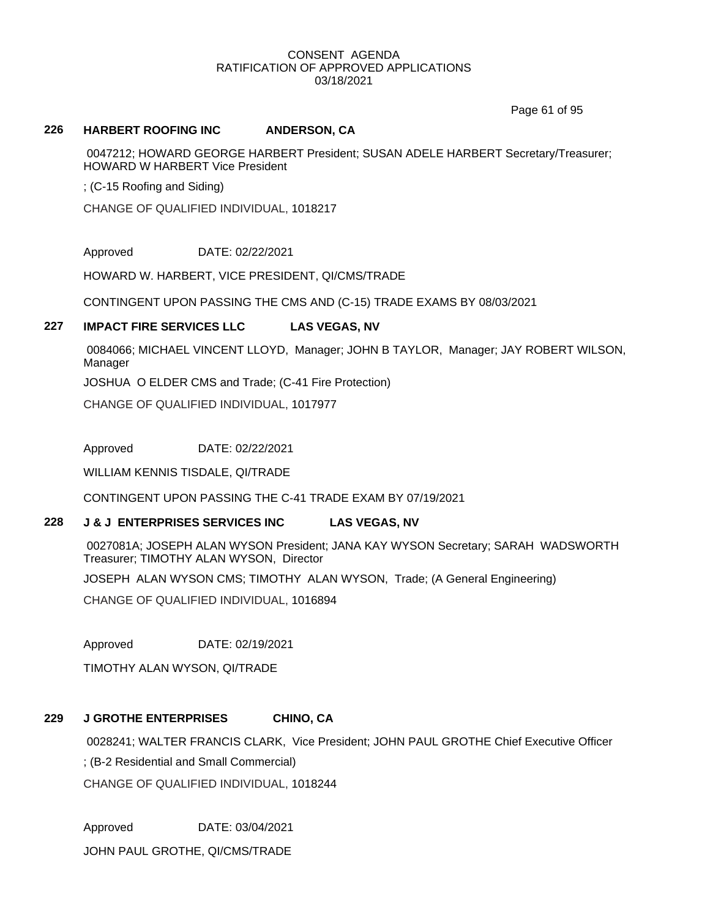CONSENT AGENDA
RATIFICATION OF APPROVED APPLICATIONS
03/18/2021

**226 HARBERT ROOFING INC ANDERSON, CA**

0047212; HOWARD GEORGE HARBERT President; SUSAN ADELE HARBERT Secretary/Treasurer; HOWARD W HARBERT Vice President

; (C-15 Roofing and Siding)

CHANGE OF QUALIFIED INDIVIDUAL, 1018217

Approved DATE: 02/22/2021

HOWARD W. HARBERT, VICE PRESIDENT, QI/CMS/TRADE

CONTINGENT UPON PASSING THE CMS AND (C-15) TRADE EXAMS BY 08/03/2021

**227 IMPACT FIRE SERVICES LLC LAS VEGAS, NV**

0084066; MICHAEL VINCENT LLOYD, Manager; JOHN B TAYLOR, Manager; JAY ROBERT WILSON, Manager

JOSHUA O ELDER CMS and Trade; (C-41 Fire Protection)

CHANGE OF QUALIFIED INDIVIDUAL, 1017977

Approved DATE: 02/22/2021

WILLIAM KENNIS TISDALE, QI/TRADE

CONTINGENT UPON PASSING THE C-41 TRADE EXAM BY 07/19/2021

**228 J & J ENTERPRISES SERVICES INC LAS VEGAS, NV**

0027081A; JOSEPH ALAN WYSON President; JANA KAY WYSON Secretary; SARAH WADSWORTH Treasurer; TIMOTHY ALAN WYSON, Director

JOSEPH ALAN WYSON CMS; TIMOTHY ALAN WYSON, Trade; (A General Engineering)

CHANGE OF QUALIFIED INDIVIDUAL, 1016894

Approved DATE: 02/19/2021

TIMOTHY ALAN WYSON, QI/TRADE

**229 J GROTHE ENTERPRISES CHINO, CA**

0028241; WALTER FRANCIS CLARK, Vice President; JOHN PAUL GROTHE Chief Executive Officer

; (B-2 Residential and Small Commercial)

CHANGE OF QUALIFIED INDIVIDUAL, 1018244

Approved DATE: 03/04/2021

JOHN PAUL GROTHE, QI/CMS/TRADE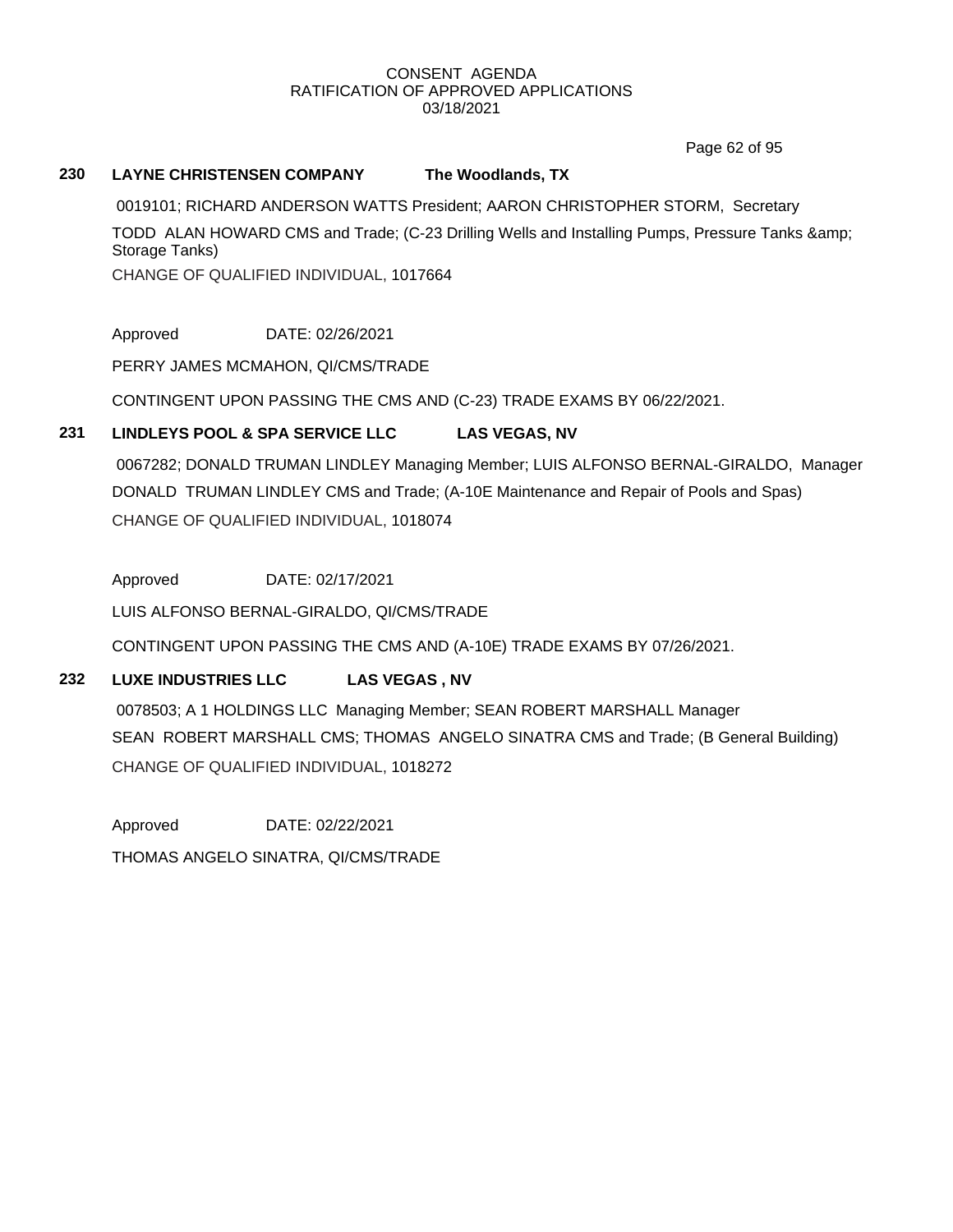CONSENT AGENDA
RATIFICATION OF APPROVED APPLICATIONS
03/18/2021

**230 LAYNE CHRISTENSEN COMPANY The Woodlands, TX**

0019101; RICHARD ANDERSON WATTS President; AARON CHRISTOPHER STORM, Secretary

TODD ALAN HOWARD CMS and Trade; (C-23 Drilling Wells and Installing Pumps, Pressure Tanks &amp; Storage Tanks)

CHANGE OF QUALIFIED INDIVIDUAL, 1017664

Approved DATE: 02/26/2021

PERRY JAMES MCMAHON, QI/CMS/TRADE

CONTINGENT UPON PASSING THE CMS AND (C-23) TRADE EXAMS BY 06/22/2021.

**231 LINDLEYS POOL & SPA SERVICE LLC LAS VEGAS, NV**

0067282; DONALD TRUMAN LINDLEY Managing Member; LUIS ALFONSO BERNAL-GIRALDO, Manager

DONALD TRUMAN LINDLEY CMS and Trade; (A-10E Maintenance and Repair of Pools and Spas)

CHANGE OF QUALIFIED INDIVIDUAL, 1018074

Approved DATE: 02/17/2021

LUIS ALFONSO BERNAL-GIRALDO, QI/CMS/TRADE

CONTINGENT UPON PASSING THE CMS AND (A-10E) TRADE EXAMS BY 07/26/2021.

**232 LUXE INDUSTRIES LLC LAS VEGAS , NV**

0078503; A 1 HOLDINGS LLC Managing Member; SEAN ROBERT MARSHALL Manager

SEAN ROBERT MARSHALL CMS; THOMAS ANGELO SINATRA CMS and Trade; (B General Building)

CHANGE OF QUALIFIED INDIVIDUAL, 1018272

Approved DATE: 02/22/2021

THOMAS ANGELO SINATRA, QI/CMS/TRADE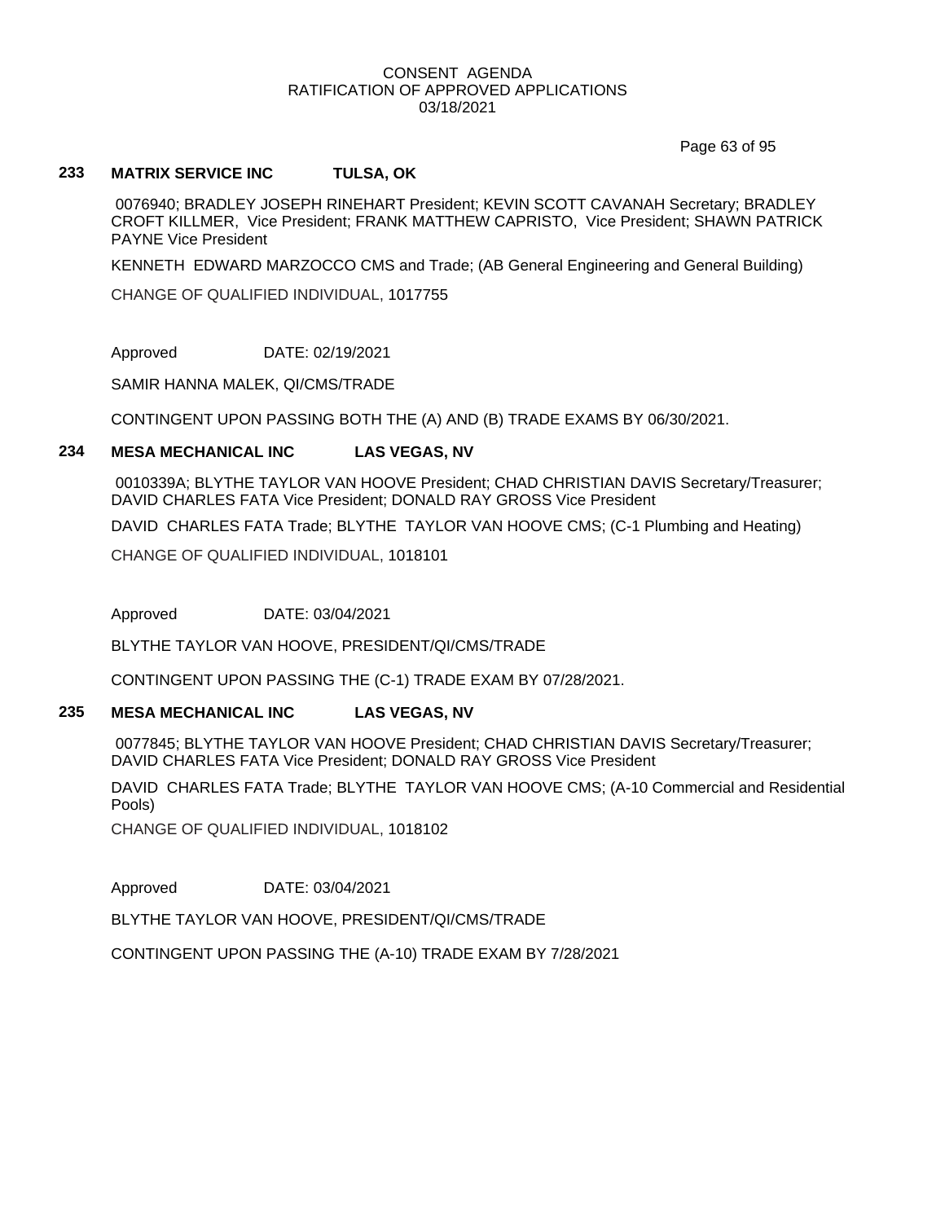CONSENT AGENDA
RATIFICATION OF APPROVED APPLICATIONS
03/18/2021

**233 MATRIX SERVICE INC TULSA, OK**

0076940; BRADLEY JOSEPH RINEHART President; KEVIN SCOTT CAVANAH Secretary; BRADLEY CROFT KILLMER, Vice President; FRANK MATTHEW CAPRISTO, Vice President; SHAWN PATRICK PAYNE Vice President

KENNETH EDWARD MARZOCCO CMS and Trade; (AB General Engineering and General Building)

CHANGE OF QUALIFIED INDIVIDUAL, 1017755

Approved DATE: 02/19/2021

SAMIR HANNA MALEK, QI/CMS/TRADE

CONTINGENT UPON PASSING BOTH THE (A) AND (B) TRADE EXAMS BY 06/30/2021.

**234 MESA MECHANICAL INC LAS VEGAS, NV**

0010339A; BLYTHE TAYLOR VAN HOOVE President; CHAD CHRISTIAN DAVIS Secretary/Treasurer; DAVID CHARLES FATA Vice President; DONALD RAY GROSS Vice President

DAVID CHARLES FATA Trade; BLYTHE TAYLOR VAN HOOVE CMS; (C-1 Plumbing and Heating)

CHANGE OF QUALIFIED INDIVIDUAL, 1018101

Approved DATE: 03/04/2021

BLYTHE TAYLOR VAN HOOVE, PRESIDENT/QI/CMS/TRADE

CONTINGENT UPON PASSING THE (C-1) TRADE EXAM BY 07/28/2021.

**235 MESA MECHANICAL INC LAS VEGAS, NV**

0077845; BLYTHE TAYLOR VAN HOOVE President; CHAD CHRISTIAN DAVIS Secretary/Treasurer; DAVID CHARLES FATA Vice President; DONALD RAY GROSS Vice President

DAVID CHARLES FATA Trade; BLYTHE TAYLOR VAN HOOVE CMS; (A-10 Commercial and Residential Pools)

CHANGE OF QUALIFIED INDIVIDUAL, 1018102

Approved DATE: 03/04/2021

BLYTHE TAYLOR VAN HOOVE, PRESIDENT/QI/CMS/TRADE

CONTINGENT UPON PASSING THE (A-10) TRADE EXAM BY 7/28/2021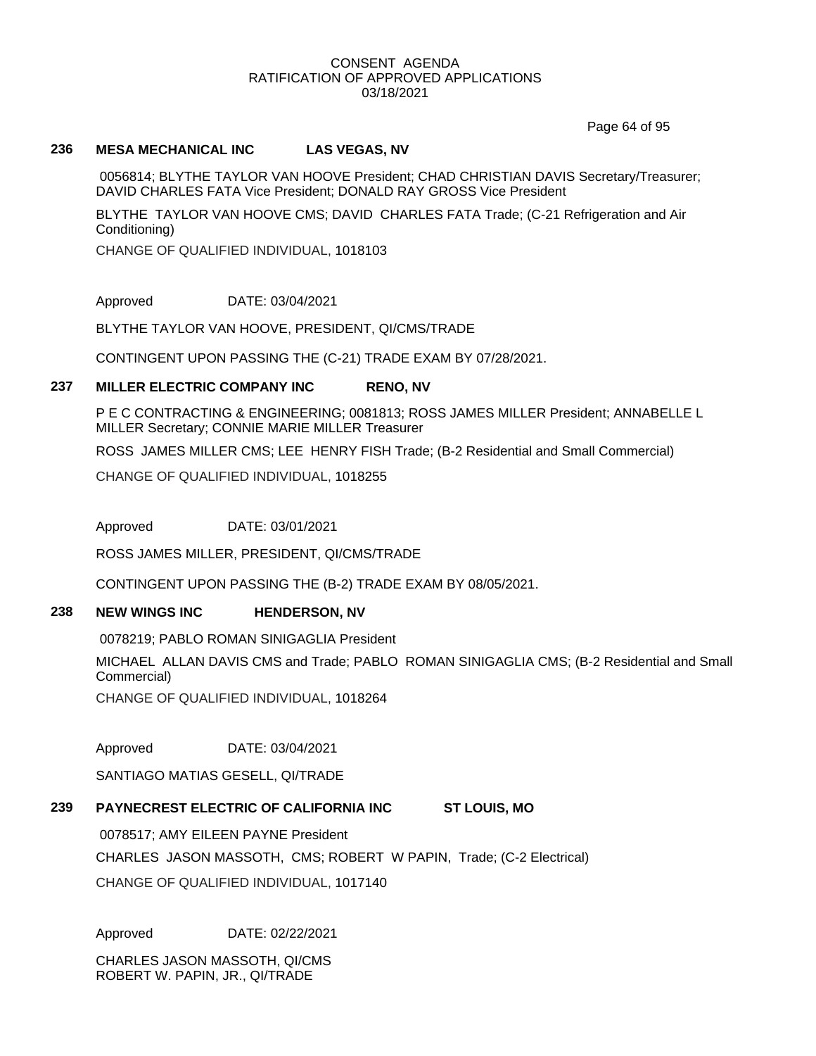CONSENT AGENDA
RATIFICATION OF APPROVED APPLICATIONS
03/18/2021

**236 MESA MECHANICAL INC LAS VEGAS, NV**

0056814; BLYTHE TAYLOR VAN HOOVE President; CHAD CHRISTIAN DAVIS Secretary/Treasurer; DAVID CHARLES FATA Vice President; DONALD RAY GROSS Vice President

BLYTHE TAYLOR VAN HOOVE CMS; DAVID CHARLES FATA Trade; (C-21 Refrigeration and Air Conditioning)

CHANGE OF QUALIFIED INDIVIDUAL, 1018103

Approved DATE: 03/04/2021

BLYTHE TAYLOR VAN HOOVE, PRESIDENT, QI/CMS/TRADE

CONTINGENT UPON PASSING THE (C-21) TRADE EXAM BY 07/28/2021.

**237 MILLER ELECTRIC COMPANY INC RENO, NV**

P E C CONTRACTING & ENGINEERING; 0081813; ROSS JAMES MILLER President; ANNABELLE L MILLER Secretary; CONNIE MARIE MILLER Treasurer

ROSS JAMES MILLER CMS; LEE HENRY FISH Trade; (B-2 Residential and Small Commercial)

CHANGE OF QUALIFIED INDIVIDUAL, 1018255

Approved DATE: 03/01/2021

ROSS JAMES MILLER, PRESIDENT, QI/CMS/TRADE

CONTINGENT UPON PASSING THE (B-2) TRADE EXAM BY 08/05/2021.

**238 NEW WINGS INC HENDERSON, NV**

0078219; PABLO ROMAN SINIGAGLIA President

MICHAEL ALLAN DAVIS CMS and Trade; PABLO ROMAN SINIGAGLIA CMS; (B-2 Residential and Small Commercial)

CHANGE OF QUALIFIED INDIVIDUAL, 1018264

Approved DATE: 03/04/2021

SANTIAGO MATIAS GESELL, QI/TRADE

**239 PAYNECREST ELECTRIC OF CALIFORNIA INC ST LOUIS, MO**

0078517; AMY EILEEN PAYNE President

CHARLES JASON MASSOTH, CMS; ROBERT W PAPIN, Trade; (C-2 Electrical)

CHANGE OF QUALIFIED INDIVIDUAL, 1017140

Approved DATE: 02/22/2021

CHARLES JASON MASSOTH, QI/CMS
ROBERT W. PAPIN, JR., QI/TRADE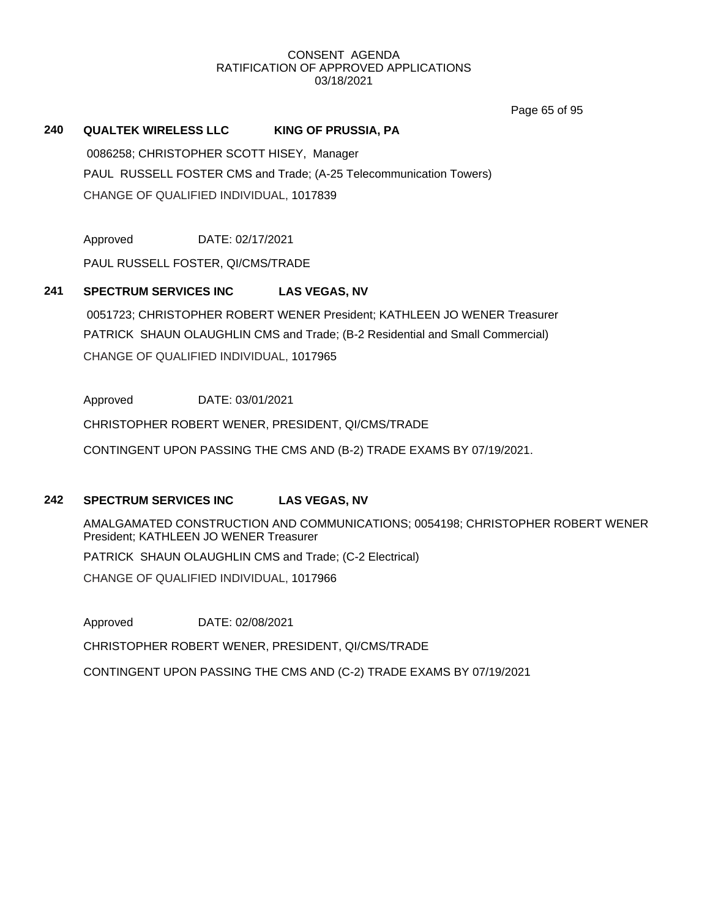CONSENT AGENDA
RATIFICATION OF APPROVED APPLICATIONS
03/18/2021

**240 QUALTEK WIRELESS LLC KING OF PRUSSIA, PA**

0086258; CHRISTOPHER SCOTT HISEY, Manager

PAUL RUSSELL FOSTER CMS and Trade; (A-25 Telecommunication Towers)

CHANGE OF QUALIFIED INDIVIDUAL, 1017839

Approved DATE: 02/17/2021

PAUL RUSSELL FOSTER, QI/CMS/TRADE

**241 SPECTRUM SERVICES INC LAS VEGAS, NV**

0051723; CHRISTOPHER ROBERT WENER President; KATHLEEN JO WENER Treasurer

PATRICK SHAUN OLAUGHLIN CMS and Trade; (B-2 Residential and Small Commercial)

CHANGE OF QUALIFIED INDIVIDUAL, 1017965

Approved DATE: 03/01/2021

CHRISTOPHER ROBERT WENER, PRESIDENT, QI/CMS/TRADE

CONTINGENT UPON PASSING THE CMS AND (B-2) TRADE EXAMS BY 07/19/2021.

**242 SPECTRUM SERVICES INC LAS VEGAS, NV**

AMALGAMATED CONSTRUCTION AND COMMUNICATIONS; 0054198; CHRISTOPHER ROBERT WENER President; KATHLEEN JO WENER Treasurer

PATRICK SHAUN OLAUGHLIN CMS and Trade; (C-2 Electrical)

CHANGE OF QUALIFIED INDIVIDUAL, 1017966

Approved DATE: 02/08/2021

CHRISTOPHER ROBERT WENER, PRESIDENT, QI/CMS/TRADE

CONTINGENT UPON PASSING THE CMS AND (C-2) TRADE EXAMS BY 07/19/2021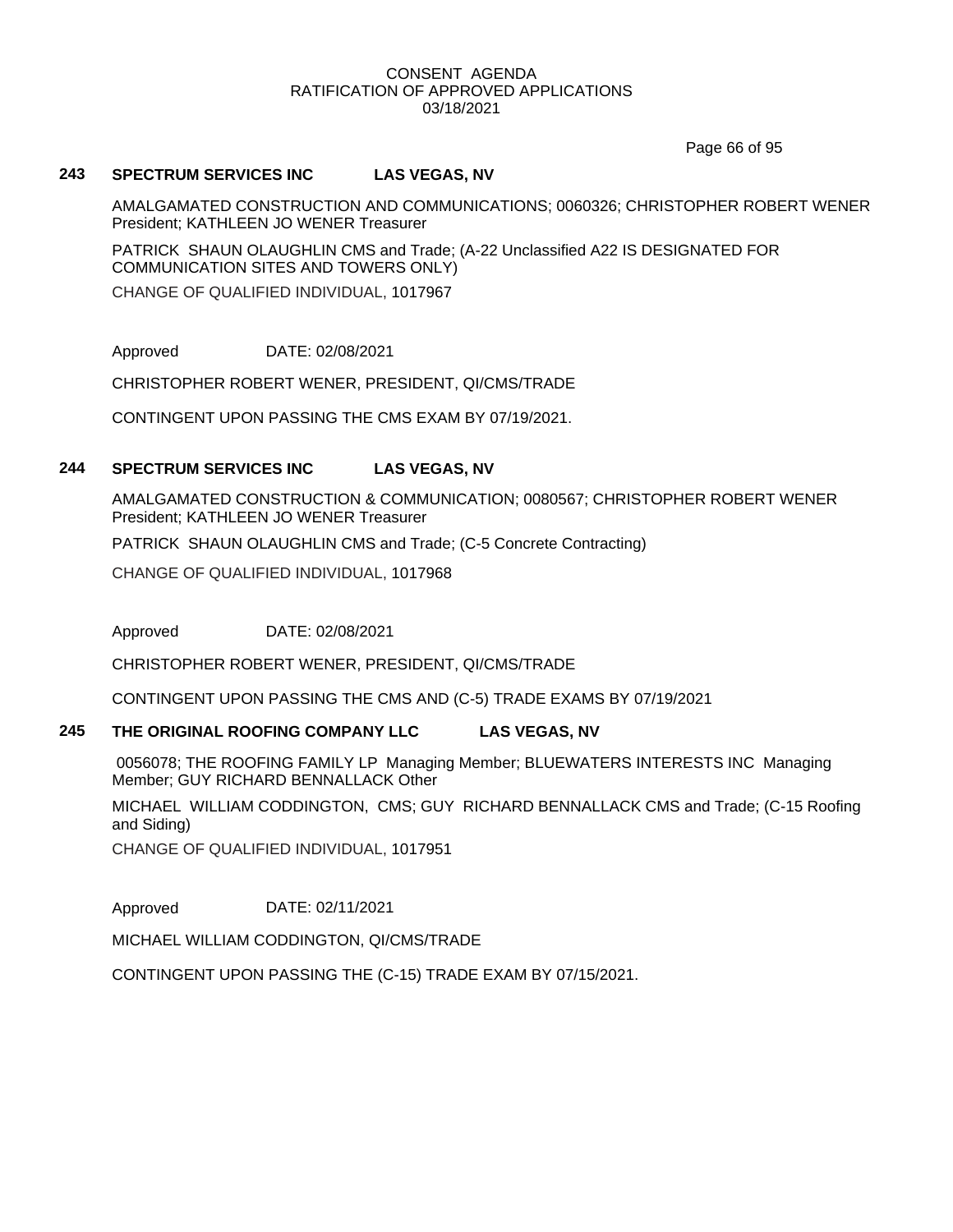CONSENT AGENDA
RATIFICATION OF APPROVED APPLICATIONS
03/18/2021

### 243 SPECTRUM SERVICES INC LAS VEGAS, NV

AMALGAMATED CONSTRUCTION AND COMMUNICATIONS; 0060326; CHRISTOPHER ROBERT WENER President; KATHLEEN JO WENER Treasurer

PATRICK SHAUN OLAUGHLIN CMS and Trade; (A-22 Unclassified A22 IS DESIGNATED FOR COMMUNICATION SITES AND TOWERS ONLY)

CHANGE OF QUALIFIED INDIVIDUAL, 1017967

Approved DATE: 02/08/2021

CHRISTOPHER ROBERT WENER, PRESIDENT, QI/CMS/TRADE

CONTINGENT UPON PASSING THE CMS EXAM BY 07/19/2021.

### 244 SPECTRUM SERVICES INC LAS VEGAS, NV

AMALGAMATED CONSTRUCTION & COMMUNICATION; 0080567; CHRISTOPHER ROBERT WENER President; KATHLEEN JO WENER Treasurer

PATRICK SHAUN OLAUGHLIN CMS and Trade; (C-5 Concrete Contracting)

CHANGE OF QUALIFIED INDIVIDUAL, 1017968

Approved DATE: 02/08/2021

CHRISTOPHER ROBERT WENER, PRESIDENT, QI/CMS/TRADE

CONTINGENT UPON PASSING THE CMS AND (C-5) TRADE EXAMS BY 07/19/2021

### 245 THE ORIGINAL ROOFING COMPANY LLC LAS VEGAS, NV

0056078; THE ROOFING FAMILY LP Managing Member; BLUEWATERS INTERESTS INC Managing Member; GUY RICHARD BENNALLACK Other

MICHAEL WILLIAM CODDINGTON, CMS; GUY RICHARD BENNALLACK CMS and Trade; (C-15 Roofing and Siding)

CHANGE OF QUALIFIED INDIVIDUAL, 1017951

Approved DATE: 02/11/2021

MICHAEL WILLIAM CODDINGTON, QI/CMS/TRADE

CONTINGENT UPON PASSING THE (C-15) TRADE EXAM BY 07/15/2021.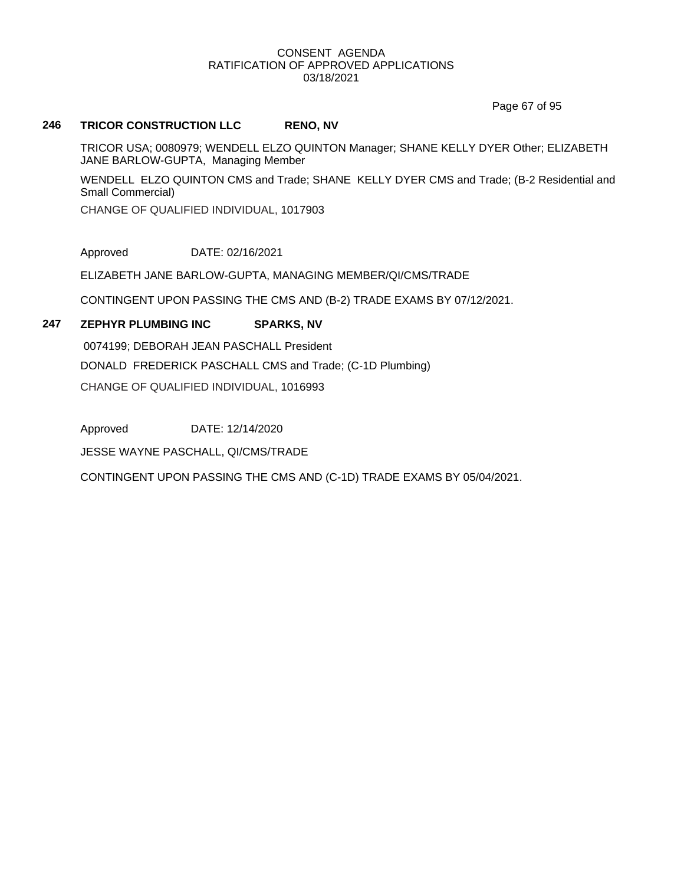## 246 TRICOR CONSTRUCTION LLC RENO, NV

TRICOR USA; 0080979; WENDELL ELZO QUINTON Manager; SHANE KELLY DYER Other; ELIZABETH JANE BARLOW-GUPTA, Managing Member

WENDELL ELZO QUINTON CMS and Trade; SHANE KELLY DYER CMS and Trade; (B-2 Residential and Small Commercial)

CHANGE OF QUALIFIED INDIVIDUAL, 1017903

Approved DATE: 02/16/2021

ELIZABETH JANE BARLOW-GUPTA, MANAGING MEMBER/QI/CMS/TRADE

CONTINGENT UPON PASSING THE CMS AND (B-2) TRADE EXAMS BY 07/12/2021.

## 247 ZEPHYR PLUMBING INC SPARKS, NV

0074199; DEBORAH JEAN PASCHALL President

DONALD FREDERICK PASCHALL CMS and Trade; (C-1D Plumbing)

CHANGE OF QUALIFIED INDIVIDUAL, 1016993

Approved DATE: 12/14/2020

JESSE WAYNE PASCHALL, QI/CMS/TRADE

CONTINGENT UPON PASSING THE CMS AND (C-1D) TRADE EXAMS BY 05/04/2021.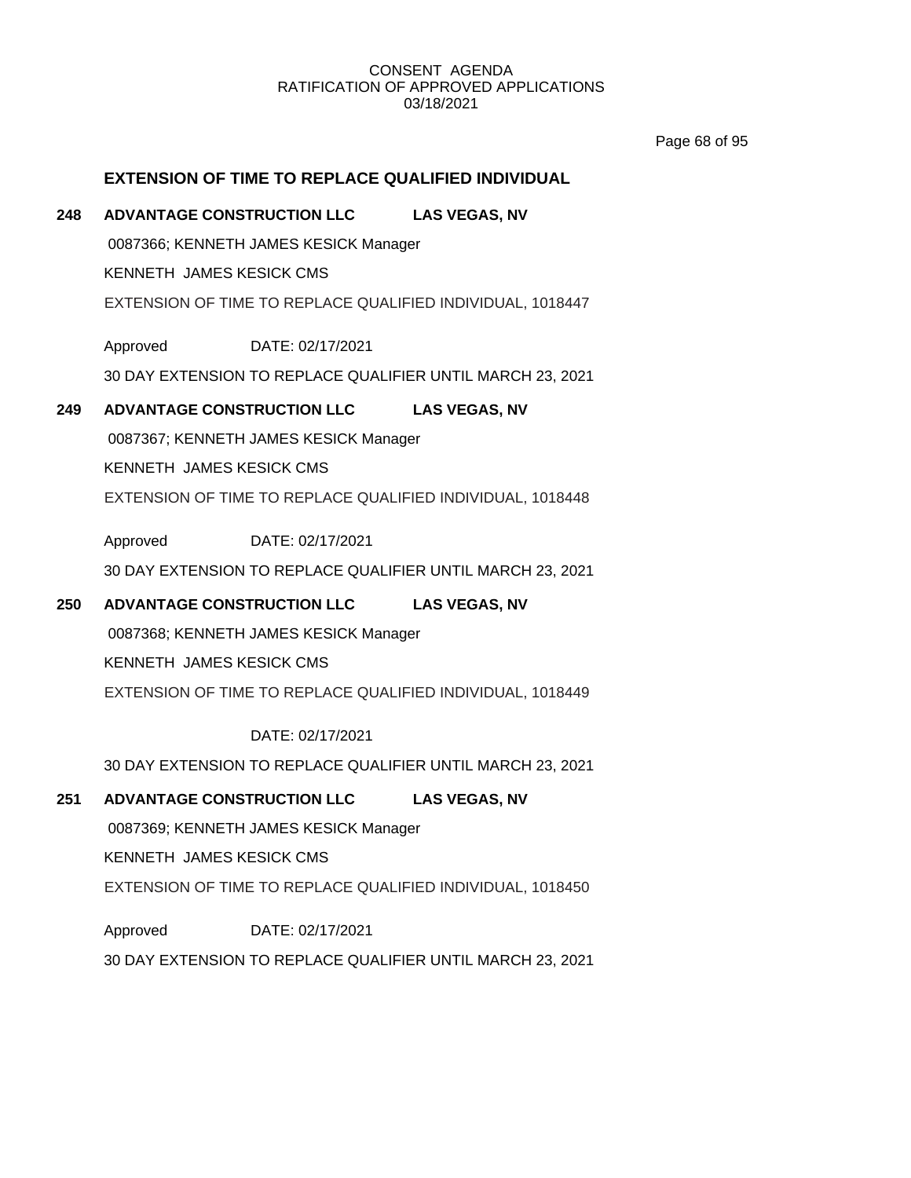## EXTENSION OF TIME TO REPLACE QUALIFIED INDIVIDUAL

**248 ADVANTAGE CONSTRUCTION LLC LAS VEGAS, NV**

0087366; KENNETH JAMES KESICK Manager

KENNETH JAMES KESICK CMS

EXTENSION OF TIME TO REPLACE QUALIFIED INDIVIDUAL, 1018447

Approved DATE: 02/17/2021

30 DAY EXTENSION TO REPLACE QUALIFIER UNTIL MARCH 23, 2021

**249 ADVANTAGE CONSTRUCTION LLC LAS VEGAS, NV**

0087367; KENNETH JAMES KESICK Manager

KENNETH JAMES KESICK CMS

EXTENSION OF TIME TO REPLACE QUALIFIED INDIVIDUAL, 1018448

Approved DATE: 02/17/2021

30 DAY EXTENSION TO REPLACE QUALIFIER UNTIL MARCH 23, 2021

**250 ADVANTAGE CONSTRUCTION LLC LAS VEGAS, NV**

0087368; KENNETH JAMES KESICK Manager

KENNETH JAMES KESICK CMS

EXTENSION OF TIME TO REPLACE QUALIFIED INDIVIDUAL, 1018449

DATE: 02/17/2021

30 DAY EXTENSION TO REPLACE QUALIFIER UNTIL MARCH 23, 2021

**251 ADVANTAGE CONSTRUCTION LLC LAS VEGAS, NV**

0087369; KENNETH JAMES KESICK Manager

KENNETH JAMES KESICK CMS

EXTENSION OF TIME TO REPLACE QUALIFIED INDIVIDUAL, 1018450

Approved DATE: 02/17/2021

30 DAY EXTENSION TO REPLACE QUALIFIER UNTIL MARCH 23, 2021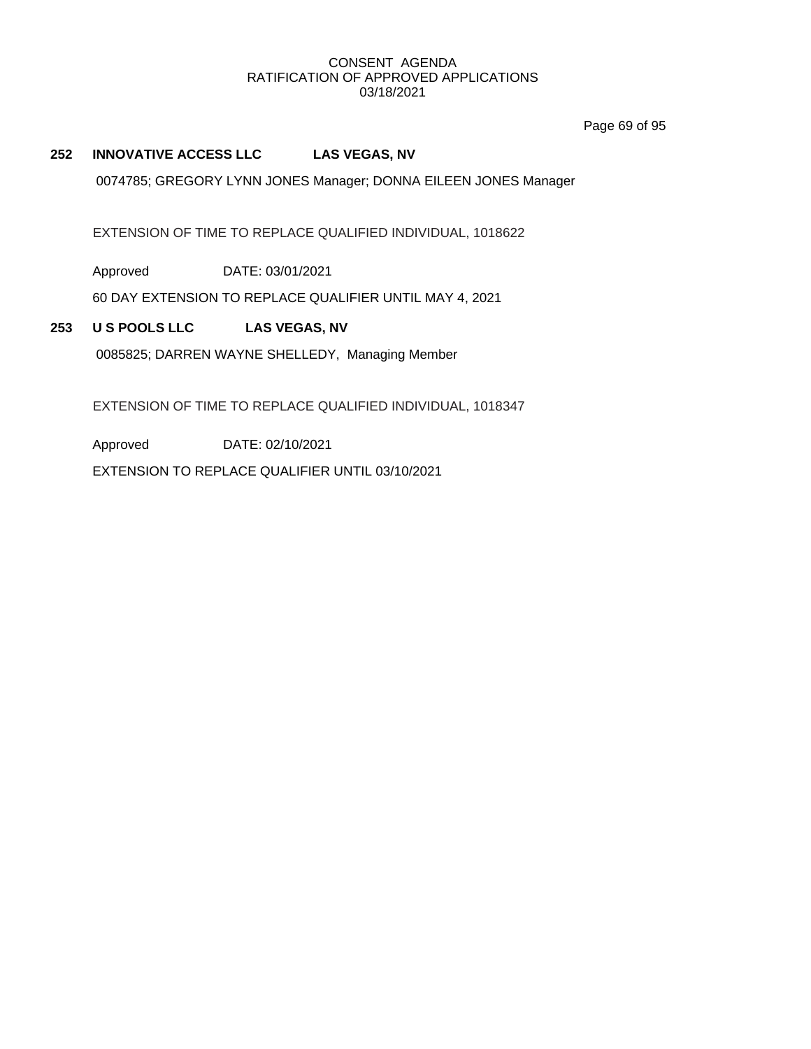**252 INNOVATIVE ACCESS LLC LAS VEGAS, NV**

0074785; GREGORY LYNN JONES Manager; DONNA EILEEN JONES Manager

EXTENSION OF TIME TO REPLACE QUALIFIED INDIVIDUAL, 1018622

Approved DATE: 03/01/2021

60 DAY EXTENSION TO REPLACE QUALIFIER UNTIL MAY 4, 2021

**253 U S POOLS LLC LAS VEGAS, NV**

0085825; DARREN WAYNE SHELLEDY, Managing Member

EXTENSION OF TIME TO REPLACE QUALIFIED INDIVIDUAL, 1018347

Approved DATE: 02/10/2021

EXTENSION TO REPLACE QUALIFIER UNTIL 03/10/2021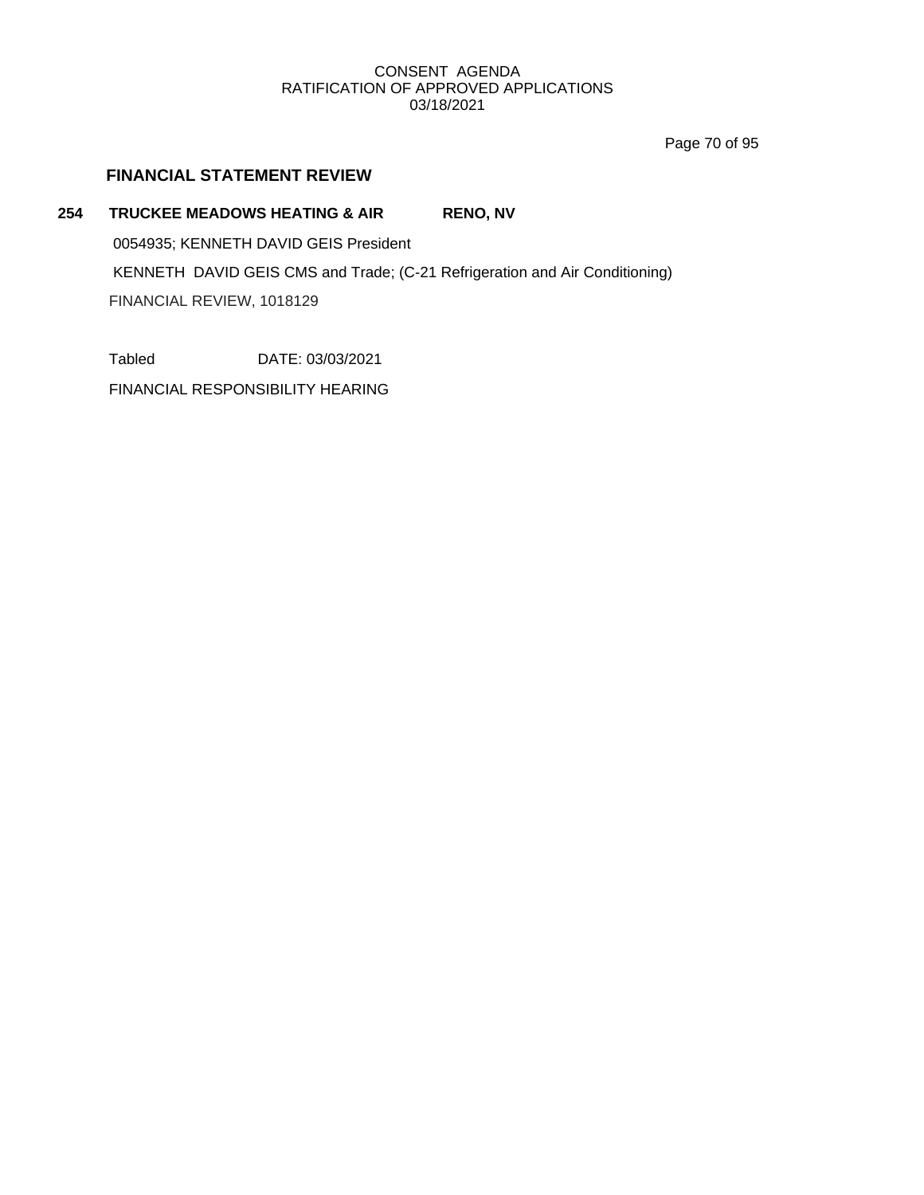## FINANCIAL STATEMENT REVIEW

**254 TRUCKEE MEADOWS HEATING & AIR RENO, NV**

0054935; KENNETH DAVID GEIS President

KENNETH DAVID GEIS CMS and Trade; (C-21 Refrigeration and Air Conditioning)

FINANCIAL REVIEW, 1018129

Tabled DATE: 03/03/2021

FINANCIAL RESPONSIBILITY HEARING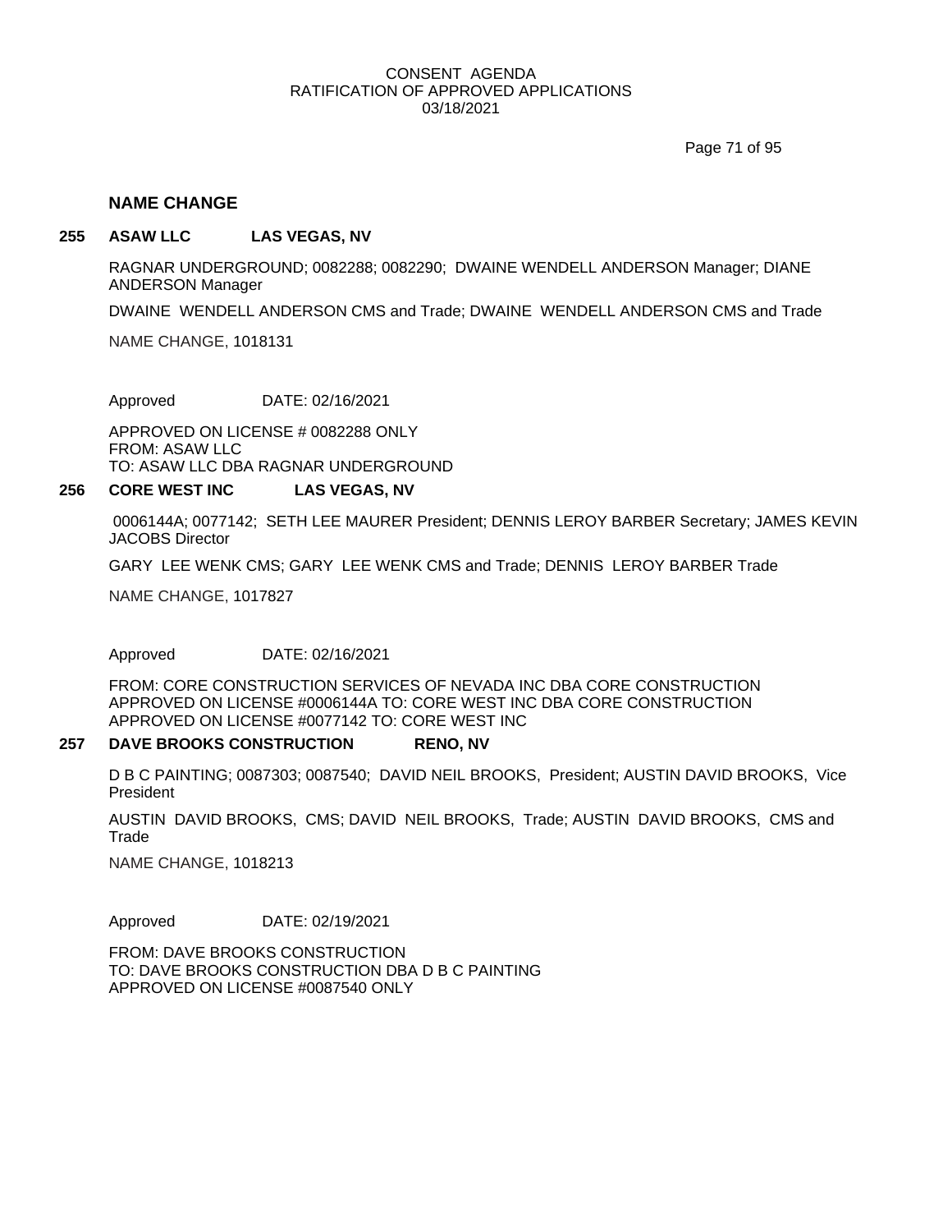## NAME CHANGE

### 255 ASAW LLC LAS VEGAS, NV

RAGNAR UNDERGROUND; 0082288; 0082290; DWAINE WENDELL ANDERSON Manager; DIANE ANDERSON Manager

DWAINE WENDELL ANDERSON CMS and Trade; DWAINE WENDELL ANDERSON CMS and Trade

NAME CHANGE, 1018131

Approved DATE: 02/16/2021

APPROVED ON LICENSE # 0082288 ONLY
FROM: ASAW LLC
TO: ASAW LLC DBA RAGNAR UNDERGROUND

### 256 CORE WEST INC LAS VEGAS, NV

0006144A; 0077142; SETH LEE MAURER President; DENNIS LEROY BARBER Secretary; JAMES KEVIN JACOBS Director

GARY LEE WENK CMS; GARY LEE WENK CMS and Trade; DENNIS LEROY BARBER Trade

NAME CHANGE, 1017827

Approved DATE: 02/16/2021

FROM: CORE CONSTRUCTION SERVICES OF NEVADA INC DBA CORE CONSTRUCTION
APPROVED ON LICENSE #0006144A TO: CORE WEST INC DBA CORE CONSTRUCTION
APPROVED ON LICENSE #0077142 TO: CORE WEST INC

### 257 DAVE BROOKS CONSTRUCTION RENO, NV

D B C PAINTING; 0087303; 0087540; DAVID NEIL BROOKS, President; AUSTIN DAVID BROOKS, Vice President

AUSTIN DAVID BROOKS, CMS; DAVID NEIL BROOKS, Trade; AUSTIN DAVID BROOKS, CMS and Trade

NAME CHANGE, 1018213

Approved DATE: 02/19/2021

FROM: DAVE BROOKS CONSTRUCTION
TO: DAVE BROOKS CONSTRUCTION DBA D B C PAINTING
APPROVED ON LICENSE #0087540 ONLY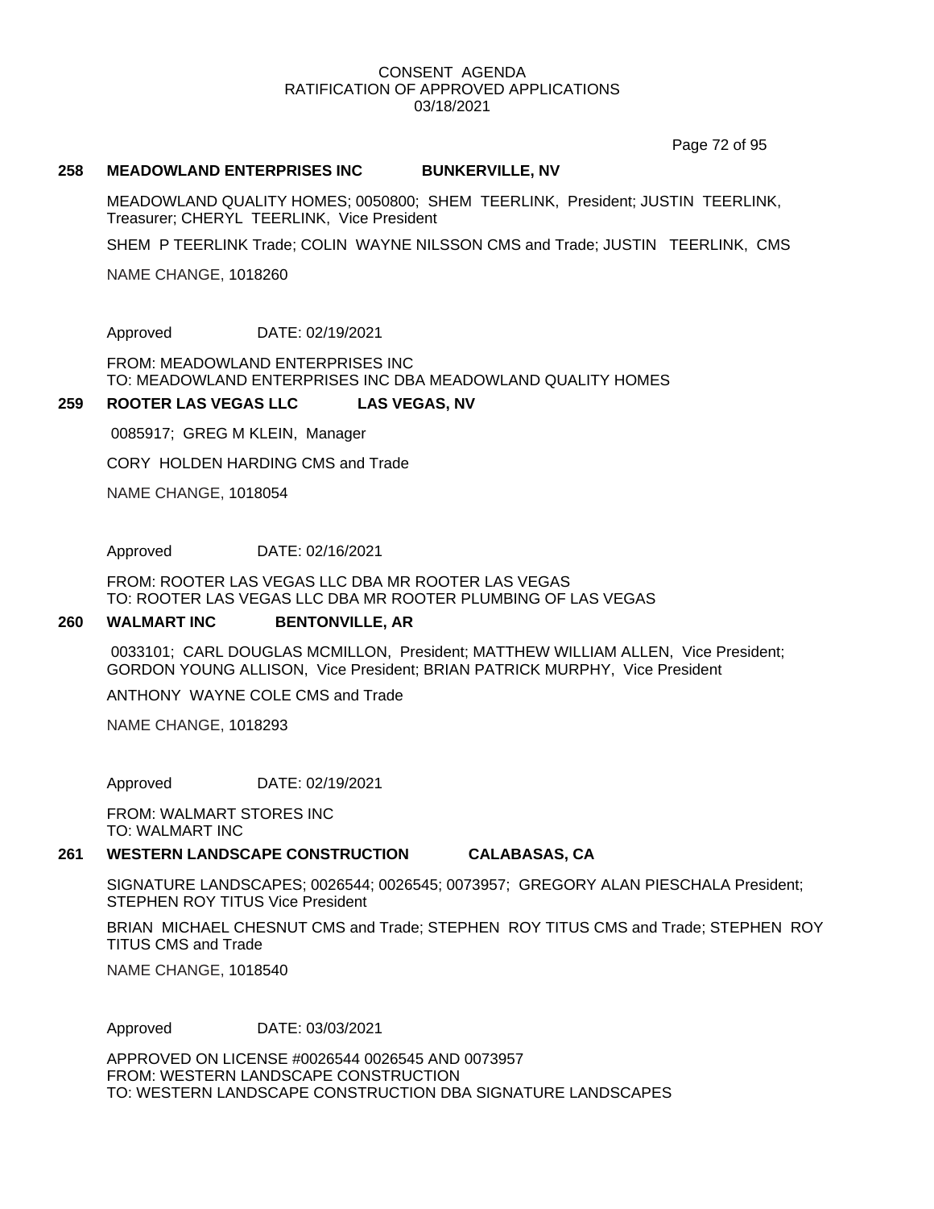CONSENT AGENDA
RATIFICATION OF APPROVED APPLICATIONS
03/18/2021

**258 MEADOWLAND ENTERPRISES INC BUNKERVILLE, NV**

MEADOWLAND QUALITY HOMES; 0050800; SHEM TEERLINK, President; JUSTIN TEERLINK, Treasurer; CHERYL TEERLINK, Vice President

SHEM P TEERLINK Trade; COLIN WAYNE NILSSON CMS and Trade; JUSTIN TEERLINK, CMS

NAME CHANGE, 1018260

Approved DATE: 02/19/2021

FROM: MEADOWLAND ENTERPRISES INC
TO: MEADOWLAND ENTERPRISES INC DBA MEADOWLAND QUALITY HOMES

**259 ROOTER LAS VEGAS LLC LAS VEGAS, NV**

0085917; GREG M KLEIN, Manager

CORY HOLDEN HARDING CMS and Trade

NAME CHANGE, 1018054

Approved DATE: 02/16/2021

FROM: ROOTER LAS VEGAS LLC DBA MR ROOTER LAS VEGAS
TO: ROOTER LAS VEGAS LLC DBA MR ROOTER PLUMBING OF LAS VEGAS

**260 WALMART INC BENTONVILLE, AR**

0033101; CARL DOUGLAS MCMILLON, President; MATTHEW WILLIAM ALLEN, Vice President; GORDON YOUNG ALLISON, Vice President; BRIAN PATRICK MURPHY, Vice President

ANTHONY WAYNE COLE CMS and Trade

NAME CHANGE, 1018293

Approved DATE: 02/19/2021

FROM: WALMART STORES INC
TO: WALMART INC

**261 WESTERN LANDSCAPE CONSTRUCTION CALABASAS, CA**

SIGNATURE LANDSCAPES; 0026544; 0026545; 0073957; GREGORY ALAN PIESCHALA President; STEPHEN ROY TITUS Vice President

BRIAN MICHAEL CHESNUT CMS and Trade; STEPHEN ROY TITUS CMS and Trade; STEPHEN ROY TITUS CMS and Trade

NAME CHANGE, 1018540

Approved DATE: 03/03/2021

APPROVED ON LICENSE #0026544 0026545 AND 0073957
FROM: WESTERN LANDSCAPE CONSTRUCTION
TO: WESTERN LANDSCAPE CONSTRUCTION DBA SIGNATURE LANDSCAPES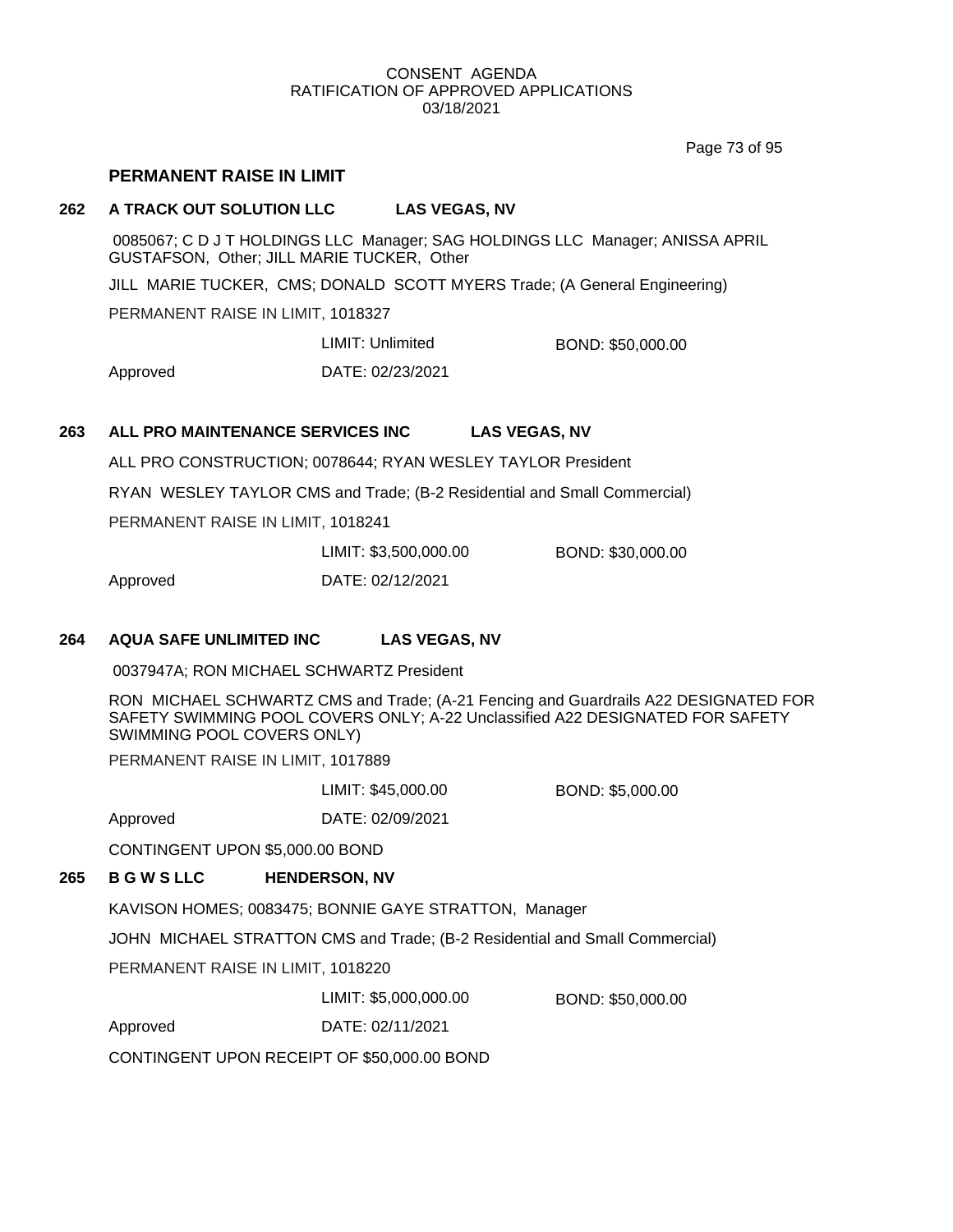## PERMANENT RAISE IN LIMIT

**262 A TRACK OUT SOLUTION LLC LAS VEGAS, NV**

0085067; C D J T HOLDINGS LLC Manager; SAG HOLDINGS LLC Manager; ANISSA APRIL GUSTAFSON, Other; JILL MARIE TUCKER, Other

JILL MARIE TUCKER, CMS; DONALD SCOTT MYERS Trade; (A General Engineering)

PERMANENT RAISE IN LIMIT, 1018327

LIMIT: Unlimited BOND: $50,000.00

Approved DATE: 02/23/2021

**263 ALL PRO MAINTENANCE SERVICES INC LAS VEGAS, NV**

ALL PRO CONSTRUCTION; 0078644; RYAN WESLEY TAYLOR President

RYAN WESLEY TAYLOR CMS and Trade; (B-2 Residential and Small Commercial)

PERMANENT RAISE IN LIMIT, 1018241

LIMIT: $3,500,000.00 BOND: $30,000.00

Approved DATE: 02/12/2021

**264 AQUA SAFE UNLIMITED INC LAS VEGAS, NV**

0037947A; RON MICHAEL SCHWARTZ President

RON MICHAEL SCHWARTZ CMS and Trade; (A-21 Fencing and Guardrails A22 DESIGNATED FOR SAFETY SWIMMING POOL COVERS ONLY; A-22 Unclassified A22 DESIGNATED FOR SAFETY SWIMMING POOL COVERS ONLY)

PERMANENT RAISE IN LIMIT, 1017889

LIMIT: $45,000.00 BOND: $5,000.00

Approved DATE: 02/09/2021

CONTINGENT UPON $5,000.00 BOND

**265 B G W S LLC HENDERSON, NV**

KAVISON HOMES; 0083475; BONNIE GAYE STRATTON, Manager

JOHN MICHAEL STRATTON CMS and Trade; (B-2 Residential and Small Commercial)

PERMANENT RAISE IN LIMIT, 1018220

LIMIT: $5,000,000.00 BOND: $50,000.00

Approved DATE: 02/11/2021

CONTINGENT UPON RECEIPT OF $50,000.00 BOND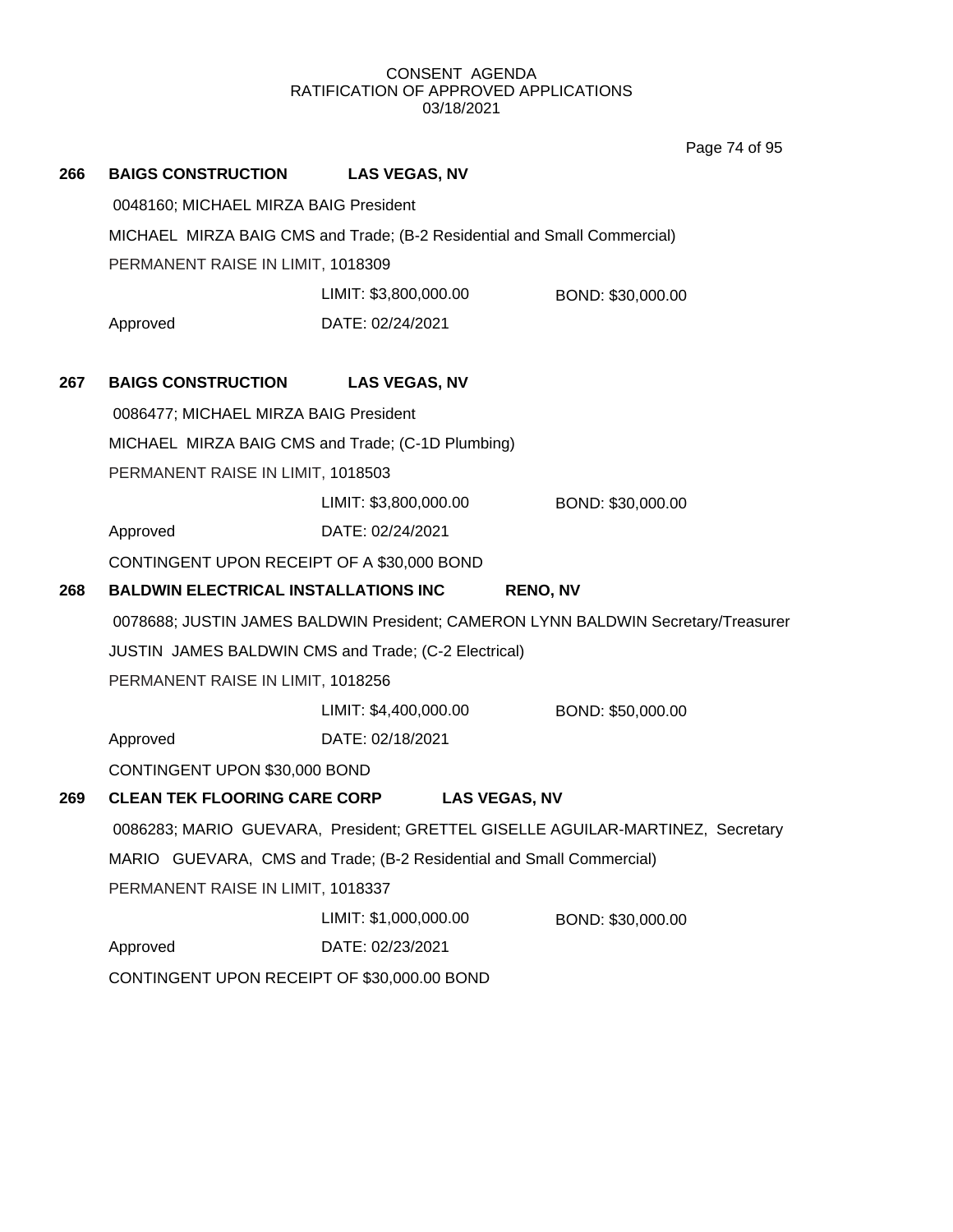CONSENT AGENDA
RATIFICATION OF APPROVED APPLICATIONS
03/18/2021

**266 BAIGS CONSTRUCTION LAS VEGAS, NV**

0048160; MICHAEL MIRZA BAIG President

MICHAEL MIRZA BAIG CMS and Trade; (B-2 Residential and Small Commercial)

PERMANENT RAISE IN LIMIT, 1018309

LIMIT: $3,800,000.00 BOND: $30,000.00

Approved DATE: 02/24/2021

**267 BAIGS CONSTRUCTION LAS VEGAS, NV**

0086477; MICHAEL MIRZA BAIG President

MICHAEL MIRZA BAIG CMS and Trade; (C-1D Plumbing)

PERMANENT RAISE IN LIMIT, 1018503

LIMIT: $3,800,000.00 BOND: $30,000.00

Approved DATE: 02/24/2021

CONTINGENT UPON RECEIPT OF A $30,000 BOND

**268 BALDWIN ELECTRICAL INSTALLATIONS INC RENO, NV**

0078688; JUSTIN JAMES BALDWIN President; CAMERON LYNN BALDWIN Secretary/Treasurer

JUSTIN JAMES BALDWIN CMS and Trade; (C-2 Electrical)

PERMANENT RAISE IN LIMIT, 1018256

LIMIT: $4,400,000.00 BOND: $50,000.00

Approved DATE: 02/18/2021

CONTINGENT UPON $30,000 BOND

**269 CLEAN TEK FLOORING CARE CORP LAS VEGAS, NV**

0086283; MARIO GUEVARA, President; GRETTEL GISELLE AGUILAR-MARTINEZ, Secretary

MARIO GUEVARA, CMS and Trade; (B-2 Residential and Small Commercial)

PERMANENT RAISE IN LIMIT, 1018337

LIMIT: $1,000,000.00 BOND: $30,000.00

Approved DATE: 02/23/2021

CONTINGENT UPON RECEIPT OF $30,000.00 BOND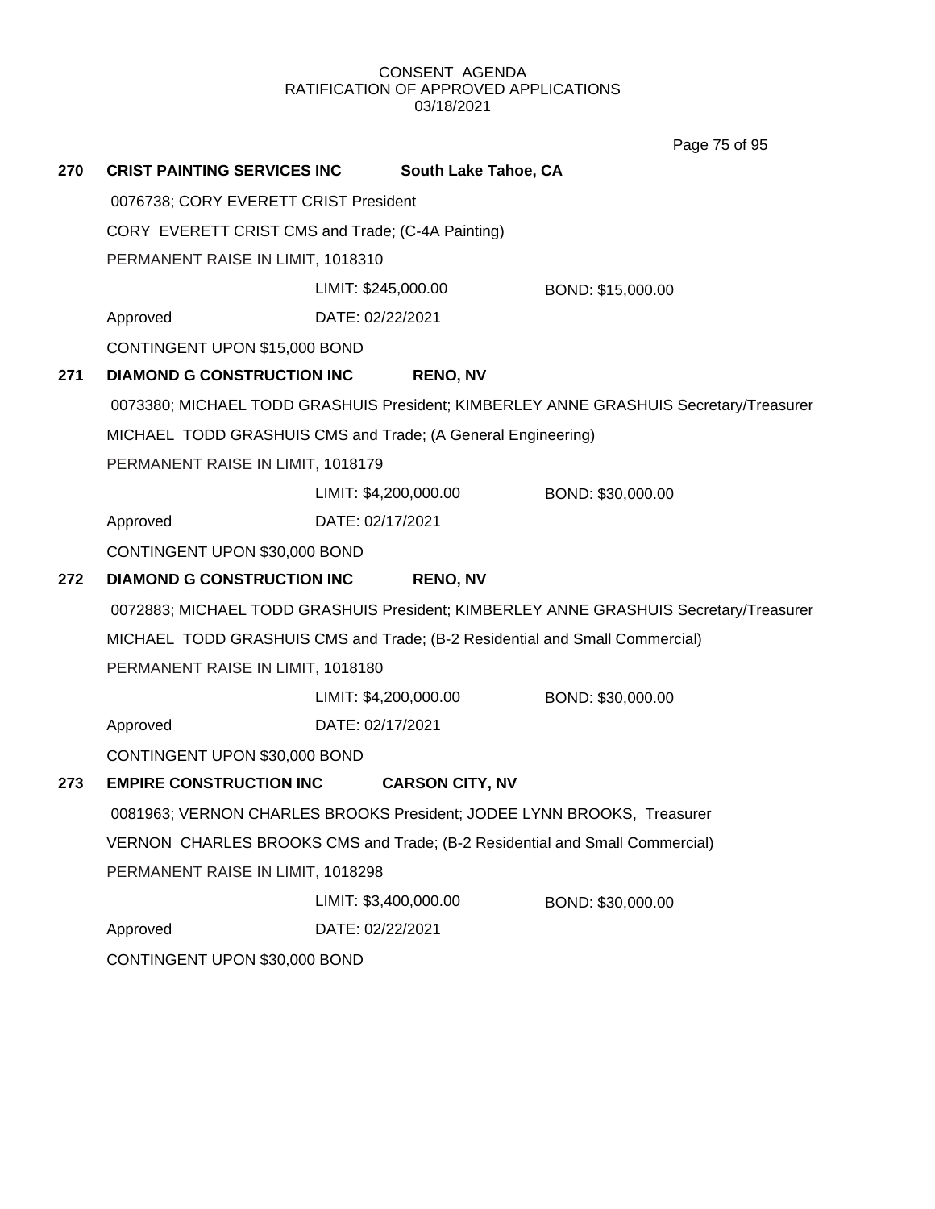CONSENT AGENDA
RATIFICATION OF APPROVED APPLICATIONS
03/18/2021

**270 CRIST PAINTING SERVICES INC South Lake Tahoe, CA**

0076738; CORY EVERETT CRIST President

CORY EVERETT CRIST CMS and Trade; (C-4A Painting)

PERMANENT RAISE IN LIMIT, 1018310

LIMIT: $245,000.00 BOND: $15,000.00

Approved DATE: 02/22/2021

CONTINGENT UPON $15,000 BOND

**271 DIAMOND G CONSTRUCTION INC RENO, NV**

0073380; MICHAEL TODD GRASHUIS President; KIMBERLEY ANNE GRASHUIS Secretary/Treasurer

MICHAEL TODD GRASHUIS CMS and Trade; (A General Engineering)

PERMANENT RAISE IN LIMIT, 1018179

LIMIT: $4,200,000.00 BOND: $30,000.00

Approved DATE: 02/17/2021

CONTINGENT UPON $30,000 BOND

**272 DIAMOND G CONSTRUCTION INC RENO, NV**

0072883; MICHAEL TODD GRASHUIS President; KIMBERLEY ANNE GRASHUIS Secretary/Treasurer

MICHAEL TODD GRASHUIS CMS and Trade; (B-2 Residential and Small Commercial)

PERMANENT RAISE IN LIMIT, 1018180

LIMIT: $4,200,000.00 BOND: $30,000.00

Approved DATE: 02/17/2021

CONTINGENT UPON $30,000 BOND

**273 EMPIRE CONSTRUCTION INC CARSON CITY, NV**

0081963; VERNON CHARLES BROOKS President; JODEE LYNN BROOKS, Treasurer

VERNON CHARLES BROOKS CMS and Trade; (B-2 Residential and Small Commercial)

PERMANENT RAISE IN LIMIT, 1018298

LIMIT: $3,400,000.00 BOND: $30,000.00

Approved DATE: 02/22/2021

CONTINGENT UPON $30,000 BOND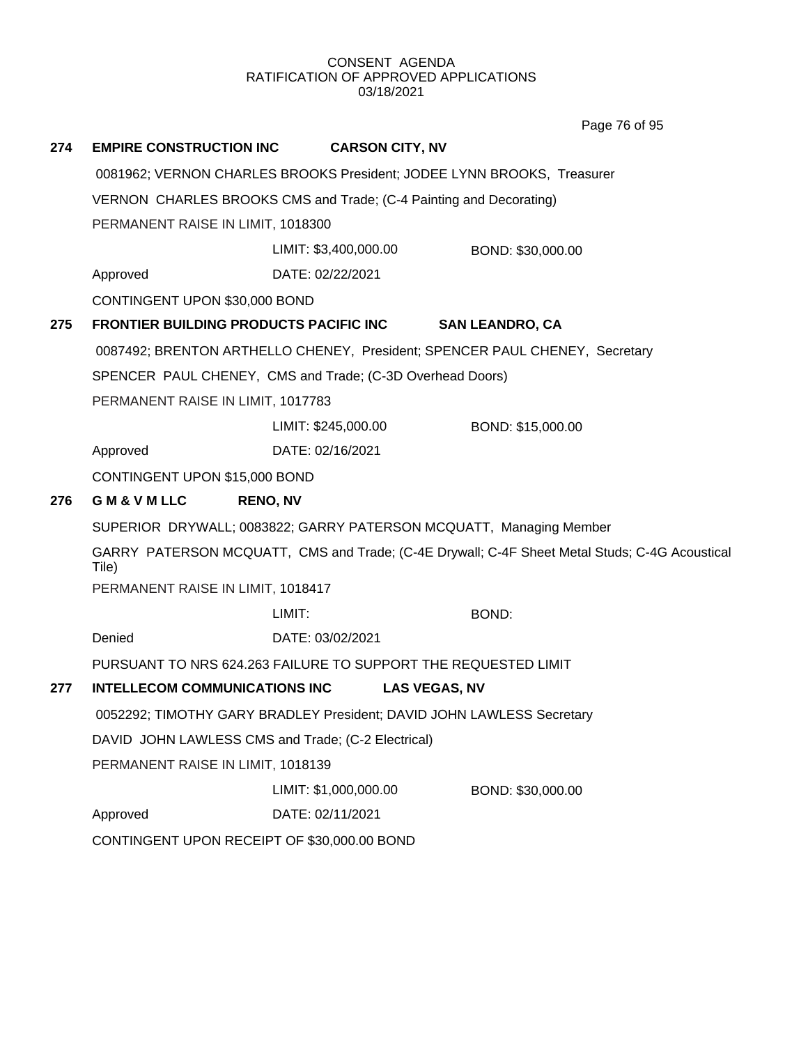CONSENT AGENDA
RATIFICATION OF APPROVED APPLICATIONS
03/18/2021

**274 EMPIRE CONSTRUCTION INC** **CARSON CITY, NV**

0081962; VERNON CHARLES BROOKS President; JODEE LYNN BROOKS, Treasurer

VERNON CHARLES BROOKS CMS and Trade; (C-4 Painting and Decorating)

PERMANENT RAISE IN LIMIT, 1018300

LIMIT: $3,400,000.00 BOND: $30,000.00

Approved DATE: 02/22/2021

CONTINGENT UPON $30,000 BOND

**275 FRONTIER BUILDING PRODUCTS PACIFIC INC** **SAN LEANDRO, CA**

0087492; BRENTON ARTHELLO CHENEY, President; SPENCER PAUL CHENEY, Secretary

SPENCER PAUL CHENEY, CMS and Trade; (C-3D Overhead Doors)

PERMANENT RAISE IN LIMIT, 1017783

LIMIT: $245,000.00 BOND: $15,000.00

Approved DATE: 02/16/2021

CONTINGENT UPON $15,000 BOND

**276 G M & V M LLC** **RENO, NV**

SUPERIOR DRYWALL; 0083822; GARRY PATERSON MCQUATT, Managing Member

GARRY PATERSON MCQUATT, CMS and Trade; (C-4E Drywall; C-4F Sheet Metal Studs; C-4G Acoustical Tile)

PERMANENT RAISE IN LIMIT, 1018417

LIMIT: BOND:

Denied DATE: 03/02/2021

PURSUANT TO NRS 624.263 FAILURE TO SUPPORT THE REQUESTED LIMIT

**277 INTELLECOM COMMUNICATIONS INC** **LAS VEGAS, NV**

0052292; TIMOTHY GARY BRADLEY President; DAVID JOHN LAWLESS Secretary

DAVID JOHN LAWLESS CMS and Trade; (C-2 Electrical)

PERMANENT RAISE IN LIMIT, 1018139

LIMIT: $1,000,000.00 BOND: $30,000.00

Approved DATE: 02/11/2021

CONTINGENT UPON RECEIPT OF $30,000.00 BOND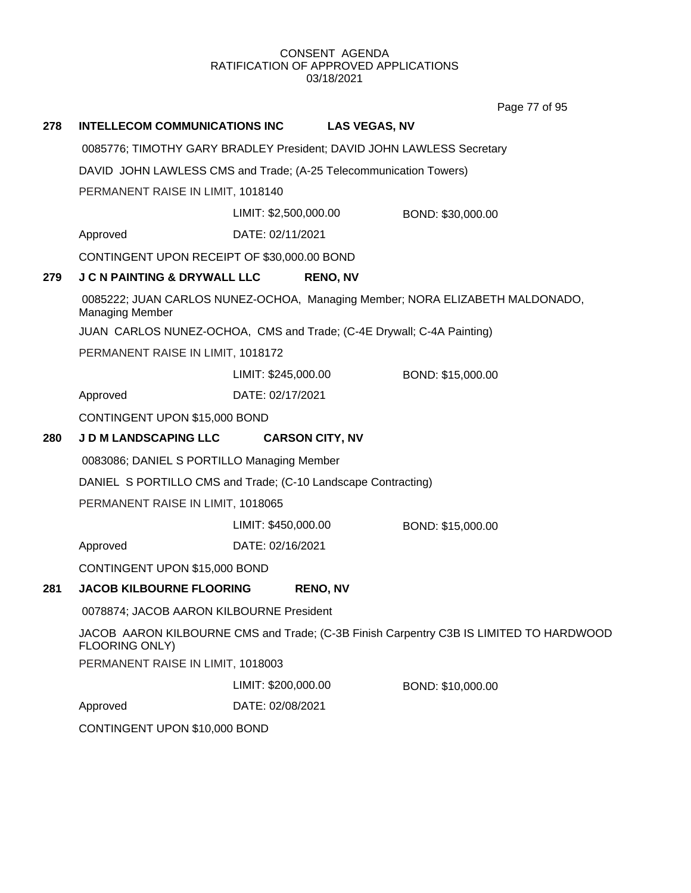CONSENT AGENDA
RATIFICATION OF APPROVED APPLICATIONS
03/18/2021

**278 INTELLECOM COMMUNICATIONS INC LAS VEGAS, NV**

0085776; TIMOTHY GARY BRADLEY President; DAVID JOHN LAWLESS Secretary

DAVID JOHN LAWLESS CMS and Trade; (A-25 Telecommunication Towers)

PERMANENT RAISE IN LIMIT, 1018140

LIMIT: $2,500,000.00 BOND: $30,000.00

Approved DATE: 02/11/2021

CONTINGENT UPON RECEIPT OF $30,000.00 BOND

**279 J C N PAINTING & DRYWALL LLC RENO, NV**

0085222; JUAN CARLOS NUNEZ-OCHOA, Managing Member; NORA ELIZABETH MALDONADO, Managing Member

JUAN CARLOS NUNEZ-OCHOA, CMS and Trade; (C-4E Drywall; C-4A Painting)

PERMANENT RAISE IN LIMIT, 1018172

LIMIT: $245,000.00 BOND: $15,000.00

Approved DATE: 02/17/2021

CONTINGENT UPON $15,000 BOND

**280 J D M LANDSCAPING LLC CARSON CITY, NV**

0083086; DANIEL S PORTILLO Managing Member

DANIEL S PORTILLO CMS and Trade; (C-10 Landscape Contracting)

PERMANENT RAISE IN LIMIT, 1018065

LIMIT: $450,000.00 BOND: $15,000.00

Approved DATE: 02/16/2021

CONTINGENT UPON $15,000 BOND

**281 JACOB KILBOURNE FLOORING RENO, NV**

0078874; JACOB AARON KILBOURNE President

JACOB AARON KILBOURNE CMS and Trade; (C-3B Finish Carpentry C3B IS LIMITED TO HARDWOOD FLOORING ONLY)

PERMANENT RAISE IN LIMIT, 1018003

LIMIT: $200,000.00 BOND: $10,000.00

Approved DATE: 02/08/2021

CONTINGENT UPON $10,000 BOND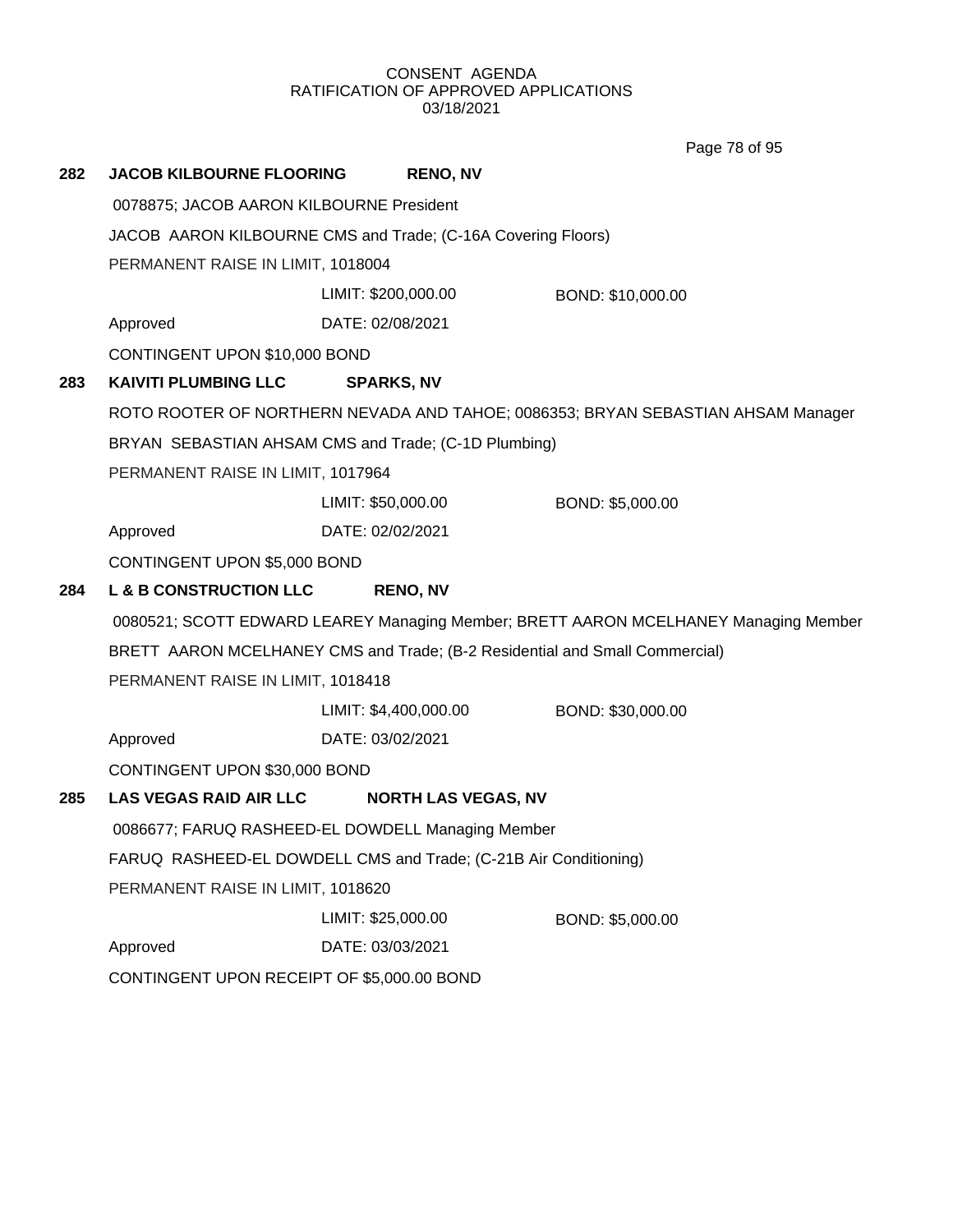CONSENT AGENDA
RATIFICATION OF APPROVED APPLICATIONS
03/18/2021

**282 JACOB KILBOURNE FLOORING — RENO, NV**

0078875; JACOB AARON KILBOURNE President

JACOB AARON KILBOURNE CMS and Trade; (C-16A Covering Floors)

PERMANENT RAISE IN LIMIT, 1018004

LIMIT: $200,000.00 — BOND: $10,000.00

Approved — DATE: 02/08/2021

CONTINGENT UPON $10,000 BOND

**283 KAIVITI PLUMBING LLC — SPARKS, NV**

ROTO ROOTER OF NORTHERN NEVADA AND TAHOE; 0086353; BRYAN SEBASTIAN AHSAM Manager

BRYAN SEBASTIAN AHSAM CMS and Trade; (C-1D Plumbing)

PERMANENT RAISE IN LIMIT, 1017964

LIMIT: $50,000.00 — BOND: $5,000.00

Approved — DATE: 02/02/2021

CONTINGENT UPON $5,000 BOND

**284 L & B CONSTRUCTION LLC — RENO, NV**

0080521; SCOTT EDWARD LEAREY Managing Member; BRETT AARON MCELHANEY Managing Member

BRETT AARON MCELHANEY CMS and Trade; (B-2 Residential and Small Commercial)

PERMANENT RAISE IN LIMIT, 1018418

LIMIT: $4,400,000.00 — BOND: $30,000.00

Approved — DATE: 03/02/2021

CONTINGENT UPON $30,000 BOND

**285 LAS VEGAS RAID AIR LLC — NORTH LAS VEGAS, NV**

0086677; FARUQ RASHEED-EL DOWDELL Managing Member

FARUQ RASHEED-EL DOWDELL CMS and Trade; (C-21B Air Conditioning)

PERMANENT RAISE IN LIMIT, 1018620

LIMIT: $25,000.00 — BOND: $5,000.00

Approved — DATE: 03/03/2021

CONTINGENT UPON RECEIPT OF $5,000.00 BOND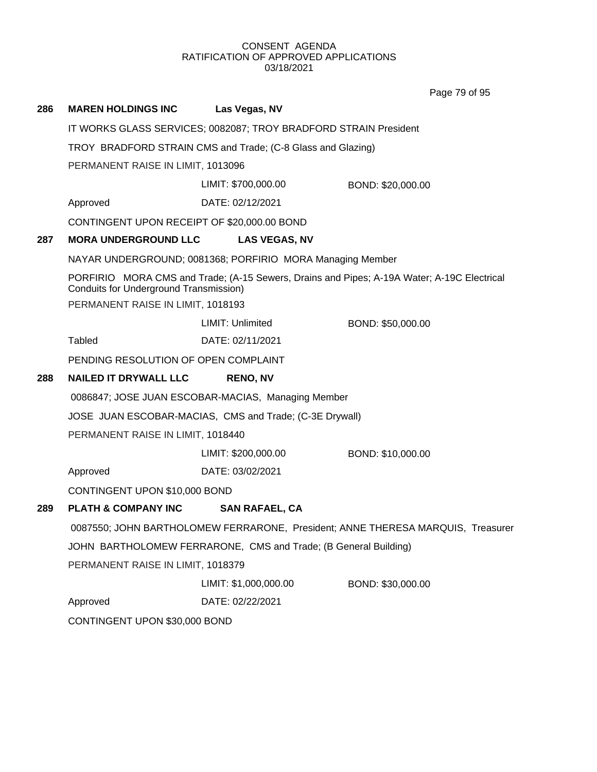CONSENT AGENDA
RATIFICATION OF APPROVED APPLICATIONS
03/18/2021

**286 MAREN HOLDINGS INC** **Las Vegas, NV**

IT WORKS GLASS SERVICES; 0082087; TROY BRADFORD STRAIN President

TROY BRADFORD STRAIN CMS and Trade; (C-8 Glass and Glazing)

PERMANENT RAISE IN LIMIT, 1013096

LIMIT: $700,000.00 BOND: $20,000.00

Approved DATE: 02/12/2021

CONTINGENT UPON RECEIPT OF $20,000.00 BOND

**287 MORA UNDERGROUND LLC** **LAS VEGAS, NV**

NAYAR UNDERGROUND; 0081368; PORFIRIO MORA Managing Member

PORFIRIO MORA CMS and Trade; (A-15 Sewers, Drains and Pipes; A-19A Water; A-19C Electrical Conduits for Underground Transmission)

PERMANENT RAISE IN LIMIT, 1018193

LIMIT: Unlimited BOND: $50,000.00

Tabled DATE: 02/11/2021

PENDING RESOLUTION OF OPEN COMPLAINT

**288 NAILED IT DRYWALL LLC** **RENO, NV**

0086847; JOSE JUAN ESCOBAR-MACIAS, Managing Member

JOSE JUAN ESCOBAR-MACIAS, CMS and Trade; (C-3E Drywall)

PERMANENT RAISE IN LIMIT, 1018440

LIMIT: $200,000.00 BOND: $10,000.00

Approved DATE: 03/02/2021

CONTINGENT UPON $10,000 BOND

**289 PLATH & COMPANY INC** **SAN RAFAEL, CA**

0087550; JOHN BARTHOLOMEW FERRARONE, President; ANNE THERESA MARQUIS, Treasurer

JOHN BARTHOLOMEW FERRARONE, CMS and Trade; (B General Building)

PERMANENT RAISE IN LIMIT, 1018379

LIMIT: $1,000,000.00 BOND: $30,000.00

Approved DATE: 02/22/2021

CONTINGENT UPON $30,000 BOND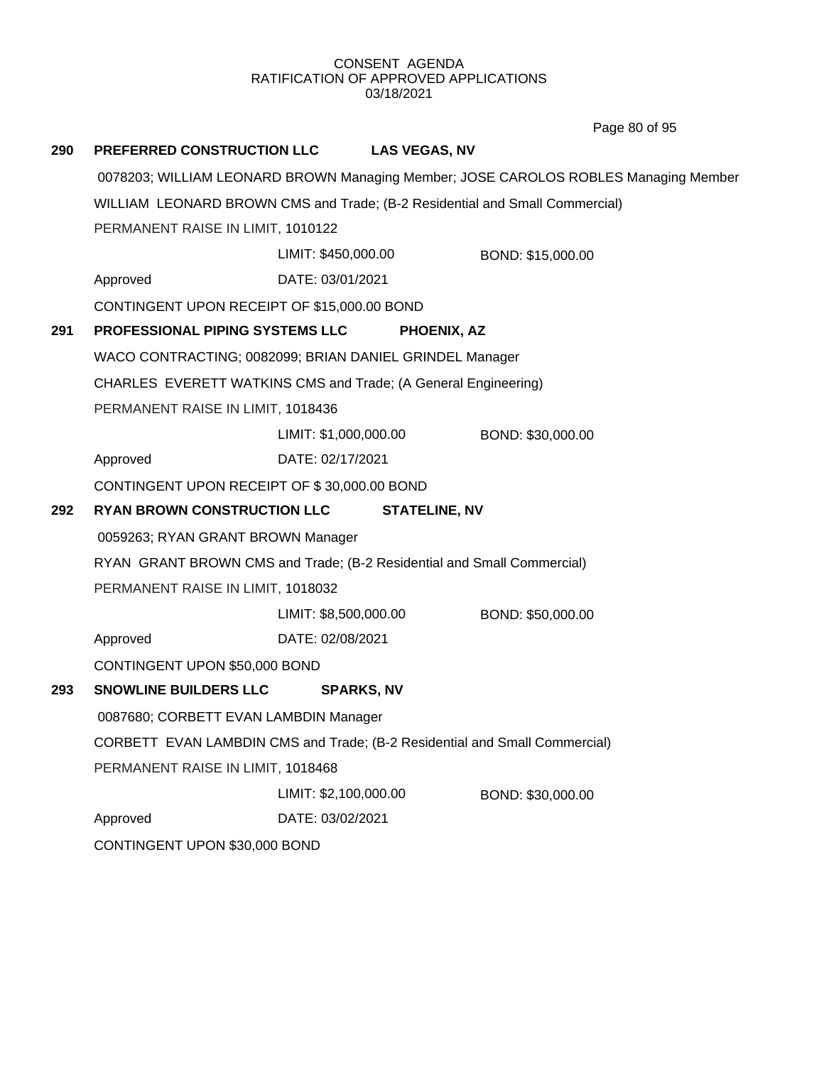CONSENT AGENDA
RATIFICATION OF APPROVED APPLICATIONS
03/18/2021

**290 PREFERRED CONSTRUCTION LLC LAS VEGAS, NV**

0078203; WILLIAM LEONARD BROWN Managing Member; JOSE CAROLOS ROBLES Managing Member

WILLIAM LEONARD BROWN CMS and Trade; (B-2 Residential and Small Commercial)

PERMANENT RAISE IN LIMIT, 1010122

| | LIMIT: $450,000.00 | BOND: $15,000.00 |
|---|---|---|
| Approved | DATE: 03/01/2021 | |

CONTINGENT UPON RECEIPT OF $15,000.00 BOND

**291 PROFESSIONAL PIPING SYSTEMS LLC PHOENIX, AZ**

WACO CONTRACTING; 0082099; BRIAN DANIEL GRINDEL Manager

CHARLES EVERETT WATKINS CMS and Trade; (A General Engineering)

PERMANENT RAISE IN LIMIT, 1018436

| | LIMIT: $1,000,000.00 | BOND: $30,000.00 |
|---|---|---|
| Approved | DATE: 02/17/2021 | |

CONTINGENT UPON RECEIPT OF $ 30,000.00 BOND

**292 RYAN BROWN CONSTRUCTION LLC STATELINE, NV**

0059263; RYAN GRANT BROWN Manager

RYAN GRANT BROWN CMS and Trade; (B-2 Residential and Small Commercial)

PERMANENT RAISE IN LIMIT, 1018032

| | LIMIT: $8,500,000.00 | BOND: $50,000.00 |
|---|---|---|
| Approved | DATE: 02/08/2021 | |

CONTINGENT UPON $50,000 BOND

**293 SNOWLINE BUILDERS LLC SPARKS, NV**

0087680; CORBETT EVAN LAMBDIN Manager

CORBETT EVAN LAMBDIN CMS and Trade; (B-2 Residential and Small Commercial)

PERMANENT RAISE IN LIMIT, 1018468

| | LIMIT: $2,100,000.00 | BOND: $30,000.00 |
|---|---|---|
| Approved | DATE: 03/02/2021 | |

CONTINGENT UPON $30,000 BOND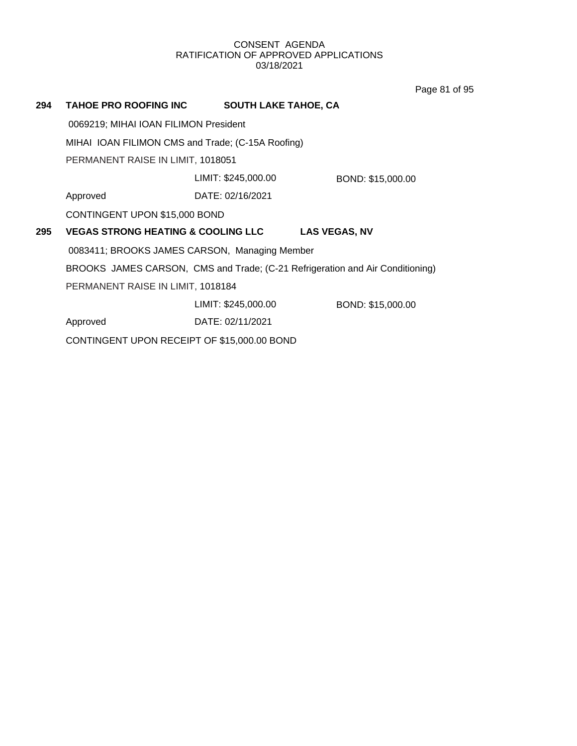CONSENT AGENDA
RATIFICATION OF APPROVED APPLICATIONS
03/18/2021

**294 TAHOE PRO ROOFING INC SOUTH LAKE TAHOE, CA**

0069219; MIHAI IOAN FILIMON President

MIHAI IOAN FILIMON CMS and Trade; (C-15A Roofing)

PERMANENT RAISE IN LIMIT, 1018051

| | LIMIT: $245,000.00 | BOND: $15,000.00 |
|---|---|---|
| Approved | DATE: 02/16/2021 | |

CONTINGENT UPON $15,000 BOND

**295 VEGAS STRONG HEATING & COOLING LLC LAS VEGAS, NV**

0083411; BROOKS JAMES CARSON, Managing Member

BROOKS JAMES CARSON, CMS and Trade; (C-21 Refrigeration and Air Conditioning)

PERMANENT RAISE IN LIMIT, 1018184

| | LIMIT: $245,000.00 | BOND: $15,000.00 |
|---|---|---|
| Approved | DATE: 02/11/2021 | |

CONTINGENT UPON RECEIPT OF $15,000.00 BOND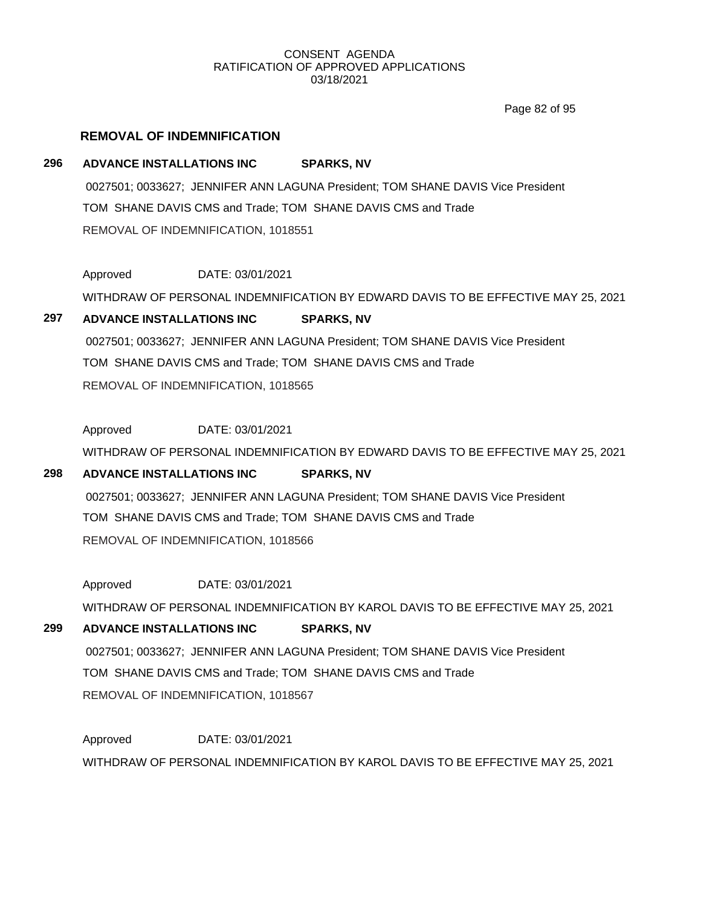## REMOVAL OF INDEMNIFICATION

**296 ADVANCE INSTALLATIONS INC SPARKS, NV**

0027501; 0033627; JENNIFER ANN LAGUNA President; TOM SHANE DAVIS Vice President
TOM SHANE DAVIS CMS and Trade; TOM SHANE DAVIS CMS and Trade
REMOVAL OF INDEMNIFICATION, 1018551

Approved DATE: 03/01/2021

WITHDRAW OF PERSONAL INDEMNIFICATION BY EDWARD DAVIS TO BE EFFECTIVE MAY 25, 2021

**297 ADVANCE INSTALLATIONS INC SPARKS, NV**

0027501; 0033627; JENNIFER ANN LAGUNA President; TOM SHANE DAVIS Vice President
TOM SHANE DAVIS CMS and Trade; TOM SHANE DAVIS CMS and Trade
REMOVAL OF INDEMNIFICATION, 1018565

Approved DATE: 03/01/2021

WITHDRAW OF PERSONAL INDEMNIFICATION BY EDWARD DAVIS TO BE EFFECTIVE MAY 25, 2021

**298 ADVANCE INSTALLATIONS INC SPARKS, NV**

0027501; 0033627; JENNIFER ANN LAGUNA President; TOM SHANE DAVIS Vice President
TOM SHANE DAVIS CMS and Trade; TOM SHANE DAVIS CMS and Trade
REMOVAL OF INDEMNIFICATION, 1018566

Approved DATE: 03/01/2021

WITHDRAW OF PERSONAL INDEMNIFICATION BY KAROL DAVIS TO BE EFFECTIVE MAY 25, 2021

**299 ADVANCE INSTALLATIONS INC SPARKS, NV**

0027501; 0033627; JENNIFER ANN LAGUNA President; TOM SHANE DAVIS Vice President
TOM SHANE DAVIS CMS and Trade; TOM SHANE DAVIS CMS and Trade
REMOVAL OF INDEMNIFICATION, 1018567

Approved DATE: 03/01/2021

WITHDRAW OF PERSONAL INDEMNIFICATION BY KAROL DAVIS TO BE EFFECTIVE MAY 25, 2021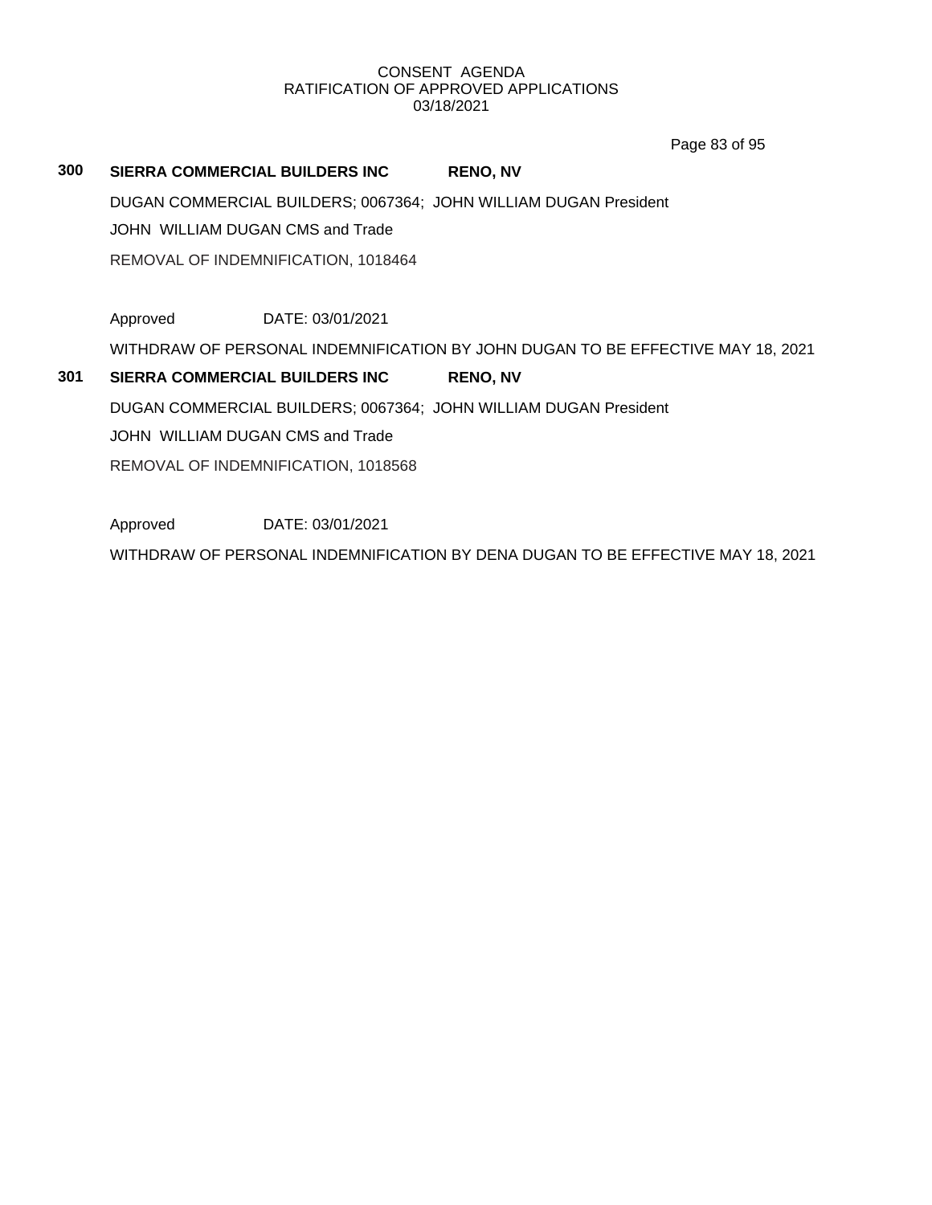**300 SIERRA COMMERCIAL BUILDERS INC RENO, NV**

DUGAN COMMERCIAL BUILDERS; 0067364; JOHN WILLIAM DUGAN President

JOHN WILLIAM DUGAN CMS and Trade

REMOVAL OF INDEMNIFICATION, 1018464

Approved DATE: 03/01/2021

WITHDRAW OF PERSONAL INDEMNIFICATION BY JOHN DUGAN TO BE EFFECTIVE MAY 18, 2021

**301 SIERRA COMMERCIAL BUILDERS INC RENO, NV**

DUGAN COMMERCIAL BUILDERS; 0067364; JOHN WILLIAM DUGAN President

JOHN WILLIAM DUGAN CMS and Trade

REMOVAL OF INDEMNIFICATION, 1018568

Approved DATE: 03/01/2021

WITHDRAW OF PERSONAL INDEMNIFICATION BY DENA DUGAN TO BE EFFECTIVE MAY 18, 2021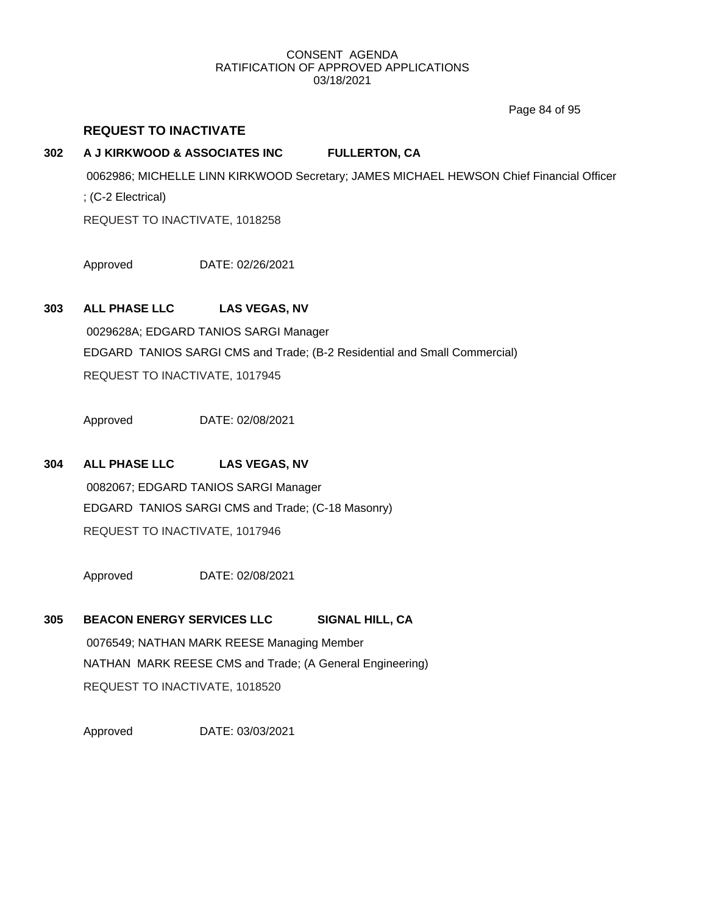CONSENT AGENDA
RATIFICATION OF APPROVED APPLICATIONS
03/18/2021

## REQUEST TO INACTIVATE

**302 A J KIRKWOOD & ASSOCIATES INC FULLERTON, CA**

0062986; MICHELLE LINN KIRKWOOD Secretary; JAMES MICHAEL HEWSON Chief Financial Officer

; (C-2 Electrical)

REQUEST TO INACTIVATE, 1018258

Approved DATE: 02/26/2021

**303 ALL PHASE LLC LAS VEGAS, NV**

0029628A; EDGARD TANIOS SARGI Manager

EDGARD TANIOS SARGI CMS and Trade; (B-2 Residential and Small Commercial)

REQUEST TO INACTIVATE, 1017945

Approved DATE: 02/08/2021

**304 ALL PHASE LLC LAS VEGAS, NV**

0082067; EDGARD TANIOS SARGI Manager

EDGARD TANIOS SARGI CMS and Trade; (C-18 Masonry)

REQUEST TO INACTIVATE, 1017946

Approved DATE: 02/08/2021

**305 BEACON ENERGY SERVICES LLC SIGNAL HILL, CA**

0076549; NATHAN MARK REESE Managing Member

NATHAN MARK REESE CMS and Trade; (A General Engineering)

REQUEST TO INACTIVATE, 1018520

Approved DATE: 03/03/2021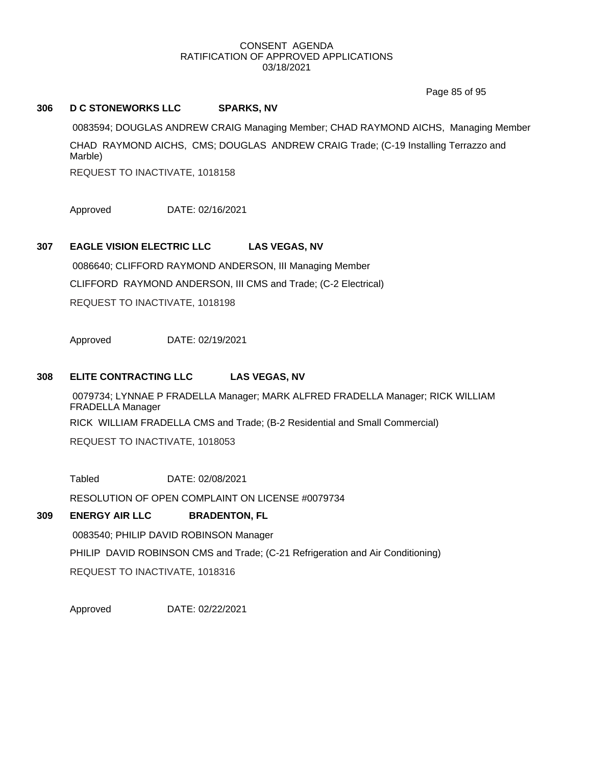CONSENT AGENDA
RATIFICATION OF APPROVED APPLICATIONS
03/18/2021

**306 D C STONEWORKS LLC SPARKS, NV**

0083594; DOUGLAS ANDREW CRAIG Managing Member; CHAD RAYMOND AICHS, Managing Member

CHAD RAYMOND AICHS, CMS; DOUGLAS ANDREW CRAIG Trade; (C-19 Installing Terrazzo and Marble)

REQUEST TO INACTIVATE, 1018158

Approved DATE: 02/16/2021

**307 EAGLE VISION ELECTRIC LLC LAS VEGAS, NV**

0086640; CLIFFORD RAYMOND ANDERSON, III Managing Member

CLIFFORD RAYMOND ANDERSON, III CMS and Trade; (C-2 Electrical)

REQUEST TO INACTIVATE, 1018198

Approved DATE: 02/19/2021

**308 ELITE CONTRACTING LLC LAS VEGAS, NV**

0079734; LYNNAE P FRADELLA Manager; MARK ALFRED FRADELLA Manager; RICK WILLIAM FRADELLA Manager

RICK WILLIAM FRADELLA CMS and Trade; (B-2 Residential and Small Commercial)

REQUEST TO INACTIVATE, 1018053

Tabled DATE: 02/08/2021

RESOLUTION OF OPEN COMPLAINT ON LICENSE #0079734

**309 ENERGY AIR LLC BRADENTON, FL**

0083540; PHILIP DAVID ROBINSON Manager

PHILIP DAVID ROBINSON CMS and Trade; (C-21 Refrigeration and Air Conditioning)

REQUEST TO INACTIVATE, 1018316

Approved DATE: 02/22/2021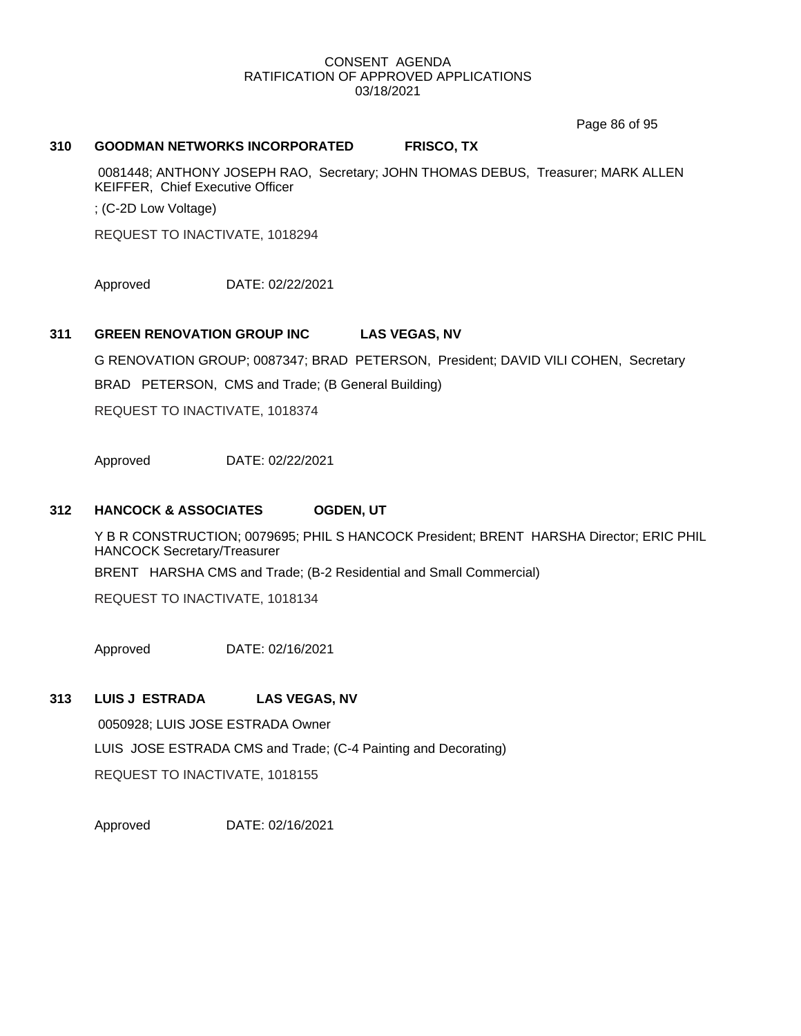**310 GOODMAN NETWORKS INCORPORATED FRISCO, TX**

0081448; ANTHONY JOSEPH RAO, Secretary; JOHN THOMAS DEBUS, Treasurer; MARK ALLEN KEIFFER, Chief Executive Officer

; (C-2D Low Voltage)

REQUEST TO INACTIVATE, 1018294

Approved DATE: 02/22/2021

**311 GREEN RENOVATION GROUP INC LAS VEGAS, NV**

G RENOVATION GROUP; 0087347; BRAD PETERSON, President; DAVID VILI COHEN, Secretary

BRAD PETERSON, CMS and Trade; (B General Building)

REQUEST TO INACTIVATE, 1018374

Approved DATE: 02/22/2021

**312 HANCOCK & ASSOCIATES OGDEN, UT**

Y B R CONSTRUCTION; 0079695; PHIL S HANCOCK President; BRENT HARSHA Director; ERIC PHIL HANCOCK Secretary/Treasurer

BRENT HARSHA CMS and Trade; (B-2 Residential and Small Commercial)

REQUEST TO INACTIVATE, 1018134

Approved DATE: 02/16/2021

**313 LUIS J ESTRADA LAS VEGAS, NV**

0050928; LUIS JOSE ESTRADA Owner

LUIS JOSE ESTRADA CMS and Trade; (C-4 Painting and Decorating)

REQUEST TO INACTIVATE, 1018155

Approved DATE: 02/16/2021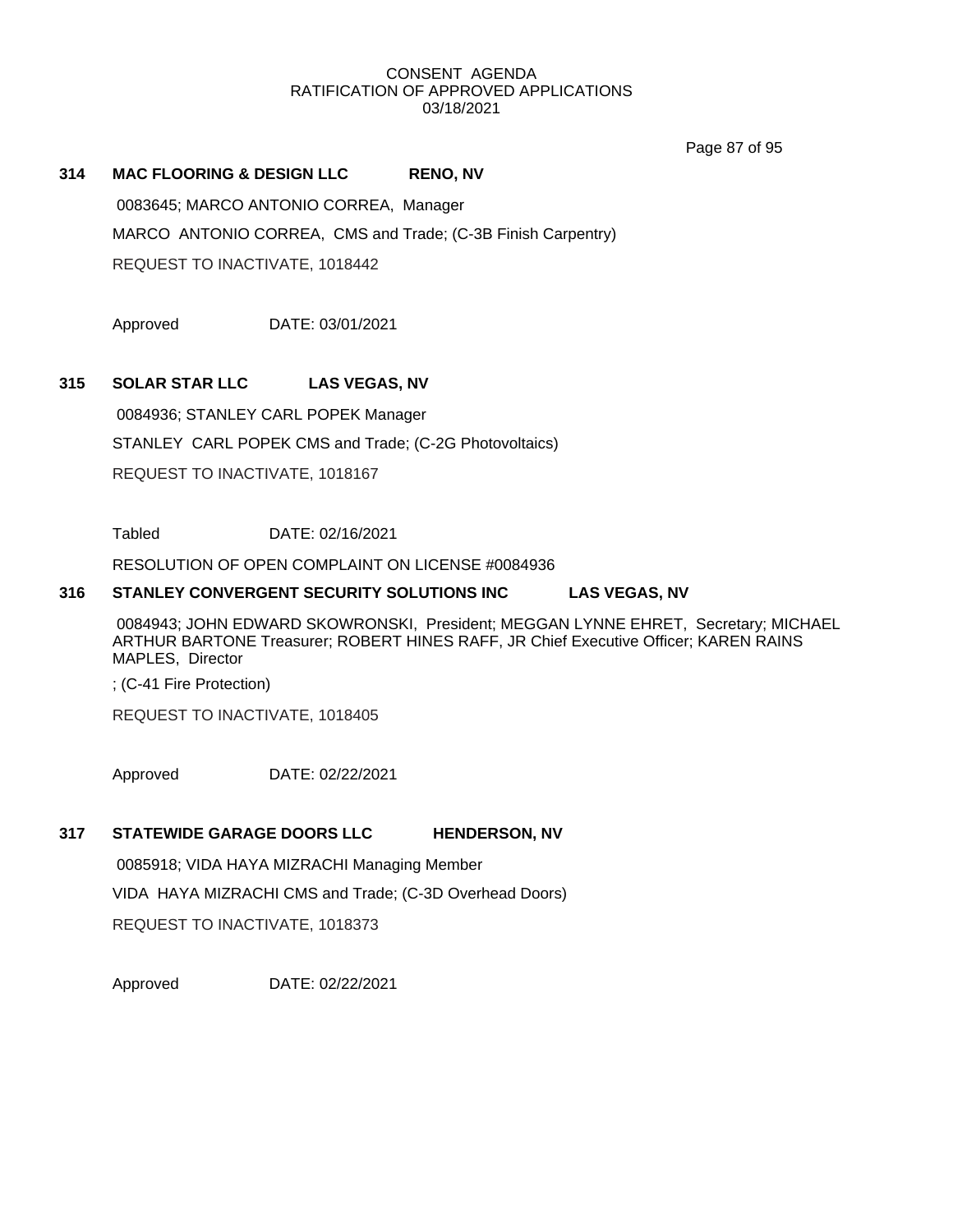CONSENT AGENDA
RATIFICATION OF APPROVED APPLICATIONS
03/18/2021

**314 MAC FLOORING & DESIGN LLC RENO, NV**

0083645; MARCO ANTONIO CORREA, Manager

MARCO ANTONIO CORREA, CMS and Trade; (C-3B Finish Carpentry)

REQUEST TO INACTIVATE, 1018442

Approved DATE: 03/01/2021

**315 SOLAR STAR LLC LAS VEGAS, NV**

0084936; STANLEY CARL POPEK Manager

STANLEY CARL POPEK CMS and Trade; (C-2G Photovoltaics)

REQUEST TO INACTIVATE, 1018167

Tabled DATE: 02/16/2021

RESOLUTION OF OPEN COMPLAINT ON LICENSE #0084936

**316 STANLEY CONVERGENT SECURITY SOLUTIONS INC LAS VEGAS, NV**

0084943; JOHN EDWARD SKOWRONSKI, President; MEGGAN LYNNE EHRET, Secretary; MICHAEL ARTHUR BARTONE Treasurer; ROBERT HINES RAFF, JR Chief Executive Officer; KAREN RAINS MAPLES, Director

; (C-41 Fire Protection)

REQUEST TO INACTIVATE, 1018405

Approved DATE: 02/22/2021

**317 STATEWIDE GARAGE DOORS LLC HENDERSON, NV**

0085918; VIDA HAYA MIZRACHI Managing Member

VIDA HAYA MIZRACHI CMS and Trade; (C-3D Overhead Doors)

REQUEST TO INACTIVATE, 1018373

Approved DATE: 02/22/2021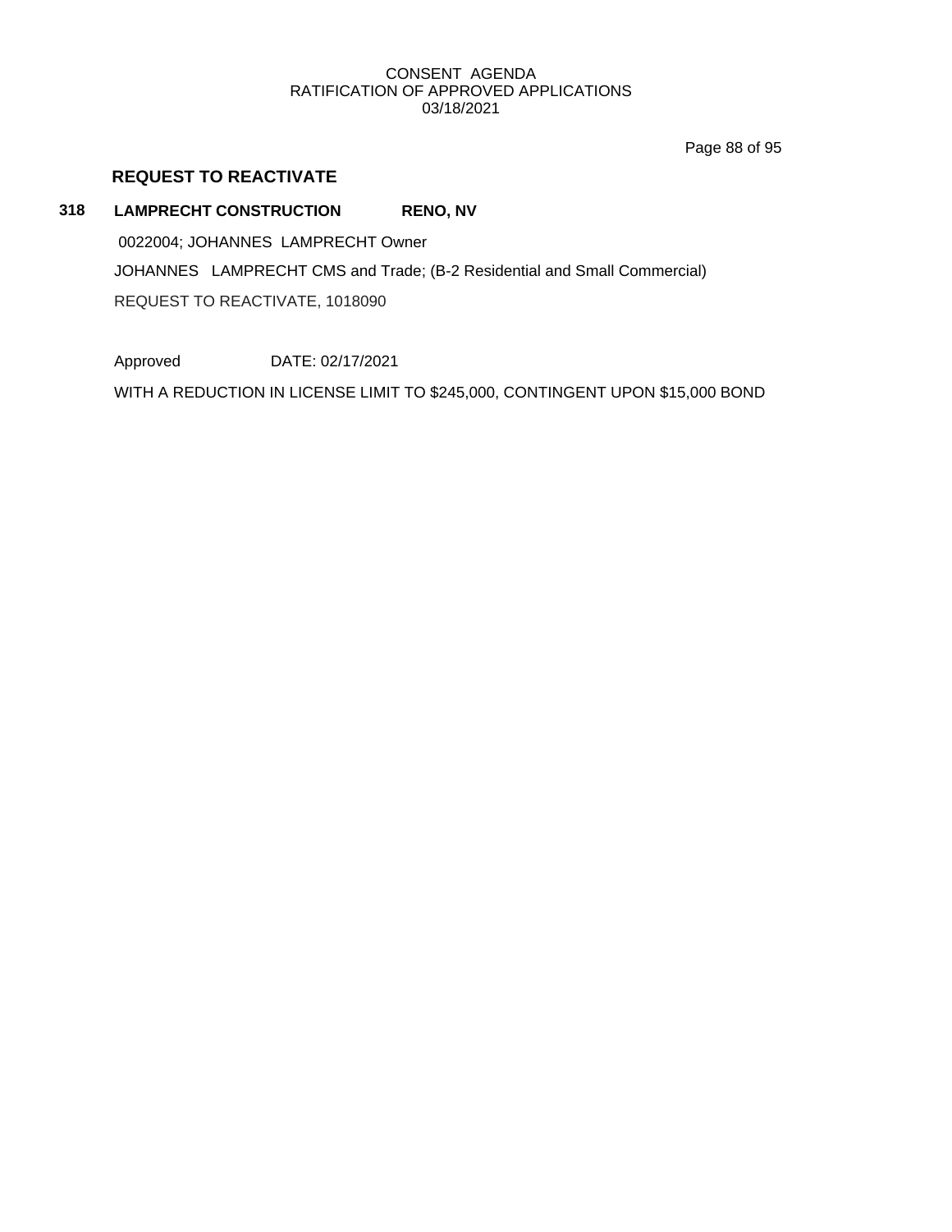CONSENT AGENDA
RATIFICATION OF APPROVED APPLICATIONS
03/18/2021

## REQUEST TO REACTIVATE

**318** **LAMPRECHT CONSTRUCTION** **RENO, NV**

0022004; JOHANNES LAMPRECHT Owner

JOHANNES LAMPRECHT CMS and Trade; (B-2 Residential and Small Commercial)

REQUEST TO REACTIVATE, 1018090

Approved DATE: 02/17/2021

WITH A REDUCTION IN LICENSE LIMIT TO $245,000, CONTINGENT UPON $15,000 BOND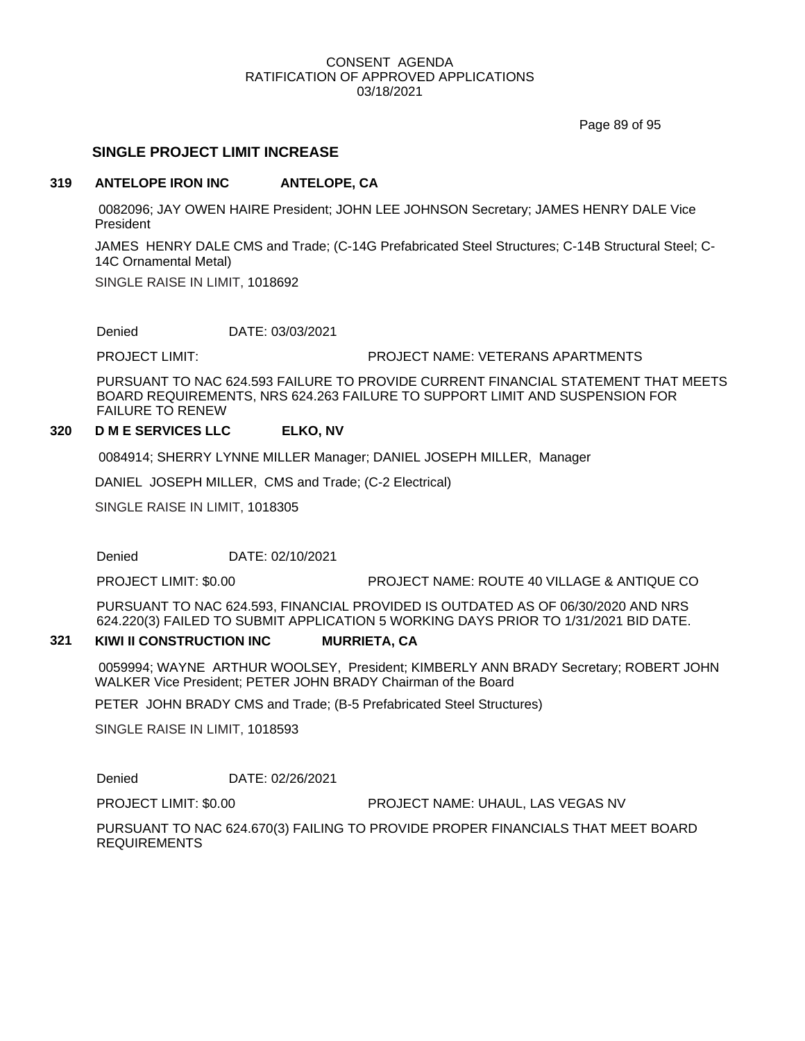CONSENT AGENDA
RATIFICATION OF APPROVED APPLICATIONS
03/18/2021

## SINGLE PROJECT LIMIT INCREASE

### 319 ANTELOPE IRON INC ANTELOPE, CA

0082096; JAY OWEN HAIRE President; JOHN LEE JOHNSON Secretary; JAMES HENRY DALE Vice President

JAMES HENRY DALE CMS and Trade; (C-14G Prefabricated Steel Structures; C-14B Structural Steel; C-14C Ornamental Metal)

SINGLE RAISE IN LIMIT, 1018692

Denied DATE: 03/03/2021

PROJECT LIMIT: PROJECT NAME: VETERANS APARTMENTS

PURSUANT TO NAC 624.593 FAILURE TO PROVIDE CURRENT FINANCIAL STATEMENT THAT MEETS BOARD REQUIREMENTS, NRS 624.263 FAILURE TO SUPPORT LIMIT AND SUSPENSION FOR FAILURE TO RENEW

### 320 D M E SERVICES LLC ELKO, NV

0084914; SHERRY LYNNE MILLER Manager; DANIEL JOSEPH MILLER, Manager

DANIEL JOSEPH MILLER, CMS and Trade; (C-2 Electrical)

SINGLE RAISE IN LIMIT, 1018305

Denied DATE: 02/10/2021

PROJECT LIMIT: $0.00 PROJECT NAME: ROUTE 40 VILLAGE & ANTIQUE CO

PURSUANT TO NAC 624.593, FINANCIAL PROVIDED IS OUTDATED AS OF 06/30/2020 AND NRS 624.220(3) FAILED TO SUBMIT APPLICATION 5 WORKING DAYS PRIOR TO 1/31/2021 BID DATE.

### 321 KIWI II CONSTRUCTION INC MURRIETA, CA

0059994; WAYNE ARTHUR WOOLSEY, President; KIMBERLY ANN BRADY Secretary; ROBERT JOHN WALKER Vice President; PETER JOHN BRADY Chairman of the Board

PETER JOHN BRADY CMS and Trade; (B-5 Prefabricated Steel Structures)

SINGLE RAISE IN LIMIT, 1018593

Denied DATE: 02/26/2021

PROJECT LIMIT: $0.00 PROJECT NAME: UHAUL, LAS VEGAS NV

PURSUANT TO NAC 624.670(3) FAILING TO PROVIDE PROPER FINANCIALS THAT MEET BOARD REQUIREMENTS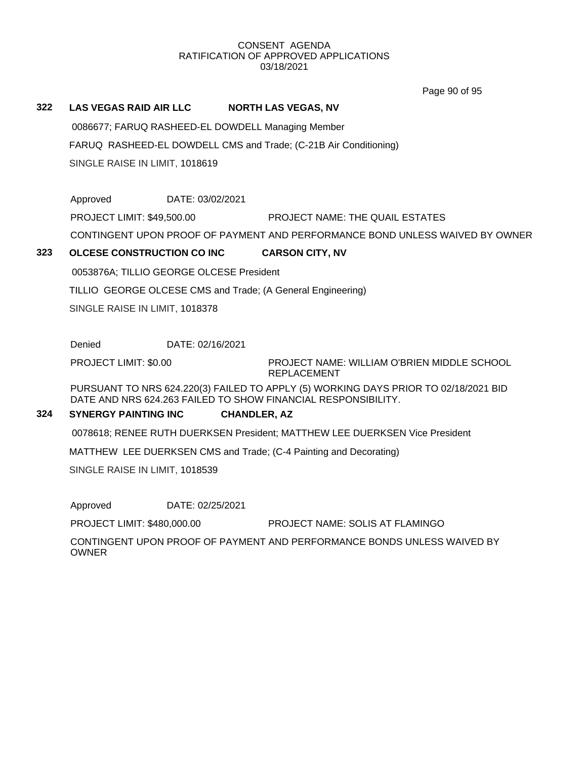CONSENT AGENDA
RATIFICATION OF APPROVED APPLICATIONS
03/18/2021

**322 LAS VEGAS RAID AIR LLC NORTH LAS VEGAS, NV**

0086677; FARUQ RASHEED-EL DOWDELL Managing Member

FARUQ RASHEED-EL DOWDELL CMS and Trade; (C-21B Air Conditioning)

SINGLE RAISE IN LIMIT, 1018619

Approved DATE: 03/02/2021

PROJECT LIMIT: $49,500.00 PROJECT NAME: THE QUAIL ESTATES

CONTINGENT UPON PROOF OF PAYMENT AND PERFORMANCE BOND UNLESS WAIVED BY OWNER

**323 OLCESE CONSTRUCTION CO INC CARSON CITY, NV**

0053876A; TILLIO GEORGE OLCESE President

TILLIO GEORGE OLCESE CMS and Trade; (A General Engineering)

SINGLE RAISE IN LIMIT, 1018378

Denied DATE: 02/16/2021

PROJECT LIMIT: $0.00 PROJECT NAME: WILLIAM O'BRIEN MIDDLE SCHOOL REPLACEMENT

PURSUANT TO NRS 624.220(3) FAILED TO APPLY (5) WORKING DAYS PRIOR TO 02/18/2021 BID DATE AND NRS 624.263 FAILED TO SHOW FINANCIAL RESPONSIBILITY.

**324 SYNERGY PAINTING INC CHANDLER, AZ**

0078618; RENEE RUTH DUERKSEN President; MATTHEW LEE DUERKSEN Vice President

MATTHEW LEE DUERKSEN CMS and Trade; (C-4 Painting and Decorating)

SINGLE RAISE IN LIMIT, 1018539

Approved DATE: 02/25/2021

PROJECT LIMIT: $480,000.00 PROJECT NAME: SOLIS AT FLAMINGO

CONTINGENT UPON PROOF OF PAYMENT AND PERFORMANCE BONDS UNLESS WAIVED BY OWNER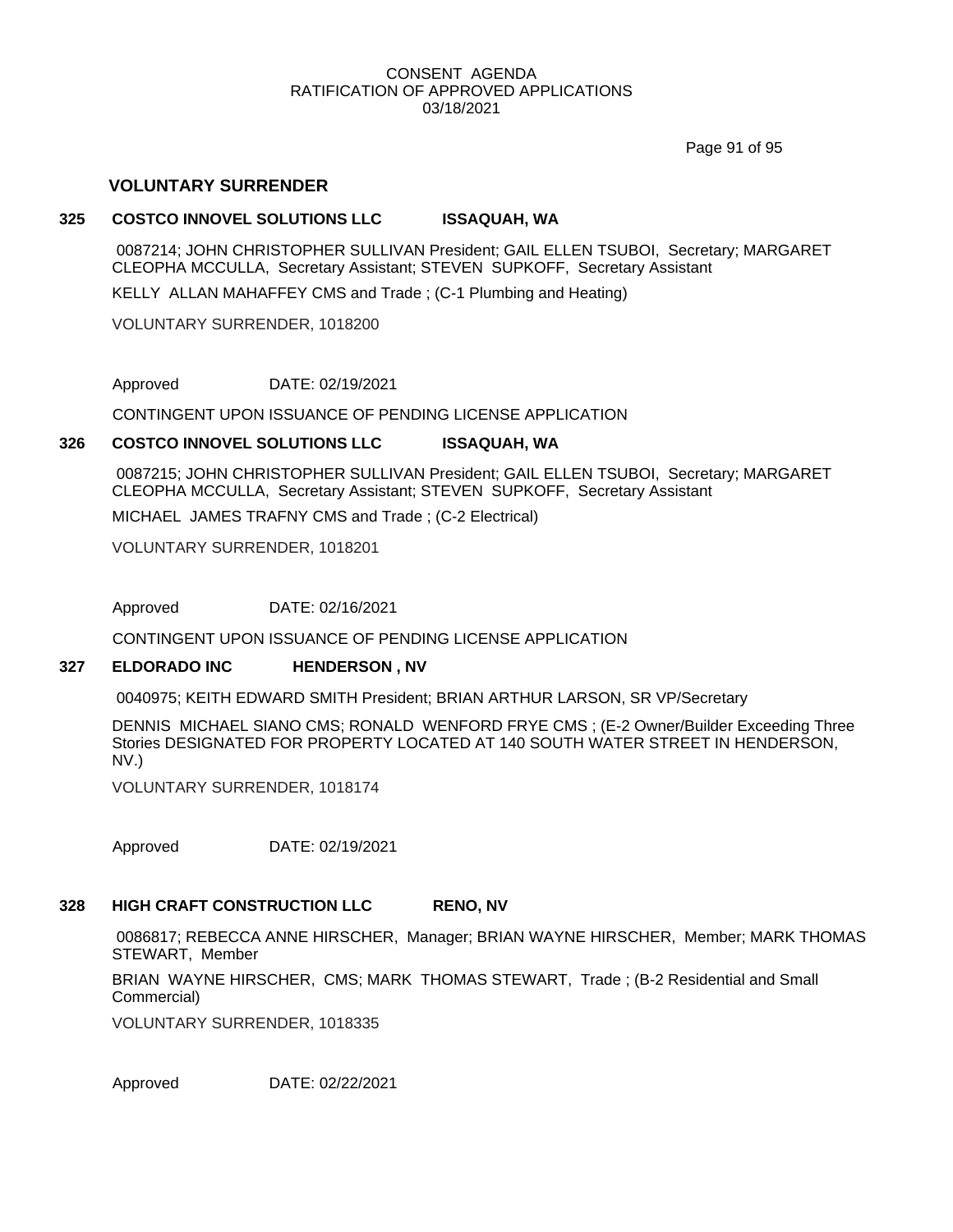CONSENT AGENDA
RATIFICATION OF APPROVED APPLICATIONS
03/18/2021

## VOLUNTARY SURRENDER

### 325 COSTCO INNOVEL SOLUTIONS LLC ISSAQUAH, WA

0087214; JOHN CHRISTOPHER SULLIVAN President; GAIL ELLEN TSUBOI, Secretary; MARGARET CLEOPHA MCCULLA, Secretary Assistant; STEVEN SUPKOFF, Secretary Assistant

KELLY ALLAN MAHAFFEY CMS and Trade ; (C-1 Plumbing and Heating)

VOLUNTARY SURRENDER, 1018200

Approved DATE: 02/19/2021

CONTINGENT UPON ISSUANCE OF PENDING LICENSE APPLICATION

### 326 COSTCO INNOVEL SOLUTIONS LLC ISSAQUAH, WA

0087215; JOHN CHRISTOPHER SULLIVAN President; GAIL ELLEN TSUBOI, Secretary; MARGARET CLEOPHA MCCULLA, Secretary Assistant; STEVEN SUPKOFF, Secretary Assistant

MICHAEL JAMES TRAFNY CMS and Trade ; (C-2 Electrical)

VOLUNTARY SURRENDER, 1018201

Approved DATE: 02/16/2021

CONTINGENT UPON ISSUANCE OF PENDING LICENSE APPLICATION

### 327 ELDORADO INC HENDERSON , NV

0040975; KEITH EDWARD SMITH President; BRIAN ARTHUR LARSON, SR VP/Secretary

DENNIS MICHAEL SIANO CMS; RONALD WENFORD FRYE CMS ; (E-2 Owner/Builder Exceeding Three Stories DESIGNATED FOR PROPERTY LOCATED AT 140 SOUTH WATER STREET IN HENDERSON, NV.)

VOLUNTARY SURRENDER, 1018174

Approved DATE: 02/19/2021

### 328 HIGH CRAFT CONSTRUCTION LLC RENO, NV

0086817; REBECCA ANNE HIRSCHER, Manager; BRIAN WAYNE HIRSCHER, Member; MARK THOMAS STEWART, Member

BRIAN WAYNE HIRSCHER, CMS; MARK THOMAS STEWART, Trade ; (B-2 Residential and Small Commercial)

VOLUNTARY SURRENDER, 1018335

Approved DATE: 02/22/2021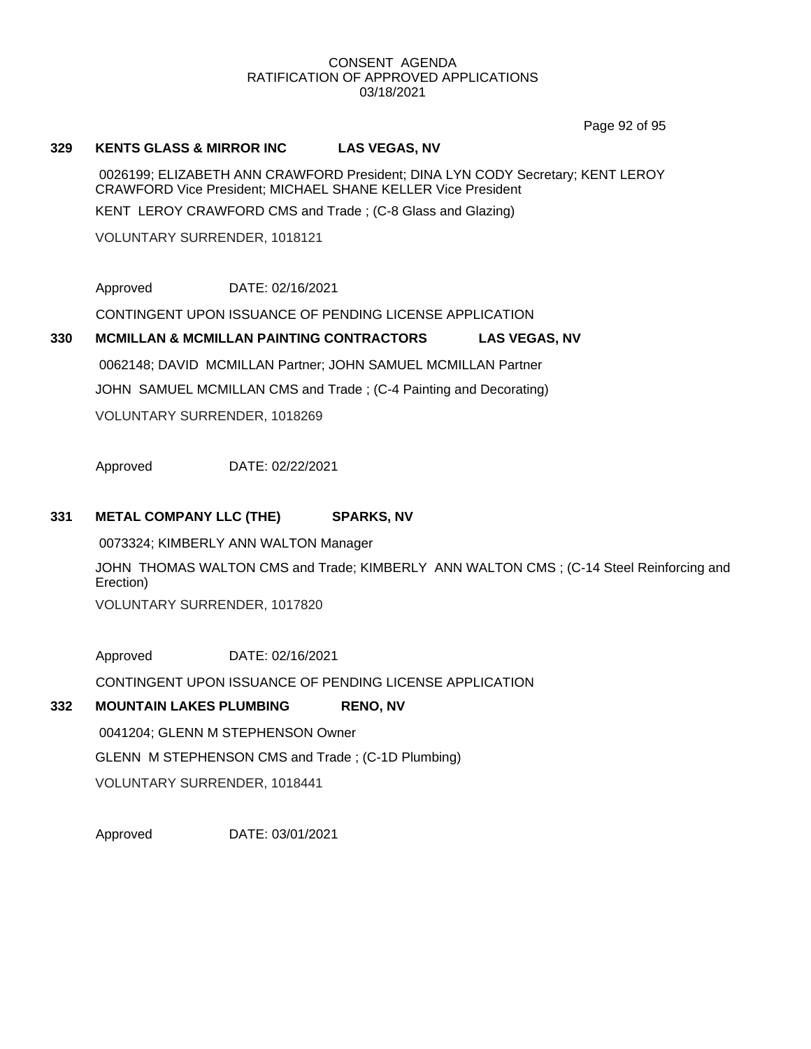CONSENT AGENDA
RATIFICATION OF APPROVED APPLICATIONS
03/18/2021

**329 KENTS GLASS & MIRROR INC LAS VEGAS, NV**

0026199; ELIZABETH ANN CRAWFORD President; DINA LYN CODY Secretary; KENT LEROY CRAWFORD Vice President; MICHAEL SHANE KELLER Vice President

KENT LEROY CRAWFORD CMS and Trade ; (C-8 Glass and Glazing)

VOLUNTARY SURRENDER, 1018121

Approved DATE: 02/16/2021

CONTINGENT UPON ISSUANCE OF PENDING LICENSE APPLICATION

**330 MCMILLAN & MCMILLAN PAINTING CONTRACTORS LAS VEGAS, NV**

0062148; DAVID MCMILLAN Partner; JOHN SAMUEL MCMILLAN Partner

JOHN SAMUEL MCMILLAN CMS and Trade ; (C-4 Painting and Decorating)

VOLUNTARY SURRENDER, 1018269

Approved DATE: 02/22/2021

**331 METAL COMPANY LLC (THE) SPARKS, NV**

0073324; KIMBERLY ANN WALTON Manager

JOHN THOMAS WALTON CMS and Trade; KIMBERLY ANN WALTON CMS ; (C-14 Steel Reinforcing and Erection)

VOLUNTARY SURRENDER, 1017820

Approved DATE: 02/16/2021

CONTINGENT UPON ISSUANCE OF PENDING LICENSE APPLICATION

**332 MOUNTAIN LAKES PLUMBING RENO, NV**

0041204; GLENN M STEPHENSON Owner

GLENN M STEPHENSON CMS and Trade ; (C-1D Plumbing)

VOLUNTARY SURRENDER, 1018441

Approved DATE: 03/01/2021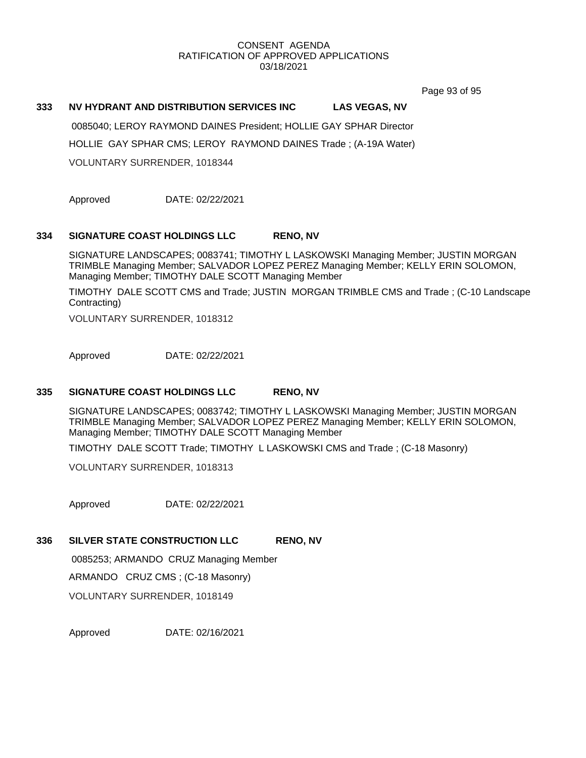CONSENT AGENDA
RATIFICATION OF APPROVED APPLICATIONS
03/18/2021

**333 NV HYDRANT AND DISTRIBUTION SERVICES INC LAS VEGAS, NV**

0085040; LEROY RAYMOND DAINES President; HOLLIE GAY SPHAR Director

HOLLIE GAY SPHAR CMS; LEROY RAYMOND DAINES Trade ; (A-19A Water)

VOLUNTARY SURRENDER, 1018344

Approved DATE: 02/22/2021

**334 SIGNATURE COAST HOLDINGS LLC RENO, NV**

SIGNATURE LANDSCAPES; 0083741; TIMOTHY L LASKOWSKI Managing Member; JUSTIN MORGAN TRIMBLE Managing Member; SALVADOR LOPEZ PEREZ Managing Member; KELLY ERIN SOLOMON, Managing Member; TIMOTHY DALE SCOTT Managing Member

TIMOTHY DALE SCOTT CMS and Trade; JUSTIN MORGAN TRIMBLE CMS and Trade ; (C-10 Landscape Contracting)

VOLUNTARY SURRENDER, 1018312

Approved DATE: 02/22/2021

**335 SIGNATURE COAST HOLDINGS LLC RENO, NV**

SIGNATURE LANDSCAPES; 0083742; TIMOTHY L LASKOWSKI Managing Member; JUSTIN MORGAN TRIMBLE Managing Member; SALVADOR LOPEZ PEREZ Managing Member; KELLY ERIN SOLOMON, Managing Member; TIMOTHY DALE SCOTT Managing Member

TIMOTHY DALE SCOTT Trade; TIMOTHY L LASKOWSKI CMS and Trade ; (C-18 Masonry)

VOLUNTARY SURRENDER, 1018313

Approved DATE: 02/22/2021

**336 SILVER STATE CONSTRUCTION LLC RENO, NV**

0085253; ARMANDO CRUZ Managing Member

ARMANDO CRUZ CMS ; (C-18 Masonry)

VOLUNTARY SURRENDER, 1018149

Approved DATE: 02/16/2021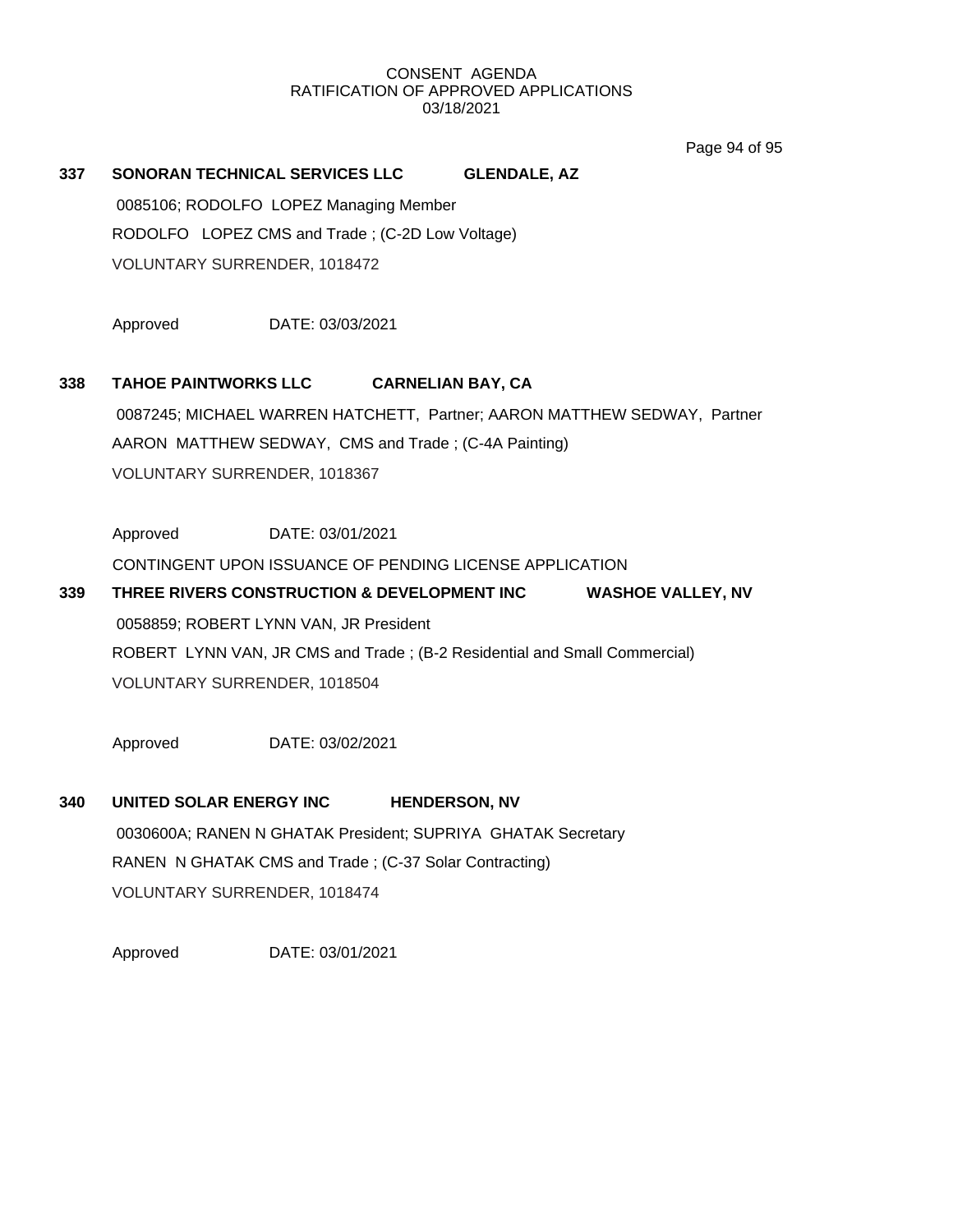CONSENT AGENDA
RATIFICATION OF APPROVED APPLICATIONS
03/18/2021

**337 SONORAN TECHNICAL SERVICES LLC GLENDALE, AZ**

0085106; RODOLFO LOPEZ Managing Member

RODOLFO LOPEZ CMS and Trade ; (C-2D Low Voltage)

VOLUNTARY SURRENDER, 1018472

Approved DATE: 03/03/2021

**338 TAHOE PAINTWORKS LLC CARNELIAN BAY, CA**

0087245; MICHAEL WARREN HATCHETT, Partner; AARON MATTHEW SEDWAY, Partner

AARON MATTHEW SEDWAY, CMS and Trade ; (C-4A Painting)

VOLUNTARY SURRENDER, 1018367

Approved DATE: 03/01/2021

CONTINGENT UPON ISSUANCE OF PENDING LICENSE APPLICATION

**339 THREE RIVERS CONSTRUCTION & DEVELOPMENT INC WASHOE VALLEY, NV**

0058859; ROBERT LYNN VAN, JR President

ROBERT LYNN VAN, JR CMS and Trade ; (B-2 Residential and Small Commercial)

VOLUNTARY SURRENDER, 1018504

Approved DATE: 03/02/2021

**340 UNITED SOLAR ENERGY INC HENDERSON, NV**

0030600A; RANEN N GHATAK President; SUPRIYA GHATAK Secretary

RANEN N GHATAK CMS and Trade ; (C-37 Solar Contracting)

VOLUNTARY SURRENDER, 1018474

Approved DATE: 03/01/2021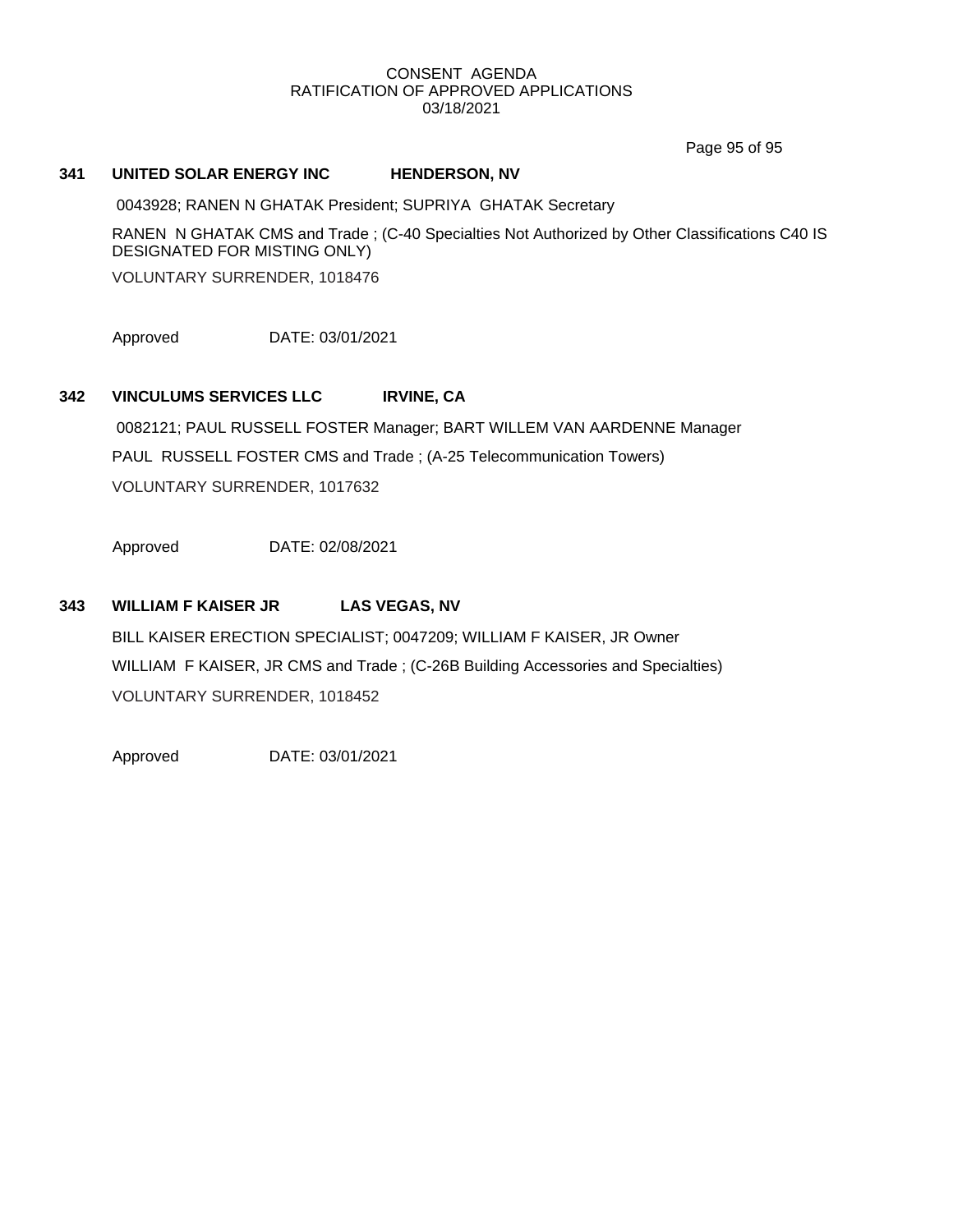## 341 UNITED SOLAR ENERGY INC HENDERSON, NV

0043928; RANEN N GHATAK President; SUPRIYA GHATAK Secretary

RANEN N GHATAK CMS and Trade ; (C-40 Specialties Not Authorized by Other Classifications C40 IS DESIGNATED FOR MISTING ONLY)

VOLUNTARY SURRENDER, 1018476

Approved DATE: 03/01/2021

## 342 VINCULUMS SERVICES LLC IRVINE, CA

0082121; PAUL RUSSELL FOSTER Manager; BART WILLEM VAN AARDENNE Manager

PAUL RUSSELL FOSTER CMS and Trade ; (A-25 Telecommunication Towers)

VOLUNTARY SURRENDER, 1017632

Approved DATE: 02/08/2021

## 343 WILLIAM F KAISER JR LAS VEGAS, NV

BILL KAISER ERECTION SPECIALIST; 0047209; WILLIAM F KAISER, JR Owner

WILLIAM F KAISER, JR CMS and Trade ; (C-26B Building Accessories and Specialties)

VOLUNTARY SURRENDER, 1018452

Approved DATE: 03/01/2021